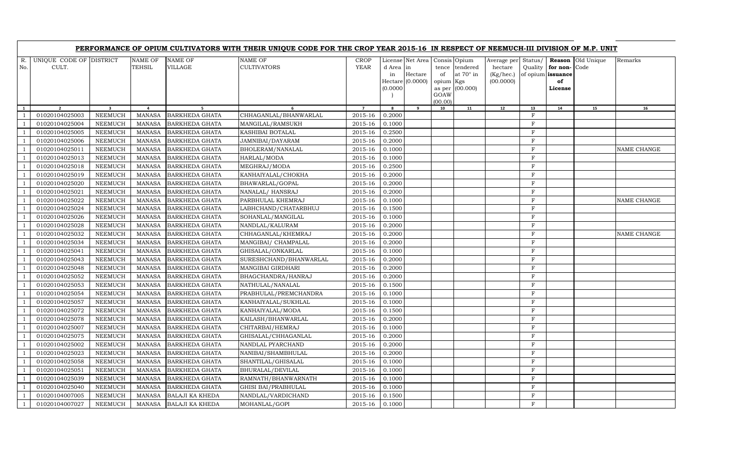# PERFORMANCE OF OPIUM CULTIVATORS WITH THEIR UNIQUE CODE FOR THE CROP YEAR 2015-16 IN RESPECT OF NEEMUCH-III DIVISION OF M.P. UNIT

| R. No. | UNIQUE CODE OF CULT. | DISTRICT | NAME OF TEHSIL | NAME OF VILLAGE | NAME OF CULTIVATORS | CROP YEAR | License d Area in Hectare (0.0000) | Net Area in Hectare (0.0000) | Consis tence of opium as per GOAW (00.00) | Opium tendered at 70° in Kgs (00.000) | Average per hectare (Kg/hec.) (00.0000) | Status/ Quality of opium | Reason for non-issuance of License | Old Unique Code | Remarks |
|---|---|---|---|---|---|---|---|---|---|---|---|---|---|---|---|
| 1 | 2 | 3 | 4 | 5 | 6 | 7 | 8 | 9 | 10 | 11 | 12 | 13 | 14 | 15 | 16 |
| 1 | 01020104025003 | NEEMUCH | MANASA | BARKHEDA GHATA | CHHAGANLAL/BHANWARLAL | 2015-16 | 0.2000 | | | | | F | | | |
| 1 | 01020104025004 | NEEMUCH | MANASA | BARKHEDA GHATA | MANGILAL/RAMSUKH | 2015-16 | 0.1000 | | | | | F | | | |
| 1 | 01020104025005 | NEEMUCH | MANASA | BARKHEDA GHATA | KASHIBAI BOTALAL | 2015-16 | 0.2500 | | | | | F | | | |
| 1 | 01020104025006 | NEEMUCH | MANASA | BARKHEDA GHATA | JAMNIBAI/DAYARAM | 2015-16 | 0.2000 | | | | | F | | | |
| 1 | 01020104025011 | NEEMUCH | MANASA | BARKHEDA GHATA | BHOLERAM/NANALAL | 2015-16 | 0.1000 | | | | | F | | | NAME CHANGE |
| 1 | 01020104025013 | NEEMUCH | MANASA | BARKHEDA GHATA | HARLAL/MODA | 2015-16 | 0.1000 | | | | | F | | | |
| 1 | 01020104025018 | NEEMUCH | MANASA | BARKHEDA GHATA | MEGHRAJ/MODA | 2015-16 | 0.2500 | | | | | F | | | |
| 1 | 01020104025019 | NEEMUCH | MANASA | BARKHEDA GHATA | KANHAIYALAL/CHOKHA | 2015-16 | 0.2000 | | | | | F | | | |
| 1 | 01020104025020 | NEEMUCH | MANASA | BARKHEDA GHATA | BHAWARLAL/GOPAL | 2015-16 | 0.2000 | | | | | F | | | |
| 1 | 01020104025021 | NEEMUCH | MANASA | BARKHEDA GHATA | NANALAL/ HANSRAJ | 2015-16 | 0.2000 | | | | | F | | | |
| 1 | 01020104025022 | NEEMUCH | MANASA | BARKHEDA GHATA | PARBHULAL KHEMRAJ | 2015-16 | 0.1000 | | | | | F | | | NAME CHANGE |
| 1 | 01020104025024 | NEEMUCH | MANASA | BARKHEDA GHATA | LABHCHAND/CHATARBHUJ | 2015-16 | 0.1500 | | | | | F | | | |
| 1 | 01020104025026 | NEEMUCH | MANASA | BARKHEDA GHATA | SOHANLAL/MANGILAL | 2015-16 | 0.1000 | | | | | F | | | |
| 1 | 01020104025028 | NEEMUCH | MANASA | BARKHEDA GHATA | NANDLAL/KALURAM | 2015-16 | 0.2000 | | | | | F | | | |
| 1 | 01020104025032 | NEEMUCH | MANASA | BARKHEDA GHATA | CHHAGANLAL/KHEMRAJ | 2015-16 | 0.2000 | | | | | F | | | NAME CHANGE |
| 1 | 01020104025034 | NEEMUCH | MANASA | BARKHEDA GHATA | MANGIBAI/ CHAMPALAL | 2015-16 | 0.2000 | | | | | F | | | |
| 1 | 01020104025041 | NEEMUCH | MANASA | BARKHEDA GHATA | GHISALAL/ONKARLAL | 2015-16 | 0.1000 | | | | | F | | | |
| 1 | 01020104025043 | NEEMUCH | MANASA | BARKHEDA GHATA | SURESHCHAND/BHANWARLAL | 2015-16 | 0.2000 | | | | | F | | | |
| 1 | 01020104025048 | NEEMUCH | MANASA | BARKHEDA GHATA | MANGIBAI GIRDHARI | 2015-16 | 0.2000 | | | | | F | | | |
| 1 | 01020104025052 | NEEMUCH | MANASA | BARKHEDA GHATA | BHAGCHANDRA/HANRAJ | 2015-16 | 0.2000 | | | | | F | | | |
| 1 | 01020104025053 | NEEMUCH | MANASA | BARKHEDA GHATA | NATHULAL/NANALAL | 2015-16 | 0.1500 | | | | | F | | | |
| 1 | 01020104025054 | NEEMUCH | MANASA | BARKHEDA GHATA | PRABHULAL/PREMCHANDRA | 2015-16 | 0.1000 | | | | | F | | | |
| 1 | 01020104025057 | NEEMUCH | MANASA | BARKHEDA GHATA | KANHAIYALAL/SUKHLAL | 2015-16 | 0.1000 | | | | | F | | | |
| 1 | 01020104025072 | NEEMUCH | MANASA | BARKHEDA GHATA | KANHAIYALAL/MODA | 2015-16 | 0.1500 | | | | | F | | | |
| 1 | 01020104025078 | NEEMUCH | MANASA | BARKHEDA GHATA | KAILASH/BHANWARLAL | 2015-16 | 0.2000 | | | | | F | | | |
| 1 | 01020104025007 | NEEMUCH | MANASA | BARKHEDA GHATA | CHITARBAI/HEMRAJ | 2015-16 | 0.1000 | | | | | F | | | |
| 1 | 01020104025075 | NEEMUCH | MANASA | BARKHEDA GHATA | GHISALAL/CHHAGANLAL | 2015-16 | 0.2000 | | | | | F | | | |
| 1 | 01020104025002 | NEEMUCH | MANASA | BARKHEDA GHATA | NANDLAL PYARCHAND | 2015-16 | 0.2000 | | | | | F | | | |
| 1 | 01020104025023 | NEEMUCH | MANASA | BARKHEDA GHATA | NANIBAI/SHAMBHULAL | 2015-16 | 0.2000 | | | | | F | | | |
| 1 | 01020104025058 | NEEMUCH | MANASA | BARKHEDA GHATA | SHANTILAL/GHISALAL | 2015-16 | 0.1000 | | | | | F | | | |
| 1 | 01020104025051 | NEEMUCH | MANASA | BARKHEDA GHATA | BHURALAL/DEVILAL | 2015-16 | 0.1000 | | | | | F | | | |
| 1 | 01020104025039 | NEEMUCH | MANASA | BARKHEDA GHATA | RAMNATH/BHANWARNATH | 2015-16 | 0.1000 | | | | | F | | | |
| 1 | 01020104025040 | NEEMUCH | MANASA | BARKHEDA GHATA | GHISI BAI/PRABHULAL | 2015-16 | 0.1000 | | | | | F | | | |
| 1 | 01020104007005 | NEEMUCH | MANASA | BALAJI KA KHEDA | NANDLAL/VARDICHAND | 2015-16 | 0.1500 | | | | | F | | | |
| 1 | 01020104007027 | NEEMUCH | MANASA | BALAJI KA KHEDA | MOHANLAL/GOPI | 2015-16 | 0.1000 | | | | | F | | | |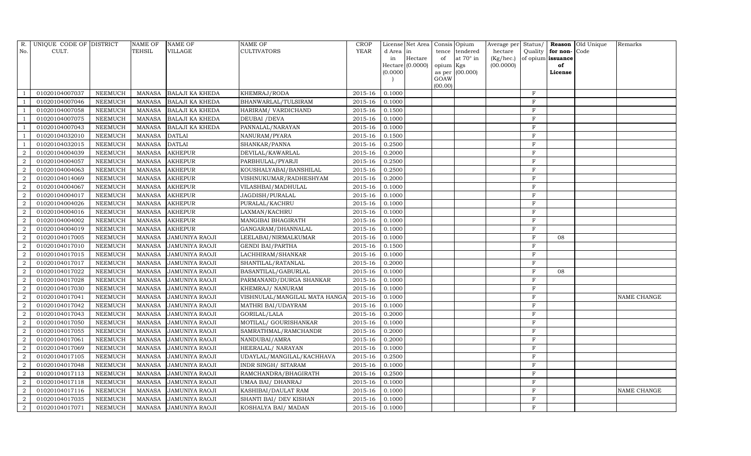| R. No. | UNIQUE CODE OF CULT. | DISTRICT | NAME OF TEHSIL | NAME OF VILLAGE | NAME OF CULTIVATORS | CROP YEAR | License d Area in Hectare (0.0000) | Net Area in Hectare (0.0000) | Consis tence of opium as per GOAW (00.00) | Opium tendered at 70° in Kgs (00.000) | Average per hectare (Kg/hec.) (00.0000) | Status/ Quality of opium | Reason for non-issuance of License | Old Unique Code | Remarks |
|---|---|---|---|---|---|---|---|---|---|---|---|---|---|---|---|
| 1 | 01020104007037 | NEEMUCH | MANASA | BALAJI KA KHEDA | KHEMRAJ/RODA | 2015-16 | 0.1000 | | | | | F | | | |
| 1 | 01020104007046 | NEEMUCH | MANASA | BALAJI KA KHEDA | BHANWARLAL/TULSIRAM | 2015-16 | 0.1000 | | | | | F | | | |
| 1 | 01020104007058 | NEEMUCH | MANASA | BALAJI KA KHEDA | HARIRAM/ VARDICHAND | 2015-16 | 0.1500 | | | | | F | | | |
| 1 | 01020104007075 | NEEMUCH | MANASA | BALAJI KA KHEDA | DEUBAI /DEVA | 2015-16 | 0.1000 | | | | | F | | | |
| 1 | 01020104007043 | NEEMUCH | MANASA | BALAJI KA KHEDA | PANNALAL/NARAYAN | 2015-16 | 0.1000 | | | | | F | | | |
| 1 | 01020104032010 | NEEMUCH | MANASA | DATLAI | NANURAM/PYARA | 2015-16 | 0.1500 | | | | | F | | | |
| 1 | 01020104032015 | NEEMUCH | MANASA | DATLAI | SHANKAR/PANNA | 2015-16 | 0.2500 | | | | | F | | | |
| 2 | 01020104004039 | NEEMUCH | MANASA | AKHEPUR | DEVILAL/KAWARLAL | 2015-16 | 0.2000 | | | | | F | | | |
| 2 | 01020104004057 | NEEMUCH | MANASA | AKHEPUR | PARBHULAL/PYARJI | 2015-16 | 0.2500 | | | | | F | | | |
| 2 | 01020104004063 | NEEMUCH | MANASA | AKHEPUR | KOUSHALYABAI/BANSHILAL | 2015-16 | 0.2500 | | | | | F | | | |
| 2 | 01020104014069 | NEEMUCH | MANASA | AKHEPUR | VISHNUKUMAR/RADHESHYAM | 2015-16 | 0.2000 | | | | | F | | | |
| 2 | 01020104004067 | NEEMUCH | MANASA | AKHEPUR | VILASHBAI/MADHULAL | 2015-16 | 0.1000 | | | | | F | | | |
| 2 | 01020104004017 | NEEMUCH | MANASA | AKHEPUR | JAGDISH/PURALAL | 2015-16 | 0.1000 | | | | | F | | | |
| 2 | 01020104004026 | NEEMUCH | MANASA | AKHEPUR | PURALAL/KACHRU | 2015-16 | 0.1000 | | | | | F | | | |
| 2 | 01020104004016 | NEEMUCH | MANASA | AKHEPUR | LAXMAN/KACHRU | 2015-16 | 0.1000 | | | | | F | | | |
| 2 | 01020104004002 | NEEMUCH | MANASA | AKHEPUR | MANGIBAI BHAGIRATH | 2015-16 | 0.1000 | | | | | F | | | |
| 2 | 01020104004019 | NEEMUCH | MANASA | AKHEPUR | GANGARAM/DHANNALAL | 2015-16 | 0.1000 | | | | | F | | | |
| 2 | 01020104017005 | NEEMUCH | MANASA | JAMUNIYA RAOJI | LEELABAI/NIRMALKUMAR | 2015-16 | 0.1000 | | | | | F | 08 | | |
| 2 | 01020104017010 | NEEMUCH | MANASA | JAMUNIYA RAOJI | GENDI BAI/PARTHA | 2015-16 | 0.1500 | | | | | F | | | |
| 2 | 01020104017015 | NEEMUCH | MANASA | JAMUNIYA RAOJI | LACHHIRAM/SHANKAR | 2015-16 | 0.1000 | | | | | F | | | |
| 2 | 01020104017017 | NEEMUCH | MANASA | JAMUNIYA RAOJI | SHANTILAL/RATANLAL | 2015-16 | 0.2000 | | | | | F | | | |
| 2 | 01020104017022 | NEEMUCH | MANASA | JAMUNIYA RAOJI | BASANTILAL/GABURLAL | 2015-16 | 0.1000 | | | | | F | 08 | | |
| 2 | 01020104017028 | NEEMUCH | MANASA | JAMUNIYA RAOJI | PARMANAND/DURGA SHANKAR | 2015-16 | 0.1000 | | | | | F | | | |
| 2 | 01020104017030 | NEEMUCH | MANASA | JAMUNIYA RAOJI | KHEMRAJ/ NANURAM | 2015-16 | 0.1000 | | | | | F | | | |
| 2 | 01020104017041 | NEEMUCH | MANASA | JAMUNIYA RAOJI | VISHNULAL/MANGILAL MATA HANGA | 2015-16 | 0.1000 | | | | | F | | | NAME CHANGE |
| 2 | 01020104017042 | NEEMUCH | MANASA | JAMUNIYA RAOJI | MATHRI BAI/UDAYRAM | 2015-16 | 0.1000 | | | | | F | | | |
| 2 | 01020104017043 | NEEMUCH | MANASA | JAMUNIYA RAOJI | GORILAL/LALA | 2015-16 | 0.2000 | | | | | F | | | |
| 2 | 01020104017050 | NEEMUCH | MANASA | JAMUNIYA RAOJI | MOTILAL/ GOURISHANKAR | 2015-16 | 0.1000 | | | | | F | | | |
| 2 | 01020104017055 | NEEMUCH | MANASA | JAMUNIYA RAOJI | SAMRATHMAL/RAMCHANDR | 2015-16 | 0.2000 | | | | | F | | | |
| 2 | 01020104017061 | NEEMUCH | MANASA | JAMUNIYA RAOJI | NANDUBAI/AMRA | 2015-16 | 0.2000 | | | | | F | | | |
| 2 | 01020104017069 | NEEMUCH | MANASA | JAMUNIYA RAOJI | HEERALAL/ NARAYAN | 2015-16 | 0.1000 | | | | | F | | | |
| 2 | 01020104017105 | NEEMUCH | MANASA | JAMUNIYA RAOJI | UDAYLAL/MANGILAL/KACHHAVA | 2015-16 | 0.2500 | | | | | F | | | |
| 2 | 01020104017048 | NEEMUCH | MANASA | JAMUNIYA RAOJI | INDR SINGH/ SITARAM | 2015-16 | 0.1000 | | | | | F | | | |
| 2 | 01020104017113 | NEEMUCH | MANASA | JAMUNIYA RAOJI | RAMCHANDRA/BHAGIRATH | 2015-16 | 0.2500 | | | | | F | | | |
| 2 | 01020104017118 | NEEMUCH | MANASA | JAMUNIYA RAOJI | UMAA BAI/ DHANRAJ | 2015-16 | 0.1000 | | | | | F | | | |
| 2 | 01020104017116 | NEEMUCH | MANASA | JAMUNIYA RAOJI | KASHIBAI/DAULAT RAM | 2015-16 | 0.1000 | | | | | F | | | NAME CHANGE |
| 2 | 01020104017035 | NEEMUCH | MANASA | JAMUNIYA RAOJI | SHANTI BAI/ DEV KISHAN | 2015-16 | 0.1000 | | | | | F | | | |
| 2 | 01020104017071 | NEEMUCH | MANASA | JAMUNIYA RAOJI | KOSHALYA BAI/ MADAN | 2015-16 | 0.1000 | | | | | F | | | |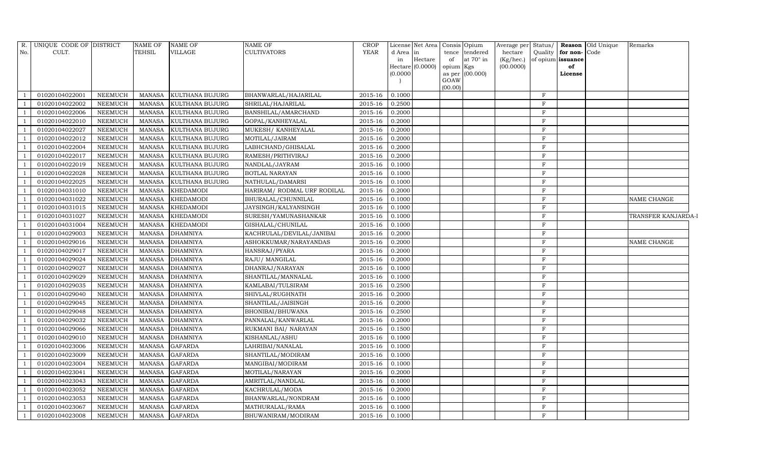| R. No. | UNIQUE CODE OF CULT. | DISTRICT | NAME OF TEHSIL | NAME OF VILLAGE | NAME OF CULTIVATORS | CROP YEAR | License d Area in Hectare (0.0000) | Net Area in Hectare (0.0000) | Consis tence of opium as per GOAW (00.00) | Opium tendered at 70° in Kgs (00.000) | Average per hectare (Kg/hec.) (00.0000) | Status/ Quality of opium | Reason for non-issuance of License | Old Unique Code | Remarks |
|---|---|---|---|---|---|---|---|---|---|---|---|---|---|---|---|
| 1 | 01020104022001 | NEEMUCH | MANASA | KULTHANA BUJURG | BHANWARLAL/HAJARILAL | 2015-16 | 0.1000 | | | | | F | | | |
| 1 | 01020104022002 | NEEMUCH | MANASA | KULTHANA BUJURG | SHRILAL/HAJARILAL | 2015-16 | 0.2500 | | | | | F | | | |
| 1 | 01020104022006 | NEEMUCH | MANASA | KULTHANA BUJURG | BANSHILAL/AMARCHAND | 2015-16 | 0.2000 | | | | | F | | | |
| 1 | 01020104022010 | NEEMUCH | MANASA | KULTHANA BUJURG | GOPAL/KANHEYALAL | 2015-16 | 0.2000 | | | | | F | | | |
| 1 | 01020104022027 | NEEMUCH | MANASA | KULTHANA BUJURG | MUKESH/ KANHEYALAL | 2015-16 | 0.2000 | | | | | F | | | |
| 1 | 01020104022012 | NEEMUCH | MANASA | KULTHANA BUJURG | MOTILAL/JAIRAM | 2015-16 | 0.2000 | | | | | F | | | |
| 1 | 01020104022004 | NEEMUCH | MANASA | KULTHANA BUJURG | LABHCHAND/GHISALAL | 2015-16 | 0.2000 | | | | | F | | | |
| 1 | 01020104022017 | NEEMUCH | MANASA | KULTHANA BUJURG | RAMESH/PRITHVIRAJ | 2015-16 | 0.2000 | | | | | F | | | |
| 1 | 01020104022019 | NEEMUCH | MANASA | KULTHANA BUJURG | NANDLAL/JAYRAM | 2015-16 | 0.1000 | | | | | F | | | |
| 1 | 01020104022028 | NEEMUCH | MANASA | KULTHANA BUJURG | BOTLAL NARAYAN | 2015-16 | 0.1000 | | | | | F | | | |
| 1 | 01020104022025 | NEEMUCH | MANASA | KULTHANA BUJURG | NATHULAL/DAMARSI | 2015-16 | 0.1000 | | | | | F | | | |
| 1 | 01020104031010 | NEEMUCH | MANASA | KHEDAMODI | HARIRAM/ RODMAL URF RODILAL | 2015-16 | 0.2000 | | | | | F | | | |
| 1 | 01020104031022 | NEEMUCH | MANASA | KHEDAMODI | BHURALAL/CHUNNILAL | 2015-16 | 0.1000 | | | | | F | | | NAME CHANGE |
| 1 | 01020104031015 | NEEMUCH | MANASA | KHEDAMODI | JAYSINGH/KALYANSINGH | 2015-16 | 0.1000 | | | | | F | | | |
| 1 | 01020104031027 | NEEMUCH | MANASA | KHEDAMODI | SURESH/YAMUNASHANKAR | 2015-16 | 0.1000 | | | | | F | | | TRANSFER KANJARDA-I |
| 1 | 01020104031004 | NEEMUCH | MANASA | KHEDAMODI | GISHALAL/CHUNILAL | 2015-16 | 0.1000 | | | | | F | | | |
| 1 | 01020104029003 | NEEMUCH | MANASA | DHAMNIYA | KACHRULAL/DEVILAL/JANIBAI | 2015-16 | 0.2000 | | | | | F | | | |
| 1 | 01020104029016 | NEEMUCH | MANASA | DHAMNIYA | ASHOKKUMAR/NARAYANDAS | 2015-16 | 0.2000 | | | | | F | | | NAME CHANGE |
| 1 | 01020104029017 | NEEMUCH | MANASA | DHAMNIYA | HANSRAJ/PYARA | 2015-16 | 0.2000 | | | | | F | | | |
| 1 | 01020104029024 | NEEMUCH | MANASA | DHAMNIYA | RAJU/ MANGILAL | 2015-16 | 0.2000 | | | | | F | | | |
| 1 | 01020104029027 | NEEMUCH | MANASA | DHAMNIYA | DHANRAJ/NARAYAN | 2015-16 | 0.1000 | | | | | F | | | |
| 1 | 01020104029029 | NEEMUCH | MANASA | DHAMNIYA | SHANTILAL/MANNALAL | 2015-16 | 0.1000 | | | | | F | | | |
| 1 | 01020104029035 | NEEMUCH | MANASA | DHAMNIYA | KAMLABAI/TULSIRAM | 2015-16 | 0.2500 | | | | | F | | | |
| 1 | 01020104029040 | NEEMUCH | MANASA | DHAMNIYA | SHIVLAL/RUGHNATH | 2015-16 | 0.2000 | | | | | F | | | |
| 1 | 01020104029045 | NEEMUCH | MANASA | DHAMNIYA | SHANTILAL/JAISINGH | 2015-16 | 0.2000 | | | | | F | | | |
| 1 | 01020104029048 | NEEMUCH | MANASA | DHAMNIYA | BHONIBAI/BHUWANA | 2015-16 | 0.2500 | | | | | F | | | |
| 1 | 01020104029032 | NEEMUCH | MANASA | DHAMNIYA | PANNALAL/KANWARLAL | 2015-16 | 0.2000 | | | | | F | | | |
| 1 | 01020104029066 | NEEMUCH | MANASA | DHAMNIYA | RUKMANI BAI/ NARAYAN | 2015-16 | 0.1500 | | | | | F | | | |
| 1 | 01020104029010 | NEEMUCH | MANASA | DHAMNIYA | KISHANLAL/ASHU | 2015-16 | 0.1000 | | | | | F | | | |
| 1 | 01020104023006 | NEEMUCH | MANASA | GAFARDA | LAHRIBAI/NANALAL | 2015-16 | 0.1000 | | | | | F | | | |
| 1 | 01020104023009 | NEEMUCH | MANASA | GAFARDA | SHANTILAL/MODIRAM | 2015-16 | 0.1000 | | | | | F | | | |
| 1 | 01020104023004 | NEEMUCH | MANASA | GAFARDA | MANGIBAI/MODIRAM | 2015-16 | 0.1000 | | | | | F | | | |
| 1 | 01020104023041 | NEEMUCH | MANASA | GAFARDA | MOTILAL/NARAYAN | 2015-16 | 0.2000 | | | | | F | | | |
| 1 | 01020104023043 | NEEMUCH | MANASA | GAFARDA | AMRITLAL/NANDLAL | 2015-16 | 0.1000 | | | | | F | | | |
| 1 | 01020104023052 | NEEMUCH | MANASA | GAFARDA | KACHRULAL/MODA | 2015-16 | 0.2000 | | | | | F | | | |
| 1 | 01020104023053 | NEEMUCH | MANASA | GAFARDA | BHANWARLAL/NONDRAM | 2015-16 | 0.1000 | | | | | F | | | |
| 1 | 01020104023067 | NEEMUCH | MANASA | GAFARDA | MATHURALAL/RAMA | 2015-16 | 0.1000 | | | | | F | | | |
| 1 | 01020104023008 | NEEMUCH | MANASA | GAFARDA | BHUWANIRAM/MODIRAM | 2015-16 | 0.1000 | | | | | F | | | |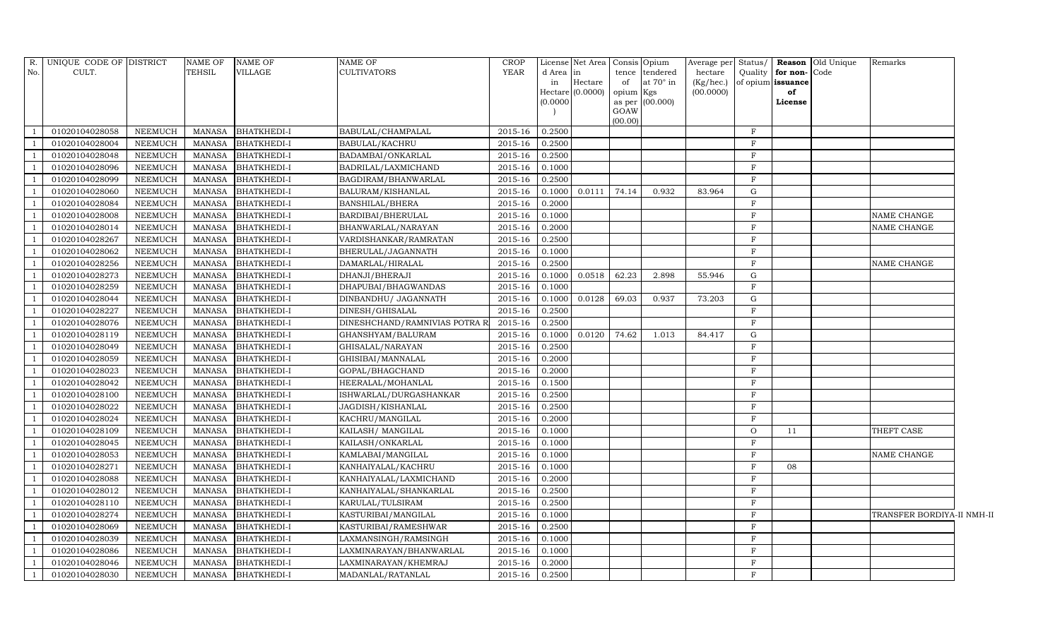| R. No. | UNIQUE CODE OF CULT. | DISTRICT | NAME OF TEHSIL | NAME OF VILLAGE | NAME OF CULTIVATORS | CROP YEAR | License d Area in Hectare (0.0000) | Net Area in Hectare (0.0000) | Consis tence of opium as per GOAW (00.00) | Opium tendered at 70° in Kgs (00.000) | Average per hectare (Kg/hec.) (00.0000) | Status/ Quality of opium | Reason for non- issuance of License | Old Unique Code | Remarks |
|---|---|---|---|---|---|---|---|---|---|---|---|---|---|---|---|
| 1 | 01020104028058 | NEEMUCH | MANASA | BHATKHEDI-I | BABULAL/CHAMPALAL | 2015-16 | 0.2500 | | | | | F | | | |
| 1 | 01020104028004 | NEEMUCH | MANASA | BHATKHEDI-I | BABULAL/KACHRU | 2015-16 | 0.2500 | | | | | F | | | |
| 1 | 01020104028048 | NEEMUCH | MANASA | BHATKHEDI-I | BADAMBAI/ONKARLAL | 2015-16 | 0.2500 | | | | | F | | | |
| 1 | 01020104028096 | NEEMUCH | MANASA | BHATKHEDI-I | BADRILAL/LAXMICHAND | 2015-16 | 0.1000 | | | | | F | | | |
| 1 | 01020104028099 | NEEMUCH | MANASA | BHATKHEDI-I | BAGDIRAM/BHANWARLAL | 2015-16 | 0.2500 | | | | | F | | | |
| 1 | 01020104028060 | NEEMUCH | MANASA | BHATKHEDI-I | BALURAM/KISHANLAL | 2015-16 | 0.1000 | 0.0111 | 74.14 | 0.932 | 83.964 | G | | | |
| 1 | 01020104028084 | NEEMUCH | MANASA | BHATKHEDI-I | BANSHILAL/BHERA | 2015-16 | 0.2000 | | | | | F | | | |
| 1 | 01020104028008 | NEEMUCH | MANASA | BHATKHEDI-I | BARDIBAI/BHERULAL | 2015-16 | 0.1000 | | | | | F | | | NAME CHANGE |
| 1 | 01020104028014 | NEEMUCH | MANASA | BHATKHEDI-I | BHANWARLAL/NARAYAN | 2015-16 | 0.2000 | | | | | F | | | NAME CHANGE |
| 1 | 01020104028267 | NEEMUCH | MANASA | BHATKHEDI-I | VARDISHANKAR/RAMRATAN | 2015-16 | 0.2500 | | | | | F | | | |
| 1 | 01020104028062 | NEEMUCH | MANASA | BHATKHEDI-I | BHERULAL/JAGANNATH | 2015-16 | 0.1000 | | | | | F | | | |
| 1 | 01020104028256 | NEEMUCH | MANASA | BHATKHEDI-I | DAMARLAL/HIRALAL | 2015-16 | 0.2500 | | | | | F | | | NAME CHANGE |
| 1 | 01020104028273 | NEEMUCH | MANASA | BHATKHEDI-I | DHANJI/BHERAJI | 2015-16 | 0.1000 | 0.0518 | 62.23 | 2.898 | 55.946 | G | | | |
| 1 | 01020104028259 | NEEMUCH | MANASA | BHATKHEDI-I | DHAPUBAI/BHAGWANDAS | 2015-16 | 0.1000 | | | | | F | | | |
| 1 | 01020104028044 | NEEMUCH | MANASA | BHATKHEDI-I | DINBANDHU/ JAGANNATH | 2015-16 | 0.1000 | 0.0128 | 69.03 | 0.937 | 73.203 | G | | | |
| 1 | 01020104028227 | NEEMUCH | MANASA | BHATKHEDI-I | DINESH/GHISALAL | 2015-16 | 0.2500 | | | | | F | | | |
| 1 | 01020104028076 | NEEMUCH | MANASA | BHATKHEDI-I | DINESHCHAND/RAMNIVIAS POTRA R | 2015-16 | 0.2500 | | | | | F | | | |
| 1 | 01020104028119 | NEEMUCH | MANASA | BHATKHEDI-I | GHANSHYAM/BALURAM | 2015-16 | 0.1000 | 0.0120 | 74.62 | 1.013 | 84.417 | G | | | |
| 1 | 01020104028049 | NEEMUCH | MANASA | BHATKHEDI-I | GHISALAL/NARAYAN | 2015-16 | 0.2500 | | | | | F | | | |
| 1 | 01020104028059 | NEEMUCH | MANASA | BHATKHEDI-I | GHISIBAI/MANNALAL | 2015-16 | 0.2000 | | | | | F | | | |
| 1 | 01020104028023 | NEEMUCH | MANASA | BHATKHEDI-I | GOPAL/BHAGCHAND | 2015-16 | 0.2000 | | | | | F | | | |
| 1 | 01020104028042 | NEEMUCH | MANASA | BHATKHEDI-I | HEERALAL/MOHANLAL | 2015-16 | 0.1500 | | | | | F | | | |
| 1 | 01020104028100 | NEEMUCH | MANASA | BHATKHEDI-I | ISHWARLAL/DURGASHANKAR | 2015-16 | 0.2500 | | | | | F | | | |
| 1 | 01020104028022 | NEEMUCH | MANASA | BHATKHEDI-I | JAGDISH/KISHANLAL | 2015-16 | 0.2500 | | | | | F | | | |
| 1 | 01020104028024 | NEEMUCH | MANASA | BHATKHEDI-I | KACHRU/MANGILAL | 2015-16 | 0.2000 | | | | | F | | | |
| 1 | 01020104028109 | NEEMUCH | MANASA | BHATKHEDI-I | KAILASH/ MANGILAL | 2015-16 | 0.1000 | | | | | O | 11 | | THEFT CASE |
| 1 | 01020104028045 | NEEMUCH | MANASA | BHATKHEDI-I | KAILASH/ONKARLAL | 2015-16 | 0.1000 | | | | | F | | | |
| 1 | 01020104028053 | NEEMUCH | MANASA | BHATKHEDI-I | KAMLABAI/MANGILAL | 2015-16 | 0.1000 | | | | | F | | | NAME CHANGE |
| 1 | 01020104028271 | NEEMUCH | MANASA | BHATKHEDI-I | KANHAIYALAL/KACHRU | 2015-16 | 0.1000 | | | | | F | 08 | | |
| 1 | 01020104028088 | NEEMUCH | MANASA | BHATKHEDI-I | KANHAIYALAL/LAXMICHAND | 2015-16 | 0.2000 | | | | | F | | | |
| 1 | 01020104028012 | NEEMUCH | MANASA | BHATKHEDI-I | KANHAIYALAL/SHANKARLAL | 2015-16 | 0.2500 | | | | | F | | | |
| 1 | 01020104028110 | NEEMUCH | MANASA | BHATKHEDI-I | KARULAL/TULSIRAM | 2015-16 | 0.2500 | | | | | F | | | |
| 1 | 01020104028274 | NEEMUCH | MANASA | BHATKHEDI-I | KASTURIBAI/MANGILAL | 2015-16 | 0.1000 | | | | | F | | | TRANSFER BORDIYA-II NMH-II |
| 1 | 01020104028069 | NEEMUCH | MANASA | BHATKHEDI-I | KASTURIBAI/RAMESHWAR | 2015-16 | 0.2500 | | | | | F | | | |
| 1 | 01020104028039 | NEEMUCH | MANASA | BHATKHEDI-I | LAXMANSINGH/RAMSINGH | 2015-16 | 0.1000 | | | | | F | | | |
| 1 | 01020104028086 | NEEMUCH | MANASA | BHATKHEDI-I | LAXMINARAYAN/BHANWARLAL | 2015-16 | 0.1000 | | | | | F | | | |
| 1 | 01020104028046 | NEEMUCH | MANASA | BHATKHEDI-I | LAXMINARAYAN/KHEMRAJ | 2015-16 | 0.2000 | | | | | F | | | |
| 1 | 01020104028030 | NEEMUCH | MANASA | BHATKHEDI-I | MADANLAL/RATANLAL | 2015-16 | 0.2500 | | | | | F | | | |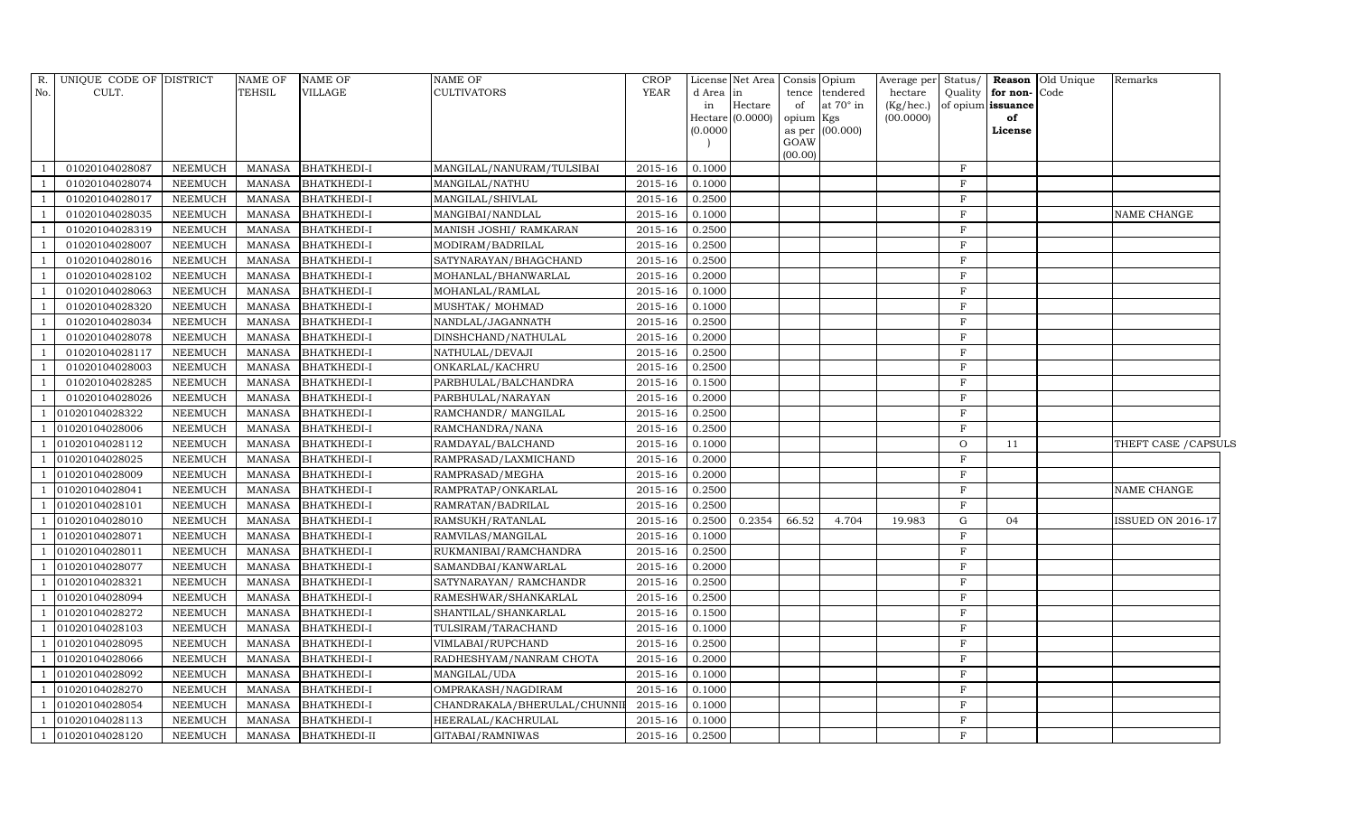| R. No. | UNIQUE CODE OF CULT. | DISTRICT | NAME OF TEHSIL | NAME OF VILLAGE | NAME OF CULTIVATORS | CROP YEAR | License d Area in Hectare (0.0000) | Net Area in Hectare (0.0000) | Consis tence of opium as per GOAW (00.00) | Opium tendered at 70° in Kgs (00.000) | Average per hectare (Kg/hec.) (00.0000) | Status/ Quality of opium | Reason for non-issuance of License | Old Unique Code | Remarks |
|---|---|---|---|---|---|---|---|---|---|---|---|---|---|---|---|
| 1 | 01020104028087 | NEEMUCH | MANASA | BHATKHEDI-I | MANGILAL/NANURAM/TULSIBAI | 2015-16 | 0.1000 | | | | | F | | | |
| 1 | 01020104028074 | NEEMUCH | MANASA | BHATKHEDI-I | MANGILAL/NATHU | 2015-16 | 0.1000 | | | | | F | | | |
| 1 | 01020104028017 | NEEMUCH | MANASA | BHATKHEDI-I | MANGILAL/SHIVLAL | 2015-16 | 0.2500 | | | | | F | | | |
| 1 | 01020104028035 | NEEMUCH | MANASA | BHATKHEDI-I | MANGIBAI/NANDLAL | 2015-16 | 0.1000 | | | | | F | | | NAME CHANGE |
| 1 | 01020104028319 | NEEMUCH | MANASA | BHATKHEDI-I | MANISH JOSHI/ RAMKARAN | 2015-16 | 0.2500 | | | | | F | | | |
| 1 | 01020104028007 | NEEMUCH | MANASA | BHATKHEDI-I | MODIRAM/BADRILAL | 2015-16 | 0.2500 | | | | | F | | | |
| 1 | 01020104028016 | NEEMUCH | MANASA | BHATKHEDI-I | SATYNARAYAN/BHAGCHAND | 2015-16 | 0.2500 | | | | | F | | | |
| 1 | 01020104028102 | NEEMUCH | MANASA | BHATKHEDI-I | MOHANLAL/BHANWARLAL | 2015-16 | 0.2000 | | | | | F | | | |
| 1 | 01020104028063 | NEEMUCH | MANASA | BHATKHEDI-I | MOHANLAL/RAMLAL | 2015-16 | 0.1000 | | | | | F | | | |
| 1 | 01020104028320 | NEEMUCH | MANASA | BHATKHEDI-I | MUSHTAK/ MOHMAD | 2015-16 | 0.1000 | | | | | F | | | |
| 1 | 01020104028034 | NEEMUCH | MANASA | BHATKHEDI-I | NANDLAL/JAGANNATH | 2015-16 | 0.2500 | | | | | F | | | |
| 1 | 01020104028078 | NEEMUCH | MANASA | BHATKHEDI-I | DINSHCHAND/NATHULAL | 2015-16 | 0.2000 | | | | | F | | | |
| 1 | 01020104028117 | NEEMUCH | MANASA | BHATKHEDI-I | NATHULAL/DEVAJI | 2015-16 | 0.2500 | | | | | F | | | |
| 1 | 01020104028003 | NEEMUCH | MANASA | BHATKHEDI-I | ONKARLAL/KACHRU | 2015-16 | 0.2500 | | | | | F | | | |
| 1 | 01020104028285 | NEEMUCH | MANASA | BHATKHEDI-I | PARBHULAL/BALCHANDRA | 2015-16 | 0.1500 | | | | | F | | | |
| 1 | 01020104028026 | NEEMUCH | MANASA | BHATKHEDI-I | PARBHULAL/NARAYAN | 2015-16 | 0.2000 | | | | | F | | | |
| 1 | 01020104028322 | NEEMUCH | MANASA | BHATKHEDI-I | RAMCHANDR/ MANGILAL | 2015-16 | 0.2500 | | | | | F | | | |
| 1 | 01020104028006 | NEEMUCH | MANASA | BHATKHEDI-I | RAMCHANDRA/NANA | 2015-16 | 0.2500 | | | | | F | | | |
| 1 | 01020104028112 | NEEMUCH | MANASA | BHATKHEDI-I | RAMDAYAL/BALCHAND | 2015-16 | 0.1000 | | | | | O | 11 | | THEFT CASE /CAPSULS |
| 1 | 01020104028025 | NEEMUCH | MANASA | BHATKHEDI-I | RAMPRASAD/LAXMICHAND | 2015-16 | 0.2000 | | | | | F | | | |
| 1 | 01020104028009 | NEEMUCH | MANASA | BHATKHEDI-I | RAMPRASAD/MEGHA | 2015-16 | 0.2000 | | | | | F | | | |
| 1 | 01020104028041 | NEEMUCH | MANASA | BHATKHEDI-I | RAMPRATAP/ONKARLAL | 2015-16 | 0.2500 | | | | | F | | | NAME CHANGE |
| 1 | 01020104028101 | NEEMUCH | MANASA | BHATKHEDI-I | RAMRATAN/BADRILAL | 2015-16 | 0.2500 | | | | | F | | | |
| 1 | 01020104028010 | NEEMUCH | MANASA | BHATKHEDI-I | RAMSUKH/RATANLAL | 2015-16 | 0.2500 | 0.2354 | 66.52 | 4.704 | 19.983 | G | 04 | | ISSUED ON 2016-17 |
| 1 | 01020104028071 | NEEMUCH | MANASA | BHATKHEDI-I | RAMVILAS/MANGILAL | 2015-16 | 0.1000 | | | | | F | | | |
| 1 | 01020104028011 | NEEMUCH | MANASA | BHATKHEDI-I | RUKMANIBAI/RAMCHANDRA | 2015-16 | 0.2500 | | | | | F | | | |
| 1 | 01020104028077 | NEEMUCH | MANASA | BHATKHEDI-I | SAMANDBAI/KANWARLAL | 2015-16 | 0.2000 | | | | | F | | | |
| 1 | 01020104028321 | NEEMUCH | MANASA | BHATKHEDI-I | SATYNARAYAN/ RAMCHANDR | 2015-16 | 0.2500 | | | | | F | | | |
| 1 | 01020104028094 | NEEMUCH | MANASA | BHATKHEDI-I | RAMESHWAR/SHANKARLAL | 2015-16 | 0.2500 | | | | | F | | | |
| 1 | 01020104028272 | NEEMUCH | MANASA | BHATKHEDI-I | SHANTILAL/SHANKARLAL | 2015-16 | 0.1500 | | | | | F | | | |
| 1 | 01020104028103 | NEEMUCH | MANASA | BHATKHEDI-I | TULSIRAM/TARACHAND | 2015-16 | 0.1000 | | | | | F | | | |
| 1 | 01020104028095 | NEEMUCH | MANASA | BHATKHEDI-I | VIMLABAI/RUPCHAND | 2015-16 | 0.2500 | | | | | F | | | |
| 1 | 01020104028066 | NEEMUCH | MANASA | BHATKHEDI-I | RADHESHYAM/NANRAM CHOTA | 2015-16 | 0.2000 | | | | | F | | | |
| 1 | 01020104028092 | NEEMUCH | MANASA | BHATKHEDI-I | MANGILAL/UDA | 2015-16 | 0.1000 | | | | | F | | | |
| 1 | 01020104028270 | NEEMUCH | MANASA | BHATKHEDI-I | OMPRAKASH/NAGDIRAM | 2015-16 | 0.1000 | | | | | F | | | |
| 1 | 01020104028054 | NEEMUCH | MANASA | BHATKHEDI-I | CHANDRAKALA/BHERULAL/CHUNNI | 2015-16 | 0.1000 | | | | | F | | | |
| 1 | 01020104028113 | NEEMUCH | MANASA | BHATKHEDI-I | HEERALAL/KACHRULAL | 2015-16 | 0.1000 | | | | | F | | | |
| 1 | 01020104028120 | NEEMUCH | MANASA | BHATKHEDI-II | GITABAI/RAMNIWAS | 2015-16 | 0.2500 | | | | | F | | | |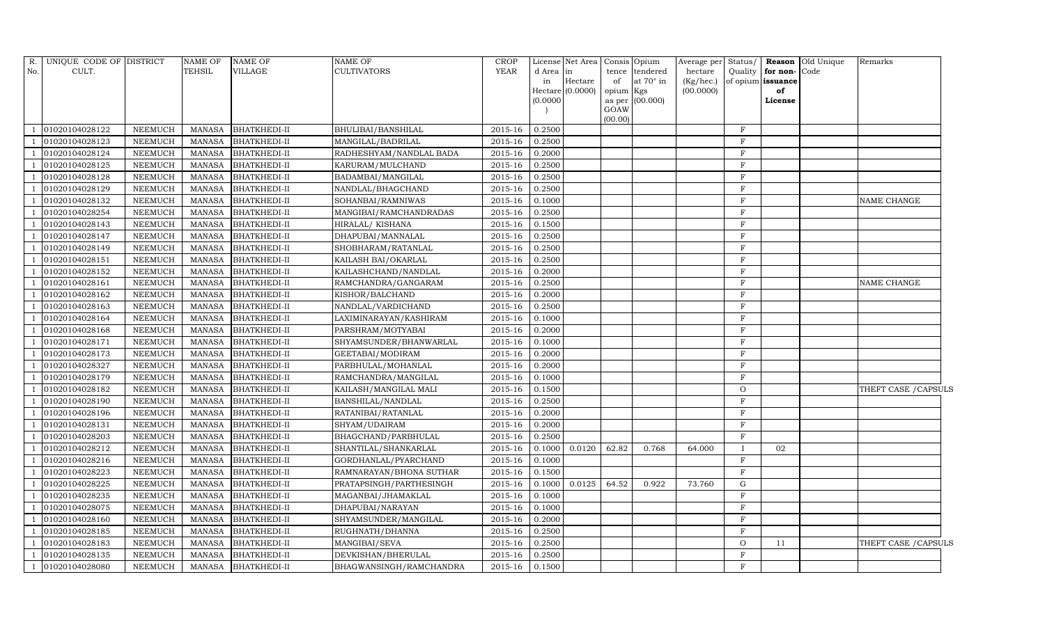| R. No. | UNIQUE CODE OF CULT. | DISTRICT | NAME OF TEHSIL | NAME OF VILLAGE | NAME OF CULTIVATORS | CROP YEAR | License d Area in Hectare (0.0000) | Net Area in Hectare (0.0000) | Consis tence of opium as per GOAW (00.00) | Opium tendered at 70° in Kgs (00.000) | Average per hectare (Kg/hec.) (00.0000) | Status/ Quality of opium | Reason for non-issuance of License | Old Unique Code | Remarks |
|---|---|---|---|---|---|---|---|---|---|---|---|---|---|---|---|
| 1 | 01020104028122 | NEEMUCH | MANASA | BHATKHEDI-II | BHULIBAI/BANSHILAL | 2015-16 | 0.2500 | | | | | F | | | |
| 1 | 01020104028123 | NEEMUCH | MANASA | BHATKHEDI-II | MANGILAL/BADRILAL | 2015-16 | 0.2500 | | | | | F | | | |
| 1 | 01020104028124 | NEEMUCH | MANASA | BHATKHEDI-II | RADHESHYAM/NANDLAL BADA | 2015-16 | 0.2000 | | | | | F | | | |
| 1 | 01020104028125 | NEEMUCH | MANASA | BHATKHEDI-II | KARURAM/MULCHAND | 2015-16 | 0.2500 | | | | | F | | | |
| 1 | 01020104028128 | NEEMUCH | MANASA | BHATKHEDI-II | BADAMBAI/MANGILAL | 2015-16 | 0.2500 | | | | | F | | | |
| 1 | 01020104028129 | NEEMUCH | MANASA | BHATKHEDI-II | NANDLAL/BHAGCHAND | 2015-16 | 0.2500 | | | | | F | | | |
| 1 | 01020104028132 | NEEMUCH | MANASA | BHATKHEDI-II | SOHANBAI/RAMNIWAS | 2015-16 | 0.1000 | | | | | F | | | NAME CHANGE |
| 1 | 01020104028254 | NEEMUCH | MANASA | BHATKHEDI-II | MANGIBAI/RAMCHANDRADAS | 2015-16 | 0.2500 | | | | | F | | | |
| 1 | 01020104028143 | NEEMUCH | MANASA | BHATKHEDI-II | HIRALAL/ KISHANA | 2015-16 | 0.1500 | | | | | F | | | |
| 1 | 01020104028147 | NEEMUCH | MANASA | BHATKHEDI-II | DHAPUBAI/MANNALAL | 2015-16 | 0.2500 | | | | | F | | | |
| 1 | 01020104028149 | NEEMUCH | MANASA | BHATKHEDI-II | SHOBHARAM/RATANLAL | 2015-16 | 0.2500 | | | | | F | | | |
| 1 | 01020104028151 | NEEMUCH | MANASA | BHATKHEDI-II | KAILASH BAI/OKARLAL | 2015-16 | 0.2500 | | | | | F | | | |
| 1 | 01020104028152 | NEEMUCH | MANASA | BHATKHEDI-II | KAILASHCHAND/NANDLAL | 2015-16 | 0.2000 | | | | | F | | | |
| 1 | 01020104028161 | NEEMUCH | MANASA | BHATKHEDI-II | RAMCHANDRA/GANGARAM | 2015-16 | 0.2500 | | | | | F | | | NAME CHANGE |
| 1 | 01020104028162 | NEEMUCH | MANASA | BHATKHEDI-II | KISHOR/BALCHAND | 2015-16 | 0.2000 | | | | | F | | | |
| 1 | 01020104028163 | NEEMUCH | MANASA | BHATKHEDI-II | NANDLAL/VARDICHAND | 2015-16 | 0.2500 | | | | | F | | | |
| 1 | 01020104028164 | NEEMUCH | MANASA | BHATKHEDI-II | LAXIMINARAYAN/KASHIRAM | 2015-16 | 0.1000 | | | | | F | | | |
| 1 | 01020104028168 | NEEMUCH | MANASA | BHATKHEDI-II | PARSHRAM/MOTYABAI | 2015-16 | 0.2000 | | | | | F | | | |
| 1 | 01020104028171 | NEEMUCH | MANASA | BHATKHEDI-II | SHYAMSUNDER/BHANWARLAL | 2015-16 | 0.1000 | | | | | F | | | |
| 1 | 01020104028173 | NEEMUCH | MANASA | BHATKHEDI-II | GEETABAI/MODIRAM | 2015-16 | 0.2000 | | | | | F | | | |
| 1 | 01020104028327 | NEEMUCH | MANASA | BHATKHEDI-II | PARBHULAL/MOHANLAL | 2015-16 | 0.2000 | | | | | F | | | |
| 1 | 01020104028179 | NEEMUCH | MANASA | BHATKHEDI-II | RAMCHANDRA/MANGILAL | 2015-16 | 0.1000 | | | | | F | | | |
| 1 | 01020104028182 | NEEMUCH | MANASA | BHATKHEDI-II | KAILASH/MANGILAL MALI | 2015-16 | 0.1500 | | | | | O | | | THEFT CASE /CAPSULS |
| 1 | 01020104028190 | NEEMUCH | MANASA | BHATKHEDI-II | BANSHILAL/NANDLAL | 2015-16 | 0.2500 | | | | | F | | | |
| 1 | 01020104028196 | NEEMUCH | MANASA | BHATKHEDI-II | RATANIBAI/RATANLAL | 2015-16 | 0.2000 | | | | | F | | | |
| 1 | 01020104028131 | NEEMUCH | MANASA | BHATKHEDI-II | SHYAM/UDAIRAM | 2015-16 | 0.2000 | | | | | F | | | |
| 1 | 01020104028203 | NEEMUCH | MANASA | BHATKHEDI-II | BHAGCHAND/PARBHULAL | 2015-16 | 0.2500 | | | | | F | | | |
| 1 | 01020104028212 | NEEMUCH | MANASA | BHATKHEDI-II | SHANTILAL/SHANKARLAL | 2015-16 | 0.1000 | 0.0120 | 62.82 | 0.768 | 64.000 | I | 02 | | |
| 1 | 01020104028216 | NEEMUCH | MANASA | BHATKHEDI-II | GORDHANLAL/PYARCHAND | 2015-16 | 0.1000 | | | | | F | | | |
| 1 | 01020104028223 | NEEMUCH | MANASA | BHATKHEDI-II | RAMNARAYAN/BHONA SUTHAR | 2015-16 | 0.1500 | | | | | F | | | |
| 1 | 01020104028225 | NEEMUCH | MANASA | BHATKHEDI-II | PRATAPSINGH/PARTHESINGH | 2015-16 | 0.1000 | 0.0125 | 64.52 | 0.922 | 73.760 | G | | | |
| 1 | 01020104028235 | NEEMUCH | MANASA | BHATKHEDI-II | MAGANBAI/JHAMAKLAL | 2015-16 | 0.1000 | | | | | F | | | |
| 1 | 01020104028075 | NEEMUCH | MANASA | BHATKHEDI-II | DHAPUBAI/NARAYAN | 2015-16 | 0.1000 | | | | | F | | | |
| 1 | 01020104028160 | NEEMUCH | MANASA | BHATKHEDI-II | SHYAMSUNDER/MANGILAL | 2015-16 | 0.2000 | | | | | F | | | |
| 1 | 01020104028185 | NEEMUCH | MANASA | BHATKHEDI-II | RUGHNATH/DHANNA | 2015-16 | 0.2500 | | | | | F | | | |
| 1 | 01020104028183 | NEEMUCH | MANASA | BHATKHEDI-II | MANGIBAI/SEVA | 2015-16 | 0.2500 | | | | | O | 11 | | THEFT CASE /CAPSULS |
| 1 | 01020104028135 | NEEMUCH | MANASA | BHATKHEDI-II | DEVKISHAN/BHERULAL | 2015-16 | 0.2500 | | | | | F | | | |
| 1 | 01020104028080 | NEEMUCH | MANASA | BHATKHEDI-II | BHAGWANSINGH/RAMCHANDRA | 2015-16 | 0.1500 | | | | | F | | | |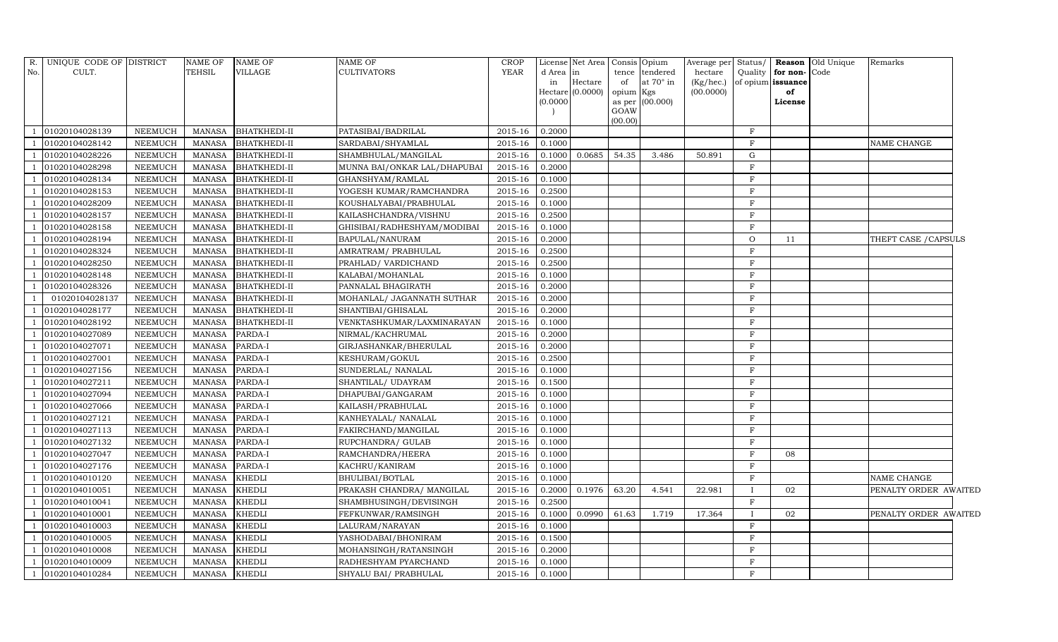| R. No. | UNIQUE CODE OF CULT. | DISTRICT | NAME OF TEHSIL | NAME OF VILLAGE | NAME OF CULTIVATORS | CROP YEAR | License d Area in Hectare (0.0000) | Net Area in Hectare (0.0000) | Consis tence of opium as per GOAW (00.00) | Opium tendered at 70° in Kgs (00.000) | Average per hectare (Kg/hec.) (00.0000) | Status/ Quality of opium | Reason for non-issuance of License | Old Unique Code | Remarks |
|---|---|---|---|---|---|---|---|---|---|---|---|---|---|---|---|
| 1 | 01020104028139 | NEEMUCH | MANASA | BHATKHEDI-II | PATASIBAI/BADRILAL | 2015-16 | 0.2000 | | | | | F | | | |
| 1 | 01020104028142 | NEEMUCH | MANASA | BHATKHEDI-II | SARDABAI/SHYAMLAL | 2015-16 | 0.1000 | | | | | F | | | NAME CHANGE |
| 1 | 01020104028226 | NEEMUCH | MANASA | BHATKHEDI-II | SHAMBHULAL/MANGILAL | 2015-16 | 0.1000 | 0.0685 | 54.35 | 3.486 | 50.891 | G | | | |
| 1 | 01020104028298 | NEEMUCH | MANASA | BHATKHEDI-II | MUNNA BAI/ONKAR LAL/DHAPUBAI | 2015-16 | 0.2000 | | | | | F | | | |
| 1 | 01020104028134 | NEEMUCH | MANASA | BHATKHEDI-II | GHANSHYAM/RAMLAL | 2015-16 | 0.1000 | | | | | F | | | |
| 1 | 01020104028153 | NEEMUCH | MANASA | BHATKHEDI-II | YOGESH KUMAR/RAMCHANDRA | 2015-16 | 0.2500 | | | | | F | | | |
| 1 | 01020104028209 | NEEMUCH | MANASA | BHATKHEDI-II | KOUSHALYABAI/PRABHULAL | 2015-16 | 0.1000 | | | | | F | | | |
| 1 | 01020104028157 | NEEMUCH | MANASA | BHATKHEDI-II | KAILASHCHANDRA/VISHNU | 2015-16 | 0.2500 | | | | | F | | | |
| 1 | 01020104028158 | NEEMUCH | MANASA | BHATKHEDI-II | GHISIBAI/RADHESHYAM/MODIBAI | 2015-16 | 0.1000 | | | | | F | | | |
| 1 | 01020104028194 | NEEMUCH | MANASA | BHATKHEDI-II | BAPULAL/NANURAM | 2015-16 | 0.2000 | | | | | O | 11 | | THEFT CASE /CAPSULS |
| 1 | 01020104028324 | NEEMUCH | MANASA | BHATKHEDI-II | AMRATRAM/ PRABHULAL | 2015-16 | 0.2500 | | | | | F | | | |
| 1 | 01020104028250 | NEEMUCH | MANASA | BHATKHEDI-II | PRAHLAD/ VARDICHAND | 2015-16 | 0.2500 | | | | | F | | | |
| 1 | 01020104028148 | NEEMUCH | MANASA | BHATKHEDI-II | KALABAI/MOHANLAL | 2015-16 | 0.1000 | | | | | F | | | |
| 1 | 01020104028326 | NEEMUCH | MANASA | BHATKHEDI-II | PANNALAL BHAGIRATH | 2015-16 | 0.2000 | | | | | F | | | |
| 1 | 01020104028137 | NEEMUCH | MANASA | BHATKHEDI-II | MOHANLAL/ JAGANNATH SUTHAR | 2015-16 | 0.2000 | | | | | F | | | |
| 1 | 01020104028177 | NEEMUCH | MANASA | BHATKHEDI-II | SHANTIBAI/GHISALAL | 2015-16 | 0.2000 | | | | | F | | | |
| 1 | 01020104028192 | NEEMUCH | MANASA | BHATKHEDI-II | VENKTASHKUMAR/LAXMINARAYAN | 2015-16 | 0.1000 | | | | | F | | | |
| 1 | 01020104027089 | NEEMUCH | MANASA | PARDA-I | NIRMAL/KACHRUMAL | 2015-16 | 0.2000 | | | | | F | | | |
| 1 | 01020104027071 | NEEMUCH | MANASA | PARDA-I | GIRJASHANKAR/BHERULAL | 2015-16 | 0.2000 | | | | | F | | | |
| 1 | 01020104027001 | NEEMUCH | MANASA | PARDA-I | KESHURAM/GOKUL | 2015-16 | 0.2500 | | | | | F | | | |
| 1 | 01020104027156 | NEEMUCH | MANASA | PARDA-I | SUNDERLAL/ NANALAL | 2015-16 | 0.1000 | | | | | F | | | |
| 1 | 01020104027211 | NEEMUCH | MANASA | PARDA-I | SHANTILAL/ UDAYRAM | 2015-16 | 0.1500 | | | | | F | | | |
| 1 | 01020104027094 | NEEMUCH | MANASA | PARDA-I | DHAPUBAI/GANGARAM | 2015-16 | 0.1000 | | | | | F | | | |
| 1 | 01020104027066 | NEEMUCH | MANASA | PARDA-I | KAILASH/PRABHULAL | 2015-16 | 0.1000 | | | | | F | | | |
| 1 | 01020104027121 | NEEMUCH | MANASA | PARDA-I | KANHEYALAL/ NANALAL | 2015-16 | 0.1000 | | | | | F | | | |
| 1 | 01020104027113 | NEEMUCH | MANASA | PARDA-I | FAKIRCHAND/MANGILAL | 2015-16 | 0.1000 | | | | | F | | | |
| 1 | 01020104027132 | NEEMUCH | MANASA | PARDA-I | RUPCHANDRA/ GULAB | 2015-16 | 0.1000 | | | | | F | | | |
| 1 | 01020104027047 | NEEMUCH | MANASA | PARDA-I | RAMCHANDRA/HEERA | 2015-16 | 0.1000 | | | | | F | 08 | | |
| 1 | 01020104027176 | NEEMUCH | MANASA | PARDA-I | KACHRU/KANIRAM | 2015-16 | 0.1000 | | | | | F | | | |
| 1 | 01020104010120 | NEEMUCH | MANASA | KHEDLI | BHULIBAI/BOTLAL | 2015-16 | 0.1000 | | | | | F | | | NAME CHANGE |
| 1 | 01020104010051 | NEEMUCH | MANASA | KHEDLI | PRAKASH CHANDRA/ MANGILAL | 2015-16 | 0.2000 | 0.1976 | 63.20 | 4.541 | 22.981 | I | 02 | | PENALTY ORDER AWAITED |
| 1 | 01020104010041 | NEEMUCH | MANASA | KHEDLI | SHAMBHUSINGH/DEVISINGH | 2015-16 | 0.2500 | | | | | F | | | |
| 1 | 01020104010001 | NEEMUCH | MANASA | KHEDLI | FEFKUNWAR/RAMSINGH | 2015-16 | 0.1000 | 0.0990 | 61.63 | 1.719 | 17.364 | I | 02 | | PENALTY ORDER AWAITED |
| 1 | 01020104010003 | NEEMUCH | MANASA | KHEDLI | LALURAM/NARAYAN | 2015-16 | 0.1000 | | | | | F | | | |
| 1 | 01020104010005 | NEEMUCH | MANASA | KHEDLI | YASHODABAI/BHONIRAM | 2015-16 | 0.1500 | | | | | F | | | |
| 1 | 01020104010008 | NEEMUCH | MANASA | KHEDLI | MOHANSINGH/RATANSINGH | 2015-16 | 0.2000 | | | | | F | | | |
| 1 | 01020104010009 | NEEMUCH | MANASA | KHEDLI | RADHESHYAM PYARCHAND | 2015-16 | 0.1000 | | | | | F | | | |
| 1 | 01020104010284 | NEEMUCH | MANASA | KHEDLI | SHYALU BAI/ PRABHULAL | 2015-16 | 0.1000 | | | | | F | | | |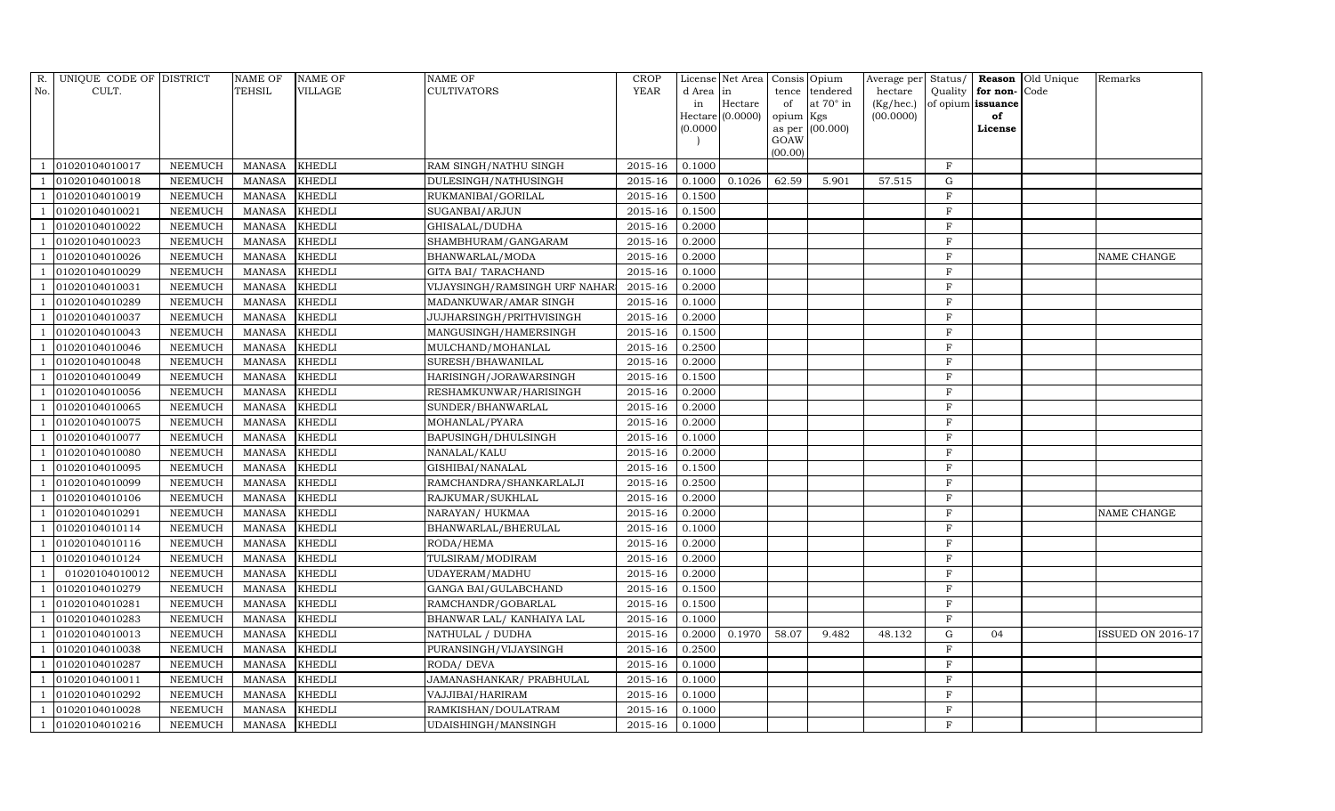| R. No. | UNIQUE CODE OF CULT. | DISTRICT | NAME OF TEHSIL | NAME OF VILLAGE | NAME OF CULTIVATORS | CROP YEAR | License d Area in Hectare (0.0000) | Net Area in Hectare (0.0000) | Consis tence of opium as per GOAW (00.00) | Opium tendered at 70° in Kgs (00.000) | Average per hectare (Kg/hec.) (00.0000) | Status/ Quality of opium | Reason for non-issuance of License | Old Unique Code | Remarks |
|---|---|---|---|---|---|---|---|---|---|---|---|---|---|---|---|
| 1 | 01020104010017 | NEEMUCH | MANASA | KHEDLI | RAM SINGH/NATHU SINGH | 2015-16 | 0.1000 | | | | | F | | | |
| 1 | 01020104010018 | NEEMUCH | MANASA | KHEDLI | DULESINGH/NATHUSINGH | 2015-16 | 0.1000 | 0.1026 | 62.59 | 5.901 | 57.515 | G | | | |
| 1 | 01020104010019 | NEEMUCH | MANASA | KHEDLI | RUKMANIBAI/GORILAL | 2015-16 | 0.1500 | | | | | F | | | |
| 1 | 01020104010021 | NEEMUCH | MANASA | KHEDLI | SUGANBAI/ARJUN | 2015-16 | 0.1500 | | | | | F | | | |
| 1 | 01020104010022 | NEEMUCH | MANASA | KHEDLI | GHISALAL/DUDHA | 2015-16 | 0.2000 | | | | | F | | | |
| 1 | 01020104010023 | NEEMUCH | MANASA | KHEDLI | SHAMBHURAM/GANGARAM | 2015-16 | 0.2000 | | | | | F | | | |
| 1 | 01020104010026 | NEEMUCH | MANASA | KHEDLI | BHANWARLAL/MODA | 2015-16 | 0.2000 | | | | | F | | | NAME CHANGE |
| 1 | 01020104010029 | NEEMUCH | MANASA | KHEDLI | GITA BAI/ TARACHAND | 2015-16 | 0.1000 | | | | | F | | | |
| 1 | 01020104010031 | NEEMUCH | MANASA | KHEDLI | VIJAYSINGH/RAMSINGH URF NAHAR | 2015-16 | 0.2000 | | | | | F | | | |
| 1 | 01020104010289 | NEEMUCH | MANASA | KHEDLI | MADANKUWAR/AMAR SINGH | 2015-16 | 0.1000 | | | | | F | | | |
| 1 | 01020104010037 | NEEMUCH | MANASA | KHEDLI | JUJHARSINGH/PRITHVISINGH | 2015-16 | 0.2000 | | | | | F | | | |
| 1 | 01020104010043 | NEEMUCH | MANASA | KHEDLI | MANGUSINGH/HAMERSINGH | 2015-16 | 0.1500 | | | | | F | | | |
| 1 | 01020104010046 | NEEMUCH | MANASA | KHEDLI | MULCHAND/MOHANLAL | 2015-16 | 0.2500 | | | | | F | | | |
| 1 | 01020104010048 | NEEMUCH | MANASA | KHEDLI | SURESH/BHAWANILAL | 2015-16 | 0.2000 | | | | | F | | | |
| 1 | 01020104010049 | NEEMUCH | MANASA | KHEDLI | HARISINGH/JORAWARSINGH | 2015-16 | 0.1500 | | | | | F | | | |
| 1 | 01020104010056 | NEEMUCH | MANASA | KHEDLI | RESHAMKUNWAR/HARISINGH | 2015-16 | 0.2000 | | | | | F | | | |
| 1 | 01020104010065 | NEEMUCH | MANASA | KHEDLI | SUNDER/BHANWARLAL | 2015-16 | 0.2000 | | | | | F | | | |
| 1 | 01020104010075 | NEEMUCH | MANASA | KHEDLI | MOHANLAL/PYARA | 2015-16 | 0.2000 | | | | | F | | | |
| 1 | 01020104010077 | NEEMUCH | MANASA | KHEDLI | BAPUSINGH/DHULSINGH | 2015-16 | 0.1000 | | | | | F | | | |
| 1 | 01020104010080 | NEEMUCH | MANASA | KHEDLI | NANALAL/KALU | 2015-16 | 0.2000 | | | | | F | | | |
| 1 | 01020104010095 | NEEMUCH | MANASA | KHEDLI | GISHIBAI/NANALAL | 2015-16 | 0.1500 | | | | | F | | | |
| 1 | 01020104010099 | NEEMUCH | MANASA | KHEDLI | RAMCHANDRA/SHANKARLALJI | 2015-16 | 0.2500 | | | | | F | | | |
| 1 | 01020104010106 | NEEMUCH | MANASA | KHEDLI | RAJKUMAR/SUKHLAL | 2015-16 | 0.2000 | | | | | F | | | |
| 1 | 01020104010291 | NEEMUCH | MANASA | KHEDLI | NARAYAN/ HUKMAA | 2015-16 | 0.2000 | | | | | F | | | NAME CHANGE |
| 1 | 01020104010114 | NEEMUCH | MANASA | KHEDLI | BHANWARLAL/BHERULAL | 2015-16 | 0.1000 | | | | | F | | | |
| 1 | 01020104010116 | NEEMUCH | MANASA | KHEDLI | RODA/HEMA | 2015-16 | 0.2000 | | | | | F | | | |
| 1 | 01020104010124 | NEEMUCH | MANASA | KHEDLI | TULSIRAM/MODIRAM | 2015-16 | 0.2000 | | | | | F | | | |
| 1 | 01020104010012 | NEEMUCH | MANASA | KHEDLI | UDAYERAM/MADHU | 2015-16 | 0.2000 | | | | | F | | | |
| 1 | 01020104010279 | NEEMUCH | MANASA | KHEDLI | GANGA BAI/GULABCHAND | 2015-16 | 0.1500 | | | | | F | | | |
| 1 | 01020104010281 | NEEMUCH | MANASA | KHEDLI | RAMCHANDR/GOBARLAL | 2015-16 | 0.1500 | | | | | F | | | |
| 1 | 01020104010283 | NEEMUCH | MANASA | KHEDLI | BHANWAR LAL/ KANHAIYA LAL | 2015-16 | 0.1000 | | | | | F | | | |
| 1 | 01020104010013 | NEEMUCH | MANASA | KHEDLI | NATHULAL / DUDHA | 2015-16 | 0.2000 | 0.1970 | 58.07 | 9.482 | 48.132 | G | 04 | | ISSUED ON 2016-17 |
| 1 | 01020104010038 | NEEMUCH | MANASA | KHEDLI | PURANSINGH/VIJAYSINGH | 2015-16 | 0.2500 | | | | | F | | | |
| 1 | 01020104010287 | NEEMUCH | MANASA | KHEDLI | RODA/ DEVA | 2015-16 | 0.1000 | | | | | F | | | |
| 1 | 01020104010011 | NEEMUCH | MANASA | KHEDLI | JAMANASHANKAR/ PRABHULAL | 2015-16 | 0.1000 | | | | | F | | | |
| 1 | 01020104010292 | NEEMUCH | MANASA | KHEDLI | VAJJIBAI/HARIRAM | 2015-16 | 0.1000 | | | | | F | | | |
| 1 | 01020104010028 | NEEMUCH | MANASA | KHEDLI | RAMKISHAN/DOULATRAM | 2015-16 | 0.1000 | | | | | F | | | |
| 1 | 01020104010216 | NEEMUCH | MANASA | KHEDLI | UDAISHINGH/MANSINGH | 2015-16 | 0.1000 | | | | | F | | | |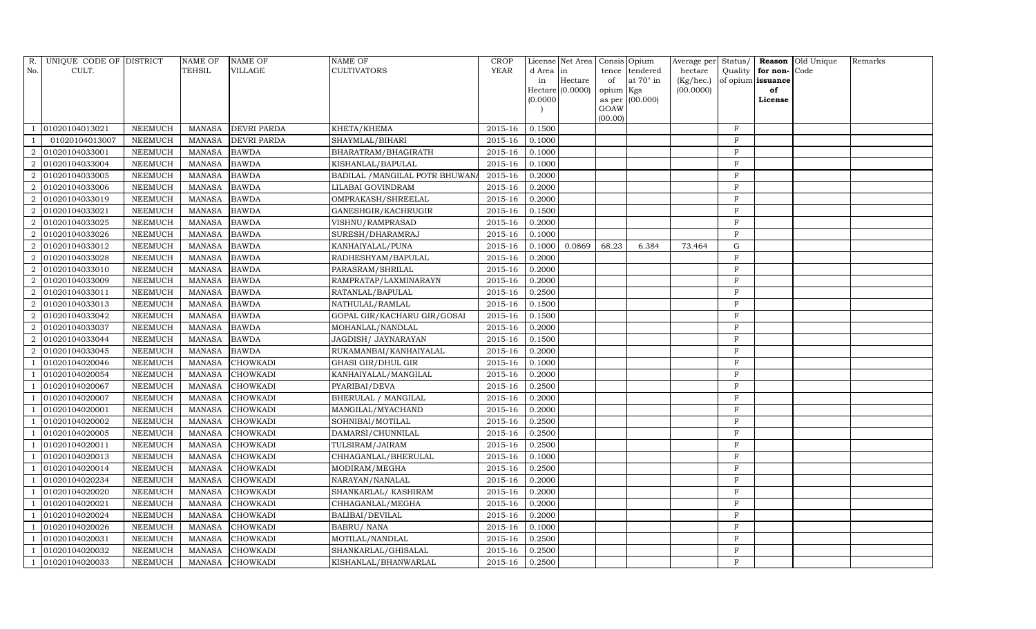| R. No. | UNIQUE CODE OF CULT. | DISTRICT | NAME OF TEHSIL | NAME OF VILLAGE | NAME OF CULTIVATORS | CROP YEAR | License d Area in Hectare (0.0000) | Net Area in Hectare (0.0000) | Consis tence of opium as per GOAW (00.00) | Opium tendered at 70° in Kgs (00.000) | Average per hectare (Kg/hec.) (00.0000) | Status/ Quality of opium | Reason for non-issuance of License | Old Unique Code | Remarks |
|---|---|---|---|---|---|---|---|---|---|---|---|---|---|---|---|
| 1 | 01020104013021 | NEEMUCH | MANASA | DEVRI PARDA | KHETA/KHEMA | 2015-16 | 0.1500 | | | | | F | | | |
| 1 | 01020104013007 | NEEMUCH | MANASA | DEVRI PARDA | SHAYMLAL/BIHARI | 2015-16 | 0.1000 | | | | | F | | | |
| 2 | 01020104033001 | NEEMUCH | MANASA | BAWDA | BHARATRAM/BHAGIRATH | 2015-16 | 0.1000 | | | | | F | | | |
| 2 | 01020104033004 | NEEMUCH | MANASA | BAWDA | KISHANLAL/BAPULAL | 2015-16 | 0.1000 | | | | | F | | | |
| 2 | 01020104033005 | NEEMUCH | MANASA | BAWDA | BADILAL /MANGILAL POTR BHUWAN/ | 2015-16 | 0.2000 | | | | | F | | | |
| 2 | 01020104033006 | NEEMUCH | MANASA | BAWDA | LILABAI GOVINDRAM | 2015-16 | 0.2000 | | | | | F | | | |
| 2 | 01020104033019 | NEEMUCH | MANASA | BAWDA | OMPRAKASH/SHREELAL | 2015-16 | 0.2000 | | | | | F | | | |
| 2 | 01020104033021 | NEEMUCH | MANASA | BAWDA | GANESHGIR/KACHRUGIR | 2015-16 | 0.1500 | | | | | F | | | |
| 2 | 01020104033025 | NEEMUCH | MANASA | BAWDA | VISHNU/RAMPRASAD | 2015-16 | 0.2000 | | | | | F | | | |
| 2 | 01020104033026 | NEEMUCH | MANASA | BAWDA | SURESH/DHARAMRAJ | 2015-16 | 0.1000 | | | | | F | | | |
| 2 | 01020104033012 | NEEMUCH | MANASA | BAWDA | KANHAIYALAL/PUNA | 2015-16 | 0.1000 | 0.0869 | 68.23 | 6.384 | 73.464 | G | | | |
| 2 | 01020104033028 | NEEMUCH | MANASA | BAWDA | RADHESHYAM/BAPULAL | 2015-16 | 0.2000 | | | | | F | | | |
| 2 | 01020104033010 | NEEMUCH | MANASA | BAWDA | PARASRAM/SHRILAL | 2015-16 | 0.2000 | | | | | F | | | |
| 2 | 01020104033009 | NEEMUCH | MANASA | BAWDA | RAMPRATAP/LAXMINARAYN | 2015-16 | 0.2000 | | | | | F | | | |
| 2 | 01020104033011 | NEEMUCH | MANASA | BAWDA | RATANLAL/BAPULAL | 2015-16 | 0.2500 | | | | | F | | | |
| 2 | 01020104033013 | NEEMUCH | MANASA | BAWDA | NATHULAL/RAMLAL | 2015-16 | 0.1500 | | | | | F | | | |
| 2 | 01020104033042 | NEEMUCH | MANASA | BAWDA | GOPAL GIR/KACHARU GIR/GOSAI | 2015-16 | 0.1500 | | | | | F | | | |
| 2 | 01020104033037 | NEEMUCH | MANASA | BAWDA | MOHANLAL/NANDLAL | 2015-16 | 0.2000 | | | | | F | | | |
| 2 | 01020104033044 | NEEMUCH | MANASA | BAWDA | JAGDISH/ JAYNARAYAN | 2015-16 | 0.1500 | | | | | F | | | |
| 2 | 01020104033045 | NEEMUCH | MANASA | BAWDA | RUKAMANBAI/KANHAIYALAL | 2015-16 | 0.2000 | | | | | F | | | |
| 1 | 01020104020046 | NEEMUCH | MANASA | CHOWKADI | GHASI GIR/DHUL GIR | 2015-16 | 0.1000 | | | | | F | | | |
| 1 | 01020104020054 | NEEMUCH | MANASA | CHOWKADI | KANHAIYALAL/MANGILAL | 2015-16 | 0.2000 | | | | | F | | | |
| 1 | 01020104020067 | NEEMUCH | MANASA | CHOWKADI | PYARIBAI/DEVA | 2015-16 | 0.2500 | | | | | F | | | |
| 1 | 01020104020007 | NEEMUCH | MANASA | CHOWKADI | BHERULAL / MANGILAL | 2015-16 | 0.2000 | | | | | F | | | |
| 1 | 01020104020001 | NEEMUCH | MANASA | CHOWKADI | MANGILAL/MYACHAND | 2015-16 | 0.2000 | | | | | F | | | |
| 1 | 01020104020002 | NEEMUCH | MANASA | CHOWKADI | SOHNIBAI/MOTILAL | 2015-16 | 0.2500 | | | | | F | | | |
| 1 | 01020104020005 | NEEMUCH | MANASA | CHOWKADI | DAMARSI/CHUNNILAL | 2015-16 | 0.2500 | | | | | F | | | |
| 1 | 01020104020011 | NEEMUCH | MANASA | CHOWKADI | TULSIRAM/JAIRAM | 2015-16 | 0.2500 | | | | | F | | | |
| 1 | 01020104020013 | NEEMUCH | MANASA | CHOWKADI | CHHAGANLAL/BHERULAL | 2015-16 | 0.1000 | | | | | F | | | |
| 1 | 01020104020014 | NEEMUCH | MANASA | CHOWKADI | MODIRAM/MEGHA | 2015-16 | 0.2500 | | | | | F | | | |
| 1 | 01020104020234 | NEEMUCH | MANASA | CHOWKADI | NARAYAN/NANALAL | 2015-16 | 0.2000 | | | | | F | | | |
| 1 | 01020104020020 | NEEMUCH | MANASA | CHOWKADI | SHANKARLAL/ KASHIRAM | 2015-16 | 0.2000 | | | | | F | | | |
| 1 | 01020104020021 | NEEMUCH | MANASA | CHOWKADI | CHHAGANLAL/MEGHA | 2015-16 | 0.2000 | | | | | F | | | |
| 1 | 01020104020024 | NEEMUCH | MANASA | CHOWKADI | BALIBAI/DEVILAL | 2015-16 | 0.2000 | | | | | F | | | |
| 1 | 01020104020026 | NEEMUCH | MANASA | CHOWKADI | BABRU/ NANA | 2015-16 | 0.1000 | | | | | F | | | |
| 1 | 01020104020031 | NEEMUCH | MANASA | CHOWKADI | MOTILAL/NANDLAL | 2015-16 | 0.2500 | | | | | F | | | |
| 1 | 01020104020032 | NEEMUCH | MANASA | CHOWKADI | SHANKARLAL/GHISALAL | 2015-16 | 0.2500 | | | | | F | | | |
| 1 | 01020104020033 | NEEMUCH | MANASA | CHOWKADI | KISHANLAL/BHANWARLAL | 2015-16 | 0.2500 | | | | | F | | | |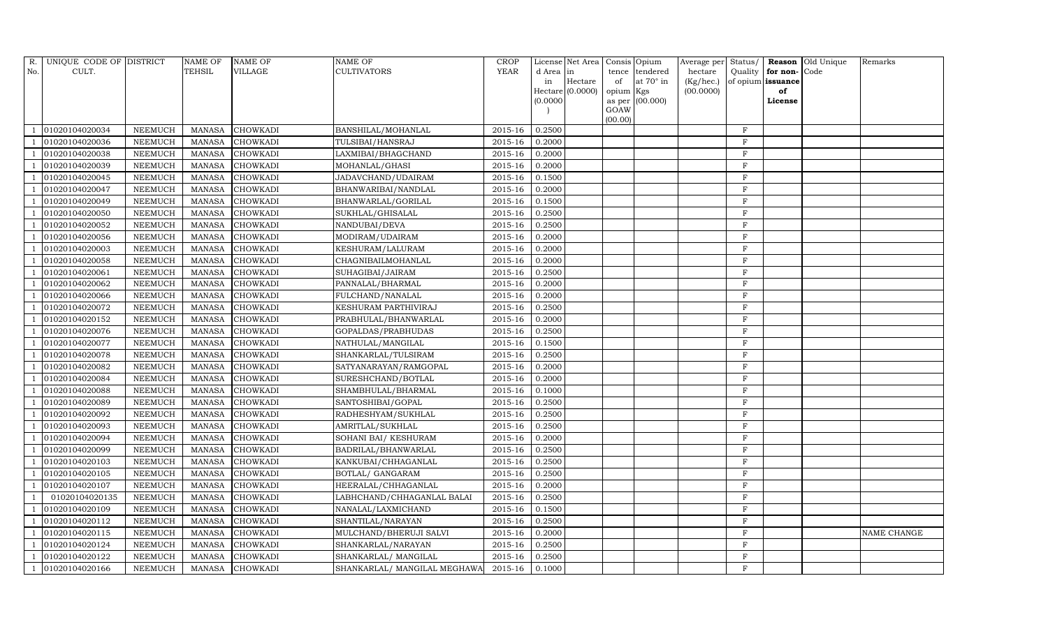| R. No. | UNIQUE CODE OF CULT. | DISTRICT | NAME OF TEHSIL | NAME OF VILLAGE | NAME OF CULTIVATORS | CROP YEAR | License d Area in Hectare (0.0000) | Net Area in Hectare (0.0000) | Consis tence of opium as per GOAW (00.00) | Opium tendered at 70° in Kgs (00.000) | Average per hectare (Kg/hec.) (00.0000) | Status/ Quality of opium | Reason for non-issuance of License | Old Unique Code | Remarks |
|---|---|---|---|---|---|---|---|---|---|---|---|---|---|---|---|
| 1 | 01020104020034 | NEEMUCH | MANASA | CHOWKADI | BANSHILAL/MOHANLAL | 2015-16 | 0.2500 | | | | | F | | | |
| 1 | 01020104020036 | NEEMUCH | MANASA | CHOWKADI | TULSIBAI/HANSRAJ | 2015-16 | 0.2000 | | | | | F | | | |
| 1 | 01020104020038 | NEEMUCH | MANASA | CHOWKADI | LAXMIBAI/BHAGCHAND | 2015-16 | 0.2000 | | | | | F | | | |
| 1 | 01020104020039 | NEEMUCH | MANASA | CHOWKADI | MOHANLAL/GHASI | 2015-16 | 0.2000 | | | | | F | | | |
| 1 | 01020104020045 | NEEMUCH | MANASA | CHOWKADI | JADAVCHAND/UDAIRAM | 2015-16 | 0.1500 | | | | | F | | | |
| 1 | 01020104020047 | NEEMUCH | MANASA | CHOWKADI | BHANWARIBAI/NANDLAL | 2015-16 | 0.2000 | | | | | F | | | |
| 1 | 01020104020049 | NEEMUCH | MANASA | CHOWKADI | BHANWARLAL/GORILAL | 2015-16 | 0.1500 | | | | | F | | | |
| 1 | 01020104020050 | NEEMUCH | MANASA | CHOWKADI | SUKHLAL/GHISALAL | 2015-16 | 0.2500 | | | | | F | | | |
| 1 | 01020104020052 | NEEMUCH | MANASA | CHOWKADI | NANDUBAI/DEVA | 2015-16 | 0.2500 | | | | | F | | | |
| 1 | 01020104020056 | NEEMUCH | MANASA | CHOWKADI | MODIRAM/UDAIRAM | 2015-16 | 0.2000 | | | | | F | | | |
| 1 | 01020104020003 | NEEMUCH | MANASA | CHOWKADI | KESHURAM/LALURAM | 2015-16 | 0.2000 | | | | | F | | | |
| 1 | 01020104020058 | NEEMUCH | MANASA | CHOWKADI | CHAGNIBAILMOHANLAL | 2015-16 | 0.2000 | | | | | F | | | |
| 1 | 01020104020061 | NEEMUCH | MANASA | CHOWKADI | SUHAGIBAI/JAIRAM | 2015-16 | 0.2500 | | | | | F | | | |
| 1 | 01020104020062 | NEEMUCH | MANASA | CHOWKADI | PANNALAL/BHARMAL | 2015-16 | 0.2000 | | | | | F | | | |
| 1 | 01020104020066 | NEEMUCH | MANASA | CHOWKADI | FULCHAND/NANALAL | 2015-16 | 0.2000 | | | | | F | | | |
| 1 | 01020104020072 | NEEMUCH | MANASA | CHOWKADI | KESHURAM PARTHIVIRAJ | 2015-16 | 0.2500 | | | | | F | | | |
| 1 | 01020104020152 | NEEMUCH | MANASA | CHOWKADI | PRABHULAL/BHANWARLAL | 2015-16 | 0.2000 | | | | | F | | | |
| 1 | 01020104020076 | NEEMUCH | MANASA | CHOWKADI | GOPALDAS/PRABHUDAS | 2015-16 | 0.2500 | | | | | F | | | |
| 1 | 01020104020077 | NEEMUCH | MANASA | CHOWKADI | NATHULAL/MANGILAL | 2015-16 | 0.1500 | | | | | F | | | |
| 1 | 01020104020078 | NEEMUCH | MANASA | CHOWKADI | SHANKARLAL/TULSIRAM | 2015-16 | 0.2500 | | | | | F | | | |
| 1 | 01020104020082 | NEEMUCH | MANASA | CHOWKADI | SATYANARAYAN/RAMGOPAL | 2015-16 | 0.2000 | | | | | F | | | |
| 1 | 01020104020084 | NEEMUCH | MANASA | CHOWKADI | SURESHCHAND/BOTLAL | 2015-16 | 0.2000 | | | | | F | | | |
| 1 | 01020104020088 | NEEMUCH | MANASA | CHOWKADI | SHAMBHULAL/BHARMAL | 2015-16 | 0.1000 | | | | | F | | | |
| 1 | 01020104020089 | NEEMUCH | MANASA | CHOWKADI | SANTOSHIBAI/GOPAL | 2015-16 | 0.2500 | | | | | F | | | |
| 1 | 01020104020092 | NEEMUCH | MANASA | CHOWKADI | RADHESHYAM/SUKHLAL | 2015-16 | 0.2500 | | | | | F | | | |
| 1 | 01020104020093 | NEEMUCH | MANASA | CHOWKADI | AMRITLAL/SUKHLAL | 2015-16 | 0.2500 | | | | | F | | | |
| 1 | 01020104020094 | NEEMUCH | MANASA | CHOWKADI | SOHANI BAI/ KESHURAM | 2015-16 | 0.2000 | | | | | F | | | |
| 1 | 01020104020099 | NEEMUCH | MANASA | CHOWKADI | BADRILAL/BHANWARLAL | 2015-16 | 0.2500 | | | | | F | | | |
| 1 | 01020104020103 | NEEMUCH | MANASA | CHOWKADI | KANKUBAI/CHHAGANLAL | 2015-16 | 0.2500 | | | | | F | | | |
| 1 | 01020104020105 | NEEMUCH | MANASA | CHOWKADI | BOTLAL/ GANGARAM | 2015-16 | 0.2500 | | | | | F | | | |
| 1 | 01020104020107 | NEEMUCH | MANASA | CHOWKADI | HEERALAL/CHHAGANLAL | 2015-16 | 0.2000 | | | | | F | | | |
| 1 | 01020104020135 | NEEMUCH | MANASA | CHOWKADI | LABHCHAND/CHHAGANLAL BALAI | 2015-16 | 0.2500 | | | | | F | | | |
| 1 | 01020104020109 | NEEMUCH | MANASA | CHOWKADI | NANALAL/LAXMICHAND | 2015-16 | 0.1500 | | | | | F | | | |
| 1 | 01020104020112 | NEEMUCH | MANASA | CHOWKADI | SHANTILAL/NARAYAN | 2015-16 | 0.2500 | | | | | F | | | |
| 1 | 01020104020115 | NEEMUCH | MANASA | CHOWKADI | MULCHAND/BHERUJI SALVI | 2015-16 | 0.2000 | | | | | F | | | NAME CHANGE |
| 1 | 01020104020124 | NEEMUCH | MANASA | CHOWKADI | SHANKARLAL/NARAYAN | 2015-16 | 0.2500 | | | | | F | | | |
| 1 | 01020104020122 | NEEMUCH | MANASA | CHOWKADI | SHANKARLAL/ MANGILAL | 2015-16 | 0.2500 | | | | | F | | | |
| 1 | 01020104020166 | NEEMUCH | MANASA | CHOWKADI | SHANKARLAL/ MANGILAL MEGHAWA | 2015-16 | 0.1000 | | | | | F | | | |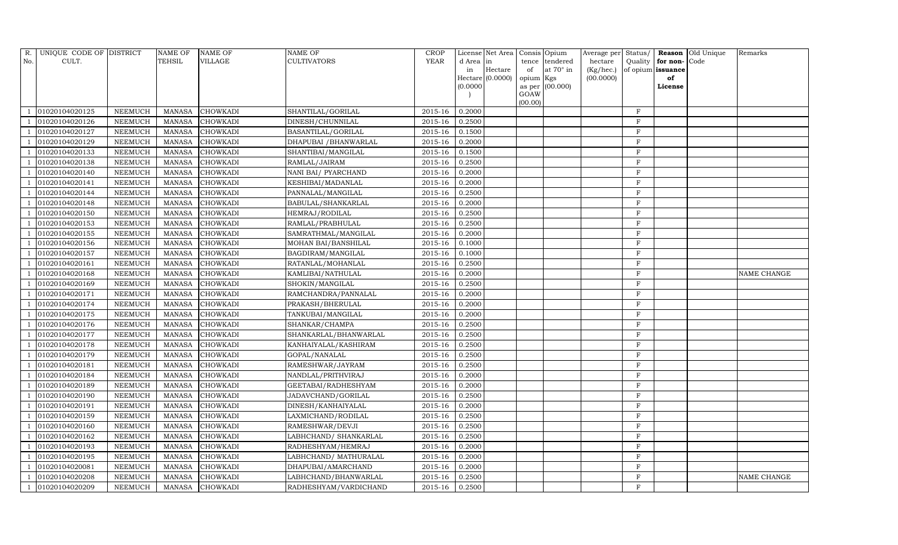| R. No. | UNIQUE CODE OF CULT. | DISTRICT | NAME OF TEHSIL | NAME OF VILLAGE | NAME OF CULTIVATORS | CROP YEAR | License d Area in Hectare (0.0000) | Net Area in Hectare (0.0000) | Consis tence of opium as per GOAW (00.00) | Opium tendered at 70° in Kgs (00.000) | Average per hectare (Kg/hec.) (00.0000) | Status/ Quality of opium | Reason for non-issuance of License | Old Unique Code | Remarks |
|---|---|---|---|---|---|---|---|---|---|---|---|---|---|---|---|
| 1 | 01020104020125 | NEEMUCH | MANASA | CHOWKADI | SHANTILAL/GORILAL | 2015-16 | 0.2000 | | | | | F | | | |
| 1 | 01020104020126 | NEEMUCH | MANASA | CHOWKADI | DINESH/CHUNNILAL | 2015-16 | 0.2500 | | | | | F | | | |
| 1 | 01020104020127 | NEEMUCH | MANASA | CHOWKADI | BASANTILAL/GORILAL | 2015-16 | 0.1500 | | | | | F | | | |
| 1 | 01020104020129 | NEEMUCH | MANASA | CHOWKADI | DHAPUBAI /BHANWARLAL | 2015-16 | 0.2000 | | | | | F | | | |
| 1 | 01020104020133 | NEEMUCH | MANASA | CHOWKADI | SHANTIBAI/MANGILAL | 2015-16 | 0.1500 | | | | | F | | | |
| 1 | 01020104020138 | NEEMUCH | MANASA | CHOWKADI | RAMLAL/JAIRAM | 2015-16 | 0.2500 | | | | | F | | | |
| 1 | 01020104020140 | NEEMUCH | MANASA | CHOWKADI | NANI BAI/ PYARCHAND | 2015-16 | 0.2000 | | | | | F | | | |
| 1 | 01020104020141 | NEEMUCH | MANASA | CHOWKADI | KESHIBAI/MADANLAL | 2015-16 | 0.2000 | | | | | F | | | |
| 1 | 01020104020144 | NEEMUCH | MANASA | CHOWKADI | PANNALAL/MANGILAL | 2015-16 | 0.2500 | | | | | F | | | |
| 1 | 01020104020148 | NEEMUCH | MANASA | CHOWKADI | BABULAL/SHANKARLAL | 2015-16 | 0.2000 | | | | | F | | | |
| 1 | 01020104020150 | NEEMUCH | MANASA | CHOWKADI | HEMRAJ/RODILAL | 2015-16 | 0.2500 | | | | | F | | | |
| 1 | 01020104020153 | NEEMUCH | MANASA | CHOWKADI | RAMLAL/PRABHULAL | 2015-16 | 0.2500 | | | | | F | | | |
| 1 | 01020104020155 | NEEMUCH | MANASA | CHOWKADI | SAMRATHMAL/MANGILAL | 2015-16 | 0.2000 | | | | | F | | | |
| 1 | 01020104020156 | NEEMUCH | MANASA | CHOWKADI | MOHAN BAI/BANSHILAL | 2015-16 | 0.1000 | | | | | F | | | |
| 1 | 01020104020157 | NEEMUCH | MANASA | CHOWKADI | BAGDIRAM/MANGILAL | 2015-16 | 0.1000 | | | | | F | | | |
| 1 | 01020104020161 | NEEMUCH | MANASA | CHOWKADI | RATANLAL/MOHANLAL | 2015-16 | 0.2500 | | | | | F | | | |
| 1 | 01020104020168 | NEEMUCH | MANASA | CHOWKADI | KAMLIBAI/NATHULAL | 2015-16 | 0.2000 | | | | | F | | | NAME CHANGE |
| 1 | 01020104020169 | NEEMUCH | MANASA | CHOWKADI | SHOKIN/MANGILAL | 2015-16 | 0.2500 | | | | | F | | | |
| 1 | 01020104020171 | NEEMUCH | MANASA | CHOWKADI | RAMCHANDRA/PANNALAL | 2015-16 | 0.2000 | | | | | F | | | |
| 1 | 01020104020174 | NEEMUCH | MANASA | CHOWKADI | PRAKASH/BHERULAL | 2015-16 | 0.2000 | | | | | F | | | |
| 1 | 01020104020175 | NEEMUCH | MANASA | CHOWKADI | TANKUBAI/MANGILAL | 2015-16 | 0.2000 | | | | | F | | | |
| 1 | 01020104020176 | NEEMUCH | MANASA | CHOWKADI | SHANKAR/CHAMPA | 2015-16 | 0.2500 | | | | | F | | | |
| 1 | 01020104020177 | NEEMUCH | MANASA | CHOWKADI | SHANKARLAL/BHANWARLAL | 2015-16 | 0.2500 | | | | | F | | | |
| 1 | 01020104020178 | NEEMUCH | MANASA | CHOWKADI | KANHAIYALAL/KASHIRAM | 2015-16 | 0.2500 | | | | | F | | | |
| 1 | 01020104020179 | NEEMUCH | MANASA | CHOWKADI | GOPAL/NANALAL | 2015-16 | 0.2500 | | | | | F | | | |
| 1 | 01020104020181 | NEEMUCH | MANASA | CHOWKADI | RAMESHWAR/JAYRAM | 2015-16 | 0.2500 | | | | | F | | | |
| 1 | 01020104020184 | NEEMUCH | MANASA | CHOWKADI | NANDLAL/PRITHVIRAJ | 2015-16 | 0.2000 | | | | | F | | | |
| 1 | 01020104020189 | NEEMUCH | MANASA | CHOWKADI | GEETABAI/RADHESHYAM | 2015-16 | 0.2000 | | | | | F | | | |
| 1 | 01020104020190 | NEEMUCH | MANASA | CHOWKADI | JADAVCHAND/GORILAL | 2015-16 | 0.2500 | | | | | F | | | |
| 1 | 01020104020191 | NEEMUCH | MANASA | CHOWKADI | DINESH/KANHAIYALAL | 2015-16 | 0.2000 | | | | | F | | | |
| 1 | 01020104020159 | NEEMUCH | MANASA | CHOWKADI | LAXMICHAND/RODILAL | 2015-16 | 0.2500 | | | | | F | | | |
| 1 | 01020104020160 | NEEMUCH | MANASA | CHOWKADI | RAMESHWAR/DEVJI | 2015-16 | 0.2500 | | | | | F | | | |
| 1 | 01020104020162 | NEEMUCH | MANASA | CHOWKADI | LABHCHAND/ SHANKARLAL | 2015-16 | 0.2500 | | | | | F | | | |
| 1 | 01020104020193 | NEEMUCH | MANASA | CHOWKADI | RADHESHYAM/HEMRAJ | 2015-16 | 0.2000 | | | | | F | | | |
| 1 | 01020104020195 | NEEMUCH | MANASA | CHOWKADI | LABHCHAND/ MATHURALAL | 2015-16 | 0.2000 | | | | | F | | | |
| 1 | 01020104020081 | NEEMUCH | MANASA | CHOWKADI | DHAPUBAI/AMARCHAND | 2015-16 | 0.2000 | | | | | F | | | |
| 1 | 01020104020208 | NEEMUCH | MANASA | CHOWKADI | LABHCHAND/BHANWARLAL | 2015-16 | 0.2500 | | | | | F | | | NAME CHANGE |
| 1 | 01020104020209 | NEEMUCH | MANASA | CHOWKADI | RADHESHYAM/VARDICHAND | 2015-16 | 0.2500 | | | | | F | | | |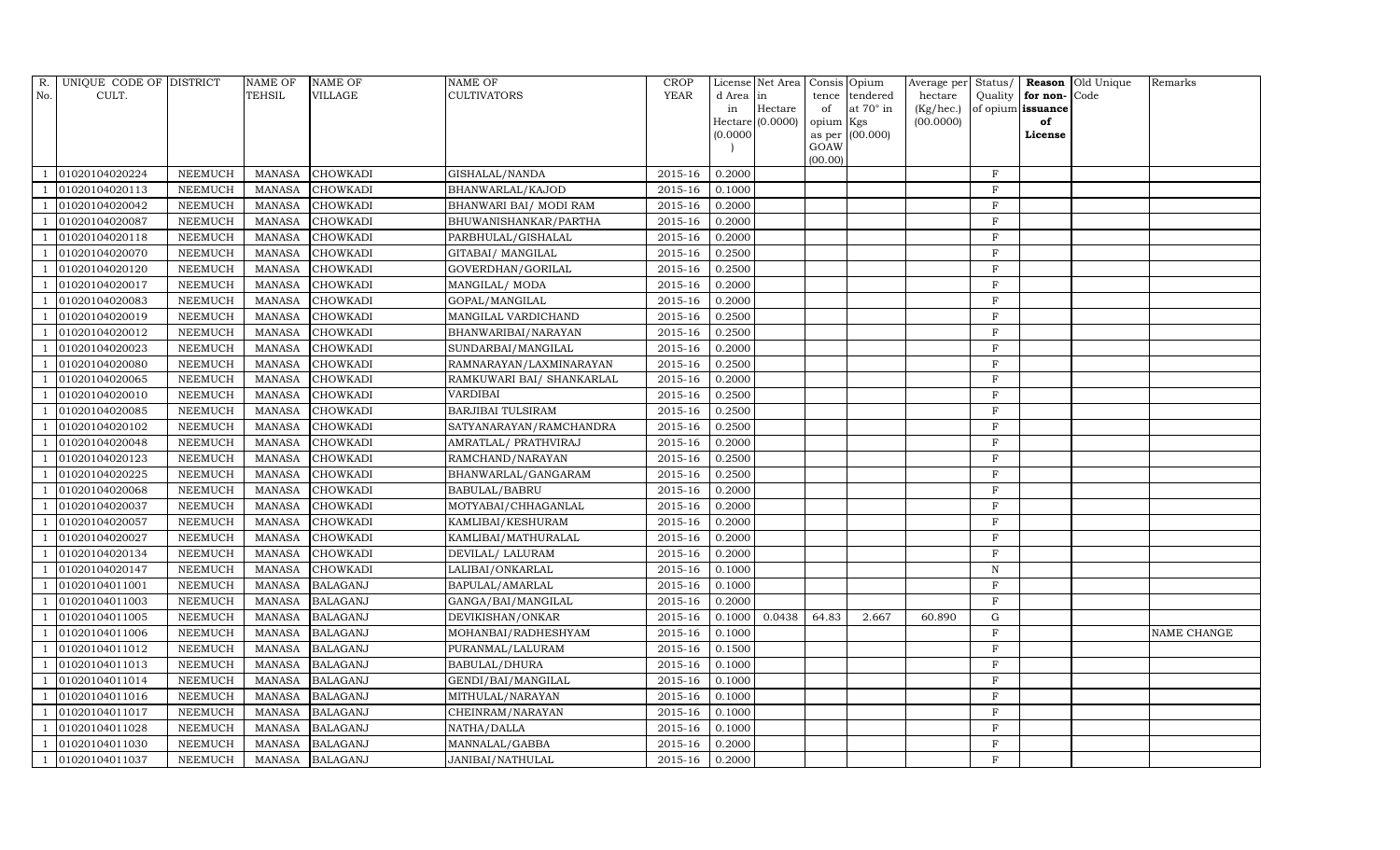| R. No. | UNIQUE CODE OF CULT. | DISTRICT | NAME OF TEHSIL | NAME OF VILLAGE | NAME OF CULTIVATORS | CROP YEAR | License d Area in Hectare (0.0000) | Net Area in Hectare (0.0000) | Consis tence of opium as per GOAW (00.00) | Opium tendered at 70° in Kgs (00.000) | Average per hectare (Kg/hec.) (00.0000) | Status/ Quality of opium | Reason for non-issuance of License | Old Unique Code | Remarks |
|---|---|---|---|---|---|---|---|---|---|---|---|---|---|---|---|
| 1 | 01020104020224 | NEEMUCH | MANASA | CHOWKADI | GISHALAL/NANDA | 2015-16 | 0.2000 | | | | | F | | | |
| 1 | 01020104020113 | NEEMUCH | MANASA | CHOWKADI | BHANWARLAL/KAJOD | 2015-16 | 0.1000 | | | | | F | | | |
| 1 | 01020104020042 | NEEMUCH | MANASA | CHOWKADI | BHANWARI BAI/ MODI RAM | 2015-16 | 0.2000 | | | | | F | | | |
| 1 | 01020104020087 | NEEMUCH | MANASA | CHOWKADI | BHUWANISHANKAR/PARTHA | 2015-16 | 0.2000 | | | | | F | | | |
| 1 | 01020104020118 | NEEMUCH | MANASA | CHOWKADI | PARBHULAL/GISHALAL | 2015-16 | 0.2000 | | | | | F | | | |
| 1 | 01020104020070 | NEEMUCH | MANASA | CHOWKADI | GITABAI/ MANGILAL | 2015-16 | 0.2500 | | | | | F | | | |
| 1 | 01020104020120 | NEEMUCH | MANASA | CHOWKADI | GOVERDHAN/GORILAL | 2015-16 | 0.2500 | | | | | F | | | |
| 1 | 01020104020017 | NEEMUCH | MANASA | CHOWKADI | MANGILAL/ MODA | 2015-16 | 0.2000 | | | | | F | | | |
| 1 | 01020104020083 | NEEMUCH | MANASA | CHOWKADI | GOPAL/MANGILAL | 2015-16 | 0.2000 | | | | | F | | | |
| 1 | 01020104020019 | NEEMUCH | MANASA | CHOWKADI | MANGILAL VARDICHAND | 2015-16 | 0.2500 | | | | | F | | | |
| 1 | 01020104020012 | NEEMUCH | MANASA | CHOWKADI | BHANWARIBAI/NARAYAN | 2015-16 | 0.2500 | | | | | F | | | |
| 1 | 01020104020023 | NEEMUCH | MANASA | CHOWKADI | SUNDARBAI/MANGILAL | 2015-16 | 0.2000 | | | | | F | | | |
| 1 | 01020104020080 | NEEMUCH | MANASA | CHOWKADI | RAMNARAYAN/LAXMINARAYAN | 2015-16 | 0.2500 | | | | | F | | | |
| 1 | 01020104020065 | NEEMUCH | MANASA | CHOWKADI | RAMKUWARI BAI/ SHANKARLAL | 2015-16 | 0.2000 | | | | | F | | | |
| 1 | 01020104020010 | NEEMUCH | MANASA | CHOWKADI | VARDIBAI | 2015-16 | 0.2500 | | | | | F | | | |
| 1 | 01020104020085 | NEEMUCH | MANASA | CHOWKADI | BARJIBAI TULSIRAM | 2015-16 | 0.2500 | | | | | F | | | |
| 1 | 01020104020102 | NEEMUCH | MANASA | CHOWKADI | SATYANARAYAN/RAMCHANDRA | 2015-16 | 0.2500 | | | | | F | | | |
| 1 | 01020104020048 | NEEMUCH | MANASA | CHOWKADI | AMRATLAL/ PRATHVIRAJ | 2015-16 | 0.2000 | | | | | F | | | |
| 1 | 01020104020123 | NEEMUCH | MANASA | CHOWKADI | RAMCHAND/NARAYAN | 2015-16 | 0.2500 | | | | | F | | | |
| 1 | 01020104020225 | NEEMUCH | MANASA | CHOWKADI | BHANWARLAL/GANGARAM | 2015-16 | 0.2500 | | | | | F | | | |
| 1 | 01020104020068 | NEEMUCH | MANASA | CHOWKADI | BABULAL/BABRU | 2015-16 | 0.2000 | | | | | F | | | |
| 1 | 01020104020037 | NEEMUCH | MANASA | CHOWKADI | MOTYABAI/CHHAGANLAL | 2015-16 | 0.2000 | | | | | F | | | |
| 1 | 01020104020057 | NEEMUCH | MANASA | CHOWKADI | KAMLIBAI/KESHURAM | 2015-16 | 0.2000 | | | | | F | | | |
| 1 | 01020104020027 | NEEMUCH | MANASA | CHOWKADI | KAMLIBAI/MATHURALAL | 2015-16 | 0.2000 | | | | | F | | | |
| 1 | 01020104020134 | NEEMUCH | MANASA | CHOWKADI | DEVILAL/ LALURAM | 2015-16 | 0.2000 | | | | | F | | | |
| 1 | 01020104020147 | NEEMUCH | MANASA | CHOWKADI | LALIBAI/ONKARLAL | 2015-16 | 0.1000 | | | | | N | | | |
| 1 | 01020104011001 | NEEMUCH | MANASA | BALAGANJ | BAPULAL/AMARLAL | 2015-16 | 0.1000 | | | | | F | | | |
| 1 | 01020104011003 | NEEMUCH | MANASA | BALAGANJ | GANGA/BAI/MANGILAL | 2015-16 | 0.2000 | | | | | F | | | |
| 1 | 01020104011005 | NEEMUCH | MANASA | BALAGANJ | DEVIKISHAN/ONKAR | 2015-16 | 0.1000 | 0.0438 | 64.83 | 2.667 | 60.890 | G | | | |
| 1 | 01020104011006 | NEEMUCH | MANASA | BALAGANJ | MOHANBAI/RADHESHYAM | 2015-16 | 0.1000 | | | | | F | | | NAME CHANGE |
| 1 | 01020104011012 | NEEMUCH | MANASA | BALAGANJ | PURANMAL/LALURAM | 2015-16 | 0.1500 | | | | | F | | | |
| 1 | 01020104011013 | NEEMUCH | MANASA | BALAGANJ | BABULAL/DHURA | 2015-16 | 0.1000 | | | | | F | | | |
| 1 | 01020104011014 | NEEMUCH | MANASA | BALAGANJ | GENDI/BAI/MANGILAL | 2015-16 | 0.1000 | | | | | F | | | |
| 1 | 01020104011016 | NEEMUCH | MANASA | BALAGANJ | MITHULAL/NARAYAN | 2015-16 | 0.1000 | | | | | F | | | |
| 1 | 01020104011017 | NEEMUCH | MANASA | BALAGANJ | CHEINRAM/NARAYAN | 2015-16 | 0.1000 | | | | | F | | | |
| 1 | 01020104011028 | NEEMUCH | MANASA | BALAGANJ | NATHA/DALLA | 2015-16 | 0.1000 | | | | | F | | | |
| 1 | 01020104011030 | NEEMUCH | MANASA | BALAGANJ | MANNALAL/GABBA | 2015-16 | 0.2000 | | | | | F | | | |
| 1 | 01020104011037 | NEEMUCH | MANASA | BALAGANJ | JANIBAI/NATHULAL | 2015-16 | 0.2000 | | | | | F | | | |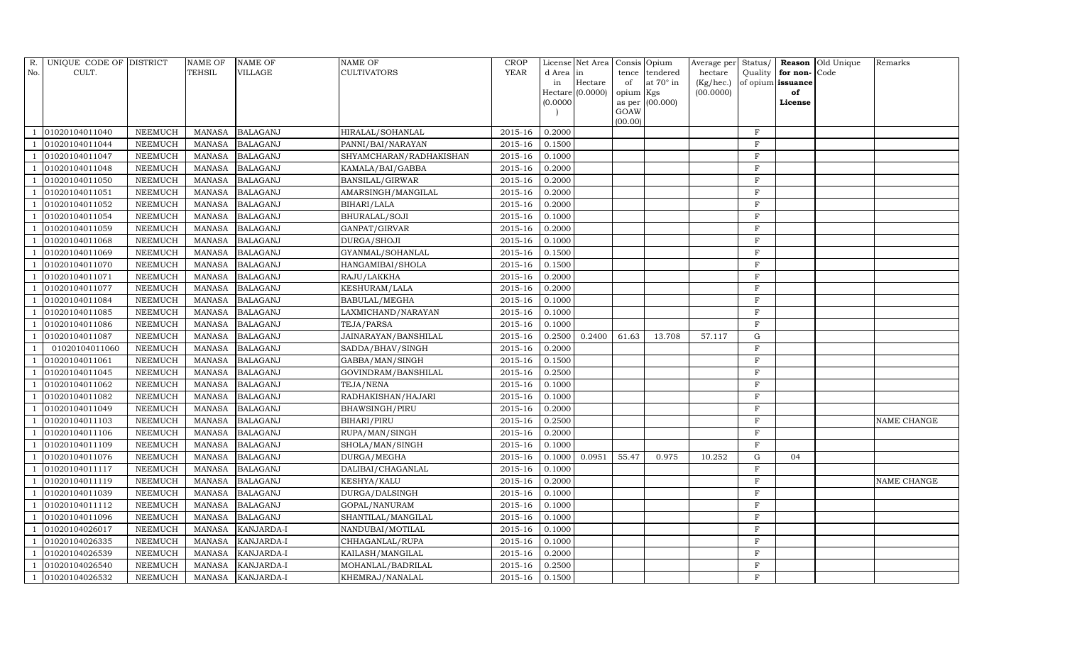| R. No. | UNIQUE CODE OF CULT. | DISTRICT | NAME OF TEHSIL | NAME OF VILLAGE | NAME OF CULTIVATORS | CROP YEAR | License d Area in Hectare (0.0000) | Net Area in Hectare (0.0000) | Consis tence of opium as per GOAW (00.00) | Opium tendered at 70° in Kgs (00.000) | Average per hectare (Kg/hec.) (00.0000) | Status/ Quality of opium | Reason for non-issuance of License | Old Unique Code | Remarks |
|---|---|---|---|---|---|---|---|---|---|---|---|---|---|---|---|
| 1 | 01020104011040 | NEEMUCH | MANASA | BALAGANJ | HIRALAL/SOHANLAL | 2015-16 | 0.2000 | | | | | F | | | |
| 1 | 01020104011044 | NEEMUCH | MANASA | BALAGANJ | PANNI/BAI/NARAYAN | 2015-16 | 0.1500 | | | | | F | | | |
| 1 | 01020104011047 | NEEMUCH | MANASA | BALAGANJ | SHYAMCHARAN/RADHAKISHAN | 2015-16 | 0.1000 | | | | | F | | | |
| 1 | 01020104011048 | NEEMUCH | MANASA | BALAGANJ | KAMALA/BAI/GABBA | 2015-16 | 0.2000 | | | | | F | | | |
| 1 | 01020104011050 | NEEMUCH | MANASA | BALAGANJ | BANSILAL/GIRWAR | 2015-16 | 0.2000 | | | | | F | | | |
| 1 | 01020104011051 | NEEMUCH | MANASA | BALAGANJ | AMARSINGH/MANGILAL | 2015-16 | 0.2000 | | | | | F | | | |
| 1 | 01020104011052 | NEEMUCH | MANASA | BALAGANJ | BIHARI/LALA | 2015-16 | 0.2000 | | | | | F | | | |
| 1 | 01020104011054 | NEEMUCH | MANASA | BALAGANJ | BHURALAL/SOJI | 2015-16 | 0.1000 | | | | | F | | | |
| 1 | 01020104011059 | NEEMUCH | MANASA | BALAGANJ | GANPAT/GIRVAR | 2015-16 | 0.2000 | | | | | F | | | |
| 1 | 01020104011068 | NEEMUCH | MANASA | BALAGANJ | DURGA/SHOJI | 2015-16 | 0.1000 | | | | | F | | | |
| 1 | 01020104011069 | NEEMUCH | MANASA | BALAGANJ | GYANMAL/SOHANLAL | 2015-16 | 0.1500 | | | | | F | | | |
| 1 | 01020104011070 | NEEMUCH | MANASA | BALAGANJ | HANGAMIBAI/SHOLA | 2015-16 | 0.1500 | | | | | F | | | |
| 1 | 01020104011071 | NEEMUCH | MANASA | BALAGANJ | RAJU/LAKKHA | 2015-16 | 0.2000 | | | | | F | | | |
| 1 | 01020104011077 | NEEMUCH | MANASA | BALAGANJ | KESHURAM/LALA | 2015-16 | 0.2000 | | | | | F | | | |
| 1 | 01020104011084 | NEEMUCH | MANASA | BALAGANJ | BABULAL/MEGHA | 2015-16 | 0.1000 | | | | | F | | | |
| 1 | 01020104011085 | NEEMUCH | MANASA | BALAGANJ | LAXMICHAND/NARAYAN | 2015-16 | 0.1000 | | | | | F | | | |
| 1 | 01020104011086 | NEEMUCH | MANASA | BALAGANJ | TEJA/PARSA | 2015-16 | 0.1000 | | | | | F | | | |
| 1 | 01020104011087 | NEEMUCH | MANASA | BALAGANJ | JAINARAYAN/BANSHILAL | 2015-16 | 0.2500 | 0.2400 | 61.63 | 13.708 | 57.117 | G | | | |
| 1 | 01020104011060 | NEEMUCH | MANASA | BALAGANJ | SADDA/BHAV/SINGH | 2015-16 | 0.2000 | | | | | F | | | |
| 1 | 01020104011061 | NEEMUCH | MANASA | BALAGANJ | GABBA/MAN/SINGH | 2015-16 | 0.1500 | | | | | F | | | |
| 1 | 01020104011045 | NEEMUCH | MANASA | BALAGANJ | GOVINDRAM/BANSHILAL | 2015-16 | 0.2500 | | | | | F | | | |
| 1 | 01020104011062 | NEEMUCH | MANASA | BALAGANJ | TEJA/NENA | 2015-16 | 0.1000 | | | | | F | | | |
| 1 | 01020104011082 | NEEMUCH | MANASA | BALAGANJ | RADHAKISHAN/HAJARI | 2015-16 | 0.1000 | | | | | F | | | |
| 1 | 01020104011049 | NEEMUCH | MANASA | BALAGANJ | BHAWSINGH/PIRU | 2015-16 | 0.2000 | | | | | F | | | |
| 1 | 01020104011103 | NEEMUCH | MANASA | BALAGANJ | BIHARI/PIRU | 2015-16 | 0.2500 | | | | | F | | | NAME CHANGE |
| 1 | 01020104011106 | NEEMUCH | MANASA | BALAGANJ | RUPA/MAN/SINGH | 2015-16 | 0.2000 | | | | | F | | | |
| 1 | 01020104011109 | NEEMUCH | MANASA | BALAGANJ | SHOLA/MAN/SINGH | 2015-16 | 0.1000 | | | | | F | | | |
| 1 | 01020104011076 | NEEMUCH | MANASA | BALAGANJ | DURGA/MEGHA | 2015-16 | 0.1000 | 0.0951 | 55.47 | 0.975 | 10.252 | G | 04 | | |
| 1 | 01020104011117 | NEEMUCH | MANASA | BALAGANJ | DALIBAI/CHAGANLAL | 2015-16 | 0.1000 | | | | | F | | | |
| 1 | 01020104011119 | NEEMUCH | MANASA | BALAGANJ | KESHYA/KALU | 2015-16 | 0.2000 | | | | | F | | | NAME CHANGE |
| 1 | 01020104011039 | NEEMUCH | MANASA | BALAGANJ | DURGA/DALSINGH | 2015-16 | 0.1000 | | | | | F | | | |
| 1 | 01020104011112 | NEEMUCH | MANASA | BALAGANJ | GOPAL/NANURAM | 2015-16 | 0.1000 | | | | | F | | | |
| 1 | 01020104011096 | NEEMUCH | MANASA | BALAGANJ | SHANTILAL/MANGILAL | 2015-16 | 0.1000 | | | | | F | | | |
| 1 | 01020104026017 | NEEMUCH | MANASA | KANJARDA-I | NANDUBAI/MOTILAL | 2015-16 | 0.1000 | | | | | F | | | |
| 1 | 01020104026335 | NEEMUCH | MANASA | KANJARDA-I | CHHAGANLAL/RUPA | 2015-16 | 0.1000 | | | | | F | | | |
| 1 | 01020104026539 | NEEMUCH | MANASA | KANJARDA-I | KAILASH/MANGILAL | 2015-16 | 0.2000 | | | | | F | | | |
| 1 | 01020104026540 | NEEMUCH | MANASA | KANJARDA-I | MOHANLAL/BADRILAL | 2015-16 | 0.2500 | | | | | F | | | |
| 1 | 01020104026532 | NEEMUCH | MANASA | KANJARDA-I | KHEMRAJ/NANALAL | 2015-16 | 0.1500 | | | | | F | | | |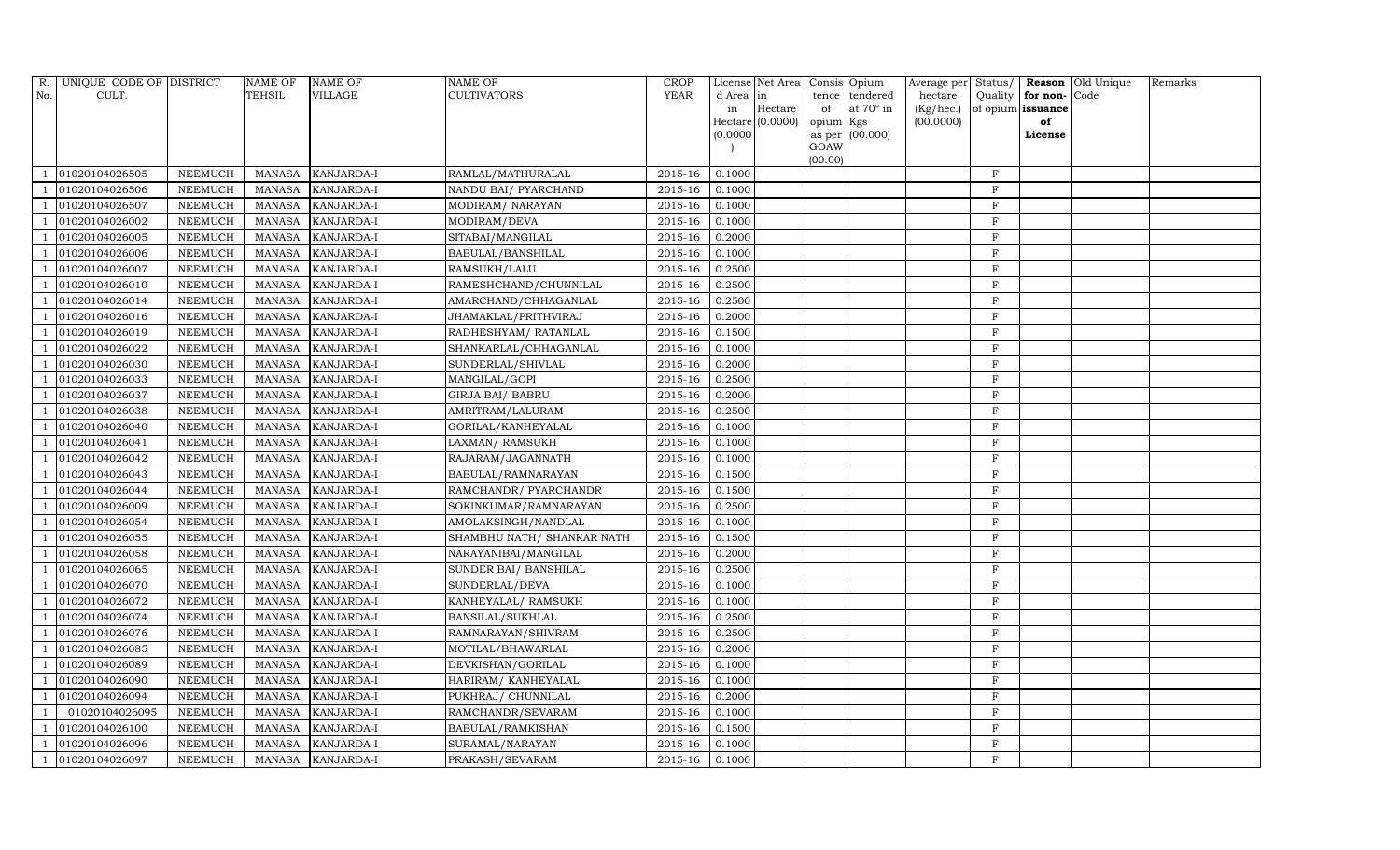| R. No. | UNIQUE CODE OF CULT. | DISTRICT | NAME OF TEHSIL | NAME OF VILLAGE | NAME OF CULTIVATORS | CROP YEAR | License d Area in Hectare (0.0000) | Net Area in Hectare (0.0000) | Consis tence of opium as per GOAW (00.00) | Opium tendered at 70° in Kgs (00.000) | Average per hectare (Kg/hec.) (00.0000) | Status/ Quality of opium | Reason for non- issuance of License | Old Unique Code | Remarks |
|---|---|---|---|---|---|---|---|---|---|---|---|---|---|---|---|
| 1 | 01020104026505 | NEEMUCH | MANASA | KANJARDA-I | RAMLAL/MATHURALAL | 2015-16 | 0.1000 | | | | | F | | | |
| 1 | 01020104026506 | NEEMUCH | MANASA | KANJARDA-I | NANDU BAI/ PYARCHAND | 2015-16 | 0.1000 | | | | | F | | | |
| 1 | 01020104026507 | NEEMUCH | MANASA | KANJARDA-I | MODIRAM/ NARAYAN | 2015-16 | 0.1000 | | | | | F | | | |
| 1 | 01020104026002 | NEEMUCH | MANASA | KANJARDA-I | MODIRAM/DEVA | 2015-16 | 0.1000 | | | | | F | | | |
| 1 | 01020104026005 | NEEMUCH | MANASA | KANJARDA-I | SITABAI/MANGILAL | 2015-16 | 0.2000 | | | | | F | | | |
| 1 | 01020104026006 | NEEMUCH | MANASA | KANJARDA-I | BABULAL/BANSHILAL | 2015-16 | 0.1000 | | | | | F | | | |
| 1 | 01020104026007 | NEEMUCH | MANASA | KANJARDA-I | RAMSUKH/LALU | 2015-16 | 0.2500 | | | | | F | | | |
| 1 | 01020104026010 | NEEMUCH | MANASA | KANJARDA-I | RAMESHCHAND/CHUNNILAL | 2015-16 | 0.2500 | | | | | F | | | |
| 1 | 01020104026014 | NEEMUCH | MANASA | KANJARDA-I | AMARCHAND/CHHAGANLAL | 2015-16 | 0.2500 | | | | | F | | | |
| 1 | 01020104026016 | NEEMUCH | MANASA | KANJARDA-I | JHAMAKLAL/PRITHVIRAJ | 2015-16 | 0.2000 | | | | | F | | | |
| 1 | 01020104026019 | NEEMUCH | MANASA | KANJARDA-I | RADHESHYAM/ RATANLAL | 2015-16 | 0.1500 | | | | | F | | | |
| 1 | 01020104026022 | NEEMUCH | MANASA | KANJARDA-I | SHANKARLAL/CHHAGANLAL | 2015-16 | 0.1000 | | | | | F | | | |
| 1 | 01020104026030 | NEEMUCH | MANASA | KANJARDA-I | SUNDERLAL/SHIVLAL | 2015-16 | 0.2000 | | | | | F | | | |
| 1 | 01020104026033 | NEEMUCH | MANASA | KANJARDA-I | MANGILAL/GOPI | 2015-16 | 0.2500 | | | | | F | | | |
| 1 | 01020104026037 | NEEMUCH | MANASA | KANJARDA-I | GIRJA BAI/ BABRU | 2015-16 | 0.2000 | | | | | F | | | |
| 1 | 01020104026038 | NEEMUCH | MANASA | KANJARDA-I | AMRITRAM/LALURAM | 2015-16 | 0.2500 | | | | | F | | | |
| 1 | 01020104026040 | NEEMUCH | MANASA | KANJARDA-I | GORILAL/KANHEYALAL | 2015-16 | 0.1000 | | | | | F | | | |
| 1 | 01020104026041 | NEEMUCH | MANASA | KANJARDA-I | LAXMAN/ RAMSUKH | 2015-16 | 0.1000 | | | | | F | | | |
| 1 | 01020104026042 | NEEMUCH | MANASA | KANJARDA-I | RAJARAM/JAGANNATH | 2015-16 | 0.1000 | | | | | F | | | |
| 1 | 01020104026043 | NEEMUCH | MANASA | KANJARDA-I | BABULAL/RAMNARAYAN | 2015-16 | 0.1500 | | | | | F | | | |
| 1 | 01020104026044 | NEEMUCH | MANASA | KANJARDA-I | RAMCHANDR/ PYARCHANDR | 2015-16 | 0.1500 | | | | | F | | | |
| 1 | 01020104026009 | NEEMUCH | MANASA | KANJARDA-I | SOKINKUMAR/RAMNARAYAN | 2015-16 | 0.2500 | | | | | F | | | |
| 1 | 01020104026054 | NEEMUCH | MANASA | KANJARDA-I | AMOLAKSINGH/NANDLAL | 2015-16 | 0.1000 | | | | | F | | | |
| 1 | 01020104026055 | NEEMUCH | MANASA | KANJARDA-I | SHAMBHU NATH/ SHANKAR NATH | 2015-16 | 0.1500 | | | | | F | | | |
| 1 | 01020104026058 | NEEMUCH | MANASA | KANJARDA-I | NARAYANIBAI/MANGILAL | 2015-16 | 0.2000 | | | | | F | | | |
| 1 | 01020104026065 | NEEMUCH | MANASA | KANJARDA-I | SUNDER BAI/ BANSHILAL | 2015-16 | 0.2500 | | | | | F | | | |
| 1 | 01020104026070 | NEEMUCH | MANASA | KANJARDA-I | SUNDERLAL/DEVA | 2015-16 | 0.1000 | | | | | F | | | |
| 1 | 01020104026072 | NEEMUCH | MANASA | KANJARDA-I | KANHEYALAL/ RAMSUKH | 2015-16 | 0.1000 | | | | | F | | | |
| 1 | 01020104026074 | NEEMUCH | MANASA | KANJARDA-I | BANSILAL/SUKHLAL | 2015-16 | 0.2500 | | | | | F | | | |
| 1 | 01020104026076 | NEEMUCH | MANASA | KANJARDA-I | RAMNARAYAN/SHIVRAM | 2015-16 | 0.2500 | | | | | F | | | |
| 1 | 01020104026085 | NEEMUCH | MANASA | KANJARDA-I | MOTILAL/BHAWARLAL | 2015-16 | 0.2000 | | | | | F | | | |
| 1 | 01020104026089 | NEEMUCH | MANASA | KANJARDA-I | DEVKISHAN/GORILAL | 2015-16 | 0.1000 | | | | | F | | | |
| 1 | 01020104026090 | NEEMUCH | MANASA | KANJARDA-I | HARIRAM/ KANHEYALAL | 2015-16 | 0.1000 | | | | | F | | | |
| 1 | 01020104026094 | NEEMUCH | MANASA | KANJARDA-I | PUKHRAJ/ CHUNNILAL | 2015-16 | 0.2000 | | | | | F | | | |
| 1 | 01020104026095 | NEEMUCH | MANASA | KANJARDA-I | RAMCHANDR/SEVARAM | 2015-16 | 0.1000 | | | | | F | | | |
| 1 | 01020104026100 | NEEMUCH | MANASA | KANJARDA-I | BABULAL/RAMKISHAN | 2015-16 | 0.1500 | | | | | F | | | |
| 1 | 01020104026096 | NEEMUCH | MANASA | KANJARDA-I | SURAMAL/NARAYAN | 2015-16 | 0.1000 | | | | | F | | | |
| 1 | 01020104026097 | NEEMUCH | MANASA | KANJARDA-I | PRAKASH/SEVARAM | 2015-16 | 0.1000 | | | | | F | | | |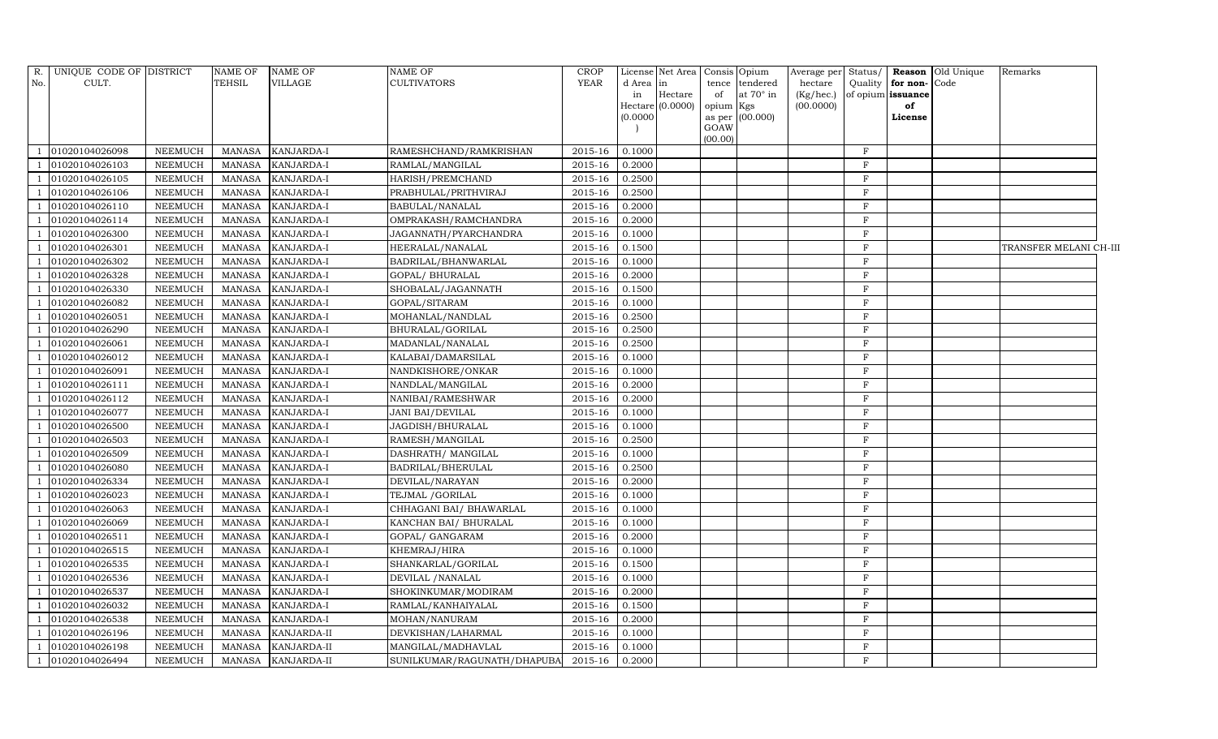| R. No. | UNIQUE CODE OF CULT. | DISTRICT | NAME OF TEHSIL | NAME OF VILLAGE | NAME OF CULTIVATORS | CROP YEAR | License d Area in Hectare (0.0000) | Net Area in Hectare (0.0000) | Consis tence of opium as per GOAW (00.00) | Opium tendered at 70° in Kgs (00.000) | Average per hectare (Kg/hec.) (00.0000) | Status/ Quality of opium | Reason for non-issuance of License | Old Unique Code | Remarks |
|---|---|---|---|---|---|---|---|---|---|---|---|---|---|---|---|
| 1 | 01020104026098 | NEEMUCH | MANASA | KANJARDA-I | RAMESHCHAND/RAMKRISHAN | 2015-16 | 0.1000 | | | | | F | | | |
| 1 | 01020104026103 | NEEMUCH | MANASA | KANJARDA-I | RAMLAL/MANGILAL | 2015-16 | 0.2000 | | | | | F | | | |
| 1 | 01020104026105 | NEEMUCH | MANASA | KANJARDA-I | HARISH/PREMCHAND | 2015-16 | 0.2500 | | | | | F | | | |
| 1 | 01020104026106 | NEEMUCH | MANASA | KANJARDA-I | PRABHULAL/PRITHVIRAJ | 2015-16 | 0.2500 | | | | | F | | | |
| 1 | 01020104026110 | NEEMUCH | MANASA | KANJARDA-I | BABULAL/NANALAL | 2015-16 | 0.2000 | | | | | F | | | |
| 1 | 01020104026114 | NEEMUCH | MANASA | KANJARDA-I | OMPRAKASH/RAMCHANDRA | 2015-16 | 0.2000 | | | | | F | | | |
| 1 | 01020104026300 | NEEMUCH | MANASA | KANJARDA-I | JAGANNATH/PYARCHANDRA | 2015-16 | 0.1000 | | | | | F | | | |
| 1 | 01020104026301 | NEEMUCH | MANASA | KANJARDA-I | HEERALAL/NANALAL | 2015-16 | 0.1500 | | | | | F | | | TRANSFER MELANI CH-III |
| 1 | 01020104026302 | NEEMUCH | MANASA | KANJARDA-I | BADRILAL/BHANWARLAL | 2015-16 | 0.1000 | | | | | F | | | |
| 1 | 01020104026328 | NEEMUCH | MANASA | KANJARDA-I | GOPAL/ BHURALAL | 2015-16 | 0.2000 | | | | | F | | | |
| 1 | 01020104026330 | NEEMUCH | MANASA | KANJARDA-I | SHOBALAL/JAGANNATH | 2015-16 | 0.1500 | | | | | F | | | |
| 1 | 01020104026082 | NEEMUCH | MANASA | KANJARDA-I | GOPAL/SITARAM | 2015-16 | 0.1000 | | | | | F | | | |
| 1 | 01020104026051 | NEEMUCH | MANASA | KANJARDA-I | MOHANLAL/NANDLAL | 2015-16 | 0.2500 | | | | | F | | | |
| 1 | 01020104026290 | NEEMUCH | MANASA | KANJARDA-I | BHURALAL/GORILAL | 2015-16 | 0.2500 | | | | | F | | | |
| 1 | 01020104026061 | NEEMUCH | MANASA | KANJARDA-I | MADANLAL/NANALAL | 2015-16 | 0.2500 | | | | | F | | | |
| 1 | 01020104026012 | NEEMUCH | MANASA | KANJARDA-I | KALABAI/DAMARSILAL | 2015-16 | 0.1000 | | | | | F | | | |
| 1 | 01020104026091 | NEEMUCH | MANASA | KANJARDA-I | NANDKISHORE/ONKAR | 2015-16 | 0.1000 | | | | | F | | | |
| 1 | 01020104026111 | NEEMUCH | MANASA | KANJARDA-I | NANDLAL/MANGILAL | 2015-16 | 0.2000 | | | | | F | | | |
| 1 | 01020104026112 | NEEMUCH | MANASA | KANJARDA-I | NANIBAI/RAMESHWAR | 2015-16 | 0.2000 | | | | | F | | | |
| 1 | 01020104026077 | NEEMUCH | MANASA | KANJARDA-I | JANI BAI/DEVILAL | 2015-16 | 0.1000 | | | | | F | | | |
| 1 | 01020104026500 | NEEMUCH | MANASA | KANJARDA-I | JAGDISH/BHURALAL | 2015-16 | 0.1000 | | | | | F | | | |
| 1 | 01020104026503 | NEEMUCH | MANASA | KANJARDA-I | RAMESH/MANGILAL | 2015-16 | 0.2500 | | | | | F | | | |
| 1 | 01020104026509 | NEEMUCH | MANASA | KANJARDA-I | DASHRATH/ MANGILAL | 2015-16 | 0.1000 | | | | | F | | | |
| 1 | 01020104026080 | NEEMUCH | MANASA | KANJARDA-I | BADRILAL/BHERULAL | 2015-16 | 0.2500 | | | | | F | | | |
| 1 | 01020104026334 | NEEMUCH | MANASA | KANJARDA-I | DEVILAL/NARAYAN | 2015-16 | 0.2000 | | | | | F | | | |
| 1 | 01020104026023 | NEEMUCH | MANASA | KANJARDA-I | TEJMAL /GORILAL | 2015-16 | 0.1000 | | | | | F | | | |
| 1 | 01020104026063 | NEEMUCH | MANASA | KANJARDA-I | CHHAGANI BAI/ BHAWARLAL | 2015-16 | 0.1000 | | | | | F | | | |
| 1 | 01020104026069 | NEEMUCH | MANASA | KANJARDA-I | KANCHAN BAI/ BHURALAL | 2015-16 | 0.1000 | | | | | F | | | |
| 1 | 01020104026511 | NEEMUCH | MANASA | KANJARDA-I | GOPAL/ GANGARAM | 2015-16 | 0.2000 | | | | | F | | | |
| 1 | 01020104026515 | NEEMUCH | MANASA | KANJARDA-I | KHEMRAJ/HIRA | 2015-16 | 0.1000 | | | | | F | | | |
| 1 | 01020104026535 | NEEMUCH | MANASA | KANJARDA-I | SHANKARLAL/GORILAL | 2015-16 | 0.1500 | | | | | F | | | |
| 1 | 01020104026536 | NEEMUCH | MANASA | KANJARDA-I | DEVILAL /NANALAL | 2015-16 | 0.1000 | | | | | F | | | |
| 1 | 01020104026537 | NEEMUCH | MANASA | KANJARDA-I | SHOKINKUMAR/MODIRAM | 2015-16 | 0.2000 | | | | | F | | | |
| 1 | 01020104026032 | NEEMUCH | MANASA | KANJARDA-I | RAMLAL/KANHAIYALAL | 2015-16 | 0.1500 | | | | | F | | | |
| 1 | 01020104026538 | NEEMUCH | MANASA | KANJARDA-I | MOHAN/NANURAM | 2015-16 | 0.2000 | | | | | F | | | |
| 1 | 01020104026196 | NEEMUCH | MANASA | KANJARDA-II | DEVKISHAN/LAHARMAL | 2015-16 | 0.1000 | | | | | F | | | |
| 1 | 01020104026198 | NEEMUCH | MANASA | KANJARDA-II | MANGILAL/MADHAVLAL | 2015-16 | 0.1000 | | | | | F | | | |
| 1 | 01020104026494 | NEEMUCH | MANASA | KANJARDA-II | SUNILKUMAR/RAGUNATH/DHAPUBA | 2015-16 | 0.2000 | | | | | F | | | |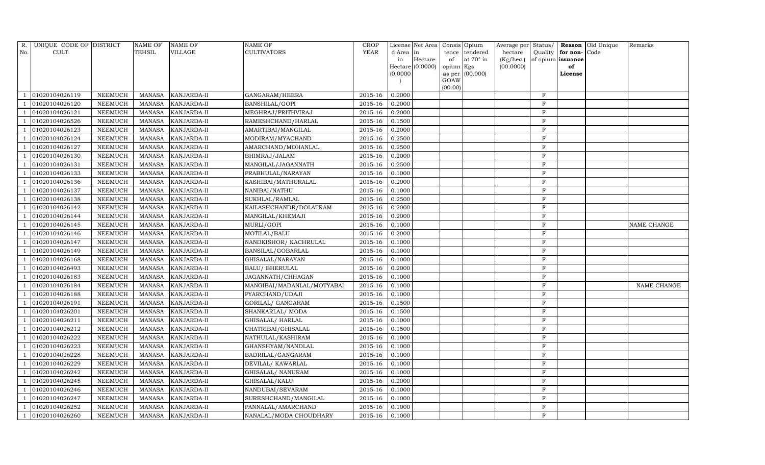| R. No. | UNIQUE CODE OF CULT. | DISTRICT | NAME OF TEHSIL | NAME OF VILLAGE | NAME OF CULTIVATORS | CROP YEAR | License d Area in Hectare (0.0000) | Net Area in Hectare (0.0000) | Consis tence of opium as per GOAW (00.00) | Opium tendered at 70° in Kgs (00.000) | Average per hectare (Kg/hec.) (00.0000) | Status/ Quality of opium | Reason for non-issuance of License | Old Unique Code | Remarks |
|---|---|---|---|---|---|---|---|---|---|---|---|---|---|---|---|
| 1 | 01020104026119 | NEEMUCH | MANASA | KANJARDA-II | GANGARAM/HEERA | 2015-16 | 0.2000 | | | | | F | | | |
| 1 | 01020104026120 | NEEMUCH | MANASA | KANJARDA-II | BANSHILAL/GOPI | 2015-16 | 0.2000 | | | | | F | | | |
| 1 | 01020104026121 | NEEMUCH | MANASA | KANJARDA-II | MEGHRAJ/PRITHVIRAJ | 2015-16 | 0.2000 | | | | | F | | | |
| 1 | 01020104026526 | NEEMUCH | MANASA | KANJARDA-II | RAMESHCHAND/HARLAL | 2015-16 | 0.1500 | | | | | F | | | |
| 1 | 01020104026123 | NEEMUCH | MANASA | KANJARDA-II | AMARTIBAI/MANGILAL | 2015-16 | 0.2000 | | | | | F | | | |
| 1 | 01020104026124 | NEEMUCH | MANASA | KANJARDA-II | MODIRAM/MYACHAND | 2015-16 | 0.2500 | | | | | F | | | |
| 1 | 01020104026127 | NEEMUCH | MANASA | KANJARDA-II | AMARCHAND/MOHANLAL | 2015-16 | 0.2500 | | | | | F | | | |
| 1 | 01020104026130 | NEEMUCH | MANASA | KANJARDA-II | BHIMRAJ/JALAM | 2015-16 | 0.2000 | | | | | F | | | |
| 1 | 01020104026131 | NEEMUCH | MANASA | KANJARDA-II | MANGILAL/JAGANNATH | 2015-16 | 0.2500 | | | | | F | | | |
| 1 | 01020104026133 | NEEMUCH | MANASA | KANJARDA-II | PRABHULAL/NARAYAN | 2015-16 | 0.1000 | | | | | F | | | |
| 1 | 01020104026136 | NEEMUCH | MANASA | KANJARDA-II | KASHIBAI/MATHURALAL | 2015-16 | 0.2000 | | | | | F | | | |
| 1 | 01020104026137 | NEEMUCH | MANASA | KANJARDA-II | NANIBAI/NATHU | 2015-16 | 0.1000 | | | | | F | | | |
| 1 | 01020104026138 | NEEMUCH | MANASA | KANJARDA-II | SUKHLAL/RAMLAL | 2015-16 | 0.2500 | | | | | F | | | |
| 1 | 01020104026142 | NEEMUCH | MANASA | KANJARDA-II | KAILASHCHANDR/DOLATRAM | 2015-16 | 0.2000 | | | | | F | | | |
| 1 | 01020104026144 | NEEMUCH | MANASA | KANJARDA-II | MANGILAL/KHEMAJI | 2015-16 | 0.2000 | | | | | F | | | |
| 1 | 01020104026145 | NEEMUCH | MANASA | KANJARDA-II | MURLI/GOPI | 2015-16 | 0.1000 | | | | | F | | | NAME CHANGE |
| 1 | 01020104026146 | NEEMUCH | MANASA | KANJARDA-II | MOTILAL/BALU | 2015-16 | 0.2000 | | | | | F | | | |
| 1 | 01020104026147 | NEEMUCH | MANASA | KANJARDA-II | NANDKISHOR/ KACHRULAL | 2015-16 | 0.1000 | | | | | F | | | |
| 1 | 01020104026149 | NEEMUCH | MANASA | KANJARDA-II | BANSILAL/GOBARLAL | 2015-16 | 0.1000 | | | | | F | | | |
| 1 | 01020104026168 | NEEMUCH | MANASA | KANJARDA-II | GHISALAL/NARAYAN | 2015-16 | 0.1000 | | | | | F | | | |
| 1 | 01020104026493 | NEEMUCH | MANASA | KANJARDA-II | BALU/ BHERULAL | 2015-16 | 0.2000 | | | | | F | | | |
| 1 | 01020104026183 | NEEMUCH | MANASA | KANJARDA-II | JAGANNATH/CHHAGAN | 2015-16 | 0.1000 | | | | | F | | | |
| 1 | 01020104026184 | NEEMUCH | MANASA | KANJARDA-II | MANGIBAI/MADANLAL/MOTYABAI | 2015-16 | 0.1000 | | | | | F | | | NAME CHANGE |
| 1 | 01020104026188 | NEEMUCH | MANASA | KANJARDA-II | PYARCHAND/UDAJI | 2015-16 | 0.1000 | | | | | F | | | |
| 1 | 01020104026191 | NEEMUCH | MANASA | KANJARDA-II | GORILAL/ GANGARAM | 2015-16 | 0.1500 | | | | | F | | | |
| 1 | 01020104026201 | NEEMUCH | MANASA | KANJARDA-II | SHANKARLAL/ MODA | 2015-16 | 0.1500 | | | | | F | | | |
| 1 | 01020104026211 | NEEMUCH | MANASA | KANJARDA-II | GHISALAL/ HARLAL | 2015-16 | 0.1000 | | | | | F | | | |
| 1 | 01020104026212 | NEEMUCH | MANASA | KANJARDA-II | CHATRIBAI/GHISALAL | 2015-16 | 0.1500 | | | | | F | | | |
| 1 | 01020104026222 | NEEMUCH | MANASA | KANJARDA-II | NATHULAL/KASHIRAM | 2015-16 | 0.1000 | | | | | F | | | |
| 1 | 01020104026223 | NEEMUCH | MANASA | KANJARDA-II | GHANSHYAM/NANDLAL | 2015-16 | 0.1000 | | | | | F | | | |
| 1 | 01020104026228 | NEEMUCH | MANASA | KANJARDA-II | BADRILAL/GANGARAM | 2015-16 | 0.1000 | | | | | F | | | |
| 1 | 01020104026229 | NEEMUCH | MANASA | KANJARDA-II | DEVILAL/ KAWARLAL | 2015-16 | 0.1000 | | | | | F | | | |
| 1 | 01020104026242 | NEEMUCH | MANASA | KANJARDA-II | GHISALAL/ NANURAM | 2015-16 | 0.1000 | | | | | F | | | |
| 1 | 01020104026245 | NEEMUCH | MANASA | KANJARDA-II | GHISALAL/KALU | 2015-16 | 0.2000 | | | | | F | | | |
| 1 | 01020104026246 | NEEMUCH | MANASA | KANJARDA-II | NANDUBAI/SEVARAM | 2015-16 | 0.1000 | | | | | F | | | |
| 1 | 01020104026247 | NEEMUCH | MANASA | KANJARDA-II | SURESHCHAND/MANGILAL | 2015-16 | 0.1000 | | | | | F | | | |
| 1 | 01020104026252 | NEEMUCH | MANASA | KANJARDA-II | PANNALAL/AMARCHAND | 2015-16 | 0.1000 | | | | | F | | | |
| 1 | 01020104026260 | NEEMUCH | MANASA | KANJARDA-II | NANALAL/MODA CHOUDHARY | 2015-16 | 0.1000 | | | | | F | | | |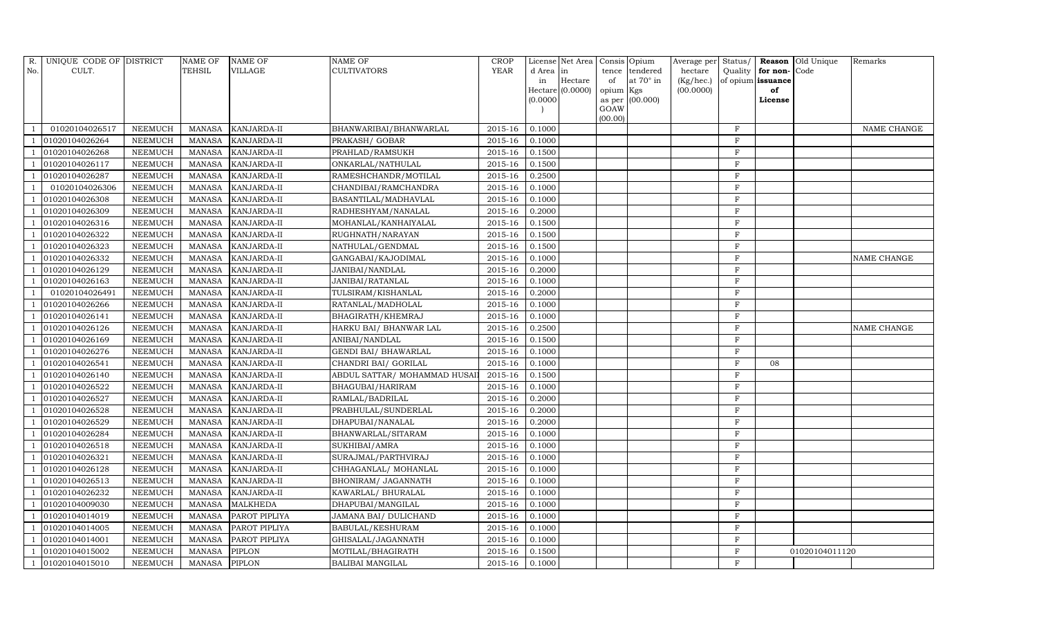| R. No. | UNIQUE CODE OF CULT. | DISTRICT | NAME OF TEHSIL | NAME OF VILLAGE | NAME OF CULTIVATORS | CROP YEAR | License d Area in Hectare (0.0000) | Net Area in Hectare (0.0000) | Consis tence of opium as per GOAW (00.00) | Opium tendered at 70° in Kgs (00.000) | Average per hectare (Kg/hec.) (00.0000) | Status/ Quality of opium | Reason for non-issuance of License | Old Unique Code | Remarks |
|---|---|---|---|---|---|---|---|---|---|---|---|---|---|---|---|
| 1 | 01020104026517 | NEEMUCH | MANASA | KANJARDA-II | BHANWARIBAI/BHANWARLAL | 2015-16 | 0.1000 | | | | | F | | | NAME CHANGE |
| 1 | 01020104026264 | NEEMUCH | MANASA | KANJARDA-II | PRAKASH/ GOBAR | 2015-16 | 0.1000 | | | | | F | | | |
| 1 | 01020104026268 | NEEMUCH | MANASA | KANJARDA-II | PRAHLAD/RAMSUKH | 2015-16 | 0.1500 | | | | | F | | | |
| 1 | 01020104026117 | NEEMUCH | MANASA | KANJARDA-II | ONKARLAL/NATHULAL | 2015-16 | 0.1500 | | | | | F | | | |
| 1 | 01020104026287 | NEEMUCH | MANASA | KANJARDA-II | RAMESHCHANDR/MOTILAL | 2015-16 | 0.2500 | | | | | F | | | |
| 1 | 01020104026306 | NEEMUCH | MANASA | KANJARDA-II | CHANDIBAI/RAMCHANDRA | 2015-16 | 0.1000 | | | | | F | | | |
| 1 | 01020104026308 | NEEMUCH | MANASA | KANJARDA-II | BASANTILAL/MADHAVLAL | 2015-16 | 0.1000 | | | | | F | | | |
| 1 | 01020104026309 | NEEMUCH | MANASA | KANJARDA-II | RADHESHYAM/NANALAL | 2015-16 | 0.2000 | | | | | F | | | |
| 1 | 01020104026316 | NEEMUCH | MANASA | KANJARDA-II | MOHANLAL/KANHAIYALAL | 2015-16 | 0.1500 | | | | | F | | | |
| 1 | 01020104026322 | NEEMUCH | MANASA | KANJARDA-II | RUGHNATH/NARAYAN | 2015-16 | 0.1500 | | | | | F | | | |
| 1 | 01020104026323 | NEEMUCH | MANASA | KANJARDA-II | NATHULAL/GENDMAL | 2015-16 | 0.1500 | | | | | F | | | |
| 1 | 01020104026332 | NEEMUCH | MANASA | KANJARDA-II | GANGABAI/KAJODIMAL | 2015-16 | 0.1000 | | | | | F | | | NAME CHANGE |
| 1 | 01020104026129 | NEEMUCH | MANASA | KANJARDA-II | JANIBAI/NANDLAL | 2015-16 | 0.2000 | | | | | F | | | |
| 1 | 01020104026163 | NEEMUCH | MANASA | KANJARDA-II | JANIBAI/RATANLAL | 2015-16 | 0.1000 | | | | | F | | | |
| 1 | 01020104026491 | NEEMUCH | MANASA | KANJARDA-II | TULSIRAM/KISHANLAL | 2015-16 | 0.2000 | | | | | F | | | |
| 1 | 01020104026266 | NEEMUCH | MANASA | KANJARDA-II | RATANLAL/MADHOLAL | 2015-16 | 0.1000 | | | | | F | | | |
| 1 | 01020104026141 | NEEMUCH | MANASA | KANJARDA-II | BHAGIRATH/KHEMRAJ | 2015-16 | 0.1000 | | | | | F | | | |
| 1 | 01020104026126 | NEEMUCH | MANASA | KANJARDA-II | HARKU BAI/ BHANWAR LAL | 2015-16 | 0.2500 | | | | | F | | | NAME CHANGE |
| 1 | 01020104026169 | NEEMUCH | MANASA | KANJARDA-II | ANIBAI/NANDLAL | 2015-16 | 0.1500 | | | | | F | | | |
| 1 | 01020104026276 | NEEMUCH | MANASA | KANJARDA-II | GENDI BAI/ BHAWARLAL | 2015-16 | 0.1000 | | | | | F | | | |
| 1 | 01020104026541 | NEEMUCH | MANASA | KANJARDA-II | CHANDRI BAI/ GORILAL | 2015-16 | 0.1000 | | | | | F | 08 | | |
| 1 | 01020104026140 | NEEMUCH | MANASA | KANJARDA-II | ABDUL SATTAR/ MOHAMMAD HUSAI | 2015-16 | 0.1500 | | | | | F | | | |
| 1 | 01020104026522 | NEEMUCH | MANASA | KANJARDA-II | BHAGUBAI/HARIRAM | 2015-16 | 0.1000 | | | | | F | | | |
| 1 | 01020104026527 | NEEMUCH | MANASA | KANJARDA-II | RAMLAL/BADRILAL | 2015-16 | 0.2000 | | | | | F | | | |
| 1 | 01020104026528 | NEEMUCH | MANASA | KANJARDA-II | PRABHULAL/SUNDERLAL | 2015-16 | 0.2000 | | | | | F | | | |
| 1 | 01020104026529 | NEEMUCH | MANASA | KANJARDA-II | DHAPUBAI/NANALAL | 2015-16 | 0.2000 | | | | | F | | | |
| 1 | 01020104026284 | NEEMUCH | MANASA | KANJARDA-II | BHANWARLAL/SITARAM | 2015-16 | 0.1000 | | | | | F | | | |
| 1 | 01020104026518 | NEEMUCH | MANASA | KANJARDA-II | SUKHIBAI/AMRA | 2015-16 | 0.1000 | | | | | F | | | |
| 1 | 01020104026321 | NEEMUCH | MANASA | KANJARDA-II | SURAJMAL/PARTHVIRAJ | 2015-16 | 0.1000 | | | | | F | | | |
| 1 | 01020104026128 | NEEMUCH | MANASA | KANJARDA-II | CHHAGANLAL/ MOHANLAL | 2015-16 | 0.1000 | | | | | F | | | |
| 1 | 01020104026513 | NEEMUCH | MANASA | KANJARDA-II | BHONIRAM/ JAGANNATH | 2015-16 | 0.1000 | | | | | F | | | |
| 1 | 01020104026232 | NEEMUCH | MANASA | KANJARDA-II | KAWARLAL/ BHURALAL | 2015-16 | 0.1000 | | | | | F | | | |
| 1 | 01020104009030 | NEEMUCH | MANASA | MALKHEDA | DHAPUBAI/MANGILAL | 2015-16 | 0.1000 | | | | | F | | | |
| 1 | 01020104014019 | NEEMUCH | MANASA | PAROT PIPLIYA | JAMANA BAI/ DULICHAND | 2015-16 | 0.1000 | | | | | F | | | |
| 1 | 01020104014005 | NEEMUCH | MANASA | PAROT PIPLIYA | BABULAL/KESHURAM | 2015-16 | 0.1000 | | | | | F | | | |
| 1 | 01020104014001 | NEEMUCH | MANASA | PAROT PIPLIYA | GHISALAL/JAGANNATH | 2015-16 | 0.1000 | | | | | F | | | |
| 1 | 01020104015002 | NEEMUCH | MANASA | PIPLON | MOTILAL/BHAGIRATH | 2015-16 | 0.1500 | | | | | F | | 01020104011120 | |
| 1 | 01020104015010 | NEEMUCH | MANASA | PIPLON | BALIBAI MANGILAL | 2015-16 | 0.1000 | | | | | F | | | |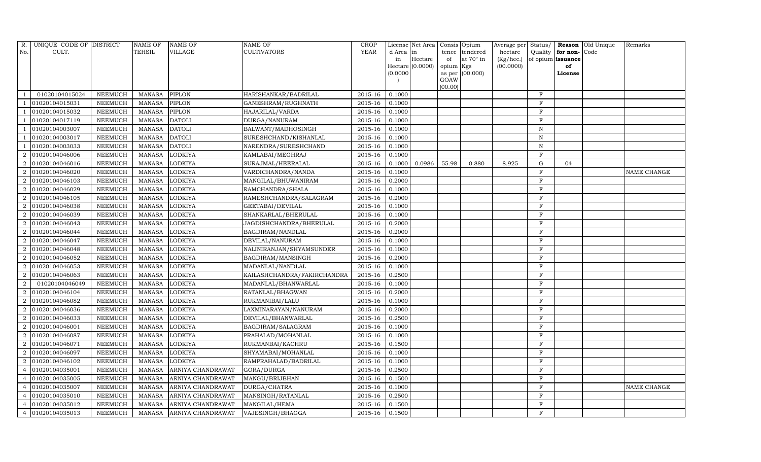| R. No. | UNIQUE CODE OF CULT. | DISTRICT | NAME OF TEHSIL | NAME OF VILLAGE | NAME OF CULTIVATORS | CROP YEAR | License d Area in Hectare (0.0000) | Net Area in Hectare (0.0000) | Consis tence of opium as per GOAW (00.00) | Opium tendered at 70° in Kgs (00.000) | Average per hectare (Kg/hec.) (00.0000) | Status/ Quality of opium | Reason for non-issuance of License | Old Unique Code | Remarks |
|---|---|---|---|---|---|---|---|---|---|---|---|---|---|---|---|
| 1 | 01020104015024 | NEEMUCH | MANASA | PIPLON | HARISHANKAR/BADRILAL | 2015-16 | 0.1000 | | | | | F | | | |
| 1 | 01020104015031 | NEEMUCH | MANASA | PIPLON | GANESHRAM/RUGHNATH | 2015-16 | 0.1000 | | | | | F | | | |
| 1 | 01020104015032 | NEEMUCH | MANASA | PIPLON | HAJARILAL/VARDA | 2015-16 | 0.1000 | | | | | F | | | |
| 1 | 01020104017119 | NEEMUCH | MANASA | DATOLI | DURGA/NANURAM | 2015-16 | 0.1000 | | | | | F | | | |
| 1 | 01020104003007 | NEEMUCH | MANASA | DATOLI | BALWANT/MADHOSINGH | 2015-16 | 0.1000 | | | | | N | | | |
| 1 | 01020104003017 | NEEMUCH | MANASA | DATOLI | SURESHCHAND/KISHANLAL | 2015-16 | 0.1000 | | | | | N | | | |
| 1 | 01020104003033 | NEEMUCH | MANASA | DATOLI | NARENDRA/SURESHCHAND | 2015-16 | 0.1000 | | | | | N | | | |
| 2 | 01020104046006 | NEEMUCH | MANASA | LODKIYA | KAMLABAI/MEGHRAJ | 2015-16 | 0.1000 | | | | | F | | | |
| 2 | 01020104046016 | NEEMUCH | MANASA | LODKIYA | SURAJMAL/HEERALAL | 2015-16 | 0.1000 | 0.0986 | 55.98 | 0.880 | 8.925 | G | 04 | | |
| 2 | 01020104046020 | NEEMUCH | MANASA | LODKIYA | VARDICHANDRA/NANDA | 2015-16 | 0.1000 | | | | | F | | | NAME CHANGE |
| 2 | 01020104046103 | NEEMUCH | MANASA | LODKIYA | MANGILAL/BHUWANIRAM | 2015-16 | 0.2000 | | | | | F | | | |
| 2 | 01020104046029 | NEEMUCH | MANASA | LODKIYA | RAMCHANDRA/SHALA | 2015-16 | 0.1000 | | | | | F | | | |
| 2 | 01020104046105 | NEEMUCH | MANASA | LODKIYA | RAMESHCHANDRA/SALAGRAM | 2015-16 | 0.2000 | | | | | F | | | |
| 2 | 01020104046038 | NEEMUCH | MANASA | LODKIYA | GEETABAI/DEVILAL | 2015-16 | 0.1000 | | | | | F | | | |
| 2 | 01020104046039 | NEEMUCH | MANASA | LODKIYA | SHANKARLAL/BHERULAL | 2015-16 | 0.1000 | | | | | F | | | |
| 2 | 01020104046043 | NEEMUCH | MANASA | LODKIYA | JAGDISHCHANDRA/BHERULAL | 2015-16 | 0.2000 | | | | | F | | | |
| 2 | 01020104046044 | NEEMUCH | MANASA | LODKIYA | BAGDIRAM/NANDLAL | 2015-16 | 0.2000 | | | | | F | | | |
| 2 | 01020104046047 | NEEMUCH | MANASA | LODKIYA | DEVILAL/NANURAM | 2015-16 | 0.1000 | | | | | F | | | |
| 2 | 01020104046048 | NEEMUCH | MANASA | LODKIYA | NALINIRANJAN/SHYAMSUNDER | 2015-16 | 0.1000 | | | | | F | | | |
| 2 | 01020104046052 | NEEMUCH | MANASA | LODKIYA | BAGDIRAM/MANSINGH | 2015-16 | 0.2000 | | | | | F | | | |
| 2 | 01020104046053 | NEEMUCH | MANASA | LODKIYA | MADANLAL/NANDLAL | 2015-16 | 0.1000 | | | | | F | | | |
| 2 | 01020104046063 | NEEMUCH | MANASA | LODKIYA | KAILASHCHANDRA/FAKIRCHANDRA | 2015-16 | 0.2500 | | | | | F | | | |
| 2 | 01020104046049 | NEEMUCH | MANASA | LODKIYA | MADANLAL/BHANWARLAL | 2015-16 | 0.1000 | | | | | F | | | |
| 2 | 01020104046104 | NEEMUCH | MANASA | LODKIYA | RATANLAL/BHAGWAN | 2015-16 | 0.2000 | | | | | F | | | |
| 2 | 01020104046082 | NEEMUCH | MANASA | LODKIYA | RUKMANIBAI/LALU | 2015-16 | 0.1000 | | | | | F | | | |
| 2 | 01020104046036 | NEEMUCH | MANASA | LODKIYA | LAXMINARAYAN/NANURAM | 2015-16 | 0.2000 | | | | | F | | | |
| 2 | 01020104046033 | NEEMUCH | MANASA | LODKIYA | DEVILAL/BHANWARLAL | 2015-16 | 0.2500 | | | | | F | | | |
| 2 | 01020104046001 | NEEMUCH | MANASA | LODKIYA | BAGDIRAM/SALAGRAM | 2015-16 | 0.1000 | | | | | F | | | |
| 2 | 01020104046087 | NEEMUCH | MANASA | LODKIYA | PRAHALAD/MOHANLAL | 2015-16 | 0.1000 | | | | | F | | | |
| 2 | 01020104046071 | NEEMUCH | MANASA | LODKIYA | RUKMANBAI/KACHRU | 2015-16 | 0.1500 | | | | | F | | | |
| 2 | 01020104046097 | NEEMUCH | MANASA | LODKIYA | SHYAMABAI/MOHANLAL | 2015-16 | 0.1000 | | | | | F | | | |
| 2 | 01020104046102 | NEEMUCH | MANASA | LODKIYA | RAMPRAHALAD/BADRILAL | 2015-16 | 0.1000 | | | | | F | | | |
| 4 | 01020104035001 | NEEMUCH | MANASA | ARNIYA CHANDRAWAT | GORA/DURGA | 2015-16 | 0.2500 | | | | | F | | | |
| 4 | 01020104035005 | NEEMUCH | MANASA | ARNIYA CHANDRAWAT | MANGU/BRIJBHAN | 2015-16 | 0.1500 | | | | | F | | | |
| 4 | 01020104035007 | NEEMUCH | MANASA | ARNIYA CHANDRAWAT | DURGA/CHATRA | 2015-16 | 0.1000 | | | | | F | | | NAME CHANGE |
| 4 | 01020104035010 | NEEMUCH | MANASA | ARNIYA CHANDRAWAT | MANSINGH/RATANLAL | 2015-16 | 0.2500 | | | | | F | | | |
| 4 | 01020104035012 | NEEMUCH | MANASA | ARNIYA CHANDRAWAT | MANGILAL/HEMA | 2015-16 | 0.1500 | | | | | F | | | |
| 4 | 01020104035013 | NEEMUCH | MANASA | ARNIYA CHANDRAWAT | VAJESINGH/BHAGGA | 2015-16 | 0.1500 | | | | | F | | | |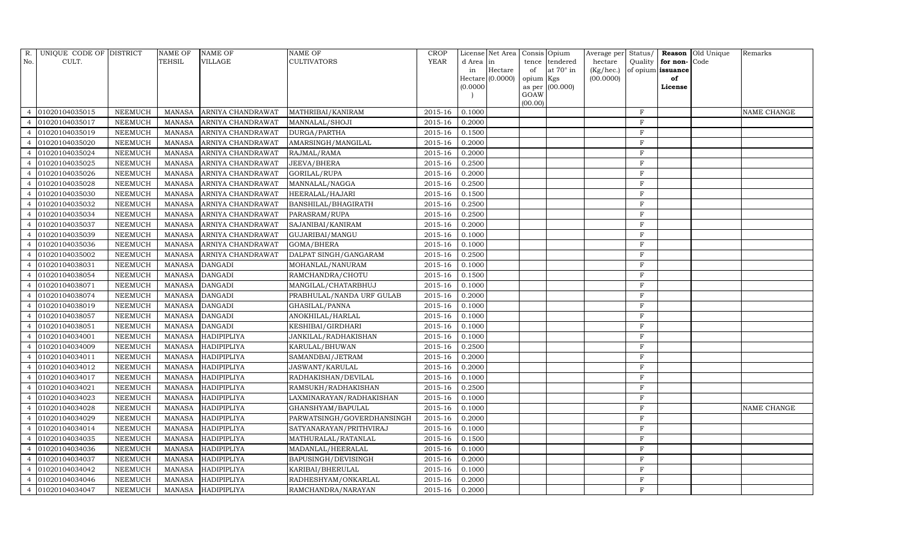| R. No. | UNIQUE CODE OF CULT. | DISTRICT | NAME OF TEHSIL | NAME OF VILLAGE | NAME OF CULTIVATORS | CROP YEAR | License d Area in Hectare (0.0000) | Net Area in Hectare (0.0000) | Consis tence of opium as per GOAW (00.00) | Opium tendered at 70° in Kgs (00.000) | Average per hectare (Kg/hec.) (00.0000) | Status/ Quality of opium | Reason for non-issuance of License | Old Unique Code | Remarks |
|---|---|---|---|---|---|---|---|---|---|---|---|---|---|---|---|
| 4 | 01020104035015 | NEEMUCH | MANASA | ARNIYA CHANDRAWAT | MATHRIBAI/KANIRAM | 2015-16 | 0.1000 | | | | | F | | | NAME CHANGE |
| 4 | 01020104035017 | NEEMUCH | MANASA | ARNIYA CHANDRAWAT | MANNALAL/SHOJI | 2015-16 | 0.2000 | | | | | F | | | |
| 4 | 01020104035019 | NEEMUCH | MANASA | ARNIYA CHANDRAWAT | DURGA/PARTHA | 2015-16 | 0.1500 | | | | | F | | | |
| 4 | 01020104035020 | NEEMUCH | MANASA | ARNIYA CHANDRAWAT | AMARSINGH/MANGILAL | 2015-16 | 0.2000 | | | | | F | | | |
| 4 | 01020104035024 | NEEMUCH | MANASA | ARNIYA CHANDRAWAT | RAJMAL/RAMA | 2015-16 | 0.2000 | | | | | F | | | |
| 4 | 01020104035025 | NEEMUCH | MANASA | ARNIYA CHANDRAWAT | JEEVA/BHERA | 2015-16 | 0.2500 | | | | | F | | | |
| 4 | 01020104035026 | NEEMUCH | MANASA | ARNIYA CHANDRAWAT | GORILAL/RUPA | 2015-16 | 0.2000 | | | | | F | | | |
| 4 | 01020104035028 | NEEMUCH | MANASA | ARNIYA CHANDRAWAT | MANNALAL/NAGGA | 2015-16 | 0.2500 | | | | | F | | | |
| 4 | 01020104035030 | NEEMUCH | MANASA | ARNIYA CHANDRAWAT | HEERALAL/HAJARI | 2015-16 | 0.1500 | | | | | F | | | |
| 4 | 01020104035032 | NEEMUCH | MANASA | ARNIYA CHANDRAWAT | BANSHILAL/BHAGIRATH | 2015-16 | 0.2500 | | | | | F | | | |
| 4 | 01020104035034 | NEEMUCH | MANASA | ARNIYA CHANDRAWAT | PARASRAM/RUPA | 2015-16 | 0.2500 | | | | | F | | | |
| 4 | 01020104035037 | NEEMUCH | MANASA | ARNIYA CHANDRAWAT | SAJANIBAI/KANIRAM | 2015-16 | 0.2000 | | | | | F | | | |
| 4 | 01020104035039 | NEEMUCH | MANASA | ARNIYA CHANDRAWAT | GUJARIBAI/MANGU | 2015-16 | 0.1000 | | | | | F | | | |
| 4 | 01020104035036 | NEEMUCH | MANASA | ARNIYA CHANDRAWAT | GOMA/BHERA | 2015-16 | 0.1000 | | | | | F | | | |
| 4 | 01020104035002 | NEEMUCH | MANASA | ARNIYA CHANDRAWAT | DALPAT SINGH/GANGARAM | 2015-16 | 0.2500 | | | | | F | | | |
| 4 | 01020104038031 | NEEMUCH | MANASA | DANGADI | MOHANLAL/NANURAM | 2015-16 | 0.1000 | | | | | F | | | |
| 4 | 01020104038054 | NEEMUCH | MANASA | DANGADI | RAMCHANDRA/CHOTU | 2015-16 | 0.1500 | | | | | F | | | |
| 4 | 01020104038071 | NEEMUCH | MANASA | DANGADI | MANGILAL/CHATARBHUJ | 2015-16 | 0.1000 | | | | | F | | | |
| 4 | 01020104038074 | NEEMUCH | MANASA | DANGADI | PRABHULAL/NANDA URF GULAB | 2015-16 | 0.2000 | | | | | F | | | |
| 4 | 01020104038019 | NEEMUCH | MANASA | DANGADI | GHASILAL/PANNA | 2015-16 | 0.1000 | | | | | F | | | |
| 4 | 01020104038057 | NEEMUCH | MANASA | DANGADI | ANOKHILAL/HARLAL | 2015-16 | 0.1000 | | | | | F | | | |
| 4 | 01020104038051 | NEEMUCH | MANASA | DANGADI | KESHIBAI/GIRDHARI | 2015-16 | 0.1000 | | | | | F | | | |
| 4 | 01020104034001 | NEEMUCH | MANASA | HADIPIPLIYA | JANKILAL/RADHAKISHAN | 2015-16 | 0.1000 | | | | | F | | | |
| 4 | 01020104034009 | NEEMUCH | MANASA | HADIPIPLIYA | KARULAL/BHUWAN | 2015-16 | 0.2500 | | | | | F | | | |
| 4 | 01020104034011 | NEEMUCH | MANASA | HADIPIPLIYA | SAMANDBAI/JETRAM | 2015-16 | 0.2000 | | | | | F | | | |
| 4 | 01020104034012 | NEEMUCH | MANASA | HADIPIPLIYA | JASWANT/KARULAL | 2015-16 | 0.2000 | | | | | F | | | |
| 4 | 01020104034017 | NEEMUCH | MANASA | HADIPIPLIYA | RADHAKISHAN/DEVILAL | 2015-16 | 0.1000 | | | | | F | | | |
| 4 | 01020104034021 | NEEMUCH | MANASA | HADIPIPLIYA | RAMSUKH/RADHAKISHAN | 2015-16 | 0.2500 | | | | | F | | | |
| 4 | 01020104034023 | NEEMUCH | MANASA | HADIPIPLIYA | LAXMINARAYAN/RADHAKISHAN | 2015-16 | 0.1000 | | | | | F | | | |
| 4 | 01020104034028 | NEEMUCH | MANASA | HADIPIPLIYA | GHANSHYAM/BAPULAL | 2015-16 | 0.1000 | | | | | F | | | NAME CHANGE |
| 4 | 01020104034029 | NEEMUCH | MANASA | HADIPIPLIYA | PARWATSINGH/GOVERDHANSINGH | 2015-16 | 0.2000 | | | | | F | | | |
| 4 | 01020104034014 | NEEMUCH | MANASA | HADIPIPLIYA | SATYANARAYAN/PRITHVIRAJ | 2015-16 | 0.1000 | | | | | F | | | |
| 4 | 01020104034035 | NEEMUCH | MANASA | HADIPIPLIYA | MATHURALAL/RATANLAL | 2015-16 | 0.1500 | | | | | F | | | |
| 4 | 01020104034036 | NEEMUCH | MANASA | HADIPIPLIYA | MADANLAL/HEERALAL | 2015-16 | 0.1000 | | | | | F | | | |
| 4 | 01020104034037 | NEEMUCH | MANASA | HADIPIPLIYA | BAPUSINGH/DEVISINGH | 2015-16 | 0.2000 | | | | | F | | | |
| 4 | 01020104034042 | NEEMUCH | MANASA | HADIPIPLIYA | KARIBAI/BHERULAL | 2015-16 | 0.1000 | | | | | F | | | |
| 4 | 01020104034046 | NEEMUCH | MANASA | HADIPIPLIYA | RADHESHYAM/ONKARLAL | 2015-16 | 0.2000 | | | | | F | | | |
| 4 | 01020104034047 | NEEMUCH | MANASA | HADIPIPLIYA | RAMCHANDRA/NARAYAN | 2015-16 | 0.2000 | | | | | F | | | |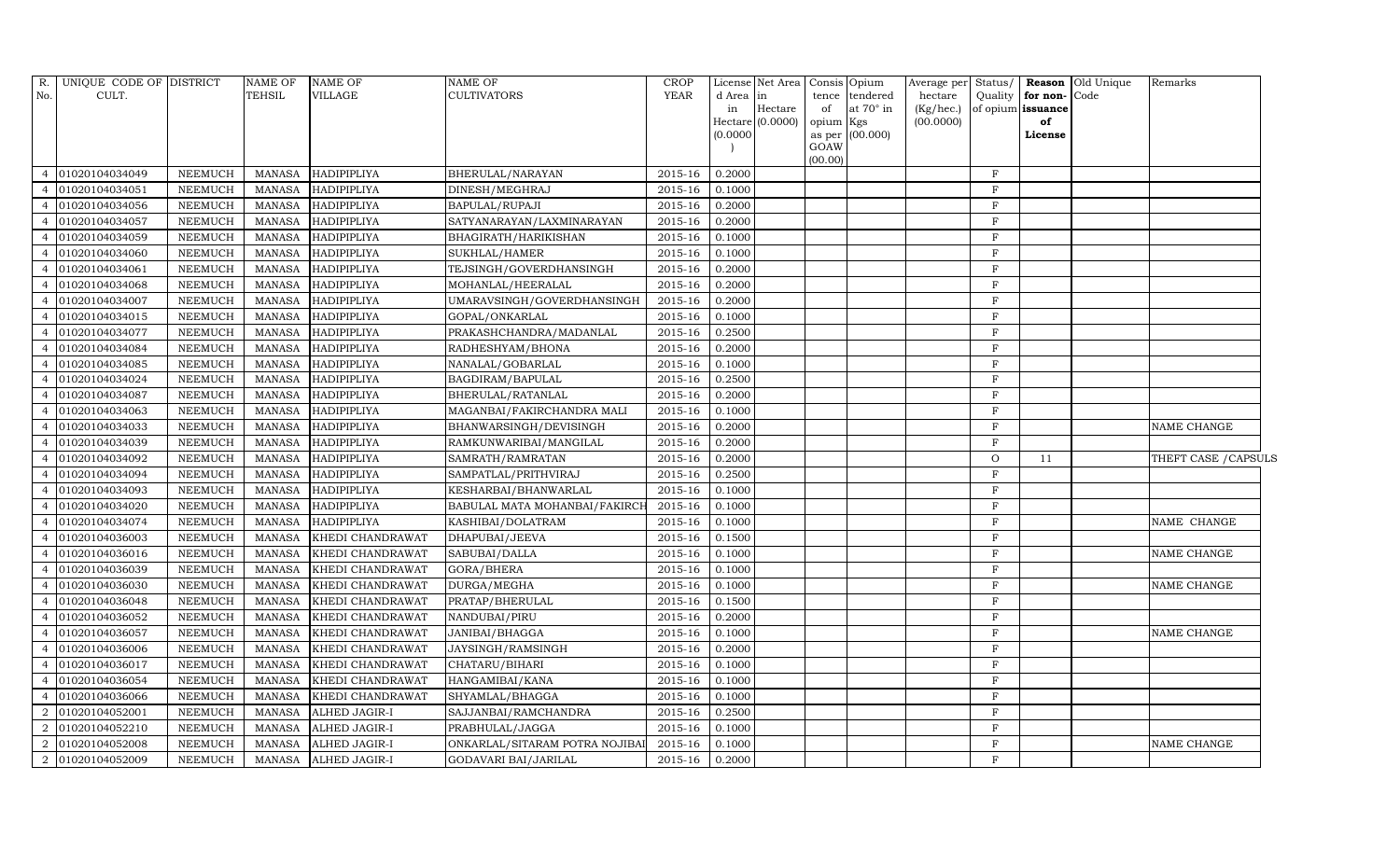| R. No. | UNIQUE CODE OF CULT. | DISTRICT | NAME OF TEHSIL | NAME OF VILLAGE | NAME OF CULTIVATORS | CROP YEAR | License d Area in Hectare (0.0000) | Net Area in Hectare (0.0000) | Consis tence of opium as per GOAW (00.00) | Opium tendered at 70° in Kgs (00.000) | Average per hectare (Kg/hec.) (00.0000) | Status/ Quality of opium | Reason for non-issuance of License | Old Unique Code | Remarks |
|---|---|---|---|---|---|---|---|---|---|---|---|---|---|---|---|
| 4 | 01020104034049 | NEEMUCH | MANASA | HADIPIPLIYA | BHERULAL/NARAYAN | 2015-16 | 0.2000 | | | | | F | | | |
| 4 | 01020104034051 | NEEMUCH | MANASA | HADIPIPLIYA | DINESH/MEGHRAJ | 2015-16 | 0.1000 | | | | | F | | | |
| 4 | 01020104034056 | NEEMUCH | MANASA | HADIPIPLIYA | BAPULAL/RUPAJI | 2015-16 | 0.2000 | | | | | F | | | |
| 4 | 01020104034057 | NEEMUCH | MANASA | HADIPIPLIYA | SATYANARAYAN/LAXMINARAYAN | 2015-16 | 0.2000 | | | | | F | | | |
| 4 | 01020104034059 | NEEMUCH | MANASA | HADIPIPLIYA | BHAGIRATH/HARIKISHAN | 2015-16 | 0.1000 | | | | | F | | | |
| 4 | 01020104034060 | NEEMUCH | MANASA | HADIPIPLIYA | SUKHLAL/HAMER | 2015-16 | 0.1000 | | | | | F | | | |
| 4 | 01020104034061 | NEEMUCH | MANASA | HADIPIPLIYA | TEJSINGH/GOVERDHANSINGH | 2015-16 | 0.2000 | | | | | F | | | |
| 4 | 01020104034068 | NEEMUCH | MANASA | HADIPIPLIYA | MOHANLAL/HEERALAL | 2015-16 | 0.2000 | | | | | F | | | |
| 4 | 01020104034007 | NEEMUCH | MANASA | HADIPIPLIYA | UMARAVSINGH/GOVERDHANSINGH | 2015-16 | 0.2000 | | | | | F | | | |
| 4 | 01020104034015 | NEEMUCH | MANASA | HADIPIPLIYA | GOPAL/ONKARLAL | 2015-16 | 0.1000 | | | | | F | | | |
| 4 | 01020104034077 | NEEMUCH | MANASA | HADIPIPLIYA | PRAKASHCHANDRA/MADANLAL | 2015-16 | 0.2500 | | | | | F | | | |
| 4 | 01020104034084 | NEEMUCH | MANASA | HADIPIPLIYA | RADHESHYAM/BHONA | 2015-16 | 0.2000 | | | | | F | | | |
| 4 | 01020104034085 | NEEMUCH | MANASA | HADIPIPLIYA | NANALAL/GOBARLAL | 2015-16 | 0.1000 | | | | | F | | | |
| 4 | 01020104034024 | NEEMUCH | MANASA | HADIPIPLIYA | BAGDIRAM/BAPULAL | 2015-16 | 0.2500 | | | | | F | | | |
| 4 | 01020104034087 | NEEMUCH | MANASA | HADIPIPLIYA | BHERULAL/RATANLAL | 2015-16 | 0.2000 | | | | | F | | | |
| 4 | 01020104034063 | NEEMUCH | MANASA | HADIPIPLIYA | MAGANBAI/FAKIRCHANDRA MALI | 2015-16 | 0.1000 | | | | | F | | | |
| 4 | 01020104034033 | NEEMUCH | MANASA | HADIPIPLIYA | BHANWARSINGH/DEVISINGH | 2015-16 | 0.2000 | | | | | F | | | NAME CHANGE |
| 4 | 01020104034039 | NEEMUCH | MANASA | HADIPIPLIYA | RAMKUNWARIBAI/MANGILAL | 2015-16 | 0.2000 | | | | | F | | | |
| 4 | 01020104034092 | NEEMUCH | MANASA | HADIPIPLIYA | SAMRATH/RAMRATAN | 2015-16 | 0.2000 | | | | | O | 11 | | THEFT CASE /CAPSULS |
| 4 | 01020104034094 | NEEMUCH | MANASA | HADIPIPLIYA | SAMPATLAL/PRITHVIRAJ | 2015-16 | 0.2500 | | | | | F | | | |
| 4 | 01020104034093 | NEEMUCH | MANASA | HADIPIPLIYA | KESHARBAI/BHANWARLAL | 2015-16 | 0.1000 | | | | | F | | | |
| 4 | 01020104034020 | NEEMUCH | MANASA | HADIPIPLIYA | BABULAL MATA MOHANBAI/FAKIRCH | 2015-16 | 0.1000 | | | | | F | | | |
| 4 | 01020104034074 | NEEMUCH | MANASA | HADIPIPLIYA | KASHIBAI/DOLATRAM | 2015-16 | 0.1000 | | | | | F | | | NAME CHANGE |
| 4 | 01020104036003 | NEEMUCH | MANASA | KHEDI CHANDRAWAT | DHAPUBAI/JEEVA | 2015-16 | 0.1500 | | | | | F | | | |
| 4 | 01020104036016 | NEEMUCH | MANASA | KHEDI CHANDRAWAT | SABUBAI/DALLA | 2015-16 | 0.1000 | | | | | F | | | NAME CHANGE |
| 4 | 01020104036039 | NEEMUCH | MANASA | KHEDI CHANDRAWAT | GORA/BHERA | 2015-16 | 0.1000 | | | | | F | | | |
| 4 | 01020104036030 | NEEMUCH | MANASA | KHEDI CHANDRAWAT | DURGA/MEGHA | 2015-16 | 0.1000 | | | | | F | | | NAME CHANGE |
| 4 | 01020104036048 | NEEMUCH | MANASA | KHEDI CHANDRAWAT | PRATAP/BHERULAL | 2015-16 | 0.1500 | | | | | F | | | |
| 4 | 01020104036052 | NEEMUCH | MANASA | KHEDI CHANDRAWAT | NANDUBAI/PIRU | 2015-16 | 0.2000 | | | | | F | | | |
| 4 | 01020104036057 | NEEMUCH | MANASA | KHEDI CHANDRAWAT | JANIBAI/BHAGGA | 2015-16 | 0.1000 | | | | | F | | | NAME CHANGE |
| 4 | 01020104036006 | NEEMUCH | MANASA | KHEDI CHANDRAWAT | JAYSINGH/RAMSINGH | 2015-16 | 0.2000 | | | | | F | | | |
| 4 | 01020104036017 | NEEMUCH | MANASA | KHEDI CHANDRAWAT | CHATARU/BIHARI | 2015-16 | 0.1000 | | | | | F | | | |
| 4 | 01020104036054 | NEEMUCH | MANASA | KHEDI CHANDRAWAT | HANGAMIBAI/KANA | 2015-16 | 0.1000 | | | | | F | | | |
| 4 | 01020104036066 | NEEMUCH | MANASA | KHEDI CHANDRAWAT | SHYAMLAL/BHAGGA | 2015-16 | 0.1000 | | | | | F | | | |
| 2 | 01020104052001 | NEEMUCH | MANASA | ALHED JAGIR-I | SAJJANBAI/RAMCHANDRA | 2015-16 | 0.2500 | | | | | F | | | |
| 2 | 01020104052210 | NEEMUCH | MANASA | ALHED JAGIR-I | PRABHULAL/JAGGA | 2015-16 | 0.1000 | | | | | F | | | |
| 2 | 01020104052008 | NEEMUCH | MANASA | ALHED JAGIR-I | ONKARLAL/SITARAM POTRA NOJIBAI | 2015-16 | 0.1000 | | | | | F | | | NAME CHANGE |
| 2 | 01020104052009 | NEEMUCH | MANASA | ALHED JAGIR-I | GODAVARI BAI/JARILAL | 2015-16 | 0.2000 | | | | | F | | | |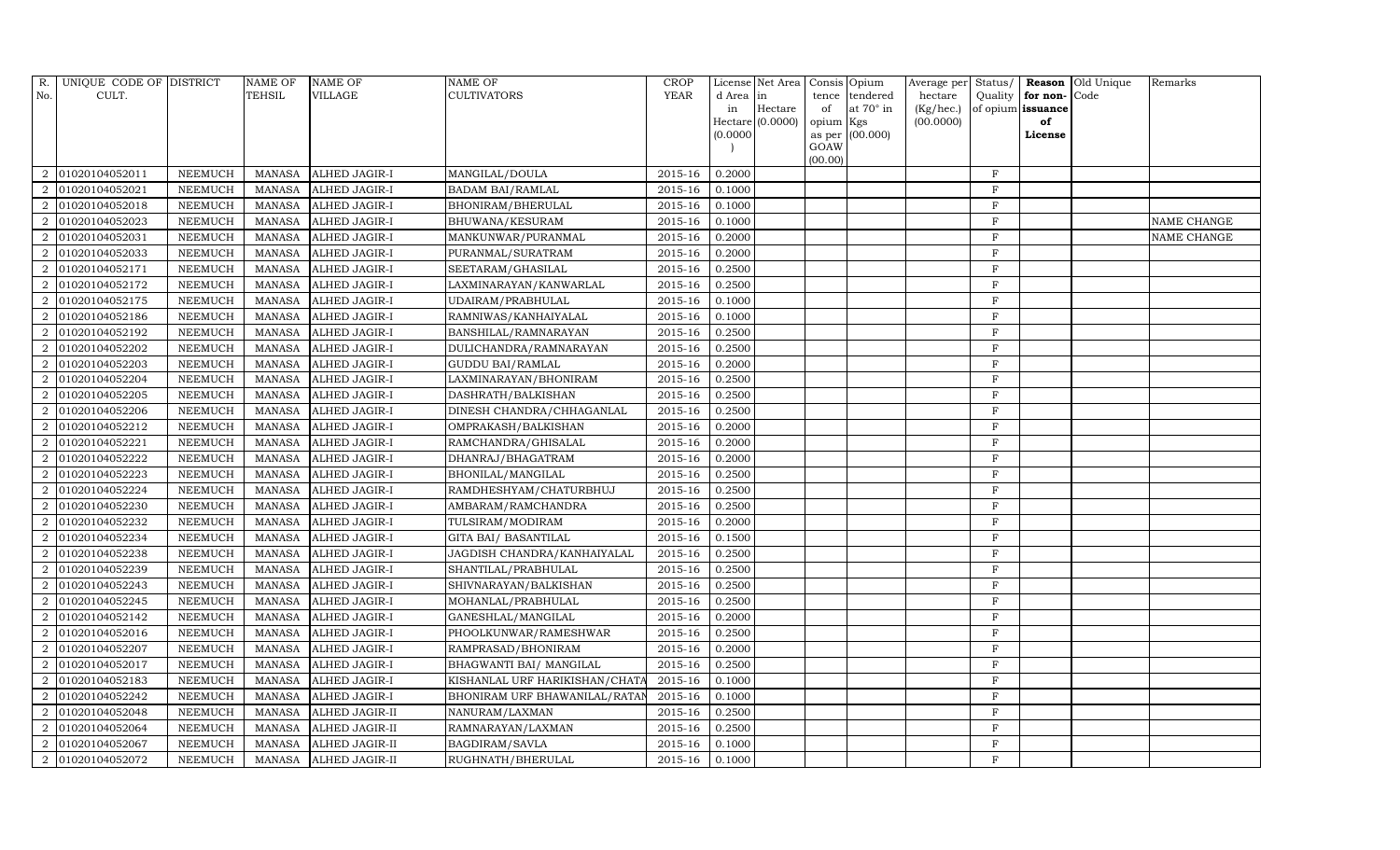| R. No. | UNIQUE CODE OF CULT. | DISTRICT | NAME OF TEHSIL | NAME OF VILLAGE | NAME OF CULTIVATORS | CROP YEAR | License d Area in Hectare (0.0000) | Net Area in Hectare (0.0000) | Consis tence of opium as per GOAW (00.00) | Opium tendered at 70° in Kgs (00.000) | Average per hectare (Kg/hec.) (00.0000) | Status/ Quality of opium | Reason for non-issuance of License | Old Unique Code | Remarks |
|---|---|---|---|---|---|---|---|---|---|---|---|---|---|---|---|
| 2 | 01020104052011 | NEEMUCH | MANASA | ALHED JAGIR-I | MANGILAL/DOULA | 2015-16 | 0.2000 | | | | | F | | | |
| 2 | 01020104052021 | NEEMUCH | MANASA | ALHED JAGIR-I | BADAM BAI/RAMLAL | 2015-16 | 0.1000 | | | | | F | | | |
| 2 | 01020104052018 | NEEMUCH | MANASA | ALHED JAGIR-I | BHONIRAM/BHERULAL | 2015-16 | 0.1000 | | | | | F | | | |
| 2 | 01020104052023 | NEEMUCH | MANASA | ALHED JAGIR-I | BHUWANA/KESURAM | 2015-16 | 0.1000 | | | | | F | | | NAME CHANGE |
| 2 | 01020104052031 | NEEMUCH | MANASA | ALHED JAGIR-I | MANKUNWAR/PURANMAL | 2015-16 | 0.2000 | | | | | F | | | NAME CHANGE |
| 2 | 01020104052033 | NEEMUCH | MANASA | ALHED JAGIR-I | PURANMAL/SURATRAM | 2015-16 | 0.2000 | | | | | F | | | |
| 2 | 01020104052171 | NEEMUCH | MANASA | ALHED JAGIR-I | SEETARAM/GHASILAL | 2015-16 | 0.2500 | | | | | F | | | |
| 2 | 01020104052172 | NEEMUCH | MANASA | ALHED JAGIR-I | LAXMINARAYAN/KANWARLAL | 2015-16 | 0.2500 | | | | | F | | | |
| 2 | 01020104052175 | NEEMUCH | MANASA | ALHED JAGIR-I | UDAIRAM/PRABHULAL | 2015-16 | 0.1000 | | | | | F | | | |
| 2 | 01020104052186 | NEEMUCH | MANASA | ALHED JAGIR-I | RAMNIWAS/KANHAIYALAL | 2015-16 | 0.1000 | | | | | F | | | |
| 2 | 01020104052192 | NEEMUCH | MANASA | ALHED JAGIR-I | BANSHILAL/RAMNARAYAN | 2015-16 | 0.2500 | | | | | F | | | |
| 2 | 01020104052202 | NEEMUCH | MANASA | ALHED JAGIR-I | DULICHANDRA/RAMNARAYAN | 2015-16 | 0.2500 | | | | | F | | | |
| 2 | 01020104052203 | NEEMUCH | MANASA | ALHED JAGIR-I | GUDDU BAI/RAMLAL | 2015-16 | 0.2000 | | | | | F | | | |
| 2 | 01020104052204 | NEEMUCH | MANASA | ALHED JAGIR-I | LAXMINARAYAN/BHONIRAM | 2015-16 | 0.2500 | | | | | F | | | |
| 2 | 01020104052205 | NEEMUCH | MANASA | ALHED JAGIR-I | DASHRATH/BALKISHAN | 2015-16 | 0.2500 | | | | | F | | | |
| 2 | 01020104052206 | NEEMUCH | MANASA | ALHED JAGIR-I | DINESH CHANDRA/CHHAGANLAL | 2015-16 | 0.2500 | | | | | F | | | |
| 2 | 01020104052212 | NEEMUCH | MANASA | ALHED JAGIR-I | OMPRAKASH/BALKISHAN | 2015-16 | 0.2000 | | | | | F | | | |
| 2 | 01020104052221 | NEEMUCH | MANASA | ALHED JAGIR-I | RAMCHANDRA/GHISALAL | 2015-16 | 0.2000 | | | | | F | | | |
| 2 | 01020104052222 | NEEMUCH | MANASA | ALHED JAGIR-I | DHANRAJ/BHAGATRAM | 2015-16 | 0.2000 | | | | | F | | | |
| 2 | 01020104052223 | NEEMUCH | MANASA | ALHED JAGIR-I | BHONILAL/MANGILAL | 2015-16 | 0.2500 | | | | | F | | | |
| 2 | 01020104052224 | NEEMUCH | MANASA | ALHED JAGIR-I | RAMDHESHYAM/CHATURBHUJ | 2015-16 | 0.2500 | | | | | F | | | |
| 2 | 01020104052230 | NEEMUCH | MANASA | ALHED JAGIR-I | AMBARAM/RAMCHANDRA | 2015-16 | 0.2500 | | | | | F | | | |
| 2 | 01020104052232 | NEEMUCH | MANASA | ALHED JAGIR-I | TULSIRAM/MODIRAM | 2015-16 | 0.2000 | | | | | F | | | |
| 2 | 01020104052234 | NEEMUCH | MANASA | ALHED JAGIR-I | GITA BAI/ BASANTILAL | 2015-16 | 0.1500 | | | | | F | | | |
| 2 | 01020104052238 | NEEMUCH | MANASA | ALHED JAGIR-I | JAGDISH CHANDRA/KANHAIYALAL | 2015-16 | 0.2500 | | | | | F | | | |
| 2 | 01020104052239 | NEEMUCH | MANASA | ALHED JAGIR-I | SHANTILAL/PRABHULAL | 2015-16 | 0.2500 | | | | | F | | | |
| 2 | 01020104052243 | NEEMUCH | MANASA | ALHED JAGIR-I | SHIVNARAYAN/BALKISHAN | 2015-16 | 0.2500 | | | | | F | | | |
| 2 | 01020104052245 | NEEMUCH | MANASA | ALHED JAGIR-I | MOHANLAL/PRABHULAL | 2015-16 | 0.2500 | | | | | F | | | |
| 2 | 01020104052142 | NEEMUCH | MANASA | ALHED JAGIR-I | GANESHLAL/MANGILAL | 2015-16 | 0.2000 | | | | | F | | | |
| 2 | 01020104052016 | NEEMUCH | MANASA | ALHED JAGIR-I | PHOOLKUNWAR/RAMESHWAR | 2015-16 | 0.2500 | | | | | F | | | |
| 2 | 01020104052207 | NEEMUCH | MANASA | ALHED JAGIR-I | RAMPRASAD/BHONIRAM | 2015-16 | 0.2000 | | | | | F | | | |
| 2 | 01020104052017 | NEEMUCH | MANASA | ALHED JAGIR-I | BHAGWANTI BAI/ MANGILAL | 2015-16 | 0.2500 | | | | | F | | | |
| 2 | 01020104052183 | NEEMUCH | MANASA | ALHED JAGIR-I | KISHANLAL URF HARIKISHAN/CHATA | 2015-16 | 0.1000 | | | | | F | | | |
| 2 | 01020104052242 | NEEMUCH | MANASA | ALHED JAGIR-I | BHONIRAM URF BHAWANILAL/RATAN | 2015-16 | 0.1000 | | | | | F | | | |
| 2 | 01020104052048 | NEEMUCH | MANASA | ALHED JAGIR-II | NANURAM/LAXMAN | 2015-16 | 0.2500 | | | | | F | | | |
| 2 | 01020104052064 | NEEMUCH | MANASA | ALHED JAGIR-II | RAMNARAYAN/LAXMAN | 2015-16 | 0.2500 | | | | | F | | | |
| 2 | 01020104052067 | NEEMUCH | MANASA | ALHED JAGIR-II | BAGDIRAM/SAVLA | 2015-16 | 0.1000 | | | | | F | | | |
| 2 | 01020104052072 | NEEMUCH | MANASA | ALHED JAGIR-II | RUGHNATH/BHERULAL | 2015-16 | 0.1000 | | | | | F | | | |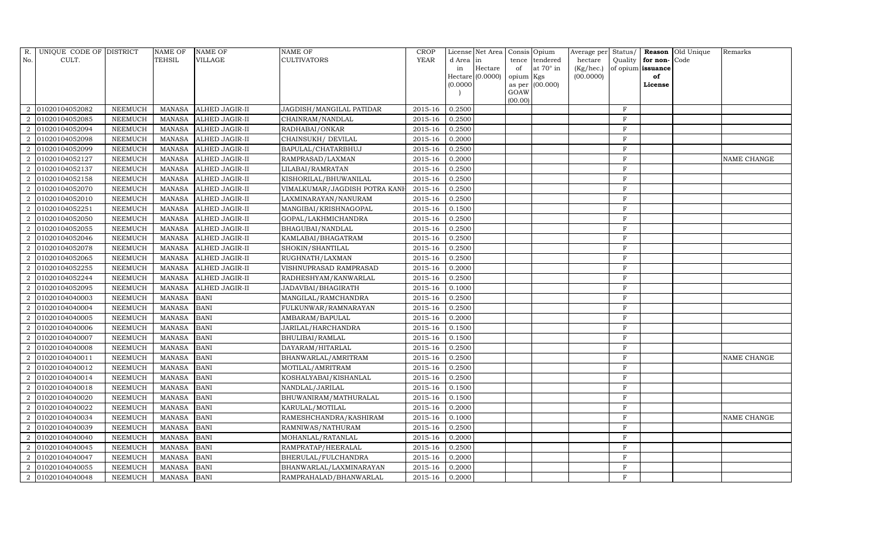| R. No. | UNIQUE CODE OF CULT. | DISTRICT | NAME OF TEHSIL | NAME OF VILLAGE | NAME OF CULTIVATORS | CROP YEAR | License d Area in Hectare (0.0000) | Net Area in Hectare (0.0000) | Consis tence of opium as per GOAW (00.00) | Opium tendered at 70° in Kgs (00.000) | Average per hectare (Kg/hec.) (00.0000) | Status/ Quality of opium | Reason for non-issuance of License | Old Unique Code | Remarks |
|---|---|---|---|---|---|---|---|---|---|---|---|---|---|---|---|
| 2 | 01020104052082 | NEEMUCH | MANASA | ALHED JAGIR-II | JAGDISH/MANGILAL PATIDAR | 2015-16 | 0.2500 | | | | | F | | | |
| 2 | 01020104052085 | NEEMUCH | MANASA | ALHED JAGIR-II | CHAINRAM/NANDLAL | 2015-16 | 0.2500 | | | | | F | | | |
| 2 | 01020104052094 | NEEMUCH | MANASA | ALHED JAGIR-II | RADHABAI/ONKAR | 2015-16 | 0.2500 | | | | | F | | | |
| 2 | 01020104052098 | NEEMUCH | MANASA | ALHED JAGIR-II | CHAINSUKH/ DEVILAL | 2015-16 | 0.2000 | | | | | F | | | |
| 2 | 01020104052099 | NEEMUCH | MANASA | ALHED JAGIR-II | BAPULAL/CHATARBHUJ | 2015-16 | 0.2500 | | | | | F | | | |
| 2 | 01020104052127 | NEEMUCH | MANASA | ALHED JAGIR-II | RAMPRASAD/LAXMAN | 2015-16 | 0.2000 | | | | | F | | | NAME CHANGE |
| 2 | 01020104052137 | NEEMUCH | MANASA | ALHED JAGIR-II | LILABAI/RAMRATAN | 2015-16 | 0.2500 | | | | | F | | | |
| 2 | 01020104052158 | NEEMUCH | MANASA | ALHED JAGIR-II | KISHORILAL/BHUWANILAL | 2015-16 | 0.2500 | | | | | F | | | |
| 2 | 01020104052070 | NEEMUCH | MANASA | ALHED JAGIR-II | VIMALKUMAR/JAGDISH POTRA KANH | 2015-16 | 0.2500 | | | | | F | | | |
| 2 | 01020104052010 | NEEMUCH | MANASA | ALHED JAGIR-II | LAXMINARAYAN/NANURAM | 2015-16 | 0.2500 | | | | | F | | | |
| 2 | 01020104052251 | NEEMUCH | MANASA | ALHED JAGIR-II | MANGIBAI/KRISHNAGOPAL | 2015-16 | 0.1500 | | | | | F | | | |
| 2 | 01020104052050 | NEEMUCH | MANASA | ALHED JAGIR-II | GOPAL/LAKHMICHANDRA | 2015-16 | 0.2500 | | | | | F | | | |
| 2 | 01020104052055 | NEEMUCH | MANASA | ALHED JAGIR-II | BHAGUBAI/NANDLAL | 2015-16 | 0.2500 | | | | | F | | | |
| 2 | 01020104052046 | NEEMUCH | MANASA | ALHED JAGIR-II | KAMLABAI/BHAGATRAM | 2015-16 | 0.2500 | | | | | F | | | |
| 2 | 01020104052078 | NEEMUCH | MANASA | ALHED JAGIR-II | SHOKIN/SHANTILAL | 2015-16 | 0.2500 | | | | | F | | | |
| 2 | 01020104052065 | NEEMUCH | MANASA | ALHED JAGIR-II | RUGHNATH/LAXMAN | 2015-16 | 0.2500 | | | | | F | | | |
| 2 | 01020104052255 | NEEMUCH | MANASA | ALHED JAGIR-II | VISHNUPRASAD RAMPRASAD | 2015-16 | 0.2000 | | | | | F | | | |
| 2 | 01020104052244 | NEEMUCH | MANASA | ALHED JAGIR-II | RADHESHYAM/KANWARLAL | 2015-16 | 0.2500 | | | | | F | | | |
| 2 | 01020104052095 | NEEMUCH | MANASA | ALHED JAGIR-II | JADAVBAI/BHAGIRATH | 2015-16 | 0.1000 | | | | | F | | | |
| 2 | 01020104040003 | NEEMUCH | MANASA | BANI | MANGILAL/RAMCHANDRA | 2015-16 | 0.2500 | | | | | F | | | |
| 2 | 01020104040004 | NEEMUCH | MANASA | BANI | FULKUNWAR/RAMNARAYAN | 2015-16 | 0.2500 | | | | | F | | | |
| 2 | 01020104040005 | NEEMUCH | MANASA | BANI | AMBARAM/BAPULAL | 2015-16 | 0.2000 | | | | | F | | | |
| 2 | 01020104040006 | NEEMUCH | MANASA | BANI | JARILAL/HARCHANDRA | 2015-16 | 0.1500 | | | | | F | | | |
| 2 | 01020104040007 | NEEMUCH | MANASA | BANI | BHULIBAI/RAMLAL | 2015-16 | 0.1500 | | | | | F | | | |
| 2 | 01020104040008 | NEEMUCH | MANASA | BANI | DAYARAM/HITARLAL | 2015-16 | 0.2500 | | | | | F | | | |
| 2 | 01020104040011 | NEEMUCH | MANASA | BANI | BHANWARLAL/AMRITRAM | 2015-16 | 0.2500 | | | | | F | | | NAME CHANGE |
| 2 | 01020104040012 | NEEMUCH | MANASA | BANI | MOTILAL/AMRITRAM | 2015-16 | 0.2500 | | | | | F | | | |
| 2 | 01020104040014 | NEEMUCH | MANASA | BANI | KOSHALYABAI/KISHANLAL | 2015-16 | 0.2500 | | | | | F | | | |
| 2 | 01020104040018 | NEEMUCH | MANASA | BANI | NANDLAL/JARILAL | 2015-16 | 0.1500 | | | | | F | | | |
| 2 | 01020104040020 | NEEMUCH | MANASA | BANI | BHUWANIRAM/MATHURALAL | 2015-16 | 0.1500 | | | | | F | | | |
| 2 | 01020104040022 | NEEMUCH | MANASA | BANI | KARULAL/MOTILAL | 2015-16 | 0.2000 | | | | | F | | | |
| 2 | 01020104040034 | NEEMUCH | MANASA | BANI | RAMESHCHANDRA/KASHIRAM | 2015-16 | 0.1000 | | | | | F | | | NAME CHANGE |
| 2 | 01020104040039 | NEEMUCH | MANASA | BANI | RAMNIWAS/NATHURAM | 2015-16 | 0.2500 | | | | | F | | | |
| 2 | 01020104040040 | NEEMUCH | MANASA | BANI | MOHANLAL/RATANLAL | 2015-16 | 0.2000 | | | | | F | | | |
| 2 | 01020104040045 | NEEMUCH | MANASA | BANI | RAMPRATAP/HEERALAL | 2015-16 | 0.2500 | | | | | F | | | |
| 2 | 01020104040047 | NEEMUCH | MANASA | BANI | BHERULAL/FULCHANDRA | 2015-16 | 0.2000 | | | | | F | | | |
| 2 | 01020104040055 | NEEMUCH | MANASA | BANI | BHANWARLAL/LAXMINARAYAN | 2015-16 | 0.2000 | | | | | F | | | |
| 2 | 01020104040048 | NEEMUCH | MANASA | BANI | RAMPRAHALAD/BHANWARLAL | 2015-16 | 0.2000 | | | | | F | | | |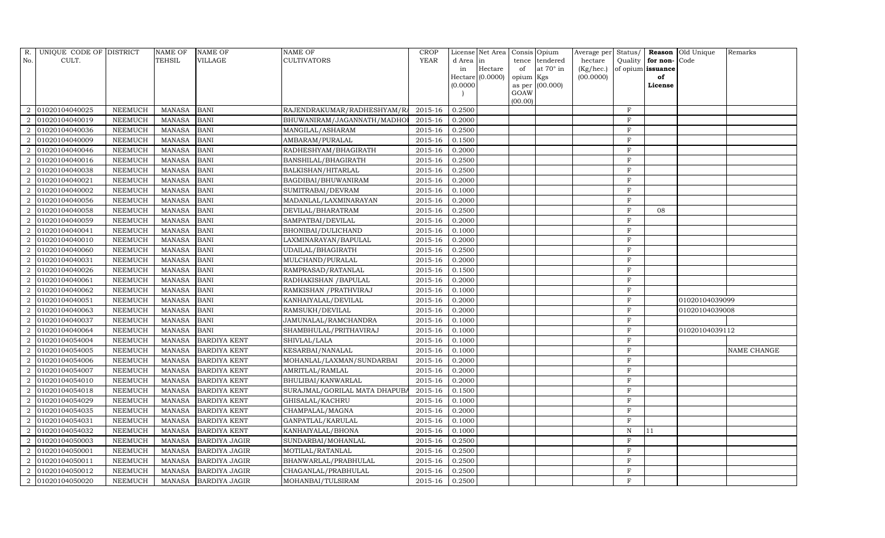| R. No. | UNIQUE CODE OF CULT. | DISTRICT | NAME OF TEHSIL | NAME OF VILLAGE | NAME OF CULTIVATORS | CROP YEAR | License d Area in Hectare (0.0000) | Net Area in Hectare (0.0000) | Consis tence of opium as per GOAW (00.00) | Opium tendered at 70° in Kgs (00.000) | Average per hectare (Kg/hec.) (00.0000) | Status/ Quality of opium | Reason for non-issuance of License | Old Unique Code | Remarks |
|---|---|---|---|---|---|---|---|---|---|---|---|---|---|---|---|
| 2 | 01020104040025 | NEEMUCH | MANASA | BANI | RAJENDRAKUMAR/RADHESHYAM/R/ | 2015-16 | 0.2500 | | | | | F | | | |
| 2 | 01020104040019 | NEEMUCH | MANASA | BANI | BHUWANIRAM/JAGANNATH/MADHO | 2015-16 | 0.2000 | | | | | F | | | |
| 2 | 01020104040036 | NEEMUCH | MANASA | BANI | MANGILAL/ASHARAM | 2015-16 | 0.2500 | | | | | F | | | |
| 2 | 01020104040009 | NEEMUCH | MANASA | BANI | AMBARAM/PURALAL | 2015-16 | 0.1500 | | | | | F | | | |
| 2 | 01020104040046 | NEEMUCH | MANASA | BANI | RADHESHYAM/BHAGIRATH | 2015-16 | 0.2000 | | | | | F | | | |
| 2 | 01020104040016 | NEEMUCH | MANASA | BANI | BANSHILAL/BHAGIRATH | 2015-16 | 0.2500 | | | | | F | | | |
| 2 | 01020104040038 | NEEMUCH | MANASA | BANI | BALKISHAN/HITARLAL | 2015-16 | 0.2500 | | | | | F | | | |
| 2 | 01020104040021 | NEEMUCH | MANASA | BANI | BAGDIBAI/BHUWANIRAM | 2015-16 | 0.2000 | | | | | F | | | |
| 2 | 01020104040002 | NEEMUCH | MANASA | BANI | SUMITRABAI/DEVRAM | 2015-16 | 0.1000 | | | | | F | | | |
| 2 | 01020104040056 | NEEMUCH | MANASA | BANI | MADANLAL/LAXMINARAYAN | 2015-16 | 0.2000 | | | | | F | | | |
| 2 | 01020104040058 | NEEMUCH | MANASA | BANI | DEVILAL/BHARATRAM | 2015-16 | 0.2500 | | | | | F | 08 | | |
| 2 | 01020104040059 | NEEMUCH | MANASA | BANI | SAMPATBAI/DEVILAL | 2015-16 | 0.2000 | | | | | F | | | |
| 2 | 01020104040041 | NEEMUCH | MANASA | BANI | BHONIBAI/DULICHAND | 2015-16 | 0.1000 | | | | | F | | | |
| 2 | 01020104040010 | NEEMUCH | MANASA | BANI | LAXMINARAYAN/BAPULAL | 2015-16 | 0.2000 | | | | | F | | | |
| 2 | 01020104040060 | NEEMUCH | MANASA | BANI | UDAILAL/BHAGIRATH | 2015-16 | 0.2500 | | | | | F | | | |
| 2 | 01020104040031 | NEEMUCH | MANASA | BANI | MULCHAND/PURALAL | 2015-16 | 0.2000 | | | | | F | | | |
| 2 | 01020104040026 | NEEMUCH | MANASA | BANI | RAMPRASAD/RATANLAL | 2015-16 | 0.1500 | | | | | F | | | |
| 2 | 01020104040061 | NEEMUCH | MANASA | BANI | RADHAKISHAN /BAPULAL | 2015-16 | 0.2000 | | | | | F | | | |
| 2 | 01020104040062 | NEEMUCH | MANASA | BANI | RAMKISHAN /PRATHVIRAJ | 2015-16 | 0.1000 | | | | | F | | | |
| 2 | 01020104040051 | NEEMUCH | MANASA | BANI | KANHAIYALAL/DEVILAL | 2015-16 | 0.2000 | | | | | F | | 01020104039099 | |
| 2 | 01020104040063 | NEEMUCH | MANASA | BANI | RAMSUKH/DEVILAL | 2015-16 | 0.2000 | | | | | F | | 01020104039008 | |
| 2 | 01020104040037 | NEEMUCH | MANASA | BANI | JAMUNALAL/RAMCHANDRA | 2015-16 | 0.1000 | | | | | F | | | |
| 2 | 01020104040064 | NEEMUCH | MANASA | BANI | SHAMBHULAL/PRITHAVIRAJ | 2015-16 | 0.1000 | | | | | F | | 01020104039112 | |
| 2 | 01020104054004 | NEEMUCH | MANASA | BARDIYA KENT | SHIVLAL/LALA | 2015-16 | 0.1000 | | | | | F | | | |
| 2 | 01020104054005 | NEEMUCH | MANASA | BARDIYA KENT | KESARBAI/NANALAL | 2015-16 | 0.1000 | | | | | F | | | NAME CHANGE |
| 2 | 01020104054006 | NEEMUCH | MANASA | BARDIYA KENT | MOHANLAL/LAXMAN/SUNDARBAI | 2015-16 | 0.2000 | | | | | F | | | |
| 2 | 01020104054007 | NEEMUCH | MANASA | BARDIYA KENT | AMRITLAL/RAMLAL | 2015-16 | 0.2000 | | | | | F | | | |
| 2 | 01020104054010 | NEEMUCH | MANASA | BARDIYA KENT | BHULIBAI/KANWARLAL | 2015-16 | 0.2000 | | | | | F | | | |
| 2 | 01020104054018 | NEEMUCH | MANASA | BARDIYA KENT | SURAJMAL/GORILAL MATA DHAPUBA | 2015-16 | 0.1500 | | | | | F | | | |
| 2 | 01020104054029 | NEEMUCH | MANASA | BARDIYA KENT | GHISALAL/KACHRU | 2015-16 | 0.1000 | | | | | F | | | |
| 2 | 01020104054035 | NEEMUCH | MANASA | BARDIYA KENT | CHAMPALAL/MAGNA | 2015-16 | 0.2000 | | | | | F | | | |
| 2 | 01020104054031 | NEEMUCH | MANASA | BARDIYA KENT | GANPATLAL/KARULAL | 2015-16 | 0.1000 | | | | | F | | | |
| 2 | 01020104054032 | NEEMUCH | MANASA | BARDIYA KENT | KANHAIYALAL/BHONA | 2015-16 | 0.1000 | | | | | N | 11 | | |
| 2 | 01020104050003 | NEEMUCH | MANASA | BARDIYA JAGIR | SUNDARBAI/MOHANLAL | 2015-16 | 0.2500 | | | | | F | | | |
| 2 | 01020104050001 | NEEMUCH | MANASA | BARDIYA JAGIR | MOTILAL/RATANLAL | 2015-16 | 0.2500 | | | | | F | | | |
| 2 | 01020104050011 | NEEMUCH | MANASA | BARDIYA JAGIR | BHANWARLAL/PRABHULAL | 2015-16 | 0.2500 | | | | | F | | | |
| 2 | 01020104050012 | NEEMUCH | MANASA | BARDIYA JAGIR | CHAGANLAL/PRABHULAL | 2015-16 | 0.2500 | | | | | F | | | |
| 2 | 01020104050020 | NEEMUCH | MANASA | BARDIYA JAGIR | MOHANBAI/TULSIRAM | 2015-16 | 0.2500 | | | | | F | | | |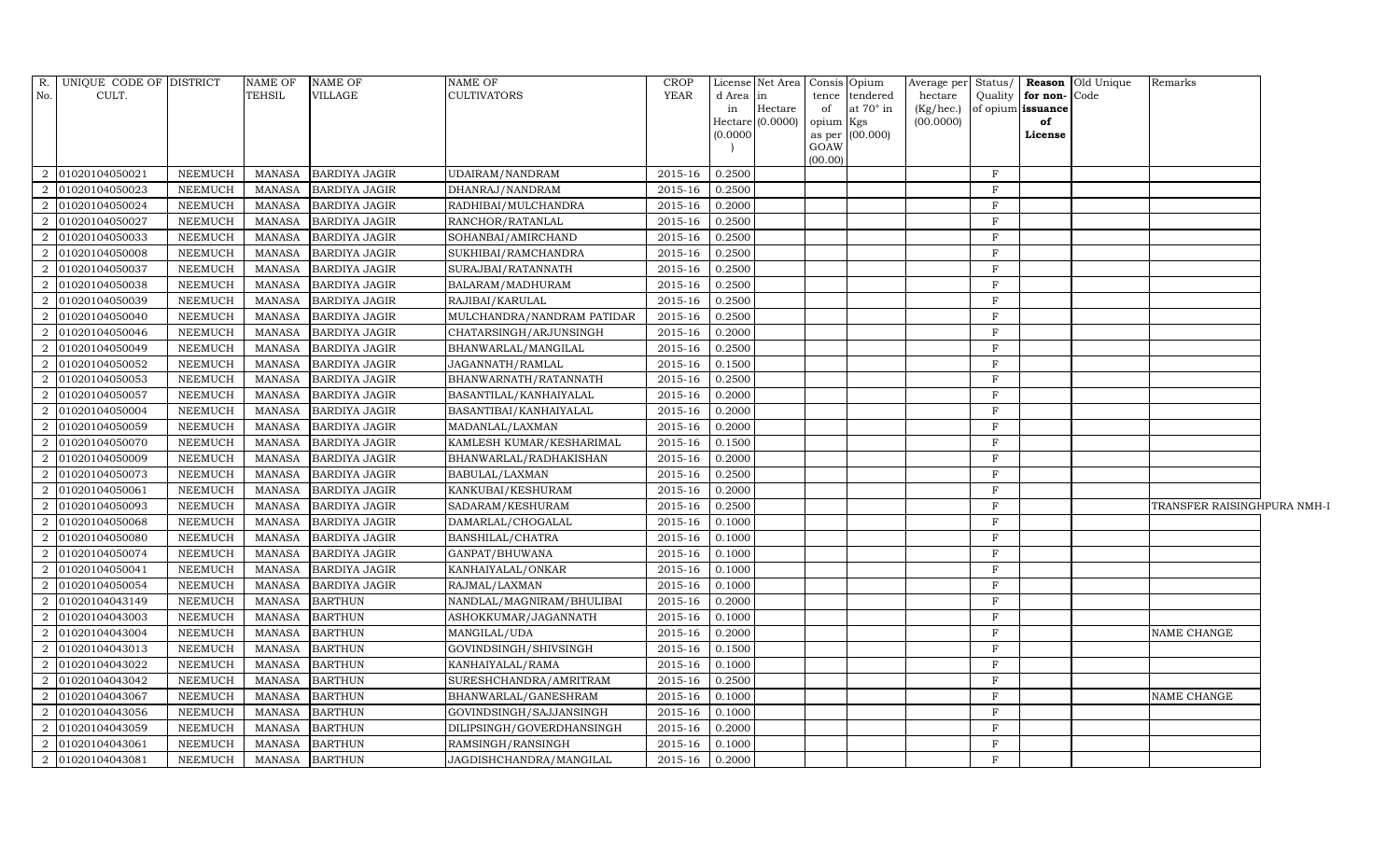| R. No. | UNIQUE CODE OF CULT. | DISTRICT | NAME OF TEHSIL | NAME OF VILLAGE | NAME OF CULTIVATORS | CROP YEAR | License d Area in Hectare (0.0000) | Net Area in Hectare (0.0000) | Consis tence of opium as per GOAW (00.00) | Opium tendered at 70° in Kgs (00.000) | Average per hectare (Kg/hec.) (00.0000) | Status/ Quality of opium | Reason for non-issuance of License | Old Unique Code | Remarks |
|---|---|---|---|---|---|---|---|---|---|---|---|---|---|---|---|
| 2 | 01020104050021 | NEEMUCH | MANASA | BARDIYA JAGIR | UDAIRAM/NANDRAM | 2015-16 | 0.2500 | | | | | F | | | |
| 2 | 01020104050023 | NEEMUCH | MANASA | BARDIYA JAGIR | DHANRAJ/NANDRAM | 2015-16 | 0.2500 | | | | | F | | | |
| 2 | 01020104050024 | NEEMUCH | MANASA | BARDIYA JAGIR | RADHIBAI/MULCHANDRA | 2015-16 | 0.2000 | | | | | F | | | |
| 2 | 01020104050027 | NEEMUCH | MANASA | BARDIYA JAGIR | RANCHOR/RATANLAL | 2015-16 | 0.2500 | | | | | F | | | |
| 2 | 01020104050033 | NEEMUCH | MANASA | BARDIYA JAGIR | SOHANBAI/AMIRCHAND | 2015-16 | 0.2500 | | | | | F | | | |
| 2 | 01020104050008 | NEEMUCH | MANASA | BARDIYA JAGIR | SUKHIBAI/RAMCHANDRA | 2015-16 | 0.2500 | | | | | F | | | |
| 2 | 01020104050037 | NEEMUCH | MANASA | BARDIYA JAGIR | SURAJBAI/RATANNATH | 2015-16 | 0.2500 | | | | | F | | | |
| 2 | 01020104050038 | NEEMUCH | MANASA | BARDIYA JAGIR | BALARAM/MADHURAM | 2015-16 | 0.2500 | | | | | F | | | |
| 2 | 01020104050039 | NEEMUCH | MANASA | BARDIYA JAGIR | RAJIBAI/KARULAL | 2015-16 | 0.2500 | | | | | F | | | |
| 2 | 01020104050040 | NEEMUCH | MANASA | BARDIYA JAGIR | MULCHANDRA/NANDRAM PATIDAR | 2015-16 | 0.2500 | | | | | F | | | |
| 2 | 01020104050046 | NEEMUCH | MANASA | BARDIYA JAGIR | CHATARSINGH/ARJUNSINGH | 2015-16 | 0.2000 | | | | | F | | | |
| 2 | 01020104050049 | NEEMUCH | MANASA | BARDIYA JAGIR | BHANWARLAL/MANGILAL | 2015-16 | 0.2500 | | | | | F | | | |
| 2 | 01020104050052 | NEEMUCH | MANASA | BARDIYA JAGIR | JAGANNATH/RAMLAL | 2015-16 | 0.1500 | | | | | F | | | |
| 2 | 01020104050053 | NEEMUCH | MANASA | BARDIYA JAGIR | BHANWARNATH/RATANNATH | 2015-16 | 0.2500 | | | | | F | | | |
| 2 | 01020104050057 | NEEMUCH | MANASA | BARDIYA JAGIR | BASANTILAL/KANHAIYALAL | 2015-16 | 0.2000 | | | | | F | | | |
| 2 | 01020104050004 | NEEMUCH | MANASA | BARDIYA JAGIR | BASANTIBAI/KANHAIYALAL | 2015-16 | 0.2000 | | | | | F | | | |
| 2 | 01020104050059 | NEEMUCH | MANASA | BARDIYA JAGIR | MADANLAL/LAXMAN | 2015-16 | 0.2000 | | | | | F | | | |
| 2 | 01020104050070 | NEEMUCH | MANASA | BARDIYA JAGIR | KAMLESH KUMAR/KESHARIMAL | 2015-16 | 0.1500 | | | | | F | | | |
| 2 | 01020104050009 | NEEMUCH | MANASA | BARDIYA JAGIR | BHANWARLAL/RADHAKISHAN | 2015-16 | 0.2000 | | | | | F | | | |
| 2 | 01020104050073 | NEEMUCH | MANASA | BARDIYA JAGIR | BABULAL/LAXMAN | 2015-16 | 0.2500 | | | | | F | | | |
| 2 | 01020104050061 | NEEMUCH | MANASA | BARDIYA JAGIR | KANKUBAI/KESHURAM | 2015-16 | 0.2000 | | | | | F | | | |
| 2 | 01020104050093 | NEEMUCH | MANASA | BARDIYA JAGIR | SADARAM/KESHURAM | 2015-16 | 0.2500 | | | | | F | | | TRANSFER RAISINGHPURA NMH-I |
| 2 | 01020104050068 | NEEMUCH | MANASA | BARDIYA JAGIR | DAMARLAL/CHOGALAL | 2015-16 | 0.1000 | | | | | F | | | |
| 2 | 01020104050080 | NEEMUCH | MANASA | BARDIYA JAGIR | BANSHILAL/CHATRA | 2015-16 | 0.1000 | | | | | F | | | |
| 2 | 01020104050074 | NEEMUCH | MANASA | BARDIYA JAGIR | GANPAT/BHUWANA | 2015-16 | 0.1000 | | | | | F | | | |
| 2 | 01020104050041 | NEEMUCH | MANASA | BARDIYA JAGIR | KANHAIYALAL/ONKAR | 2015-16 | 0.1000 | | | | | F | | | |
| 2 | 01020104050054 | NEEMUCH | MANASA | BARDIYA JAGIR | RAJMAL/LAXMAN | 2015-16 | 0.1000 | | | | | F | | | |
| 2 | 01020104043149 | NEEMUCH | MANASA | BARTHUN | NANDLAL/MAGNIRAM/BHULIBAI | 2015-16 | 0.2000 | | | | | F | | | |
| 2 | 01020104043003 | NEEMUCH | MANASA | BARTHUN | ASHOKKUMAR/JAGANNATH | 2015-16 | 0.1000 | | | | | F | | | |
| 2 | 01020104043004 | NEEMUCH | MANASA | BARTHUN | MANGILAL/UDA | 2015-16 | 0.2000 | | | | | F | | | NAME CHANGE |
| 2 | 01020104043013 | NEEMUCH | MANASA | BARTHUN | GOVINDSINGH/SHIVSINGH | 2015-16 | 0.1500 | | | | | F | | | |
| 2 | 01020104043022 | NEEMUCH | MANASA | BARTHUN | KANHAIYALAL/RAMA | 2015-16 | 0.1000 | | | | | F | | | |
| 2 | 01020104043042 | NEEMUCH | MANASA | BARTHUN | SURESHCHANDRA/AMRITRAM | 2015-16 | 0.2500 | | | | | F | | | |
| 2 | 01020104043067 | NEEMUCH | MANASA | BARTHUN | BHANWARLAL/GANESHRAM | 2015-16 | 0.1000 | | | | | F | | | NAME CHANGE |
| 2 | 01020104043056 | NEEMUCH | MANASA | BARTHUN | GOVINDSINGH/SAJJANSINGH | 2015-16 | 0.1000 | | | | | F | | | |
| 2 | 01020104043059 | NEEMUCH | MANASA | BARTHUN | DILIPSINGH/GOVERDHANSINGH | 2015-16 | 0.2000 | | | | | F | | | |
| 2 | 01020104043061 | NEEMUCH | MANASA | BARTHUN | RAMSINGH/RANSINGH | 2015-16 | 0.1000 | | | | | F | | | |
| 2 | 01020104043081 | NEEMUCH | MANASA | BARTHUN | JAGDISHCHANDRA/MANGILAL | 2015-16 | 0.2000 | | | | | F | | | |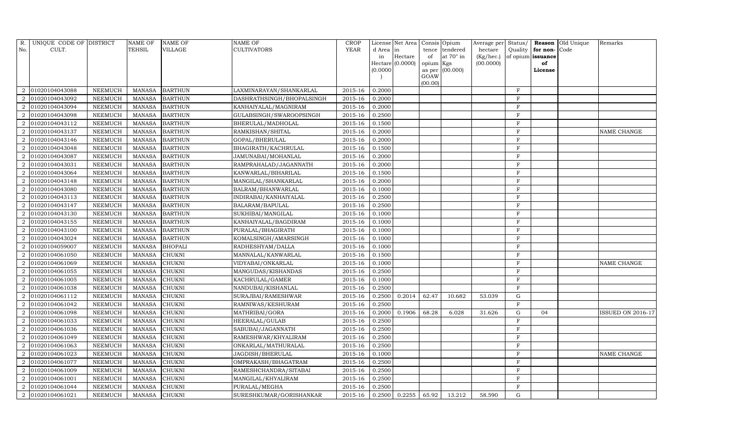| R. No. | UNIQUE CODE OF CULT. | DISTRICT | NAME OF TEHSIL | NAME OF VILLAGE | NAME OF CULTIVATORS | CROP YEAR | License d Area in Hectare (0.0000) | Net Area in Hectare (0.0000) | Consis tence of opium as per GOAW (00.00) | Opium tendered at 70° in Kgs (00.000) | Average per hectare (Kg/hec.) (00.0000) | Status/ Quality of opium | Reason for non-issuance of License | Old Unique Code | Remarks |
|---|---|---|---|---|---|---|---|---|---|---|---|---|---|---|---|
| 2 | 01020104043088 | NEEMUCH | MANASA | BARTHUN | LAXMINARAYAN/SHANKARLAL | 2015-16 | 0.2000 | | | | | F | | | |
| 2 | 01020104043092 | NEEMUCH | MANASA | BARTHUN | DASHRATHSINGH/BHOPALSINGH | 2015-16 | 0.2000 | | | | | F | | | |
| 2 | 01020104043094 | NEEMUCH | MANASA | BARTHUN | KANHAIYALAL/MAGNIRAM | 2015-16 | 0.2000 | | | | | F | | | |
| 2 | 01020104043098 | NEEMUCH | MANASA | BARTHUN | GULABSINGH/SWAROOPSINGH | 2015-16 | 0.2500 | | | | | F | | | |
| 2 | 01020104043112 | NEEMUCH | MANASA | BARTHUN | BHERULAL/MADHOLAL | 2015-16 | 0.1500 | | | | | F | | | |
| 2 | 01020104043137 | NEEMUCH | MANASA | BARTHUN | RAMKISHAN/SHITAL | 2015-16 | 0.2000 | | | | | F | | | NAME CHANGE |
| 2 | 01020104043146 | NEEMUCH | MANASA | BARTHUN | GOPAL/BHERULAL | 2015-16 | 0.2000 | | | | | F | | | |
| 2 | 01020104043048 | NEEMUCH | MANASA | BARTHUN | BHAGIRATH/KACHRULAL | 2015-16 | 0.1500 | | | | | F | | | |
| 2 | 01020104043087 | NEEMUCH | MANASA | BARTHUN | JAMUNABAI/MOHANLAL | 2015-16 | 0.2000 | | | | | F | | | |
| 2 | 01020104043031 | NEEMUCH | MANASA | BARTHUN | RAMPRAHALAD/JAGANNATH | 2015-16 | 0.2000 | | | | | F | | | |
| 2 | 01020104043064 | NEEMUCH | MANASA | BARTHUN | KANWARLAL/BIHARILAL | 2015-16 | 0.1500 | | | | | F | | | |
| 2 | 01020104043148 | NEEMUCH | MANASA | BARTHUN | MANGILAL/SHANKARLAL | 2015-16 | 0.2000 | | | | | F | | | |
| 2 | 01020104043080 | NEEMUCH | MANASA | BARTHUN | BALRAM/BHANWARLAL | 2015-16 | 0.1000 | | | | | F | | | |
| 2 | 01020104043113 | NEEMUCH | MANASA | BARTHUN | INDIRABAI/KANHAIYALAL | 2015-16 | 0.2500 | | | | | F | | | |
| 2 | 01020104043147 | NEEMUCH | MANASA | BARTHUN | BALARAM/BAPULAL | 2015-16 | 0.2500 | | | | | F | | | |
| 2 | 01020104043130 | NEEMUCH | MANASA | BARTHUN | SUKHIBAI/MANGILAL | 2015-16 | 0.1000 | | | | | F | | | |
| 2 | 01020104043155 | NEEMUCH | MANASA | BARTHUN | KANHAIYALAL/BAGDIRAM | 2015-16 | 0.1000 | | | | | F | | | |
| 2 | 01020104043100 | NEEMUCH | MANASA | BARTHUN | PURALAL/BHAGIRATH | 2015-16 | 0.1000 | | | | | F | | | |
| 2 | 01020104043024 | NEEMUCH | MANASA | BARTHUN | KOMALSINGH/AMARSINGH | 2015-16 | 0.1000 | | | | | F | | | |
| 2 | 01020104059007 | NEEMUCH | MANASA | BHOPALI | RADHESHYAM/DALLA | 2015-16 | 0.1000 | | | | | F | | | |
| 2 | 01020104061050 | NEEMUCH | MANASA | CHUKNI | MANNALAL/KANWARLAL | 2015-16 | 0.1500 | | | | | F | | | |
| 2 | 01020104061069 | NEEMUCH | MANASA | CHUKNI | VIDYABAI/ONKARLAL | 2015-16 | 0.1000 | | | | | F | | | NAME CHANGE |
| 2 | 01020104061055 | NEEMUCH | MANASA | CHUKNI | MANGUDAS/KISHANDAS | 2015-16 | 0.2500 | | | | | F | | | |
| 2 | 01020104061005 | NEEMUCH | MANASA | CHUKNI | KACHRULAL/GAMER | 2015-16 | 0.1000 | | | | | F | | | |
| 2 | 01020104061038 | NEEMUCH | MANASA | CHUKNI | NANDUBAI/KISHANLAL | 2015-16 | 0.2500 | | | | | F | | | |
| 2 | 01020104061112 | NEEMUCH | MANASA | CHUKNI | SURAJBAI/RAMESHWAR | 2015-16 | 0.2500 | 0.2014 | 62.47 | 10.682 | 53.039 | G | | | |
| 2 | 01020104061042 | NEEMUCH | MANASA | CHUKNI | RAMNIWAS/KESHURAM | 2015-16 | 0.2500 | | | | | F | | | |
| 2 | 01020104061098 | NEEMUCH | MANASA | CHUKNI | MATHRIBAI/GORA | 2015-16 | 0.2000 | 0.1906 | 68.28 | 6.028 | 31.626 | G | 04 | | ISSUED ON 2016-17 |
| 2 | 01020104061033 | NEEMUCH | MANASA | CHUKNI | HEERALAL/GULAB | 2015-16 | 0.2500 | | | | | F | | | |
| 2 | 01020104061036 | NEEMUCH | MANASA | CHUKNI | SABUBAI/JAGANNATH | 2015-16 | 0.2500 | | | | | F | | | |
| 2 | 01020104061049 | NEEMUCH | MANASA | CHUKNI | RAMESHWAR/KHYALIRAM | 2015-16 | 0.2500 | | | | | F | | | |
| 2 | 01020104061063 | NEEMUCH | MANASA | CHUKNI | ONKARLAL/MATHURALAL | 2015-16 | 0.2500 | | | | | F | | | |
| 2 | 01020104061023 | NEEMUCH | MANASA | CHUKNI | JAGDISH/BHERULAL | 2015-16 | 0.1000 | | | | | F | | | NAME CHANGE |
| 2 | 01020104061077 | NEEMUCH | MANASA | CHUKNI | OMPRAKASH/BHAGATRAM | 2015-16 | 0.2500 | | | | | F | | | |
| 2 | 01020104061009 | NEEMUCH | MANASA | CHUKNI | RAMESHCHANDRA/SITABAI | 2015-16 | 0.2500 | | | | | F | | | |
| 2 | 01020104061001 | NEEMUCH | MANASA | CHUKNI | MANGILAL/KHYALIRAM | 2015-16 | 0.2500 | | | | | F | | | |
| 2 | 01020104061044 | NEEMUCH | MANASA | CHUKNI | PURALAL/MEGHA | 2015-16 | 0.2500 | | | | | F | | | |
| 2 | 01020104061021 | NEEMUCH | MANASA | CHUKNI | SURESHKUMAR/GORISHANKAR | 2015-16 | 0.2500 | 0.2255 | 65.92 | 13.212 | 58.590 | G | | | |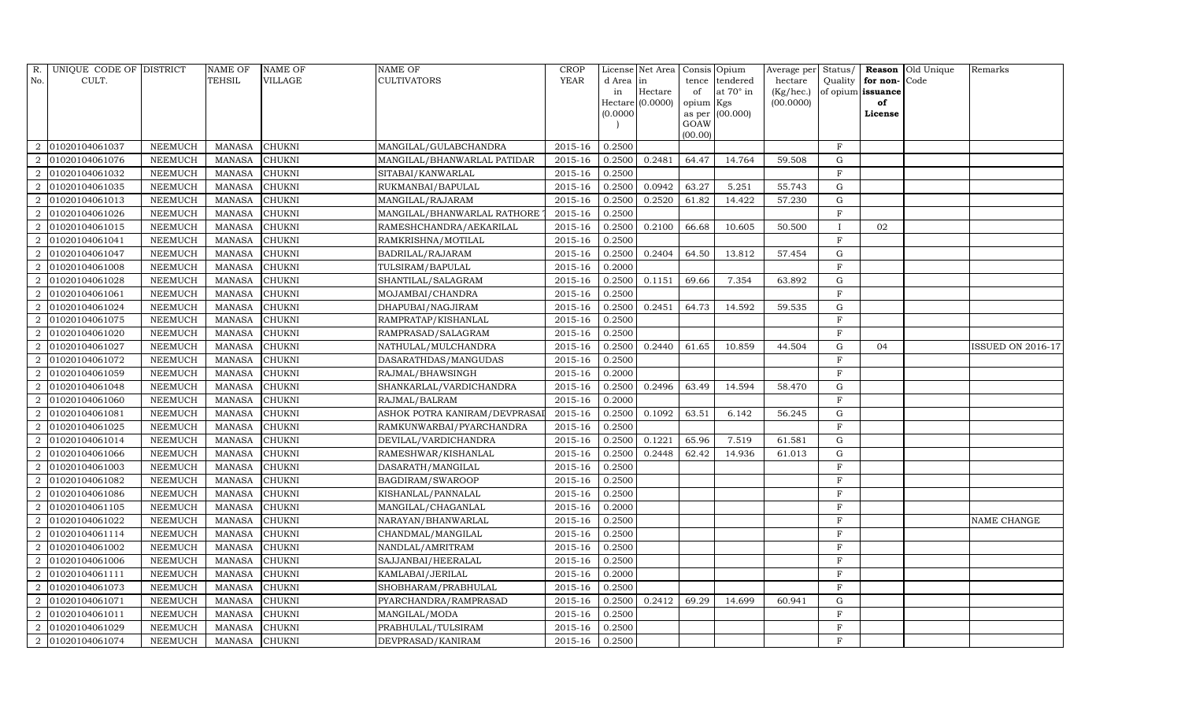| R. No. | UNIQUE CODE OF CULT. | DISTRICT | NAME OF TEHSIL | NAME OF VILLAGE | NAME OF CULTIVATORS | CROP YEAR | License d Area in Hectare (0.0000) | Net Area in Hectare (0.0000) | Consis tence of opium as per GOAW (00.00) | Opium tendered at 70° in Kgs (00.000) | Average per hectare (Kg/hec.) (00.0000) | Status/ Quality of opium | Reason for non-issuance of License | Old Unique Code | Remarks |
|---|---|---|---|---|---|---|---|---|---|---|---|---|---|---|---|
| 2 | 01020104061037 | NEEMUCH | MANASA | CHUKNI | MANGILAL/GULABCHANDRA | 2015-16 | 0.2500 | | | | | F | | | |
| 2 | 01020104061076 | NEEMUCH | MANASA | CHUKNI | MANGILAL/BHANWARLAL PATIDAR | 2015-16 | 0.2500 | 0.2481 | 64.47 | 14.764 | 59.508 | G | | | |
| 2 | 01020104061032 | NEEMUCH | MANASA | CHUKNI | SITABAI/KANWARLAL | 2015-16 | 0.2500 | | | | | F | | | |
| 2 | 01020104061035 | NEEMUCH | MANASA | CHUKNI | RUKMANBAI/BAPULAL | 2015-16 | 0.2500 | 0.0942 | 63.27 | 5.251 | 55.743 | G | | | |
| 2 | 01020104061013 | NEEMUCH | MANASA | CHUKNI | MANGILAL/RAJARAM | 2015-16 | 0.2500 | 0.2520 | 61.82 | 14.422 | 57.230 | G | | | |
| 2 | 01020104061026 | NEEMUCH | MANASA | CHUKNI | MANGILAL/BHANWARLAL RATHORE | 2015-16 | 0.2500 | | | | | F | | | |
| 2 | 01020104061015 | NEEMUCH | MANASA | CHUKNI | RAMESHCHANDRA/AEKARILAL | 2015-16 | 0.2500 | 0.2100 | 66.68 | 10.605 | 50.500 | I | 02 | | |
| 2 | 01020104061041 | NEEMUCH | MANASA | CHUKNI | RAMKRISHNA/MOTILAL | 2015-16 | 0.2500 | | | | | F | | | |
| 2 | 01020104061047 | NEEMUCH | MANASA | CHUKNI | BADRILAL/RAJARAM | 2015-16 | 0.2500 | 0.2404 | 64.50 | 13.812 | 57.454 | G | | | |
| 2 | 01020104061008 | NEEMUCH | MANASA | CHUKNI | TULSIRAM/BAPULAL | 2015-16 | 0.2000 | | | | | F | | | |
| 2 | 01020104061028 | NEEMUCH | MANASA | CHUKNI | SHANTILAL/SALAGRAM | 2015-16 | 0.2500 | 0.1151 | 69.66 | 7.354 | 63.892 | G | | | |
| 2 | 01020104061061 | NEEMUCH | MANASA | CHUKNI | MOJAMBAI/CHANDRA | 2015-16 | 0.2500 | | | | | F | | | |
| 2 | 01020104061024 | NEEMUCH | MANASA | CHUKNI | DHAPUBAI/NAGJIRAM | 2015-16 | 0.2500 | 0.2451 | 64.73 | 14.592 | 59.535 | G | | | |
| 2 | 01020104061075 | NEEMUCH | MANASA | CHUKNI | RAMPRATAP/KISHANLAL | 2015-16 | 0.2500 | | | | | F | | | |
| 2 | 01020104061020 | NEEMUCH | MANASA | CHUKNI | RAMPRASAD/SALAGRAM | 2015-16 | 0.2500 | | | | | F | | | |
| 2 | 01020104061027 | NEEMUCH | MANASA | CHUKNI | NATHULAL/MULCHANDRA | 2015-16 | 0.2500 | 0.2440 | 61.65 | 10.859 | 44.504 | G | 04 | | ISSUED ON 2016-17 |
| 2 | 01020104061072 | NEEMUCH | MANASA | CHUKNI | DASARATHDAS/MANGUDAS | 2015-16 | 0.2500 | | | | | F | | | |
| 2 | 01020104061059 | NEEMUCH | MANASA | CHUKNI | RAJMAL/BHAWSINGH | 2015-16 | 0.2000 | | | | | F | | | |
| 2 | 01020104061048 | NEEMUCH | MANASA | CHUKNI | SHANKARLAL/VARDICHANDRA | 2015-16 | 0.2500 | 0.2496 | 63.49 | 14.594 | 58.470 | G | | | |
| 2 | 01020104061060 | NEEMUCH | MANASA | CHUKNI | RAJMAL/BALRAM | 2015-16 | 0.2000 | | | | | F | | | |
| 2 | 01020104061081 | NEEMUCH | MANASA | CHUKNI | ASHOK POTRA KANIRAM/DEVPRASAD | 2015-16 | 0.2500 | 0.1092 | 63.51 | 6.142 | 56.245 | G | | | |
| 2 | 01020104061025 | NEEMUCH | MANASA | CHUKNI | RAMKUNWARBAI/PYARCHANDRA | 2015-16 | 0.2500 | | | | | F | | | |
| 2 | 01020104061014 | NEEMUCH | MANASA | CHUKNI | DEVILAL/VARDICHANDRA | 2015-16 | 0.2500 | 0.1221 | 65.96 | 7.519 | 61.581 | G | | | |
| 2 | 01020104061066 | NEEMUCH | MANASA | CHUKNI | RAMESHWAR/KISHANLAL | 2015-16 | 0.2500 | 0.2448 | 62.42 | 14.936 | 61.013 | G | | | |
| 2 | 01020104061003 | NEEMUCH | MANASA | CHUKNI | DASARATH/MANGILAL | 2015-16 | 0.2500 | | | | | F | | | |
| 2 | 01020104061082 | NEEMUCH | MANASA | CHUKNI | BAGDIRAM/SWAROOP | 2015-16 | 0.2500 | | | | | F | | | |
| 2 | 01020104061086 | NEEMUCH | MANASA | CHUKNI | KISHANLAL/PANNALAL | 2015-16 | 0.2500 | | | | | F | | | |
| 2 | 01020104061105 | NEEMUCH | MANASA | CHUKNI | MANGILAL/CHAGANLAL | 2015-16 | 0.2000 | | | | | F | | | |
| 2 | 01020104061022 | NEEMUCH | MANASA | CHUKNI | NARAYAN/BHANWARLAL | 2015-16 | 0.2500 | | | | | F | | | NAME CHANGE |
| 2 | 01020104061114 | NEEMUCH | MANASA | CHUKNI | CHANDMAL/MANGILAL | 2015-16 | 0.2500 | | | | | F | | | |
| 2 | 01020104061002 | NEEMUCH | MANASA | CHUKNI | NANDLAL/AMRITRAM | 2015-16 | 0.2500 | | | | | F | | | |
| 2 | 01020104061006 | NEEMUCH | MANASA | CHUKNI | SAJJANBAI/HEERALAL | 2015-16 | 0.2500 | | | | | F | | | |
| 2 | 01020104061111 | NEEMUCH | MANASA | CHUKNI | KAMLABAI/JERILAL | 2015-16 | 0.2000 | | | | | F | | | |
| 2 | 01020104061073 | NEEMUCH | MANASA | CHUKNI | SHOBHARAM/PRABHULAL | 2015-16 | 0.2500 | | | | | F | | | |
| 2 | 01020104061071 | NEEMUCH | MANASA | CHUKNI | PYARCHANDRA/RAMPRASAD | 2015-16 | 0.2500 | 0.2412 | 69.29 | 14.699 | 60.941 | G | | | |
| 2 | 01020104061011 | NEEMUCH | MANASA | CHUKNI | MANGILAL/MODA | 2015-16 | 0.2500 | | | | | F | | | |
| 2 | 01020104061029 | NEEMUCH | MANASA | CHUKNI | PRABHULAL/TULSIRAM | 2015-16 | 0.2500 | | | | | F | | | |
| 2 | 01020104061074 | NEEMUCH | MANASA | CHUKNI | DEVPRASAD/KANIRAM | 2015-16 | 0.2500 | | | | | F | | | |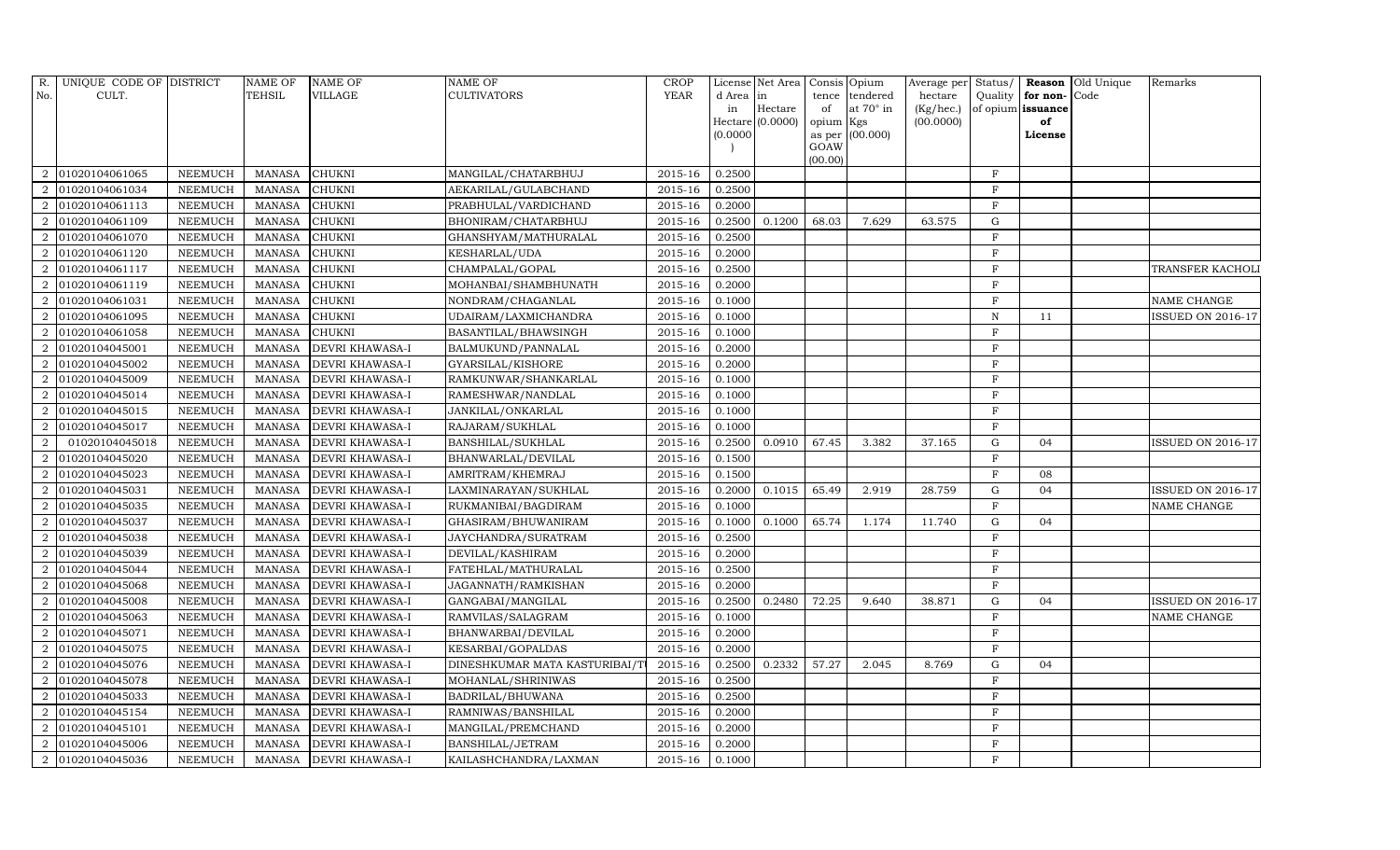| R. No. | UNIQUE CODE OF CULT. | DISTRICT | NAME OF TEHSIL | NAME OF VILLAGE | NAME OF CULTIVATORS | CROP YEAR | License d Area in Hectare (0.0000) | Net Area in Hectare (0.0000) | Consis tence of opium as per GOAW (00.00) | Opium tendered at 70° in Kgs (00.000) | Average per hectare (Kg/hec.) (00.0000) | Status/ Quality of opium | Reason for non-issuance of License | Old Unique Code | Remarks |
|---|---|---|---|---|---|---|---|---|---|---|---|---|---|---|---|
| 2 | 01020104061065 | NEEMUCH | MANASA | CHUKNI | MANGILAL/CHATARBHUJ | 2015-16 | 0.2500 | | | | | F | | | |
| 2 | 01020104061034 | NEEMUCH | MANASA | CHUKNI | AEKARILAL/GULABCHAND | 2015-16 | 0.2500 | | | | | F | | | |
| 2 | 01020104061113 | NEEMUCH | MANASA | CHUKNI | PRABHULAL/VARDICHAND | 2015-16 | 0.2000 | | | | | F | | | |
| 2 | 01020104061109 | NEEMUCH | MANASA | CHUKNI | BHONIRAM/CHATARBHUJ | 2015-16 | 0.2500 | 0.1200 | 68.03 | 7.629 | 63.575 | G | | | |
| 2 | 01020104061070 | NEEMUCH | MANASA | CHUKNI | GHANSHYAM/MATHURALAL | 2015-16 | 0.2500 | | | | | F | | | |
| 2 | 01020104061120 | NEEMUCH | MANASA | CHUKNI | KESHARLAL/UDA | 2015-16 | 0.2000 | | | | | F | | | |
| 2 | 01020104061117 | NEEMUCH | MANASA | CHUKNI | CHAMPALAL/GOPAL | 2015-16 | 0.2500 | | | | | F | | | TRANSFER KACHOLI |
| 2 | 01020104061119 | NEEMUCH | MANASA | CHUKNI | MOHANBAI/SHAMBHUNATH | 2015-16 | 0.2000 | | | | | F | | | |
| 2 | 01020104061031 | NEEMUCH | MANASA | CHUKNI | NONDRAM/CHAGANLAL | 2015-16 | 0.1000 | | | | | F | | | NAME CHANGE |
| 2 | 01020104061095 | NEEMUCH | MANASA | CHUKNI | UDAIRAM/LAXMICHANDRA | 2015-16 | 0.1000 | | | | | N | 11 | | ISSUED ON 2016-17 |
| 2 | 01020104061058 | NEEMUCH | MANASA | CHUKNI | BASANTILAL/BHAWSINGH | 2015-16 | 0.1000 | | | | | F | | | |
| 2 | 01020104045001 | NEEMUCH | MANASA | DEVRI KHAWASA-I | BALMUKUND/PANNALAL | 2015-16 | 0.2000 | | | | | F | | | |
| 2 | 01020104045002 | NEEMUCH | MANASA | DEVRI KHAWASA-I | GYARSILAL/KISHORE | 2015-16 | 0.2000 | | | | | F | | | |
| 2 | 01020104045009 | NEEMUCH | MANASA | DEVRI KHAWASA-I | RAMKUNWAR/SHANKARLAL | 2015-16 | 0.1000 | | | | | F | | | |
| 2 | 01020104045014 | NEEMUCH | MANASA | DEVRI KHAWASA-I | RAMESHWAR/NANDLAL | 2015-16 | 0.1000 | | | | | F | | | |
| 2 | 01020104045015 | NEEMUCH | MANASA | DEVRI KHAWASA-I | JANKILAL/ONKARLAL | 2015-16 | 0.1000 | | | | | F | | | |
| 2 | 01020104045017 | NEEMUCH | MANASA | DEVRI KHAWASA-I | RAJARAM/SUKHLAL | 2015-16 | 0.1000 | | | | | F | | | |
| 2 | 01020104045018 | NEEMUCH | MANASA | DEVRI KHAWASA-I | BANSHILAL/SUKHLAL | 2015-16 | 0.2500 | 0.0910 | 67.45 | 3.382 | 37.165 | G | 04 | | ISSUED ON 2016-17 |
| 2 | 01020104045020 | NEEMUCH | MANASA | DEVRI KHAWASA-I | BHANWARLAL/DEVILAL | 2015-16 | 0.1500 | | | | | F | | | |
| 2 | 01020104045023 | NEEMUCH | MANASA | DEVRI KHAWASA-I | AMRITRAM/KHEMRAJ | 2015-16 | 0.1500 | | | | | F | 08 | | |
| 2 | 01020104045031 | NEEMUCH | MANASA | DEVRI KHAWASA-I | LAXMINARAYAN/SUKHLAL | 2015-16 | 0.2000 | 0.1015 | 65.49 | 2.919 | 28.759 | G | 04 | | ISSUED ON 2016-17 |
| 2 | 01020104045035 | NEEMUCH | MANASA | DEVRI KHAWASA-I | RUKMANIBAI/BAGDIRAM | 2015-16 | 0.1000 | | | | | F | | | NAME CHANGE |
| 2 | 01020104045037 | NEEMUCH | MANASA | DEVRI KHAWASA-I | GHASIRAM/BHUWANIRAM | 2015-16 | 0.1000 | 0.1000 | 65.74 | 1.174 | 11.740 | G | 04 | | |
| 2 | 01020104045038 | NEEMUCH | MANASA | DEVRI KHAWASA-I | JAYCHANDRA/SURATRAM | 2015-16 | 0.2500 | | | | | F | | | |
| 2 | 01020104045039 | NEEMUCH | MANASA | DEVRI KHAWASA-I | DEVILAL/KASHIRAM | 2015-16 | 0.2000 | | | | | F | | | |
| 2 | 01020104045044 | NEEMUCH | MANASA | DEVRI KHAWASA-I | FATEHLAL/MATHURALAL | 2015-16 | 0.2500 | | | | | F | | | |
| 2 | 01020104045068 | NEEMUCH | MANASA | DEVRI KHAWASA-I | JAGANNATH/RAMKISHAN | 2015-16 | 0.2000 | | | | | F | | | |
| 2 | 01020104045008 | NEEMUCH | MANASA | DEVRI KHAWASA-I | GANGABAI/MANGILAL | 2015-16 | 0.2500 | 0.2480 | 72.25 | 9.640 | 38.871 | G | 04 | | ISSUED ON 2016-17 |
| 2 | 01020104045063 | NEEMUCH | MANASA | DEVRI KHAWASA-I | RAMVILAS/SALAGRAM | 2015-16 | 0.1000 | | | | | F | | | NAME CHANGE |
| 2 | 01020104045071 | NEEMUCH | MANASA | DEVRI KHAWASA-I | BHANWARBAI/DEVILAL | 2015-16 | 0.2000 | | | | | F | | | |
| 2 | 01020104045075 | NEEMUCH | MANASA | DEVRI KHAWASA-I | KESARBAI/GOPALDAS | 2015-16 | 0.2000 | | | | | F | | | |
| 2 | 01020104045076 | NEEMUCH | MANASA | DEVRI KHAWASA-I | DINESHKUMAR MATA KASTURIBAI/T | 2015-16 | 0.2500 | 0.2332 | 57.27 | 2.045 | 8.769 | G | 04 | | |
| 2 | 01020104045078 | NEEMUCH | MANASA | DEVRI KHAWASA-I | MOHANLAL/SHRINIWAS | 2015-16 | 0.2500 | | | | | F | | | |
| 2 | 01020104045033 | NEEMUCH | MANASA | DEVRI KHAWASA-I | BADRILAL/BHUWANA | 2015-16 | 0.2500 | | | | | F | | | |
| 2 | 01020104045154 | NEEMUCH | MANASA | DEVRI KHAWASA-I | RAMNIWAS/BANSHILAL | 2015-16 | 0.2000 | | | | | F | | | |
| 2 | 01020104045101 | NEEMUCH | MANASA | DEVRI KHAWASA-I | MANGILAL/PREMCHAND | 2015-16 | 0.2000 | | | | | F | | | |
| 2 | 01020104045006 | NEEMUCH | MANASA | DEVRI KHAWASA-I | BANSHILAL/JETRAM | 2015-16 | 0.2000 | | | | | F | | | |
| 2 | 01020104045036 | NEEMUCH | MANASA | DEVRI KHAWASA-I | KAILASHCHANDRA/LAXMAN | 2015-16 | 0.1000 | | | | | F | | | |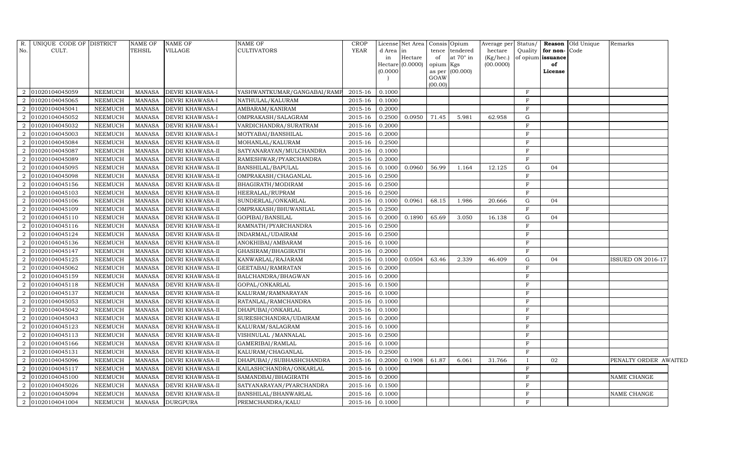| R. No. | UNIQUE CODE OF CULT. | DISTRICT | NAME OF TEHSIL | NAME OF VILLAGE | NAME OF CULTIVATORS | CROP YEAR | License d Area in Hectare (0.0000) | Net Area in Hectare (0.0000) | Consis tence of opium as per GOAW (00.00) | Opium tendered at 70° in Kgs (00.000) | Average per hectare (Kg/hec.) (00.0000) | Status/ Quality of opium | Reason for non-issuance of License | Old Unique Code | Remarks |
|---|---|---|---|---|---|---|---|---|---|---|---|---|---|---|---|
| 2 | 01020104045059 | NEEMUCH | MANASA | DEVRI KHAWASA-I | YASHWANTKUMAR/GANGABAI/RAMP | 2015-16 | 0.1000 | | | | | F | | | |
| 2 | 01020104045065 | NEEMUCH | MANASA | DEVRI KHAWASA-I | NATHULAL/KALURAM | 2015-16 | 0.1000 | | | | | F | | | |
| 2 | 01020104045041 | NEEMUCH | MANASA | DEVRI KHAWASA-I | AMBARAM/KANIRAM | 2015-16 | 0.2000 | | | | | F | | | |
| 2 | 01020104045052 | NEEMUCH | MANASA | DEVRI KHAWASA-I | OMPRAKASH/SALAGRAM | 2015-16 | 0.2500 | 0.0950 | 71.45 | 5.981 | 62.958 | G | | | |
| 2 | 01020104045032 | NEEMUCH | MANASA | DEVRI KHAWASA-I | VARDICHANDRA/SURATRAM | 2015-16 | 0.2000 | | | | | F | | | |
| 2 | 01020104045003 | NEEMUCH | MANASA | DEVRI KHAWASA-I | MOTYABAI/BANSHILAL | 2015-16 | 0.2000 | | | | | F | | | |
| 2 | 01020104045084 | NEEMUCH | MANASA | DEVRI KHAWASA-II | MOHANLAL/KALURAM | 2015-16 | 0.2500 | | | | | F | | | |
| 2 | 01020104045087 | NEEMUCH | MANASA | DEVRI KHAWASA-II | SATYANARAYAN/MULCHANDRA | 2015-16 | 0.1000 | | | | | F | | | |
| 2 | 01020104045089 | NEEMUCH | MANASA | DEVRI KHAWASA-II | RAMESHWAR/PYARCHANDRA | 2015-16 | 0.2000 | | | | | F | | | |
| 2 | 01020104045095 | NEEMUCH | MANASA | DEVRI KHAWASA-II | BANSHILAL/BAPULAL | 2015-16 | 0.1000 | 0.0960 | 56.99 | 1.164 | 12.125 | G | 04 | | |
| 2 | 01020104045098 | NEEMUCH | MANASA | DEVRI KHAWASA-II | OMPRAKASH/CHAGANLAL | 2015-16 | 0.2500 | | | | | F | | | |
| 2 | 01020104045156 | NEEMUCH | MANASA | DEVRI KHAWASA-II | BHAGIRATH/MODIRAM | 2015-16 | 0.2500 | | | | | F | | | |
| 2 | 01020104045103 | NEEMUCH | MANASA | DEVRI KHAWASA-II | HEERALAL/RUPRAM | 2015-16 | 0.2500 | | | | | F | | | |
| 2 | 01020104045106 | NEEMUCH | MANASA | DEVRI KHAWASA-II | SUNDERLAL/ONKARLAL | 2015-16 | 0.1000 | 0.0961 | 68.15 | 1.986 | 20.666 | G | 04 | | |
| 2 | 01020104045109 | NEEMUCH | MANASA | DEVRI KHAWASA-II | OMPRAKASH/BHUWANILAL | 2015-16 | 0.2500 | | | | | F | | | |
| 2 | 01020104045110 | NEEMUCH | MANASA | DEVRI KHAWASA-II | GOPIBAI/BANSILAL | 2015-16 | 0.2000 | 0.1890 | 65.69 | 3.050 | 16.138 | G | 04 | | |
| 2 | 01020104045116 | NEEMUCH | MANASA | DEVRI KHAWASA-II | RAMNATH/PYARCHANDRA | 2015-16 | 0.2500 | | | | | F | | | |
| 2 | 01020104045124 | NEEMUCH | MANASA | DEVRI KHAWASA-II | INDARMAL/UDAIRAM | 2015-16 | 0.2500 | | | | | F | | | |
| 2 | 01020104045136 | NEEMUCH | MANASA | DEVRI KHAWASA-II | ANOKHIBAI/AMBARAM | 2015-16 | 0.1000 | | | | | F | | | |
| 2 | 01020104045147 | NEEMUCH | MANASA | DEVRI KHAWASA-II | GHASIRAM/BHAGIRATH | 2015-16 | 0.2000 | | | | | F | | | |
| 2 | 01020104045125 | NEEMUCH | MANASA | DEVRI KHAWASA-II | KANWARLAL/RAJARAM | 2015-16 | 0.1000 | 0.0504 | 63.46 | 2.339 | 46.409 | G | 04 | | ISSUED ON 2016-17 |
| 2 | 01020104045062 | NEEMUCH | MANASA | DEVRI KHAWASA-II | GEETABAI/RAMRATAN | 2015-16 | 0.2000 | | | | | F | | | |
| 2 | 01020104045159 | NEEMUCH | MANASA | DEVRI KHAWASA-II | BALCHANDRA/BHAGWAN | 2015-16 | 0.2000 | | | | | F | | | |
| 2 | 01020104045118 | NEEMUCH | MANASA | DEVRI KHAWASA-II | GOPAL/ONKARLAL | 2015-16 | 0.1500 | | | | | F | | | |
| 2 | 01020104045137 | NEEMUCH | MANASA | DEVRI KHAWASA-II | KALURAM/RAMNARAYAN | 2015-16 | 0.1000 | | | | | F | | | |
| 2 | 01020104045053 | NEEMUCH | MANASA | DEVRI KHAWASA-II | RATANLAL/RAMCHANDRA | 2015-16 | 0.1000 | | | | | F | | | |
| 2 | 01020104045042 | NEEMUCH | MANASA | DEVRI KHAWASA-II | DHAPUBAI/ONKARLAL | 2015-16 | 0.1000 | | | | | F | | | |
| 2 | 01020104045043 | NEEMUCH | MANASA | DEVRI KHAWASA-II | SURESHCHANDRA/UDAIRAM | 2015-16 | 0.2000 | | | | | F | | | |
| 2 | 01020104045123 | NEEMUCH | MANASA | DEVRI KHAWASA-II | KALURAM/SALAGRAM | 2015-16 | 0.1000 | | | | | F | | | |
| 2 | 01020104045113 | NEEMUCH | MANASA | DEVRI KHAWASA-II | VISHNULAL /MANNALAL | 2015-16 | 0.2500 | | | | | F | | | |
| 2 | 01020104045166 | NEEMUCH | MANASA | DEVRI KHAWASA-II | GAMERIBAI/RAMLAL | 2015-16 | 0.1000 | | | | | F | | | |
| 2 | 01020104045131 | NEEMUCH | MANASA | DEVRI KHAWASA-II | KALURAM/CHAGANLAL | 2015-16 | 0.2500 | | | | | F | | | |
| 2 | 01020104045096 | NEEMUCH | MANASA | DEVRI KHAWASA-II | DHAPUBAI//SUBHASHCHANDRA | 2015-16 | 0.2000 | 0.1908 | 61.87 | 6.061 | 31.766 | I | 02 | | PENALTY ORDER AWAITED |
| 2 | 01020104045117 | NEEMUCH | MANASA | DEVRI KHAWASA-II | KAILASHCHANDRA/ONKARLAL | 2015-16 | 0.1000 | | | | | F | | | |
| 2 | 01020104045100 | NEEMUCH | MANASA | DEVRI KHAWASA-II | SAMANDBAI/BHAGIRATH | 2015-16 | 0.2000 | | | | | F | | | NAME CHANGE |
| 2 | 01020104045026 | NEEMUCH | MANASA | DEVRI KHAWASA-II | SATYANARAYAN/PYARCHANDRA | 2015-16 | 0.1500 | | | | | F | | | |
| 2 | 01020104045094 | NEEMUCH | MANASA | DEVRI KHAWASA-II | BANSHILAL/BHANWARLAL | 2015-16 | 0.1000 | | | | | F | | | NAME CHANGE |
| 2 | 01020104041004 | NEEMUCH | MANASA | DURGPURA | PREMCHANDRA/KALU | 2015-16 | 0.1000 | | | | | F | | | |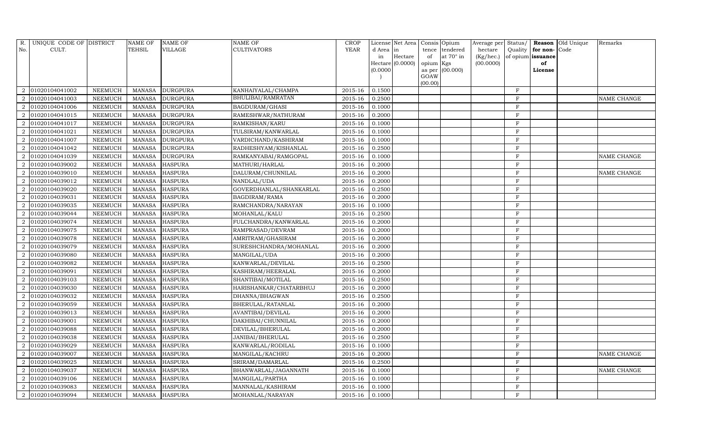| R. No. | UNIQUE CODE OF CULT. | DISTRICT | NAME OF TEHSIL | NAME OF VILLAGE | NAME OF CULTIVATORS | CROP YEAR | License d Area in Hectare (0.0000) | Net Area in Hectare (0.0000) | Consis tence of opium as per GOAW (00.00) | Opium tendered at 70° in Kgs (00.000) | Average per hectare (Kg/hec.) (00.0000) | Status/ Quality of opium | Reason for non-issuance of License | Old Unique Code | Remarks |
|---|---|---|---|---|---|---|---|---|---|---|---|---|---|---|---|
| 2 | 01020104041002 | NEEMUCH | MANASA | DURGPURA | KANHAIYALAL/CHAMPA | 2015-16 | 0.1500 | | | | | F | | | |
| 2 | 01020104041003 | NEEMUCH | MANASA | DURGPURA | BHULIBAI/RAMRATAN | 2015-16 | 0.2500 | | | | | F | | | NAME CHANGE |
| 2 | 01020104041006 | NEEMUCH | MANASA | DURGPURA | BAGDURAM/GHASI | 2015-16 | 0.1000 | | | | | F | | | |
| 2 | 01020104041015 | NEEMUCH | MANASA | DURGPURA | RAMESHWAR/NATHURAM | 2015-16 | 0.2000 | | | | | F | | | |
| 2 | 01020104041017 | NEEMUCH | MANASA | DURGPURA | RAMKISHAN/KARU | 2015-16 | 0.1000 | | | | | F | | | |
| 2 | 01020104041021 | NEEMUCH | MANASA | DURGPURA | TULSIRAM/KANWARLAL | 2015-16 | 0.1000 | | | | | F | | | |
| 2 | 01020104041007 | NEEMUCH | MANASA | DURGPURA | VARDICHAND/KASHIRAM | 2015-16 | 0.1000 | | | | | F | | | |
| 2 | 01020104041042 | NEEMUCH | MANASA | DURGPURA | RADHESHYAM/KISHANLAL | 2015-16 | 0.2500 | | | | | F | | | |
| 2 | 01020104041039 | NEEMUCH | MANASA | DURGPURA | RAMKANYABAI/RAMGOPAL | 2015-16 | 0.1000 | | | | | F | | | NAME CHANGE |
| 2 | 01020104039002 | NEEMUCH | MANASA | HASPURA | MATHURI/HARLAL | 2015-16 | 0.2000 | | | | | F | | | |
| 2 | 01020104039010 | NEEMUCH | MANASA | HASPURA | DALURAM/CHUNNILAL | 2015-16 | 0.2000 | | | | | F | | | NAME CHANGE |
| 2 | 01020104039012 | NEEMUCH | MANASA | HASPURA | NANDLAL/UDA | 2015-16 | 0.2000 | | | | | F | | | |
| 2 | 01020104039020 | NEEMUCH | MANASA | HASPURA | GOVERDHANLAL/SHANKARLAL | 2015-16 | 0.2500 | | | | | F | | | |
| 2 | 01020104039031 | NEEMUCH | MANASA | HASPURA | BAGDIRAM/RAMA | 2015-16 | 0.2000 | | | | | F | | | |
| 2 | 01020104039035 | NEEMUCH | MANASA | HASPURA | RAMCHANDRA/NARAYAN | 2015-16 | 0.1000 | | | | | F | | | |
| 2 | 01020104039044 | NEEMUCH | MANASA | HASPURA | MOHANLAL/KALU | 2015-16 | 0.2500 | | | | | F | | | |
| 2 | 01020104039074 | NEEMUCH | MANASA | HASPURA | FULCHANDRA/KANWARLAL | 2015-16 | 0.2000 | | | | | F | | | |
| 2 | 01020104039075 | NEEMUCH | MANASA | HASPURA | RAMPRASAD/DEVRAM | 2015-16 | 0.2000 | | | | | F | | | |
| 2 | 01020104039078 | NEEMUCH | MANASA | HASPURA | AMRITRAM/GHASIRAM | 2015-16 | 0.2000 | | | | | F | | | |
| 2 | 01020104039079 | NEEMUCH | MANASA | HASPURA | SURESHCHANDRA/MOHANLAL | 2015-16 | 0.2000 | | | | | F | | | |
| 2 | 01020104039080 | NEEMUCH | MANASA | HASPURA | MANGILAL/UDA | 2015-16 | 0.2000 | | | | | F | | | |
| 2 | 01020104039082 | NEEMUCH | MANASA | HASPURA | KANWARLAL/DEVILAL | 2015-16 | 0.2500 | | | | | F | | | |
| 2 | 01020104039091 | NEEMUCH | MANASA | HASPURA | KASHIRAM/HEERALAL | 2015-16 | 0.2000 | | | | | F | | | |
| 2 | 01020104039103 | NEEMUCH | MANASA | HASPURA | SHANTIBAI/MOTILAL | 2015-16 | 0.2500 | | | | | F | | | |
| 2 | 01020104039030 | NEEMUCH | MANASA | HASPURA | HARISHANKAR/CHATARBHUJ | 2015-16 | 0.2000 | | | | | F | | | |
| 2 | 01020104039032 | NEEMUCH | MANASA | HASPURA | DHANNA/BHAGWAN | 2015-16 | 0.2500 | | | | | F | | | |
| 2 | 01020104039059 | NEEMUCH | MANASA | HASPURA | BHERULAL/RATANLAL | 2015-16 | 0.2000 | | | | | F | | | |
| 2 | 01020104039013 | NEEMUCH | MANASA | HASPURA | AVANTIBAI/DEVILAL | 2015-16 | 0.2000 | | | | | F | | | |
| 2 | 01020104039001 | NEEMUCH | MANASA | HASPURA | DAKHIBAI/CHUNNILAL | 2015-16 | 0.2000 | | | | | F | | | |
| 2 | 01020104039088 | NEEMUCH | MANASA | HASPURA | DEVILAL/BHERULAL | 2015-16 | 0.2000 | | | | | F | | | |
| 2 | 01020104039038 | NEEMUCH | MANASA | HASPURA | JANIBAI/BHERULAL | 2015-16 | 0.2500 | | | | | F | | | |
| 2 | 01020104039029 | NEEMUCH | MANASA | HASPURA | KANWARLAL/RODILAL | 2015-16 | 0.1000 | | | | | F | | | |
| 2 | 01020104039007 | NEEMUCH | MANASA | HASPURA | MANGILAL/KACHRU | 2015-16 | 0.2000 | | | | | F | | | NAME CHANGE |
| 2 | 01020104039025 | NEEMUCH | MANASA | HASPURA | SRIRAM/DAMARLAL | 2015-16 | 0.2500 | | | | | F | | | |
| 2 | 01020104039037 | NEEMUCH | MANASA | HASPURA | BHANWARLAL/JAGANNATH | 2015-16 | 0.1000 | | | | | F | | | NAME CHANGE |
| 2 | 01020104039106 | NEEMUCH | MANASA | HASPURA | MANGILAL/PARTHA | 2015-16 | 0.1000 | | | | | F | | | |
| 2 | 01020104039083 | NEEMUCH | MANASA | HASPURA | MANNALAL/KASHIRAM | 2015-16 | 0.1000 | | | | | F | | | |
| 2 | 01020104039094 | NEEMUCH | MANASA | HASPURA | MOHANLAL/NARAYAN | 2015-16 | 0.1000 | | | | | F | | | |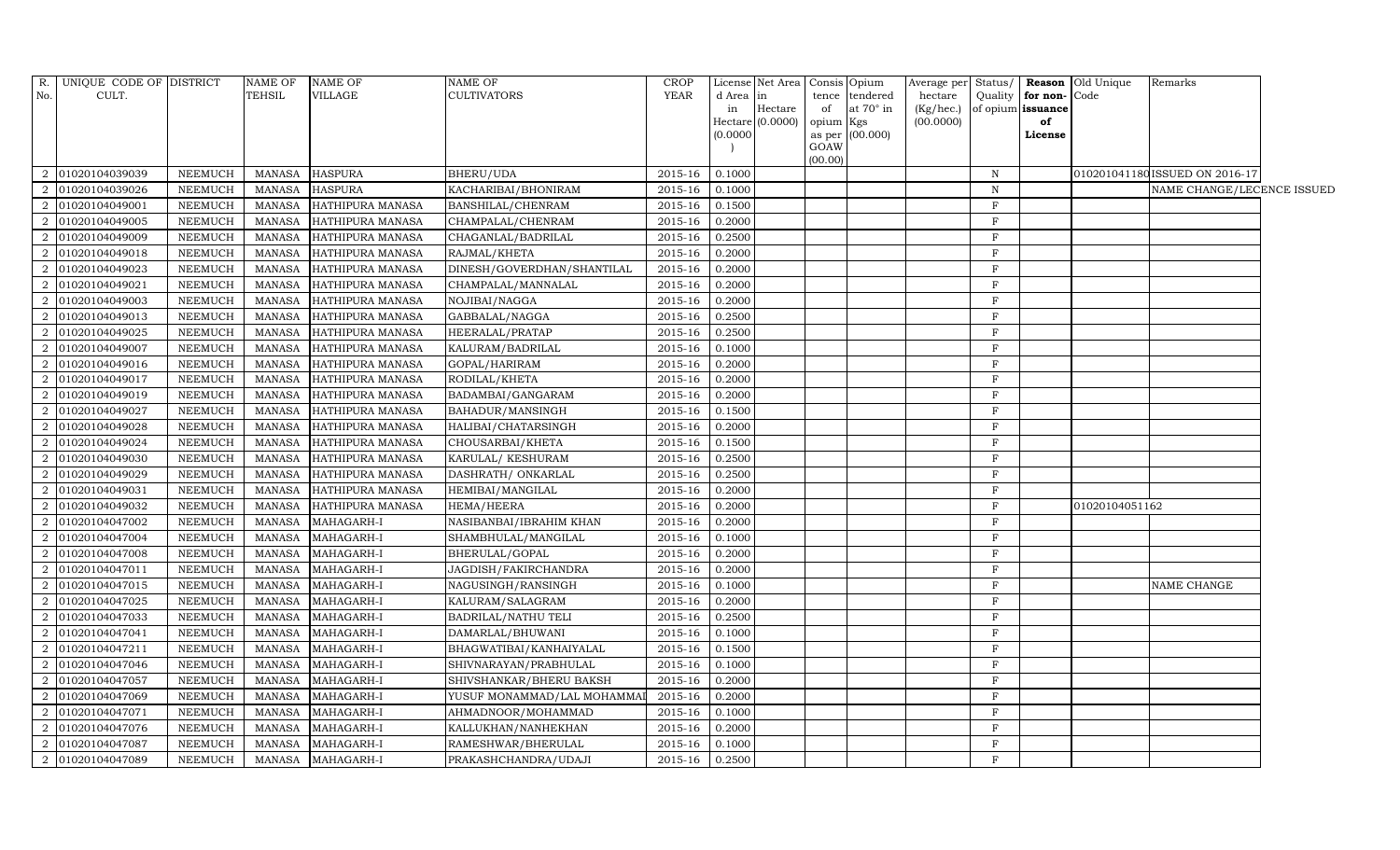| R. No. | UNIQUE CODE OF CULT. | DISTRICT | NAME OF TEHSIL | NAME OF VILLAGE | NAME OF CULTIVATORS | CROP YEAR | License d Area in Hectare (0.0000) | Net Area in Hectare (0.0000) | Consis tence of opium as per GOAW (00.00) | Opium tendered at 70° in Kgs (00.000) | Average per hectare (Kg/hec.) (00.0000) | Status/ Quality of opium | Reason for non-issuance of License | Old Unique Code | Remarks |
|---|---|---|---|---|---|---|---|---|---|---|---|---|---|---|---|
| 2 | 01020104039039 | NEEMUCH | MANASA | HASPURA | BHERU/UDA | 2015-16 | 0.1000 | | | | | N | | 01020104118O | ISSUED ON 2016-17 |
| 2 | 01020104039026 | NEEMUCH | MANASA | HASPURA | KACHARIBAI/BHONIRAM | 2015-16 | 0.1000 | | | | | N | | | NAME CHANGE/LECENCE ISSUED |
| 2 | 01020104049001 | NEEMUCH | MANASA | HATHIPURA MANASA | BANSHILAL/CHENRAM | 2015-16 | 0.1500 | | | | | F | | | |
| 2 | 01020104049005 | NEEMUCH | MANASA | HATHIPURA MANASA | CHAMPALAL/CHENRAM | 2015-16 | 0.2000 | | | | | F | | | |
| 2 | 01020104049009 | NEEMUCH | MANASA | HATHIPURA MANASA | CHAGANLAL/BADRILAL | 2015-16 | 0.2500 | | | | | F | | | |
| 2 | 01020104049018 | NEEMUCH | MANASA | HATHIPURA MANASA | RAJMAL/KHETA | 2015-16 | 0.2000 | | | | | F | | | |
| 2 | 01020104049023 | NEEMUCH | MANASA | HATHIPURA MANASA | DINESH/GOVERDHAN/SHANTILAL | 2015-16 | 0.2000 | | | | | F | | | |
| 2 | 01020104049021 | NEEMUCH | MANASA | HATHIPURA MANASA | CHAMPALAL/MANNALAL | 2015-16 | 0.2000 | | | | | F | | | |
| 2 | 01020104049003 | NEEMUCH | MANASA | HATHIPURA MANASA | NOJIBAI/NAGGA | 2015-16 | 0.2000 | | | | | F | | | |
| 2 | 01020104049013 | NEEMUCH | MANASA | HATHIPURA MANASA | GABBALAL/NAGGA | 2015-16 | 0.2500 | | | | | F | | | |
| 2 | 01020104049025 | NEEMUCH | MANASA | HATHIPURA MANASA | HEERALAL/PRATAP | 2015-16 | 0.2500 | | | | | F | | | |
| 2 | 01020104049007 | NEEMUCH | MANASA | HATHIPURA MANASA | KALURAM/BADRILAL | 2015-16 | 0.1000 | | | | | F | | | |
| 2 | 01020104049016 | NEEMUCH | MANASA | HATHIPURA MANASA | GOPAL/HARIRAM | 2015-16 | 0.2000 | | | | | F | | | |
| 2 | 01020104049017 | NEEMUCH | MANASA | HATHIPURA MANASA | RODILAL/KHETA | 2015-16 | 0.2000 | | | | | F | | | |
| 2 | 01020104049019 | NEEMUCH | MANASA | HATHIPURA MANASA | BADAMBAI/GANGARAM | 2015-16 | 0.2000 | | | | | F | | | |
| 2 | 01020104049027 | NEEMUCH | MANASA | HATHIPURA MANASA | BAHADUR/MANSINGH | 2015-16 | 0.1500 | | | | | F | | | |
| 2 | 01020104049028 | NEEMUCH | MANASA | HATHIPURA MANASA | HALIBAI/CHATARSINGH | 2015-16 | 0.2000 | | | | | F | | | |
| 2 | 01020104049024 | NEEMUCH | MANASA | HATHIPURA MANASA | CHOUSARBAI/KHETA | 2015-16 | 0.1500 | | | | | F | | | |
| 2 | 01020104049030 | NEEMUCH | MANASA | HATHIPURA MANASA | KARULAL/ KESHURAM | 2015-16 | 0.2500 | | | | | F | | | |
| 2 | 01020104049029 | NEEMUCH | MANASA | HATHIPURA MANASA | DASHRATH/ ONKARLAL | 2015-16 | 0.2500 | | | | | F | | | |
| 2 | 01020104049031 | NEEMUCH | MANASA | HATHIPURA MANASA | HEMIBAI/MANGILAL | 2015-16 | 0.2000 | | | | | F | | | |
| 2 | 01020104049032 | NEEMUCH | MANASA | HATHIPURA MANASA | HEMA/HEERA | 2015-16 | 0.2000 | | | | | F | | 01020104051162 | |
| 2 | 01020104047002 | NEEMUCH | MANASA | MAHAGARH-I | NASIBANBAI/IBRAHIM KHAN | 2015-16 | 0.2000 | | | | | F | | | |
| 2 | 01020104047004 | NEEMUCH | MANASA | MAHAGARH-I | SHAMBHULAL/MANGILAL | 2015-16 | 0.1000 | | | | | F | | | |
| 2 | 01020104047008 | NEEMUCH | MANASA | MAHAGARH-I | BHERULAL/GOPAL | 2015-16 | 0.2000 | | | | | F | | | |
| 2 | 01020104047011 | NEEMUCH | MANASA | MAHAGARH-I | JAGDISH/FAKIRCHANDRA | 2015-16 | 0.2000 | | | | | F | | | |
| 2 | 01020104047015 | NEEMUCH | MANASA | MAHAGARH-I | NAGUSINGH/RANSINGH | 2015-16 | 0.1000 | | | | | F | | | NAME CHANGE |
| 2 | 01020104047025 | NEEMUCH | MANASA | MAHAGARH-I | KALURAM/SALAGRAM | 2015-16 | 0.2000 | | | | | F | | | |
| 2 | 01020104047033 | NEEMUCH | MANASA | MAHAGARH-I | BADRILAL/NATHU TELI | 2015-16 | 0.2500 | | | | | F | | | |
| 2 | 01020104047041 | NEEMUCH | MANASA | MAHAGARH-I | DAMARLAL/BHUWANI | 2015-16 | 0.1000 | | | | | F | | | |
| 2 | 01020104047211 | NEEMUCH | MANASA | MAHAGARH-I | BHAGWATIBAI/KANHAIYALAL | 2015-16 | 0.1500 | | | | | F | | | |
| 2 | 01020104047046 | NEEMUCH | MANASA | MAHAGARH-I | SHIVNARAYAN/PRABHULAL | 2015-16 | 0.1000 | | | | | F | | | |
| 2 | 01020104047057 | NEEMUCH | MANASA | MAHAGARH-I | SHIVSHANKAR/BHERU BAKSH | 2015-16 | 0.2000 | | | | | F | | | |
| 2 | 01020104047069 | NEEMUCH | MANASA | MAHAGARH-I | YUSUF MONAMMAD/LAL MOHAMMAI | 2015-16 | 0.2000 | | | | | F | | | |
| 2 | 01020104047071 | NEEMUCH | MANASA | MAHAGARH-I | AHMADNOOR/MOHAMMAD | 2015-16 | 0.1000 | | | | | F | | | |
| 2 | 01020104047076 | NEEMUCH | MANASA | MAHAGARH-I | KALLUKHAN/NANHEKHAN | 2015-16 | 0.2000 | | | | | F | | | |
| 2 | 01020104047087 | NEEMUCH | MANASA | MAHAGARH-I | RAMESHWAR/BHERULAL | 2015-16 | 0.1000 | | | | | F | | | |
| 2 | 01020104047089 | NEEMUCH | MANASA | MAHAGARH-I | PRAKASHCHANDRA/UDAJI | 2015-16 | 0.2500 | | | | | F | | | |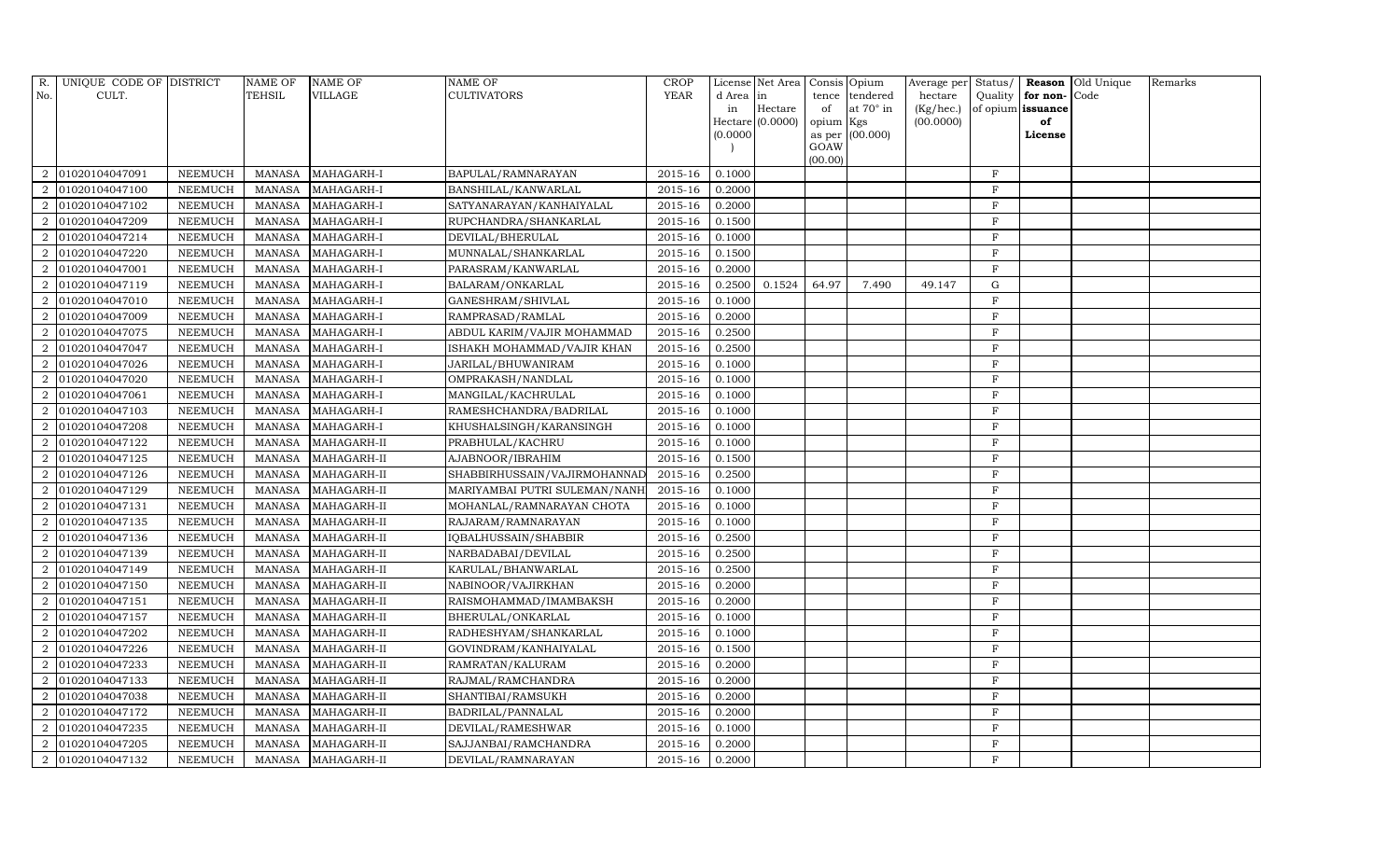| R. No. | UNIQUE CODE OF CULT. | DISTRICT | NAME OF TEHSIL | NAME OF VILLAGE | NAME OF CULTIVATORS | CROP YEAR | License d Area in Hectare (0.0000) | Net Area in Hectare (0.0000) | Consis tence of opium as per GOAW (00.00) | Opium tendered at 70° in Kgs (00.000) | Average per hectare (Kg/hec.) (00.0000) | Status/ Quality of opium | Reason for non-issuance of License | Old Unique Code | Remarks |
|---|---|---|---|---|---|---|---|---|---|---|---|---|---|---|---|
| 2 | 01020104047091 | NEEMUCH | MANASA | MAHAGARH-I | BAPULAL/RAMNARAYAN | 2015-16 | 0.1000 | | | | | F | | | |
| 2 | 01020104047100 | NEEMUCH | MANASA | MAHAGARH-I | BANSHILAL/KANWARLAL | 2015-16 | 0.2000 | | | | | F | | | |
| 2 | 01020104047102 | NEEMUCH | MANASA | MAHAGARH-I | SATYANARAYAN/KANHAIYALAL | 2015-16 | 0.2000 | | | | | F | | | |
| 2 | 01020104047209 | NEEMUCH | MANASA | MAHAGARH-I | RUPCHANDRA/SHANKARLAL | 2015-16 | 0.1500 | | | | | F | | | |
| 2 | 01020104047214 | NEEMUCH | MANASA | MAHAGARH-I | DEVILAL/BHERULAL | 2015-16 | 0.1000 | | | | | F | | | |
| 2 | 01020104047220 | NEEMUCH | MANASA | MAHAGARH-I | MUNNALAL/SHANKARLAL | 2015-16 | 0.1500 | | | | | F | | | |
| 2 | 01020104047001 | NEEMUCH | MANASA | MAHAGARH-I | PARASRAM/KANWARLAL | 2015-16 | 0.2000 | | | | | F | | | |
| 2 | 01020104047119 | NEEMUCH | MANASA | MAHAGARH-I | BALARAM/ONKARLAL | 2015-16 | 0.2500 | 0.1524 | 64.97 | 7.490 | 49.147 | G | | | |
| 2 | 01020104047010 | NEEMUCH | MANASA | MAHAGARH-I | GANESHRAM/SHIVLAL | 2015-16 | 0.1000 | | | | | F | | | |
| 2 | 01020104047009 | NEEMUCH | MANASA | MAHAGARH-I | RAMPRASAD/RAMLAL | 2015-16 | 0.2000 | | | | | F | | | |
| 2 | 01020104047075 | NEEMUCH | MANASA | MAHAGARH-I | ABDUL KARIM/VAJIR MOHAMMAD | 2015-16 | 0.2500 | | | | | F | | | |
| 2 | 01020104047047 | NEEMUCH | MANASA | MAHAGARH-I | ISHAKH MOHAMMAD/VAJIR KHAN | 2015-16 | 0.2500 | | | | | F | | | |
| 2 | 01020104047026 | NEEMUCH | MANASA | MAHAGARH-I | JARILAL/BHUWANIRAM | 2015-16 | 0.1000 | | | | | F | | | |
| 2 | 01020104047020 | NEEMUCH | MANASA | MAHAGARH-I | OMPRAKASH/NANDLAL | 2015-16 | 0.1000 | | | | | F | | | |
| 2 | 01020104047061 | NEEMUCH | MANASA | MAHAGARH-I | MANGILAL/KACHRULAL | 2015-16 | 0.1000 | | | | | F | | | |
| 2 | 01020104047103 | NEEMUCH | MANASA | MAHAGARH-I | RAMESHCHANDRA/BADRILAL | 2015-16 | 0.1000 | | | | | F | | | |
| 2 | 01020104047208 | NEEMUCH | MANASA | MAHAGARH-I | KHUSHALSINGH/KARANSINGH | 2015-16 | 0.1000 | | | | | F | | | |
| 2 | 01020104047122 | NEEMUCH | MANASA | MAHAGARH-II | PRABHULAL/KACHRU | 2015-16 | 0.1000 | | | | | F | | | |
| 2 | 01020104047125 | NEEMUCH | MANASA | MAHAGARH-II | AJABNOOR/IBRAHIM | 2015-16 | 0.1500 | | | | | F | | | |
| 2 | 01020104047126 | NEEMUCH | MANASA | MAHAGARH-II | SHABBIRHUSSAIN/VAJIRMOHANNAD | 2015-16 | 0.2500 | | | | | F | | | |
| 2 | 01020104047129 | NEEMUCH | MANASA | MAHAGARH-II | MARIYAMBAI PUTRI SULEMAN/NANH | 2015-16 | 0.1000 | | | | | F | | | |
| 2 | 01020104047131 | NEEMUCH | MANASA | MAHAGARH-II | MOHANLAL/RAMNARAYAN CHOTA | 2015-16 | 0.1000 | | | | | F | | | |
| 2 | 01020104047135 | NEEMUCH | MANASA | MAHAGARH-II | RAJARAM/RAMNARAYAN | 2015-16 | 0.1000 | | | | | F | | | |
| 2 | 01020104047136 | NEEMUCH | MANASA | MAHAGARH-II | IQBALHUSSAIN/SHABBIR | 2015-16 | 0.2500 | | | | | F | | | |
| 2 | 01020104047139 | NEEMUCH | MANASA | MAHAGARH-II | NARBADABAI/DEVILAL | 2015-16 | 0.2500 | | | | | F | | | |
| 2 | 01020104047149 | NEEMUCH | MANASA | MAHAGARH-II | KARULAL/BHANWARLAL | 2015-16 | 0.2500 | | | | | F | | | |
| 2 | 01020104047150 | NEEMUCH | MANASA | MAHAGARH-II | NABINOOR/VAJIRKHAN | 2015-16 | 0.2000 | | | | | F | | | |
| 2 | 01020104047151 | NEEMUCH | MANASA | MAHAGARH-II | RAISMOHAMMAD/IMAMBAKSH | 2015-16 | 0.2000 | | | | | F | | | |
| 2 | 01020104047157 | NEEMUCH | MANASA | MAHAGARH-II | BHERULAL/ONKARLAL | 2015-16 | 0.1000 | | | | | F | | | |
| 2 | 01020104047202 | NEEMUCH | MANASA | MAHAGARH-II | RADHESHYAM/SHANKARLAL | 2015-16 | 0.1000 | | | | | F | | | |
| 2 | 01020104047226 | NEEMUCH | MANASA | MAHAGARH-II | GOVINDRAM/KANHAIYALAL | 2015-16 | 0.1500 | | | | | F | | | |
| 2 | 01020104047233 | NEEMUCH | MANASA | MAHAGARH-II | RAMRATAN/KALURAM | 2015-16 | 0.2000 | | | | | F | | | |
| 2 | 01020104047133 | NEEMUCH | MANASA | MAHAGARH-II | RAJMAL/RAMCHANDRA | 2015-16 | 0.2000 | | | | | F | | | |
| 2 | 01020104047038 | NEEMUCH | MANASA | MAHAGARH-II | SHANTIBAI/RAMSUKH | 2015-16 | 0.2000 | | | | | F | | | |
| 2 | 01020104047172 | NEEMUCH | MANASA | MAHAGARH-II | BADRILAL/PANNALAL | 2015-16 | 0.2000 | | | | | F | | | |
| 2 | 01020104047235 | NEEMUCH | MANASA | MAHAGARH-II | DEVILAL/RAMESHWAR | 2015-16 | 0.1000 | | | | | F | | | |
| 2 | 01020104047205 | NEEMUCH | MANASA | MAHAGARH-II | SAJJANBAI/RAMCHANDRA | 2015-16 | 0.2000 | | | | | F | | | |
| 2 | 01020104047132 | NEEMUCH | MANASA | MAHAGARH-II | DEVILAL/RAMNARAYAN | 2015-16 | 0.2000 | | | | | F | | | |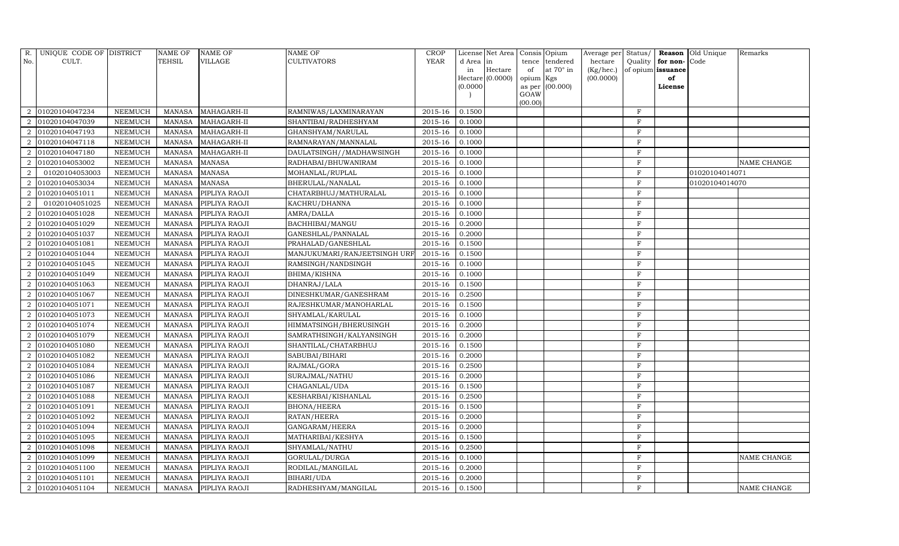| R. No. | UNIQUE CODE OF CULT. | DISTRICT | NAME OF TEHSIL | NAME OF VILLAGE | NAME OF CULTIVATORS | CROP YEAR | License d Area in Hectare (0.0000) | Net Area in Hectare (0.0000) | Consis tence of opium as per GOAW (00.00) | Opium tendered at 70° in Kgs (00.000) | Average per hectare (Kg/hec.) (00.0000) | Status/ Quality of opium | Reason for non-issuance of License | Old Unique Code | Remarks |
|---|---|---|---|---|---|---|---|---|---|---|---|---|---|---|---|
| 2 | 01020104047234 | NEEMUCH | MANASA | MAHAGARH-II | RAMNIWAS/LAXMINARAYAN | 2015-16 | 0.1500 | | | | | F | | | |
| 2 | 01020104047039 | NEEMUCH | MANASA | MAHAGARH-II | SHANTIBAI/RADHESHYAM | 2015-16 | 0.1000 | | | | | F | | | |
| 2 | 01020104047193 | NEEMUCH | MANASA | MAHAGARH-II | GHANSHYAM/NARULAL | 2015-16 | 0.1000 | | | | | F | | | |
| 2 | 01020104047118 | NEEMUCH | MANASA | MAHAGARH-II | RAMNARAYAN/MANNALAL | 2015-16 | 0.1000 | | | | | F | | | |
| 2 | 01020104047180 | NEEMUCH | MANASA | MAHAGARH-II | DAULATSINGH//MADHAWSINGH | 2015-16 | 0.1000 | | | | | F | | | |
| 2 | 01020104053002 | NEEMUCH | MANASA | MANASA | RADHABAI/BHUWANIRAM | 2015-16 | 0.1000 | | | | | F | | | NAME CHANGE |
| 2 | 01020104053003 | NEEMUCH | MANASA | MANASA | MOHANLAL/RUPLAL | 2015-16 | 0.1000 | | | | | F | | 01020104014071 | |
| 2 | 01020104053034 | NEEMUCH | MANASA | MANASA | BHERULAL/NANALAL | 2015-16 | 0.1000 | | | | | F | | 01020104014070 | |
| 2 | 01020104051011 | NEEMUCH | MANASA | PIPLIYA RAOJI | CHATARBHUJ/MATHURALAL | 2015-16 | 0.1000 | | | | | F | | | |
| 2 | 01020104051025 | NEEMUCH | MANASA | PIPLIYA RAOJI | KACHRU/DHANNA | 2015-16 | 0.1000 | | | | | F | | | |
| 2 | 01020104051028 | NEEMUCH | MANASA | PIPLIYA RAOJI | AMRA/DALLA | 2015-16 | 0.1000 | | | | | F | | | |
| 2 | 01020104051029 | NEEMUCH | MANASA | PIPLIYA RAOJI | BACHHIBAI/MANGU | 2015-16 | 0.2000 | | | | | F | | | |
| 2 | 01020104051037 | NEEMUCH | MANASA | PIPLIYA RAOJI | GANESHLAL/PANNALAL | 2015-16 | 0.2000 | | | | | F | | | |
| 2 | 01020104051081 | NEEMUCH | MANASA | PIPLIYA RAOJI | PRAHALAD/GANESHLAL | 2015-16 | 0.1500 | | | | | F | | | |
| 2 | 01020104051044 | NEEMUCH | MANASA | PIPLIYA RAOJI | MANJUKUMARI/RANJEETSINGH URF | 2015-16 | 0.1500 | | | | | F | | | |
| 2 | 01020104051045 | NEEMUCH | MANASA | PIPLIYA RAOJI | RAMSINGH/NANDSINGH | 2015-16 | 0.1000 | | | | | F | | | |
| 2 | 01020104051049 | NEEMUCH | MANASA | PIPLIYA RAOJI | BHIMA/KISHNA | 2015-16 | 0.1000 | | | | | F | | | |
| 2 | 01020104051063 | NEEMUCH | MANASA | PIPLIYA RAOJI | DHANRAJ/LALA | 2015-16 | 0.1500 | | | | | F | | | |
| 2 | 01020104051067 | NEEMUCH | MANASA | PIPLIYA RAOJI | DINESHKUMAR/GANESHRAM | 2015-16 | 0.2500 | | | | | F | | | |
| 2 | 01020104051071 | NEEMUCH | MANASA | PIPLIYA RAOJI | RAJESHKUMAR/MANOHARLAL | 2015-16 | 0.1500 | | | | | F | | | |
| 2 | 01020104051073 | NEEMUCH | MANASA | PIPLIYA RAOJI | SHYAMLAL/KARULAL | 2015-16 | 0.1000 | | | | | F | | | |
| 2 | 01020104051074 | NEEMUCH | MANASA | PIPLIYA RAOJI | HIMMATSINGH/BHERUSINGH | 2015-16 | 0.2000 | | | | | F | | | |
| 2 | 01020104051079 | NEEMUCH | MANASA | PIPLIYA RAOJI | SAMRATHSINGH/KALYANSINGH | 2015-16 | 0.2000 | | | | | F | | | |
| 2 | 01020104051080 | NEEMUCH | MANASA | PIPLIYA RAOJI | SHANTILAL/CHATARBHUJ | 2015-16 | 0.1500 | | | | | F | | | |
| 2 | 01020104051082 | NEEMUCH | MANASA | PIPLIYA RAOJI | SABUBAI/BIHARI | 2015-16 | 0.2000 | | | | | F | | | |
| 2 | 01020104051084 | NEEMUCH | MANASA | PIPLIYA RAOJI | RAJMAL/GORA | 2015-16 | 0.2500 | | | | | F | | | |
| 2 | 01020104051086 | NEEMUCH | MANASA | PIPLIYA RAOJI | SURAJMAL/NATHU | 2015-16 | 0.2000 | | | | | F | | | |
| 2 | 01020104051087 | NEEMUCH | MANASA | PIPLIYA RAOJI | CHAGANLAL/UDA | 2015-16 | 0.1500 | | | | | F | | | |
| 2 | 01020104051088 | NEEMUCH | MANASA | PIPLIYA RAOJI | KESHARBAI/KISHANLAL | 2015-16 | 0.2500 | | | | | F | | | |
| 2 | 01020104051091 | NEEMUCH | MANASA | PIPLIYA RAOJI | BHONA/HEERA | 2015-16 | 0.1500 | | | | | F | | | |
| 2 | 01020104051092 | NEEMUCH | MANASA | PIPLIYA RAOJI | RATAN/HEERA | 2015-16 | 0.2000 | | | | | F | | | |
| 2 | 01020104051094 | NEEMUCH | MANASA | PIPLIYA RAOJI | GANGARAM/HEERA | 2015-16 | 0.2000 | | | | | F | | | |
| 2 | 01020104051095 | NEEMUCH | MANASA | PIPLIYA RAOJI | MATHARIBAI/KESHYA | 2015-16 | 0.1500 | | | | | F | | | |
| 2 | 01020104051098 | NEEMUCH | MANASA | PIPLIYA RAOJI | SHYAMLAL/NATHU | 2015-16 | 0.2500 | | | | | F | | | |
| 2 | 01020104051099 | NEEMUCH | MANASA | PIPLIYA RAOJI | GORULAL/DURGA | 2015-16 | 0.1000 | | | | | F | | | NAME CHANGE |
| 2 | 01020104051100 | NEEMUCH | MANASA | PIPLIYA RAOJI | RODILAL/MANGILAL | 2015-16 | 0.2000 | | | | | F | | | |
| 2 | 01020104051101 | NEEMUCH | MANASA | PIPLIYA RAOJI | BIHARI/UDA | 2015-16 | 0.2000 | | | | | F | | | |
| 2 | 01020104051104 | NEEMUCH | MANASA | PIPLIYA RAOJI | RADHESHYAM/MANGILAL | 2015-16 | 0.1500 | | | | | F | | | NAME CHANGE |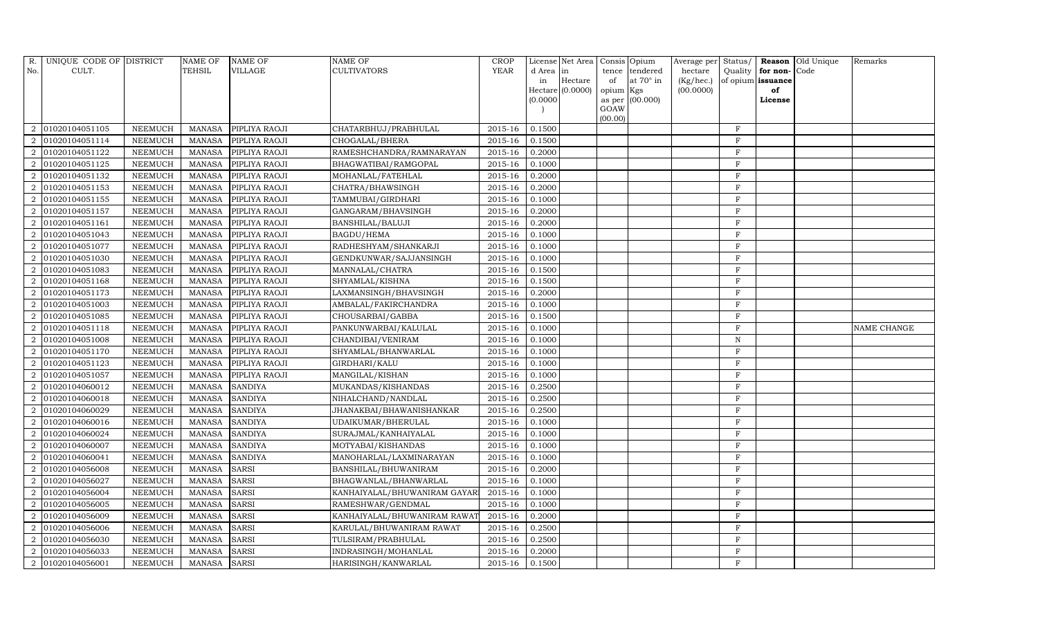| R. No. | UNIQUE CODE OF CULT. | DISTRICT | NAME OF TEHSIL | NAME OF VILLAGE | NAME OF CULTIVATORS | CROP YEAR | License d Area in Hectare (0.0000) | Net Area in Hectare (0.0000) | Consis tence of opium as per GOAW (00.00) | Opium tendered at 70° in Kgs (00.000) | Average per hectare (Kg/hec.) (00.0000) | Status/ Quality of opium | Reason for non-issuance of License | Old Unique Code | Remarks |
|---|---|---|---|---|---|---|---|---|---|---|---|---|---|---|---|
| 2 | 01020104051105 | NEEMUCH | MANASA | PIPLIYA RAOJI | CHATARBHUJ/PRABHULAL | 2015-16 | 0.1500 | | | | | F | | | |
| 2 | 01020104051114 | NEEMUCH | MANASA | PIPLIYA RAOJI | CHOGALAL/BHERA | 2015-16 | 0.1500 | | | | | F | | | |
| 2 | 01020104051122 | NEEMUCH | MANASA | PIPLIYA RAOJI | RAMESHCHANDRA/RAMNARAYAN | 2015-16 | 0.2000 | | | | | F | | | |
| 2 | 01020104051125 | NEEMUCH | MANASA | PIPLIYA RAOJI | BHAGWATIBAI/RAMGOPAL | 2015-16 | 0.1000 | | | | | F | | | |
| 2 | 01020104051132 | NEEMUCH | MANASA | PIPLIYA RAOJI | MOHANLAL/FATEHLAL | 2015-16 | 0.2000 | | | | | F | | | |
| 2 | 01020104051153 | NEEMUCH | MANASA | PIPLIYA RAOJI | CHATRA/BHAWSINGH | 2015-16 | 0.2000 | | | | | F | | | |
| 2 | 01020104051155 | NEEMUCH | MANASA | PIPLIYA RAOJI | TAMMUBAI/GIRDHARI | 2015-16 | 0.1000 | | | | | F | | | |
| 2 | 01020104051157 | NEEMUCH | MANASA | PIPLIYA RAOJI | GANGARAM/BHAVSINGH | 2015-16 | 0.2000 | | | | | F | | | |
| 2 | 01020104051161 | NEEMUCH | MANASA | PIPLIYA RAOJI | BANSHILAL/BALUJI | 2015-16 | 0.2000 | | | | | F | | | |
| 2 | 01020104051043 | NEEMUCH | MANASA | PIPLIYA RAOJI | BAGDU/HEMA | 2015-16 | 0.1000 | | | | | F | | | |
| 2 | 01020104051077 | NEEMUCH | MANASA | PIPLIYA RAOJI | RADHESHYAM/SHANKARJI | 2015-16 | 0.1000 | | | | | F | | | |
| 2 | 01020104051030 | NEEMUCH | MANASA | PIPLIYA RAOJI | GENDKUNWAR/SAJJANSINGH | 2015-16 | 0.1000 | | | | | F | | | |
| 2 | 01020104051083 | NEEMUCH | MANASA | PIPLIYA RAOJI | MANNALAL/CHATRA | 2015-16 | 0.1500 | | | | | F | | | |
| 2 | 01020104051168 | NEEMUCH | MANASA | PIPLIYA RAOJI | SHYAMLAL/KISHNA | 2015-16 | 0.1500 | | | | | F | | | |
| 2 | 01020104051173 | NEEMUCH | MANASA | PIPLIYA RAOJI | LAXMANSINGH/BHAVSINGH | 2015-16 | 0.2000 | | | | | F | | | |
| 2 | 01020104051003 | NEEMUCH | MANASA | PIPLIYA RAOJI | AMBALAL/FAKIRCHANDRA | 2015-16 | 0.1000 | | | | | F | | | |
| 2 | 01020104051085 | NEEMUCH | MANASA | PIPLIYA RAOJI | CHOUSARBAI/GABBA | 2015-16 | 0.1500 | | | | | F | | | |
| 2 | 01020104051118 | NEEMUCH | MANASA | PIPLIYA RAOJI | PANKUNWARBAI/KALULAL | 2015-16 | 0.1000 | | | | | F | | | NAME CHANGE |
| 2 | 01020104051008 | NEEMUCH | MANASA | PIPLIYA RAOJI | CHANDIBAI/VENIRAM | 2015-16 | 0.1000 | | | | | N | | | |
| 2 | 01020104051170 | NEEMUCH | MANASA | PIPLIYA RAOJI | SHYAMLAL/BHANWARLAL | 2015-16 | 0.1000 | | | | | F | | | |
| 2 | 01020104051123 | NEEMUCH | MANASA | PIPLIYA RAOJI | GIRDHARI/KALU | 2015-16 | 0.1000 | | | | | F | | | |
| 2 | 01020104051057 | NEEMUCH | MANASA | PIPLIYA RAOJI | MANGILAL/KISHAN | 2015-16 | 0.1000 | | | | | F | | | |
| 2 | 01020104060012 | NEEMUCH | MANASA | SANDIYA | MUKANDAS/KISHANDAS | 2015-16 | 0.2500 | | | | | F | | | |
| 2 | 01020104060018 | NEEMUCH | MANASA | SANDIYA | NIHALCHAND/NANDLAL | 2015-16 | 0.2500 | | | | | F | | | |
| 2 | 01020104060029 | NEEMUCH | MANASA | SANDIYA | JHANAKBAI/BHAWANISHANKAR | 2015-16 | 0.2500 | | | | | F | | | |
| 2 | 01020104060016 | NEEMUCH | MANASA | SANDIYA | UDAIKUMAR/BHERULAL | 2015-16 | 0.1000 | | | | | F | | | |
| 2 | 01020104060024 | NEEMUCH | MANASA | SANDIYA | SURAJMAL/KANHAIYALAL | 2015-16 | 0.1000 | | | | | F | | | |
| 2 | 01020104060007 | NEEMUCH | MANASA | SANDIYA | MOTYABAI/KISHANDAS | 2015-16 | 0.1000 | | | | | F | | | |
| 2 | 01020104060041 | NEEMUCH | MANASA | SANDIYA | MANOHARLAL/LAXMINARAYAN | 2015-16 | 0.1000 | | | | | F | | | |
| 2 | 01020104056008 | NEEMUCH | MANASA | SARSI | BANSHILAL/BHUWANIRAM | 2015-16 | 0.2000 | | | | | F | | | |
| 2 | 01020104056027 | NEEMUCH | MANASA | SARSI | BHAGWANLAL/BHANWARLAL | 2015-16 | 0.1000 | | | | | F | | | |
| 2 | 01020104056004 | NEEMUCH | MANASA | SARSI | KANHAIYALAL/BHUWANIRAM GAYARI | 2015-16 | 0.1000 | | | | | F | | | |
| 2 | 01020104056005 | NEEMUCH | MANASA | SARSI | RAMESHWAR/GENDMAL | 2015-16 | 0.1000 | | | | | F | | | |
| 2 | 01020104056009 | NEEMUCH | MANASA | SARSI | KANHAIYALAL/BHUWANIRAM RAWAT | 2015-16 | 0.2000 | | | | | F | | | |
| 2 | 01020104056006 | NEEMUCH | MANASA | SARSI | KARULAL/BHUWANIRAM RAWAT | 2015-16 | 0.2500 | | | | | F | | | |
| 2 | 01020104056030 | NEEMUCH | MANASA | SARSI | TULSIRAM/PRABHULAL | 2015-16 | 0.2500 | | | | | F | | | |
| 2 | 01020104056033 | NEEMUCH | MANASA | SARSI | INDRASINGH/MOHANLAL | 2015-16 | 0.2000 | | | | | F | | | |
| 2 | 01020104056001 | NEEMUCH | MANASA | SARSI | HARISINGH/KANWARLAL | 2015-16 | 0.1500 | | | | | F | | | |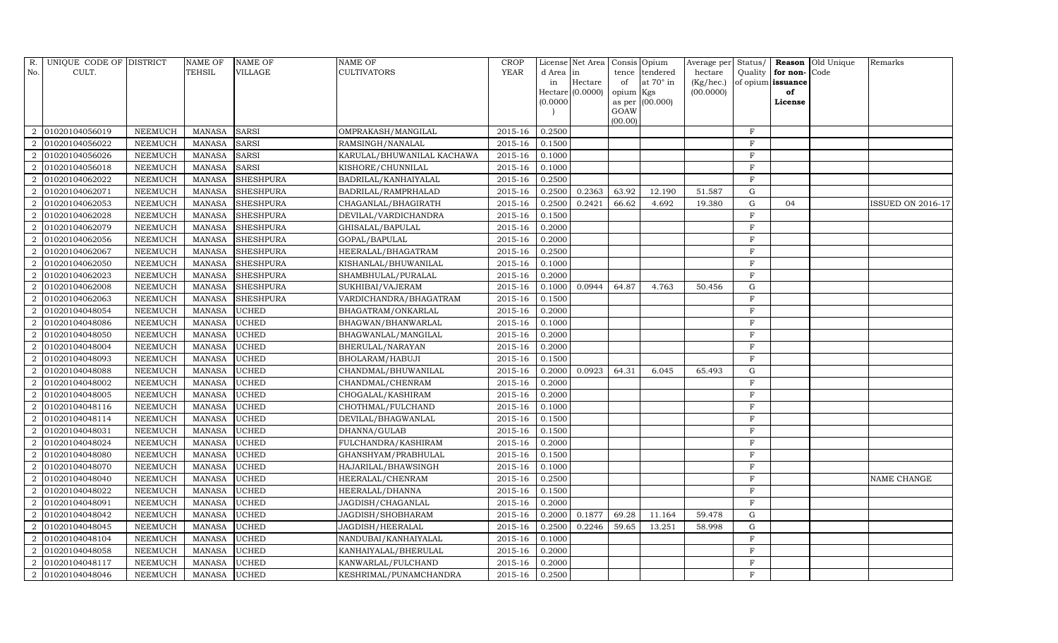| R. No. | UNIQUE CODE OF CULT. | DISTRICT | NAME OF TEHSIL | NAME OF VILLAGE | NAME OF CULTIVATORS | CROP YEAR | License d Area in Hectare (0.0000) | Net Area in Hectare (0.0000) | Consis tence of opium as per GOAW (00.00) | Opium tendered at 70° in Kgs (00.000) | Average per hectare (Kg/hec.) (00.0000) | Status/ Quality of opium | Reason for non-issuance of License | Old Unique Code | Remarks |
|---|---|---|---|---|---|---|---|---|---|---|---|---|---|---|---|
| 2 | 01020104056019 | NEEMUCH | MANASA | SARSI | OMPRAKASH/MANGILAL | 2015-16 | 0.2500 | | | | | F | | | |
| 2 | 01020104056022 | NEEMUCH | MANASA | SARSI | RAMSINGH/NANALAL | 2015-16 | 0.1500 | | | | | F | | | |
| 2 | 01020104056026 | NEEMUCH | MANASA | SARSI | KARULAL/BHUWANILAL KACHAWA | 2015-16 | 0.1000 | | | | | F | | | |
| 2 | 01020104056018 | NEEMUCH | MANASA | SARSI | KISHORE/CHUNNILAL | 2015-16 | 0.1000 | | | | | F | | | |
| 2 | 01020104062022 | NEEMUCH | MANASA | SHESHPURA | BADRILAL/KANHAIYALAL | 2015-16 | 0.2500 | | | | | F | | | |
| 2 | 01020104062071 | NEEMUCH | MANASA | SHESHPURA | BADRILAL/RAMPRHALAD | 2015-16 | 0.2500 | 0.2363 | 63.92 | 12.190 | 51.587 | G | | | |
| 2 | 01020104062053 | NEEMUCH | MANASA | SHESHPURA | CHAGANLAL/BHAGIRATH | 2015-16 | 0.2500 | 0.2421 | 66.62 | 4.692 | 19.380 | G | 04 | | ISSUED ON 2016-17 |
| 2 | 01020104062028 | NEEMUCH | MANASA | SHESHPURA | DEVILAL/VARDICHANDRA | 2015-16 | 0.1500 | | | | | F | | | |
| 2 | 01020104062079 | NEEMUCH | MANASA | SHESHPURA | GHISALAL/BAPULAL | 2015-16 | 0.2000 | | | | | F | | | |
| 2 | 01020104062056 | NEEMUCH | MANASA | SHESHPURA | GOPAL/BAPULAL | 2015-16 | 0.2000 | | | | | F | | | |
| 2 | 01020104062067 | NEEMUCH | MANASA | SHESHPURA | HEERALAL/BHAGATRAM | 2015-16 | 0.2500 | | | | | F | | | |
| 2 | 01020104062050 | NEEMUCH | MANASA | SHESHPURA | KISHANLAL/BHUWANILAL | 2015-16 | 0.1000 | | | | | F | | | |
| 2 | 01020104062023 | NEEMUCH | MANASA | SHESHPURA | SHAMBHULAL/PURALAL | 2015-16 | 0.2000 | | | | | F | | | |
| 2 | 01020104062008 | NEEMUCH | MANASA | SHESHPURA | SUKHIBAI/VAJERAM | 2015-16 | 0.1000 | 0.0944 | 64.87 | 4.763 | 50.456 | G | | | |
| 2 | 01020104062063 | NEEMUCH | MANASA | SHESHPURA | VARDICHANDRA/BHAGATRAM | 2015-16 | 0.1500 | | | | | F | | | |
| 2 | 01020104048054 | NEEMUCH | MANASA | UCHED | BHAGATRAM/ONKARLAL | 2015-16 | 0.2000 | | | | | F | | | |
| 2 | 01020104048086 | NEEMUCH | MANASA | UCHED | BHAGWAN/BHANWARLAL | 2015-16 | 0.1000 | | | | | F | | | |
| 2 | 01020104048050 | NEEMUCH | MANASA | UCHED | BHAGWANLAL/MANGILAL | 2015-16 | 0.2000 | | | | | F | | | |
| 2 | 01020104048004 | NEEMUCH | MANASA | UCHED | BHERULAL/NARAYAN | 2015-16 | 0.2000 | | | | | F | | | |
| 2 | 01020104048093 | NEEMUCH | MANASA | UCHED | BHOLARAM/HABUJI | 2015-16 | 0.1500 | | | | | F | | | |
| 2 | 01020104048088 | NEEMUCH | MANASA | UCHED | CHANDMAL/BHUWANILAL | 2015-16 | 0.2000 | 0.0923 | 64.31 | 6.045 | 65.493 | G | | | |
| 2 | 01020104048002 | NEEMUCH | MANASA | UCHED | CHANDMAL/CHENRAM | 2015-16 | 0.2000 | | | | | F | | | |
| 2 | 01020104048005 | NEEMUCH | MANASA | UCHED | CHOGALAL/KASHIRAM | 2015-16 | 0.2000 | | | | | F | | | |
| 2 | 01020104048116 | NEEMUCH | MANASA | UCHED | CHOTHMAL/FULCHAND | 2015-16 | 0.1000 | | | | | F | | | |
| 2 | 01020104048114 | NEEMUCH | MANASA | UCHED | DEVILAL/BHAGWANLAL | 2015-16 | 0.1500 | | | | | F | | | |
| 2 | 01020104048031 | NEEMUCH | MANASA | UCHED | DHANNA/GULAB | 2015-16 | 0.1500 | | | | | F | | | |
| 2 | 01020104048024 | NEEMUCH | MANASA | UCHED | FULCHANDRA/KASHIRAM | 2015-16 | 0.2000 | | | | | F | | | |
| 2 | 01020104048080 | NEEMUCH | MANASA | UCHED | GHANSHYAM/PRABHULAL | 2015-16 | 0.1500 | | | | | F | | | |
| 2 | 01020104048070 | NEEMUCH | MANASA | UCHED | HAJARILAL/BHAWSINGH | 2015-16 | 0.1000 | | | | | F | | | |
| 2 | 01020104048040 | NEEMUCH | MANASA | UCHED | HEERALAL/CHENRAM | 2015-16 | 0.2500 | | | | | F | | | NAME CHANGE |
| 2 | 01020104048022 | NEEMUCH | MANASA | UCHED | HEERALAL/DHANNA | 2015-16 | 0.1500 | | | | | F | | | |
| 2 | 01020104048091 | NEEMUCH | MANASA | UCHED | JAGDISH/CHAGANLAL | 2015-16 | 0.2000 | | | | | F | | | |
| 2 | 01020104048042 | NEEMUCH | MANASA | UCHED | JAGDISH/SHOBHARAM | 2015-16 | 0.2000 | 0.1877 | 69.28 | 11.164 | 59.478 | G | | | |
| 2 | 01020104048045 | NEEMUCH | MANASA | UCHED | JAGDISH/HEERALAL | 2015-16 | 0.2500 | 0.2246 | 59.65 | 13.251 | 58.998 | G | | | |
| 2 | 01020104048104 | NEEMUCH | MANASA | UCHED | NANDUBAI/KANHAIYALAL | 2015-16 | 0.1000 | | | | | F | | | |
| 2 | 01020104048058 | NEEMUCH | MANASA | UCHED | KANHAIYALAL/BHERULAL | 2015-16 | 0.2000 | | | | | F | | | |
| 2 | 01020104048117 | NEEMUCH | MANASA | UCHED | KANWARLAL/FULCHAND | 2015-16 | 0.2000 | | | | | F | | | |
| 2 | 01020104048046 | NEEMUCH | MANASA | UCHED | KESHRIMAL/PUNAMCHANDRA | 2015-16 | 0.2500 | | | | | F | | | |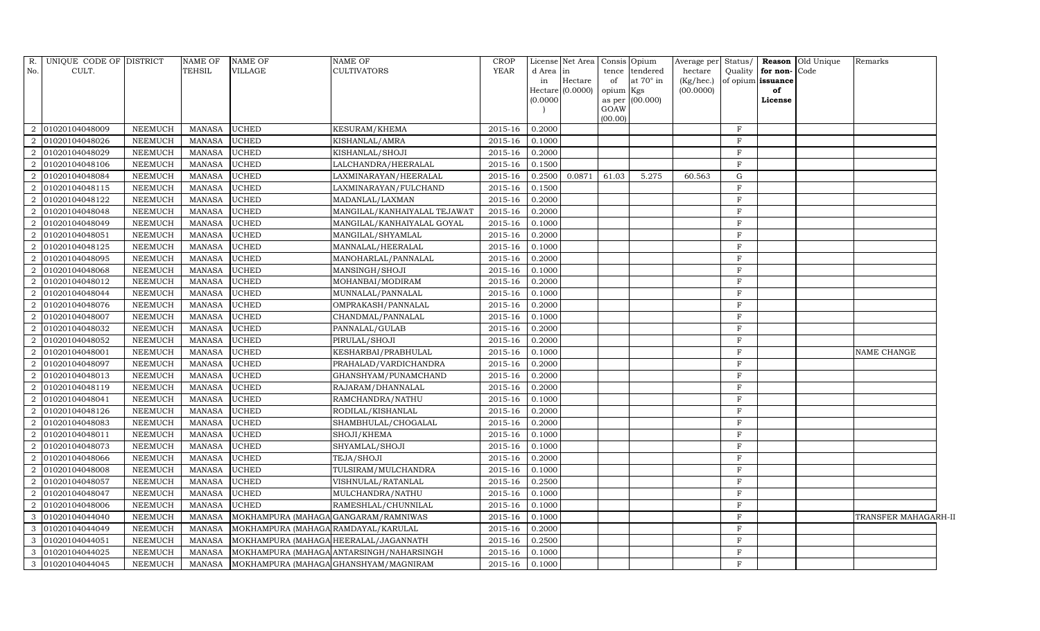| R. No. | UNIQUE CODE OF CULT. | DISTRICT | NAME OF TEHSIL | NAME OF VILLAGE | NAME OF CULTIVATORS | CROP YEAR | License d Area in Hectare (0.0000) | Net Area in Hectare (0.0000) | Consis tence of opium as per GOAW (00.00) | Opium tendered at 70° in Kgs (00.000) | Average per hectare (Kg/hec.) (00.0000) | Status/ Quality of opium | Reason for non-issuance of License | Old Unique Code | Remarks |
|---|---|---|---|---|---|---|---|---|---|---|---|---|---|---|---|
| 2 | 01020104048009 | NEEMUCH | MANASA | UCHED | KESURAM/KHEMA | 2015-16 | 0.2000 | | | | | F | | | |
| 2 | 01020104048026 | NEEMUCH | MANASA | UCHED | KISHANLAL/AMRA | 2015-16 | 0.1000 | | | | | F | | | |
| 2 | 01020104048029 | NEEMUCH | MANASA | UCHED | KISHANLAL/SHOJI | 2015-16 | 0.2000 | | | | | F | | | |
| 2 | 01020104048106 | NEEMUCH | MANASA | UCHED | LALCHANDRA/HEERALAL | 2015-16 | 0.1500 | | | | | F | | | |
| 2 | 01020104048084 | NEEMUCH | MANASA | UCHED | LAXMINARAYAN/HEERALAL | 2015-16 | 0.2500 | 0.0871 | 61.03 | 5.275 | 60.563 | G | | | |
| 2 | 01020104048115 | NEEMUCH | MANASA | UCHED | LAXMINARAYAN/FULCHAND | 2015-16 | 0.1500 | | | | | F | | | |
| 2 | 01020104048122 | NEEMUCH | MANASA | UCHED | MADANLAL/LAXMAN | 2015-16 | 0.2000 | | | | | F | | | |
| 2 | 01020104048048 | NEEMUCH | MANASA | UCHED | MANGILAL/KANHAIYALAL TEJAWAT | 2015-16 | 0.2000 | | | | | F | | | |
| 2 | 01020104048049 | NEEMUCH | MANASA | UCHED | MANGILAL/KANHAIYALAL GOYAL | 2015-16 | 0.1000 | | | | | F | | | |
| 2 | 01020104048051 | NEEMUCH | MANASA | UCHED | MANGILAL/SHYAMLAL | 2015-16 | 0.2000 | | | | | F | | | |
| 2 | 01020104048125 | NEEMUCH | MANASA | UCHED | MANNALAL/HEERALAL | 2015-16 | 0.1000 | | | | | F | | | |
| 2 | 01020104048095 | NEEMUCH | MANASA | UCHED | MANOHARLAL/PANNALAL | 2015-16 | 0.2000 | | | | | F | | | |
| 2 | 01020104048068 | NEEMUCH | MANASA | UCHED | MANSINGH/SHOJI | 2015-16 | 0.1000 | | | | | F | | | |
| 2 | 01020104048012 | NEEMUCH | MANASA | UCHED | MOHANBAI/MODIRAM | 2015-16 | 0.2000 | | | | | F | | | |
| 2 | 01020104048044 | NEEMUCH | MANASA | UCHED | MUNNALAL/PANNALAL | 2015-16 | 0.1000 | | | | | F | | | |
| 2 | 01020104048076 | NEEMUCH | MANASA | UCHED | OMPRAKASH/PANNALAL | 2015-16 | 0.2000 | | | | | F | | | |
| 2 | 01020104048007 | NEEMUCH | MANASA | UCHED | CHANDMAL/PANNALAL | 2015-16 | 0.1000 | | | | | F | | | |
| 2 | 01020104048032 | NEEMUCH | MANASA | UCHED | PANNALAL/GULAB | 2015-16 | 0.2000 | | | | | F | | | |
| 2 | 01020104048052 | NEEMUCH | MANASA | UCHED | PIRULAL/SHOJI | 2015-16 | 0.2000 | | | | | F | | | |
| 2 | 01020104048001 | NEEMUCH | MANASA | UCHED | KESHARBAI/PRABHULAL | 2015-16 | 0.1000 | | | | | F | | | NAME CHANGE |
| 2 | 01020104048097 | NEEMUCH | MANASA | UCHED | PRAHALAD/VARDICHANDRA | 2015-16 | 0.2000 | | | | | F | | | |
| 2 | 01020104048013 | NEEMUCH | MANASA | UCHED | GHANSHYAM/PUNAMCHAND | 2015-16 | 0.2000 | | | | | F | | | |
| 2 | 01020104048119 | NEEMUCH | MANASA | UCHED | RAJARAM/DHANNALAL | 2015-16 | 0.2000 | | | | | F | | | |
| 2 | 01020104048041 | NEEMUCH | MANASA | UCHED | RAMCHANDRA/NATHU | 2015-16 | 0.1000 | | | | | F | | | |
| 2 | 01020104048126 | NEEMUCH | MANASA | UCHED | RODILAL/KISHANLAL | 2015-16 | 0.2000 | | | | | F | | | |
| 2 | 01020104048083 | NEEMUCH | MANASA | UCHED | SHAMBHULAL/CHOGALAL | 2015-16 | 0.2000 | | | | | F | | | |
| 2 | 01020104048011 | NEEMUCH | MANASA | UCHED | SHOJI/KHEMA | 2015-16 | 0.1000 | | | | | F | | | |
| 2 | 01020104048073 | NEEMUCH | MANASA | UCHED | SHYAMLAL/SHOJI | 2015-16 | 0.1000 | | | | | F | | | |
| 2 | 01020104048066 | NEEMUCH | MANASA | UCHED | TEJA/SHOJI | 2015-16 | 0.2000 | | | | | F | | | |
| 2 | 01020104048008 | NEEMUCH | MANASA | UCHED | TULSIRAM/MULCHANDRA | 2015-16 | 0.1000 | | | | | F | | | |
| 2 | 01020104048057 | NEEMUCH | MANASA | UCHED | VISHNULAL/RATANLAL | 2015-16 | 0.2500 | | | | | F | | | |
| 2 | 01020104048047 | NEEMUCH | MANASA | UCHED | MULCHANDRA/NATHU | 2015-16 | 0.1000 | | | | | F | | | |
| 2 | 01020104048006 | NEEMUCH | MANASA | UCHED | RAMESHLAL/CHUNNILAL | 2015-16 | 0.1000 | | | | | F | | | |
| 3 | 01020104044040 | NEEMUCH | MANASA | MOKHAMPURA (MAHAGA | GANGARAM/RAMNIWAS | 2015-16 | 0.1000 | | | | | F | | | TRANSFER MAHAGARH-II |
| 3 | 01020104044049 | NEEMUCH | MANASA | MOKHAMPURA (MAHAGA | RAMDAYAL/KARULAL | 2015-16 | 0.2000 | | | | | F | | | |
| 3 | 01020104044051 | NEEMUCH | MANASA | MOKHAMPURA (MAHAGA | HEERALAL/JAGANNATH | 2015-16 | 0.2500 | | | | | F | | | |
| 3 | 01020104044025 | NEEMUCH | MANASA | MOKHAMPURA (MAHAGA | ANTARSINGH/NAHARSINGH | 2015-16 | 0.1000 | | | | | F | | | |
| 3 | 01020104044045 | NEEMUCH | MANASA | MOKHAMPURA (MAHAGA | GHANSHYAM/MAGNIRAM | 2015-16 | 0.1000 | | | | | F | | | |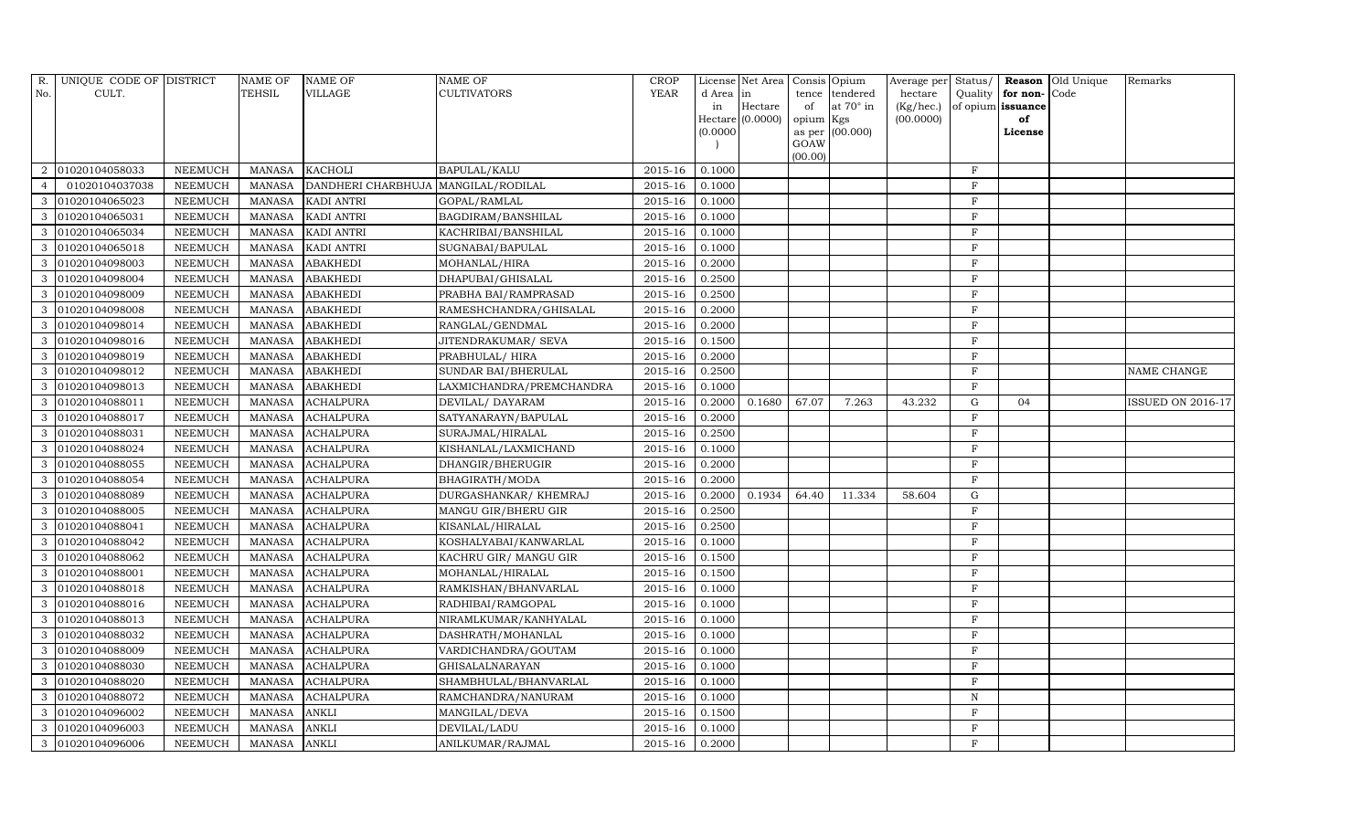| R. No. | UNIQUE CODE OF CULT. | DISTRICT | NAME OF TEHSIL | NAME OF VILLAGE | NAME OF CULTIVATORS | CROP YEAR | License d Area in Hectare (0.0000) | Net Area in Hectare (0.0000) | Consis tence of opium as per GOAW (00.00) | Opium tendered at 70° in Kgs (00.000) | Average per hectare (Kg/hec.) (00.0000) | Status/ Quality of opium | Reason for non-issuance of License | Old Unique Code | Remarks |
|---|---|---|---|---|---|---|---|---|---|---|---|---|---|---|---|
| 2 | 01020104058033 | NEEMUCH | MANASA | KACHOLI | BAPULAL/KALU | 2015-16 | 0.1000 | | | | | F | | | |
| 4 | 01020104037038 | NEEMUCH | MANASA | DANDHERI CHARBHUJA | MANGILAL/RODILAL | 2015-16 | 0.1000 | | | | | F | | | |
| 3 | 01020104065023 | NEEMUCH | MANASA | KADI ANTRI | GOPAL/RAMLAL | 2015-16 | 0.1000 | | | | | F | | | |
| 3 | 01020104065031 | NEEMUCH | MANASA | KADI ANTRI | BAGDIRAM/BANSHILAL | 2015-16 | 0.1000 | | | | | F | | | |
| 3 | 01020104065034 | NEEMUCH | MANASA | KADI ANTRI | KACHRIBAI/BANSHILAL | 2015-16 | 0.1000 | | | | | F | | | |
| 3 | 01020104065018 | NEEMUCH | MANASA | KADI ANTRI | SUGNABAI/BAPULAL | 2015-16 | 0.1000 | | | | | F | | | |
| 3 | 01020104098003 | NEEMUCH | MANASA | ABAKHEDI | MOHANLAL/HIRA | 2015-16 | 0.2000 | | | | | F | | | |
| 3 | 01020104098004 | NEEMUCH | MANASA | ABAKHEDI | DHAPUBAI/GHISALAL | 2015-16 | 0.2500 | | | | | F | | | |
| 3 | 01020104098009 | NEEMUCH | MANASA | ABAKHEDI | PRABHA BAI/RAMPRASAD | 2015-16 | 0.2500 | | | | | F | | | |
| 3 | 01020104098008 | NEEMUCH | MANASA | ABAKHEDI | RAMESHCHANDRA/GHISALAL | 2015-16 | 0.2000 | | | | | F | | | |
| 3 | 01020104098014 | NEEMUCH | MANASA | ABAKHEDI | RANGLAL/GENDMAL | 2015-16 | 0.2000 | | | | | F | | | |
| 3 | 01020104098016 | NEEMUCH | MANASA | ABAKHEDI | JITENDRAKUMAR/ SEVA | 2015-16 | 0.1500 | | | | | F | | | |
| 3 | 01020104098019 | NEEMUCH | MANASA | ABAKHEDI | PRABHULAL/ HIRA | 2015-16 | 0.2000 | | | | | F | | | |
| 3 | 01020104098012 | NEEMUCH | MANASA | ABAKHEDI | SUNDAR BAI/BHERULAL | 2015-16 | 0.2500 | | | | | F | | | NAME CHANGE |
| 3 | 01020104098013 | NEEMUCH | MANASA | ABAKHEDI | LAXMICHANDRA/PREMCHANDRA | 2015-16 | 0.1000 | | | | | F | | | |
| 3 | 01020104088011 | NEEMUCH | MANASA | ACHALPURA | DEVILAL/ DAYARAM | 2015-16 | 0.2000 | 0.1680 | 67.07 | 7.263 | 43.232 | G | 04 | | ISSUED ON 2016-17 |
| 3 | 01020104088017 | NEEMUCH | MANASA | ACHALPURA | SATYANARAYN/BAPULAL | 2015-16 | 0.2000 | | | | | F | | | |
| 3 | 01020104088031 | NEEMUCH | MANASA | ACHALPURA | SURAJMAL/HIRALAL | 2015-16 | 0.2500 | | | | | F | | | |
| 3 | 01020104088024 | NEEMUCH | MANASA | ACHALPURA | KISHANLAL/LAXMICHAND | 2015-16 | 0.1000 | | | | | F | | | |
| 3 | 01020104088055 | NEEMUCH | MANASA | ACHALPURA | DHANGIR/BHERUGIR | 2015-16 | 0.2000 | | | | | F | | | |
| 3 | 01020104088054 | NEEMUCH | MANASA | ACHALPURA | BHAGIRATH/MODA | 2015-16 | 0.2000 | | | | | F | | | |
| 3 | 01020104088089 | NEEMUCH | MANASA | ACHALPURA | DURGASHANKAR/ KHEMRAJ | 2015-16 | 0.2000 | 0.1934 | 64.40 | 11.334 | 58.604 | G | | | |
| 3 | 01020104088005 | NEEMUCH | MANASA | ACHALPURA | MANGU GIR/BHERU GIR | 2015-16 | 0.2500 | | | | | F | | | |
| 3 | 01020104088041 | NEEMUCH | MANASA | ACHALPURA | KISANLAL/HIRALAL | 2015-16 | 0.2500 | | | | | F | | | |
| 3 | 01020104088042 | NEEMUCH | MANASA | ACHALPURA | KOSHALYABAI/KANWARLAL | 2015-16 | 0.1000 | | | | | F | | | |
| 3 | 01020104088062 | NEEMUCH | MANASA | ACHALPURA | KACHRU GIR/ MANGU GIR | 2015-16 | 0.1500 | | | | | F | | | |
| 3 | 01020104088001 | NEEMUCH | MANASA | ACHALPURA | MOHANLAL/HIRALAL | 2015-16 | 0.1500 | | | | | F | | | |
| 3 | 01020104088018 | NEEMUCH | MANASA | ACHALPURA | RAMKISHAN/BHANVARLAL | 2015-16 | 0.1000 | | | | | F | | | |
| 3 | 01020104088016 | NEEMUCH | MANASA | ACHALPURA | RADHIBAI/RAMGOPAL | 2015-16 | 0.1000 | | | | | F | | | |
| 3 | 01020104088013 | NEEMUCH | MANASA | ACHALPURA | NIRAMLKUMAR/KANHYALAL | 2015-16 | 0.1000 | | | | | F | | | |
| 3 | 01020104088032 | NEEMUCH | MANASA | ACHALPURA | DASHRATH/MOHANLAL | 2015-16 | 0.1000 | | | | | F | | | |
| 3 | 01020104088009 | NEEMUCH | MANASA | ACHALPURA | VARDICHANDRA/GOUTAM | 2015-16 | 0.1000 | | | | | F | | | |
| 3 | 01020104088030 | NEEMUCH | MANASA | ACHALPURA | GHISALALNARAYAN | 2015-16 | 0.1000 | | | | | F | | | |
| 3 | 01020104088020 | NEEMUCH | MANASA | ACHALPURA | SHAMBHULAL/BHANVARLAL | 2015-16 | 0.1000 | | | | | F | | | |
| 3 | 01020104088072 | NEEMUCH | MANASA | ACHALPURA | RAMCHANDRA/NANURAM | 2015-16 | 0.1000 | | | | | N | | | |
| 3 | 01020104096002 | NEEMUCH | MANASA | ANKLI | MANGILAL/DEVA | 2015-16 | 0.1500 | | | | | F | | | |
| 3 | 01020104096003 | NEEMUCH | MANASA | ANKLI | DEVILAL/LADU | 2015-16 | 0.1000 | | | | | F | | | |
| 3 | 01020104096006 | NEEMUCH | MANASA | ANKLI | ANILKUMAR/RAJMAL | 2015-16 | 0.2000 | | | | | F | | | |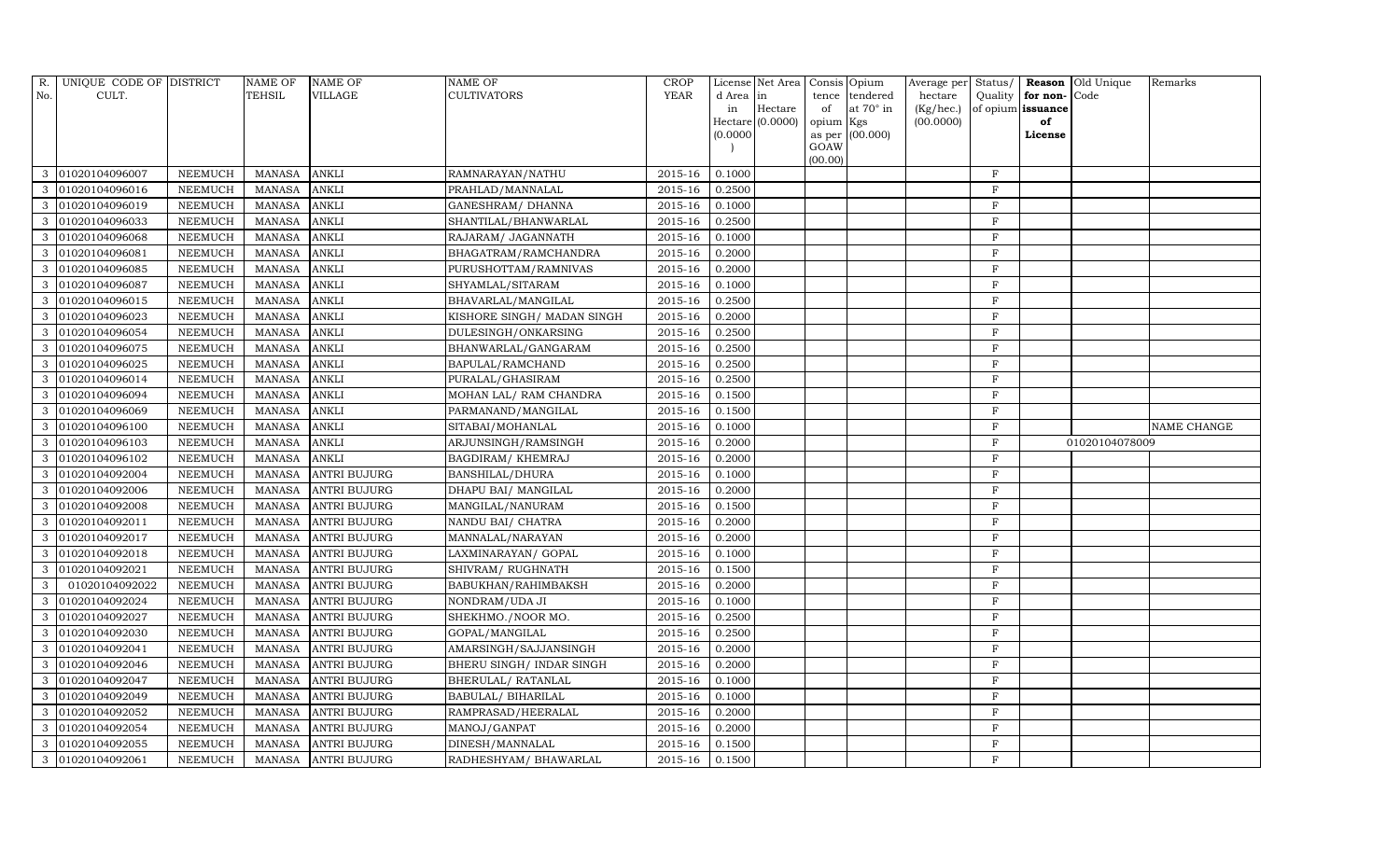| R. No. | UNIQUE CODE OF CULT. | DISTRICT | NAME OF TEHSIL | NAME OF VILLAGE | NAME OF CULTIVATORS | CROP YEAR | License d Area in Hectare (0.0000) | Net Area in Hectare (0.0000) | Consis tence of opium as per GOAW (00.00) | Opium tendered at 70° in Kgs (00.000) | Average per hectare (Kg/hec.) (00.0000) | Status/ Quality of opium | Reason for non-issuance of License | Old Unique Code | Remarks |
|---|---|---|---|---|---|---|---|---|---|---|---|---|---|---|---|
| 3 | 01020104096007 | NEEMUCH | MANASA | ANKLI | RAMNARAYAN/NATHU | 2015-16 | 0.1000 | | | | | F | | | |
| 3 | 01020104096016 | NEEMUCH | MANASA | ANKLI | PRAHLAD/MANNALAL | 2015-16 | 0.2500 | | | | | F | | | |
| 3 | 01020104096019 | NEEMUCH | MANASA | ANKLI | GANESHRAM/ DHANNA | 2015-16 | 0.1000 | | | | | F | | | |
| 3 | 01020104096033 | NEEMUCH | MANASA | ANKLI | SHANTILAL/BHANWARLAL | 2015-16 | 0.2500 | | | | | F | | | |
| 3 | 01020104096068 | NEEMUCH | MANASA | ANKLI | RAJARAM/ JAGANNATH | 2015-16 | 0.1000 | | | | | F | | | |
| 3 | 01020104096081 | NEEMUCH | MANASA | ANKLI | BHAGATRAM/RAMCHANDRA | 2015-16 | 0.2000 | | | | | F | | | |
| 3 | 01020104096085 | NEEMUCH | MANASA | ANKLI | PURUSHOTTAM/RAMNIVAS | 2015-16 | 0.2000 | | | | | F | | | |
| 3 | 01020104096087 | NEEMUCH | MANASA | ANKLI | SHYAMLAL/SITARAM | 2015-16 | 0.1000 | | | | | F | | | |
| 3 | 01020104096015 | NEEMUCH | MANASA | ANKLI | BHAVARLAL/MANGILAL | 2015-16 | 0.2500 | | | | | F | | | |
| 3 | 01020104096023 | NEEMUCH | MANASA | ANKLI | KISHORE SINGH/ MADAN SINGH | 2015-16 | 0.2000 | | | | | F | | | |
| 3 | 01020104096054 | NEEMUCH | MANASA | ANKLI | DULESINGH/ONKARSING | 2015-16 | 0.2500 | | | | | F | | | |
| 3 | 01020104096075 | NEEMUCH | MANASA | ANKLI | BHANWARLAL/GANGARAM | 2015-16 | 0.2500 | | | | | F | | | |
| 3 | 01020104096025 | NEEMUCH | MANASA | ANKLI | BAPULAL/RAMCHAND | 2015-16 | 0.2500 | | | | | F | | | |
| 3 | 01020104096014 | NEEMUCH | MANASA | ANKLI | PURALAL/GHASIRAM | 2015-16 | 0.2500 | | | | | F | | | |
| 3 | 01020104096094 | NEEMUCH | MANASA | ANKLI | MOHAN LAL/ RAM CHANDRA | 2015-16 | 0.1500 | | | | | F | | | |
| 3 | 01020104096069 | NEEMUCH | MANASA | ANKLI | PARMANAND/MANGILAL | 2015-16 | 0.1500 | | | | | F | | | |
| 3 | 01020104096100 | NEEMUCH | MANASA | ANKLI | SITABAI/MOHANLAL | 2015-16 | 0.1000 | | | | | F | | | NAME CHANGE |
| 3 | 01020104096103 | NEEMUCH | MANASA | ANKLI | ARJUNSINGH/RAMSINGH | 2015-16 | 0.2000 | | | | | F | | 01020104078009 | |
| 3 | 01020104096102 | NEEMUCH | MANASA | ANKLI | BAGDIRAM/ KHEMRAJ | 2015-16 | 0.2000 | | | | | F | | | |
| 3 | 01020104092004 | NEEMUCH | MANASA | ANTRI BUJURG | BANSHILAL/DHURA | 2015-16 | 0.1000 | | | | | F | | | |
| 3 | 01020104092006 | NEEMUCH | MANASA | ANTRI BUJURG | DHAPU BAI/ MANGILAL | 2015-16 | 0.2000 | | | | | F | | | |
| 3 | 01020104092008 | NEEMUCH | MANASA | ANTRI BUJURG | MANGILAL/NANURAM | 2015-16 | 0.1500 | | | | | F | | | |
| 3 | 01020104092011 | NEEMUCH | MANASA | ANTRI BUJURG | NANDU BAI/ CHATRA | 2015-16 | 0.2000 | | | | | F | | | |
| 3 | 01020104092017 | NEEMUCH | MANASA | ANTRI BUJURG | MANNALAL/NARAYAN | 2015-16 | 0.2000 | | | | | F | | | |
| 3 | 01020104092018 | NEEMUCH | MANASA | ANTRI BUJURG | LAXMINARAYAN/ GOPAL | 2015-16 | 0.1000 | | | | | F | | | |
| 3 | 01020104092021 | NEEMUCH | MANASA | ANTRI BUJURG | SHIVRAM/ RUGHNATH | 2015-16 | 0.1500 | | | | | F | | | |
| 3 | 01020104092022 | NEEMUCH | MANASA | ANTRI BUJURG | BABUKHAN/RAHIMBAKSH | 2015-16 | 0.2000 | | | | | F | | | |
| 3 | 01020104092024 | NEEMUCH | MANASA | ANTRI BUJURG | NONDRAM/UDA JI | 2015-16 | 0.1000 | | | | | F | | | |
| 3 | 01020104092027 | NEEMUCH | MANASA | ANTRI BUJURG | SHEKHMO./NOOR MO. | 2015-16 | 0.2500 | | | | | F | | | |
| 3 | 01020104092030 | NEEMUCH | MANASA | ANTRI BUJURG | GOPAL/MANGILAL | 2015-16 | 0.2500 | | | | | F | | | |
| 3 | 01020104092041 | NEEMUCH | MANASA | ANTRI BUJURG | AMARSINGH/SAJJANSINGH | 2015-16 | 0.2000 | | | | | F | | | |
| 3 | 01020104092046 | NEEMUCH | MANASA | ANTRI BUJURG | BHERU SINGH/ INDAR SINGH | 2015-16 | 0.2000 | | | | | F | | | |
| 3 | 01020104092047 | NEEMUCH | MANASA | ANTRI BUJURG | BHERULAL/ RATANLAL | 2015-16 | 0.1000 | | | | | F | | | |
| 3 | 01020104092049 | NEEMUCH | MANASA | ANTRI BUJURG | BABULAL/ BIHARILAL | 2015-16 | 0.1000 | | | | | F | | | |
| 3 | 01020104092052 | NEEMUCH | MANASA | ANTRI BUJURG | RAMPRASAD/HEERALAL | 2015-16 | 0.2000 | | | | | F | | | |
| 3 | 01020104092054 | NEEMUCH | MANASA | ANTRI BUJURG | MANOJ/GANPAT | 2015-16 | 0.2000 | | | | | F | | | |
| 3 | 01020104092055 | NEEMUCH | MANASA | ANTRI BUJURG | DINESH/MANNALAL | 2015-16 | 0.1500 | | | | | F | | | |
| 3 | 01020104092061 | NEEMUCH | MANASA | ANTRI BUJURG | RADHESHYAM/ BHAWARLAL | 2015-16 | 0.1500 | | | | | F | | | |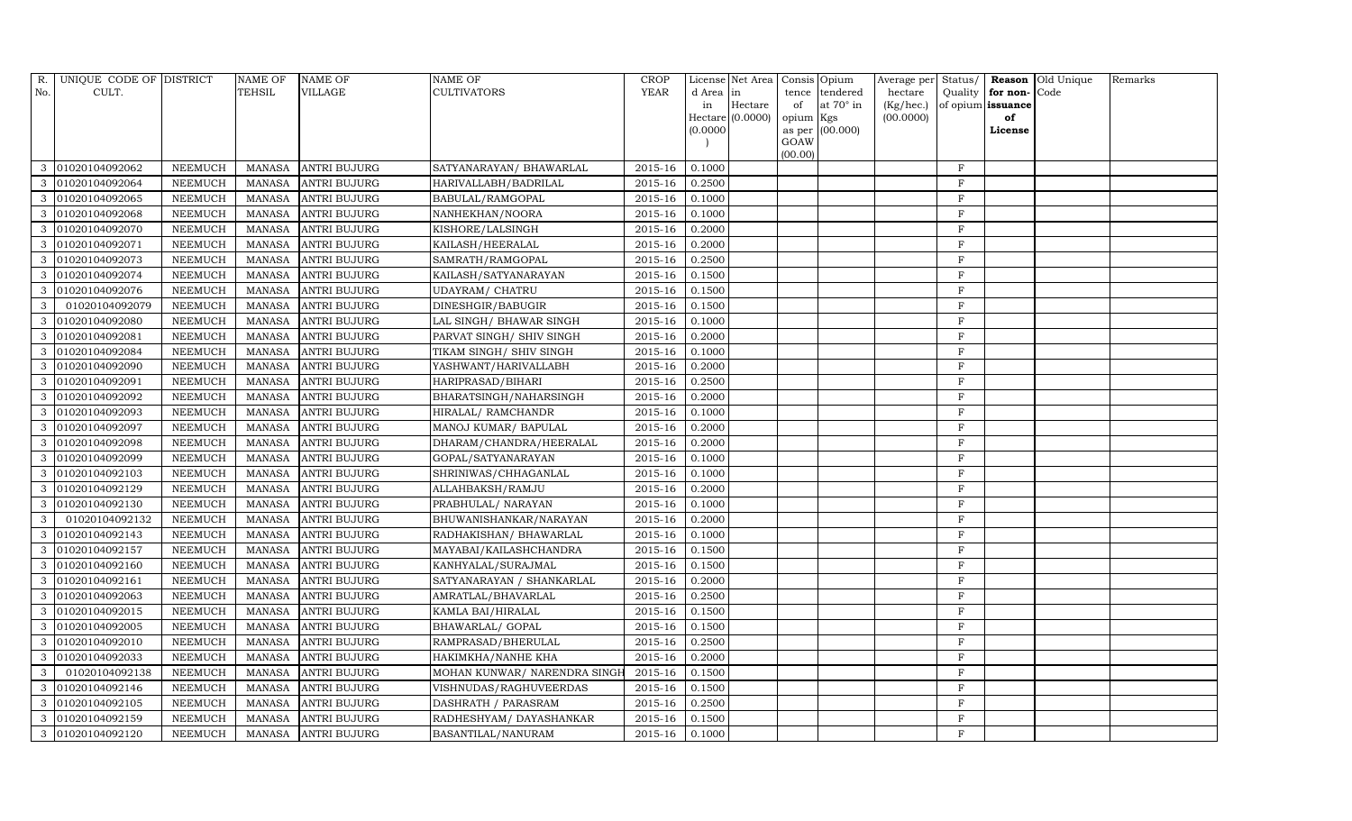| R. No. | UNIQUE CODE OF CULT. | DISTRICT | NAME OF TEHSIL | NAME OF VILLAGE | NAME OF CULTIVATORS | CROP YEAR | License d Area in Hectare (0.0000) | Net Area in Hectare (0.0000) | Consis tence of opium as per GOAW (00.00) | Opium tendered at 70° in Kgs (00.000) | Average per hectare (Kg/hec.) (00.0000) | Status/ Quality of opium | Reason for non-issuance of License | Old Unique Code | Remarks |
|---|---|---|---|---|---|---|---|---|---|---|---|---|---|---|---|
| 3 | 01020104092062 | NEEMUCH | MANASA | ANTRI BUJURG | SATYANARAYAN/ BHAWARLAL | 2015-16 | 0.1000 | | | | | F | | | |
| 3 | 01020104092064 | NEEMUCH | MANASA | ANTRI BUJURG | HARIVALLABH/BADRILAL | 2015-16 | 0.2500 | | | | | F | | | |
| 3 | 01020104092065 | NEEMUCH | MANASA | ANTRI BUJURG | BABULAL/RAMGOPAL | 2015-16 | 0.1000 | | | | | F | | | |
| 3 | 01020104092068 | NEEMUCH | MANASA | ANTRI BUJURG | NANHEKHAN/NOORA | 2015-16 | 0.1000 | | | | | F | | | |
| 3 | 01020104092070 | NEEMUCH | MANASA | ANTRI BUJURG | KISHORE/LALSINGH | 2015-16 | 0.2000 | | | | | F | | | |
| 3 | 01020104092071 | NEEMUCH | MANASA | ANTRI BUJURG | KAILASH/HEERALAL | 2015-16 | 0.2000 | | | | | F | | | |
| 3 | 01020104092073 | NEEMUCH | MANASA | ANTRI BUJURG | SAMRATH/RAMGOPAL | 2015-16 | 0.2500 | | | | | F | | | |
| 3 | 01020104092074 | NEEMUCH | MANASA | ANTRI BUJURG | KAILASH/SATYANARAYAN | 2015-16 | 0.1500 | | | | | F | | | |
| 3 | 01020104092076 | NEEMUCH | MANASA | ANTRI BUJURG | UDAYRAM/ CHATRU | 2015-16 | 0.1500 | | | | | F | | | |
| 3 | 01020104092079 | NEEMUCH | MANASA | ANTRI BUJURG | DINESHGIR/BABUGIR | 2015-16 | 0.1500 | | | | | F | | | |
| 3 | 01020104092080 | NEEMUCH | MANASA | ANTRI BUJURG | LAL SINGH/ BHAWAR SINGH | 2015-16 | 0.1000 | | | | | F | | | |
| 3 | 01020104092081 | NEEMUCH | MANASA | ANTRI BUJURG | PARVAT SINGH/ SHIV SINGH | 2015-16 | 0.2000 | | | | | F | | | |
| 3 | 01020104092084 | NEEMUCH | MANASA | ANTRI BUJURG | TIKAM SINGH/ SHIV SINGH | 2015-16 | 0.1000 | | | | | F | | | |
| 3 | 01020104092090 | NEEMUCH | MANASA | ANTRI BUJURG | YASHWANT/HARIVALLABH | 2015-16 | 0.2000 | | | | | F | | | |
| 3 | 01020104092091 | NEEMUCH | MANASA | ANTRI BUJURG | HARIPRASAD/BIHARI | 2015-16 | 0.2500 | | | | | F | | | |
| 3 | 01020104092092 | NEEMUCH | MANASA | ANTRI BUJURG | BHARATSINGH/NAHARSINGH | 2015-16 | 0.2000 | | | | | F | | | |
| 3 | 01020104092093 | NEEMUCH | MANASA | ANTRI BUJURG | HIRALAL/ RAMCHANDR | 2015-16 | 0.1000 | | | | | F | | | |
| 3 | 01020104092097 | NEEMUCH | MANASA | ANTRI BUJURG | MANOJ KUMAR/ BAPULAL | 2015-16 | 0.2000 | | | | | F | | | |
| 3 | 01020104092098 | NEEMUCH | MANASA | ANTRI BUJURG | DHARAM/CHANDRA/HEERALAL | 2015-16 | 0.2000 | | | | | F | | | |
| 3 | 01020104092099 | NEEMUCH | MANASA | ANTRI BUJURG | GOPAL/SATYANARAYAN | 2015-16 | 0.1000 | | | | | F | | | |
| 3 | 01020104092103 | NEEMUCH | MANASA | ANTRI BUJURG | SHRINIWAS/CHHAGANLAL | 2015-16 | 0.1000 | | | | | F | | | |
| 3 | 01020104092129 | NEEMUCH | MANASA | ANTRI BUJURG | ALLAHBAKSH/RAMJU | 2015-16 | 0.2000 | | | | | F | | | |
| 3 | 01020104092130 | NEEMUCH | MANASA | ANTRI BUJURG | PRABHULAL/ NARAYAN | 2015-16 | 0.1000 | | | | | F | | | |
| 3 | 01020104092132 | NEEMUCH | MANASA | ANTRI BUJURG | BHUWANISHANKAR/NARAYAN | 2015-16 | 0.2000 | | | | | F | | | |
| 3 | 01020104092143 | NEEMUCH | MANASA | ANTRI BUJURG | RADHAKISHAN/ BHAWARLAL | 2015-16 | 0.1000 | | | | | F | | | |
| 3 | 01020104092157 | NEEMUCH | MANASA | ANTRI BUJURG | MAYABAI/KAILASHCHANDRA | 2015-16 | 0.1500 | | | | | F | | | |
| 3 | 01020104092160 | NEEMUCH | MANASA | ANTRI BUJURG | KANHYALAL/SURAJMAL | 2015-16 | 0.1500 | | | | | F | | | |
| 3 | 01020104092161 | NEEMUCH | MANASA | ANTRI BUJURG | SATYANARAYAN / SHANKARLAL | 2015-16 | 0.2000 | | | | | F | | | |
| 3 | 01020104092063 | NEEMUCH | MANASA | ANTRI BUJURG | AMRATLAL/BHAVARLAL | 2015-16 | 0.2500 | | | | | F | | | |
| 3 | 01020104092015 | NEEMUCH | MANASA | ANTRI BUJURG | KAMLA BAI/HIRALAL | 2015-16 | 0.1500 | | | | | F | | | |
| 3 | 01020104092005 | NEEMUCH | MANASA | ANTRI BUJURG | BHAWARLAL/ GOPAL | 2015-16 | 0.1500 | | | | | F | | | |
| 3 | 01020104092010 | NEEMUCH | MANASA | ANTRI BUJURG | RAMPRASAD/BHERULAL | 2015-16 | 0.2500 | | | | | F | | | |
| 3 | 01020104092033 | NEEMUCH | MANASA | ANTRI BUJURG | HAKIMKHA/NANHE KHA | 2015-16 | 0.2000 | | | | | F | | | |
| 3 | 01020104092138 | NEEMUCH | MANASA | ANTRI BUJURG | MOHAN KUNWAR/ NARENDRA SINGH | 2015-16 | 0.1500 | | | | | F | | | |
| 3 | 01020104092146 | NEEMUCH | MANASA | ANTRI BUJURG | VISHNUDAS/RAGHUVEERDAS | 2015-16 | 0.1500 | | | | | F | | | |
| 3 | 01020104092105 | NEEMUCH | MANASA | ANTRI BUJURG | DASHRATH / PARASRAM | 2015-16 | 0.2500 | | | | | F | | | |
| 3 | 01020104092159 | NEEMUCH | MANASA | ANTRI BUJURG | RADHESHYAM/ DAYASHANKAR | 2015-16 | 0.1500 | | | | | F | | | |
| 3 | 01020104092120 | NEEMUCH | MANASA | ANTRI BUJURG | BASANTILAL/NANURAM | 2015-16 | 0.1000 | | | | | F | | | |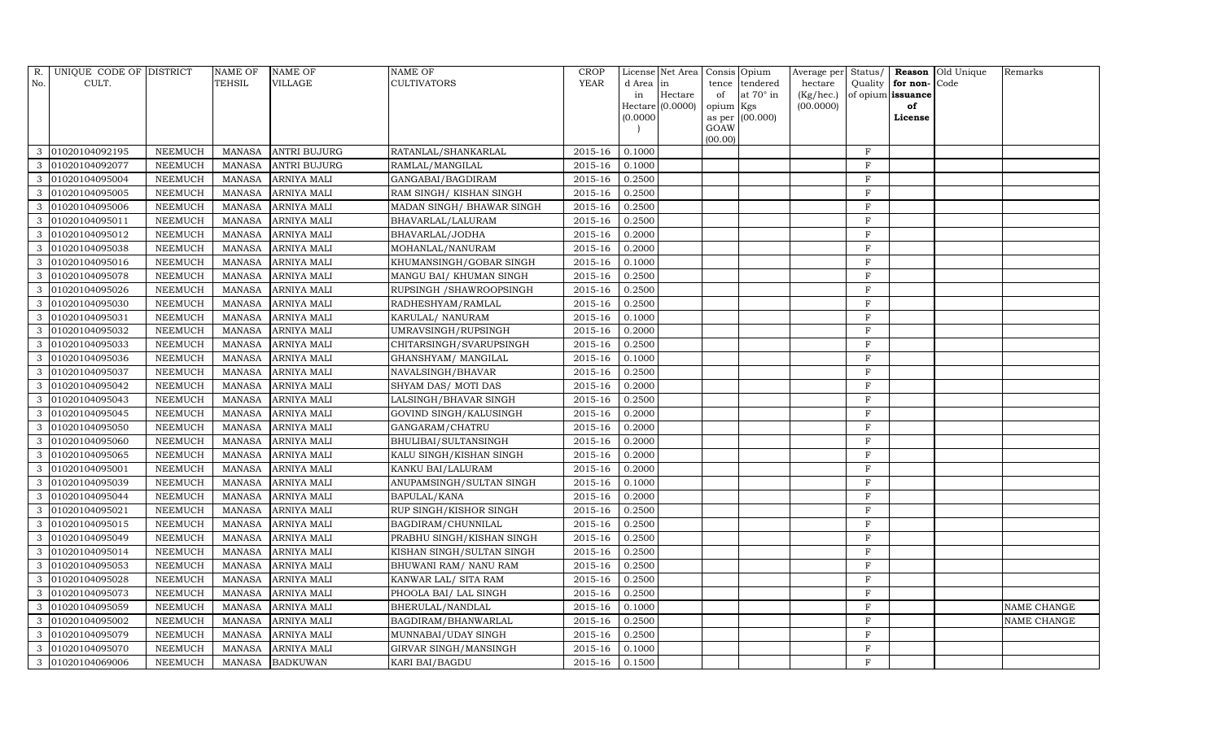| R. No. | UNIQUE CODE OF CULT. | DISTRICT | NAME OF TEHSIL | NAME OF VILLAGE | NAME OF CULTIVATORS | CROP YEAR | License d Area in Hectare (0.0000) | Net Area in Hectare (0.0000) | Consis tence of opium as per GOAW (00.00) | Opium tendered at 70° in Kgs (00.000) | Average per hectare (Kg/hec.) (00.0000) | Status/ Quality of opium | Reason for non-issuance of License | Old Unique Code | Remarks |
|---|---|---|---|---|---|---|---|---|---|---|---|---|---|---|---|
| 3 | 01020104092195 | NEEMUCH | MANASA | ANTRI BUJURG | RATANLAL/SHANKARLAL | 2015-16 | 0.1000 | | | | | F | | | |
| 3 | 01020104092077 | NEEMUCH | MANASA | ANTRI BUJURG | RAMLAL/MANGILAL | 2015-16 | 0.1000 | | | | | F | | | |
| 3 | 01020104095004 | NEEMUCH | MANASA | ARNIYA MALI | GANGABAI/BAGDIRAM | 2015-16 | 0.2500 | | | | | F | | | |
| 3 | 01020104095005 | NEEMUCH | MANASA | ARNIYA MALI | RAM SINGH/ KISHAN SINGH | 2015-16 | 0.2500 | | | | | F | | | |
| 3 | 01020104095006 | NEEMUCH | MANASA | ARNIYA MALI | MADAN SINGH/ BHAWAR SINGH | 2015-16 | 0.2500 | | | | | F | | | |
| 3 | 01020104095011 | NEEMUCH | MANASA | ARNIYA MALI | BHAVARLAL/LALURAM | 2015-16 | 0.2500 | | | | | F | | | |
| 3 | 01020104095012 | NEEMUCH | MANASA | ARNIYA MALI | BHAVARLAL/JODHA | 2015-16 | 0.2000 | | | | | F | | | |
| 3 | 01020104095038 | NEEMUCH | MANASA | ARNIYA MALI | MOHANLAL/NANURAM | 2015-16 | 0.2000 | | | | | F | | | |
| 3 | 01020104095016 | NEEMUCH | MANASA | ARNIYA MALI | KHUMANSINGH/GOBAR SINGH | 2015-16 | 0.1000 | | | | | F | | | |
| 3 | 01020104095078 | NEEMUCH | MANASA | ARNIYA MALI | MANGU BAI/ KHUMAN SINGH | 2015-16 | 0.2500 | | | | | F | | | |
| 3 | 01020104095026 | NEEMUCH | MANASA | ARNIYA MALI | RUPSINGH /SHAWROOPSINGH | 2015-16 | 0.2500 | | | | | F | | | |
| 3 | 01020104095030 | NEEMUCH | MANASA | ARNIYA MALI | RADHESHYAM/RAMLAL | 2015-16 | 0.2500 | | | | | F | | | |
| 3 | 01020104095031 | NEEMUCH | MANASA | ARNIYA MALI | KARULAL/ NANURAM | 2015-16 | 0.1000 | | | | | F | | | |
| 3 | 01020104095032 | NEEMUCH | MANASA | ARNIYA MALI | UMRAVSINGH/RUPSINGH | 2015-16 | 0.2000 | | | | | F | | | |
| 3 | 01020104095033 | NEEMUCH | MANASA | ARNIYA MALI | CHITARSINGH/SVARUPSINGH | 2015-16 | 0.2500 | | | | | F | | | |
| 3 | 01020104095036 | NEEMUCH | MANASA | ARNIYA MALI | GHANSHYAM/ MANGILAL | 2015-16 | 0.1000 | | | | | F | | | |
| 3 | 01020104095037 | NEEMUCH | MANASA | ARNIYA MALI | NAVALSINGH/BHAVAR | 2015-16 | 0.2500 | | | | | F | | | |
| 3 | 01020104095042 | NEEMUCH | MANASA | ARNIYA MALI | SHYAM DAS/ MOTI DAS | 2015-16 | 0.2000 | | | | | F | | | |
| 3 | 01020104095043 | NEEMUCH | MANASA | ARNIYA MALI | LALSINGH/BHAVAR SINGH | 2015-16 | 0.2500 | | | | | F | | | |
| 3 | 01020104095045 | NEEMUCH | MANASA | ARNIYA MALI | GOVIND SINGH/KALUSINGH | 2015-16 | 0.2000 | | | | | F | | | |
| 3 | 01020104095050 | NEEMUCH | MANASA | ARNIYA MALI | GANGARAM/CHATRU | 2015-16 | 0.2000 | | | | | F | | | |
| 3 | 01020104095060 | NEEMUCH | MANASA | ARNIYA MALI | BHULIBAI/SULTANSINGH | 2015-16 | 0.2000 | | | | | F | | | |
| 3 | 01020104095065 | NEEMUCH | MANASA | ARNIYA MALI | KALU SINGH/KISHAN SINGH | 2015-16 | 0.2000 | | | | | F | | | |
| 3 | 01020104095001 | NEEMUCH | MANASA | ARNIYA MALI | KANKU BAI/LALURAM | 2015-16 | 0.2000 | | | | | F | | | |
| 3 | 01020104095039 | NEEMUCH | MANASA | ARNIYA MALI | ANUPAMSINGH/SULTAN SINGH | 2015-16 | 0.1000 | | | | | F | | | |
| 3 | 01020104095044 | NEEMUCH | MANASA | ARNIYA MALI | BAPULAL/KANA | 2015-16 | 0.2000 | | | | | F | | | |
| 3 | 01020104095021 | NEEMUCH | MANASA | ARNIYA MALI | RUP SINGH/KISHOR SINGH | 2015-16 | 0.2500 | | | | | F | | | |
| 3 | 01020104095015 | NEEMUCH | MANASA | ARNIYA MALI | BAGDIRAM/CHUNNILAL | 2015-16 | 0.2500 | | | | | F | | | |
| 3 | 01020104095049 | NEEMUCH | MANASA | ARNIYA MALI | PRABHU SINGH/KISHAN SINGH | 2015-16 | 0.2500 | | | | | F | | | |
| 3 | 01020104095014 | NEEMUCH | MANASA | ARNIYA MALI | KISHAN SINGH/SULTAN SINGH | 2015-16 | 0.2500 | | | | | F | | | |
| 3 | 01020104095053 | NEEMUCH | MANASA | ARNIYA MALI | BHUWANI RAM/ NANU RAM | 2015-16 | 0.2500 | | | | | F | | | |
| 3 | 01020104095028 | NEEMUCH | MANASA | ARNIYA MALI | KANWAR LAL/ SITA RAM | 2015-16 | 0.2500 | | | | | F | | | |
| 3 | 01020104095073 | NEEMUCH | MANASA | ARNIYA MALI | PHOOLA BAI/ LAL SINGH | 2015-16 | 0.2500 | | | | | F | | | |
| 3 | 01020104095059 | NEEMUCH | MANASA | ARNIYA MALI | BHERULAL/NANDLAL | 2015-16 | 0.1000 | | | | | F | | | NAME CHANGE |
| 3 | 01020104095002 | NEEMUCH | MANASA | ARNIYA MALI | BAGDIRAM/BHANWARLAL | 2015-16 | 0.2500 | | | | | F | | | NAME CHANGE |
| 3 | 01020104095079 | NEEMUCH | MANASA | ARNIYA MALI | MUNNABAI/UDAY SINGH | 2015-16 | 0.2500 | | | | | F | | | |
| 3 | 01020104095070 | NEEMUCH | MANASA | ARNIYA MALI | GIRVAR SINGH/MANSINGH | 2015-16 | 0.1000 | | | | | F | | | |
| 3 | 01020104069006 | NEEMUCH | MANASA | BADKUWAN | KARI BAI/BAGDU | 2015-16 | 0.1500 | | | | | F | | | |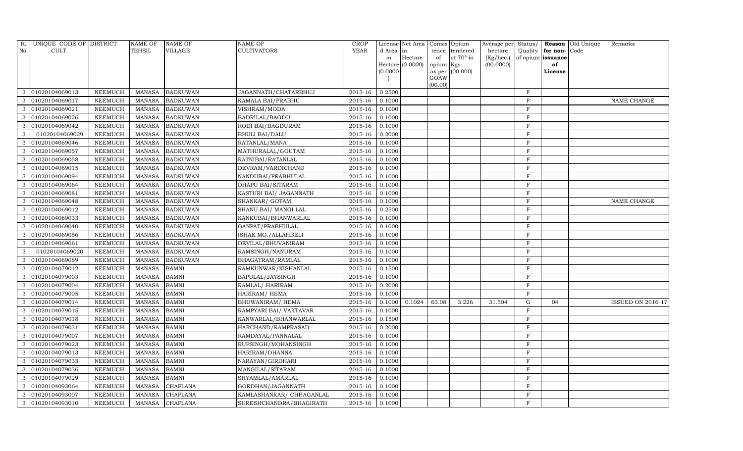| R. No. | UNIQUE CODE OF CULT. | DISTRICT | NAME OF TEHSIL | NAME OF VILLAGE | NAME OF CULTIVATORS | CROP YEAR | License d Area in Hectare (0.0000) | Net Area in Hectare (0.0000) | Consis tence of opium as per GOAW (00.00) | Opium tendered at 70° in Kgs (00.000) | Average per hectare (Kg/hec.) (00.0000) | Status/ Quality of opium | Reason for non-issuance of License | Old Unique Code | Remarks |
|---|---|---|---|---|---|---|---|---|---|---|---|---|---|---|---|
| 3 | 01020104069013 | NEEMUCH | MANASA | BADKUWAN | JAGANNATH/CHATARBHUJ | 2015-16 | 0.2500 | | | | | F | | | |
| 3 | 01020104069017 | NEEMUCH | MANASA | BADKUWAN | KAMALA BAI/PRABHU | 2015-16 | 0.1000 | | | | | F | | | NAME CHANGE |
| 3 | 01020104069021 | NEEMUCH | MANASA | BADKUWAN | VISHRAM/MODA | 2015-16 | 0.1000 | | | | | F | | | |
| 3 | 01020104069026 | NEEMUCH | MANASA | BADKUWAN | BADRILAL/BAGDU | 2015-16 | 0.1000 | | | | | F | | | |
| 3 | 01020104069042 | NEEMUCH | MANASA | BADKUWAN | RODI BAI/BAGDURAM | 2015-16 | 0.1000 | | | | | F | | | |
| 3 | 01020104069029 | NEEMUCH | MANASA | BADKUWAN | BHULI BAI/DALU | 2015-16 | 0.2000 | | | | | F | | | |
| 3 | 01020104069046 | NEEMUCH | MANASA | BADKUWAN | RATANLAL/MANA | 2015-16 | 0.1000 | | | | | F | | | |
| 3 | 01020104069057 | NEEMUCH | MANASA | BADKUWAN | MATHURALAL/GOUTAM | 2015-16 | 0.1000 | | | | | F | | | |
| 3 | 01020104069058 | NEEMUCH | MANASA | BADKUWAN | RATNIBAI/RATANLAL | 2015-16 | 0.1000 | | | | | F | | | |
| 3 | 01020104069015 | NEEMUCH | MANASA | BADKUWAN | DEVRAM/VARDICHAND | 2015-16 | 0.1000 | | | | | F | | | |
| 3 | 01020104069094 | NEEMUCH | MANASA | BADKUWAN | NANDUBAI/PRABHULAL | 2015-16 | 0.1000 | | | | | F | | | |
| 3 | 01020104069064 | NEEMUCH | MANASA | BADKUWAN | DHAPU BAI/SITARAM | 2015-16 | 0.1000 | | | | | F | | | |
| 3 | 01020104069081 | NEEMUCH | MANASA | BADKUWAN | KASTURI BAI/ JAGANNATH | 2015-16 | 0.1000 | | | | | F | | | |
| 3 | 01020104069048 | NEEMUCH | MANASA | BADKUWAN | SHANKAR/ GOTAM | 2015-16 | 0.1000 | | | | | F | | | NAME CHANGE |
| 3 | 01020104069012 | NEEMUCH | MANASA | BADKUWAN | SHANU BAI/ MANGI LAL | 2015-16 | 0.2500 | | | | | F | | | |
| 3 | 01020104069033 | NEEMUCH | MANASA | BADKUWAN | KANKUBAI/BHANWARLAL | 2015-16 | 0.1000 | | | | | F | | | |
| 3 | 01020104069040 | NEEMUCH | MANASA | BADKUWAN | GANPAT/PRABHULAL | 2015-16 | 0.1000 | | | | | F | | | |
| 3 | 01020104069056 | NEEMUCH | MANASA | BADKUWAN | ISHAK MO./ALLAHBELI | 2015-16 | 0.1000 | | | | | F | | | |
| 3 | 01020104069061 | NEEMUCH | MANASA | BADKUWAN | DEVILAL/BHUVANIRAM | 2015-16 | 0.1000 | | | | | F | | | |
| 3 | 01020104069020 | NEEMUCH | MANASA | BADKUWAN | RAMSINGH/NANURAM | 2015-16 | 0.1000 | | | | | F | | | |
| 3 | 01020104069089 | NEEMUCH | MANASA | BADKUWAN | BHAGATRAM/RAMLAL | 2015-16 | 0.1000 | | | | | F | | | |
| 3 | 01020104079012 | NEEMUCH | MANASA | BAMNI | RAMKUNWAR/KISHANLAL | 2015-16 | 0.1500 | | | | | F | | | |
| 3 | 01020104079003 | NEEMUCH | MANASA | BAMNI | BAPULAL/JAYSINGH | 2015-16 | 0.1000 | | | | | F | | | |
| 3 | 01020104079004 | NEEMUCH | MANASA | BAMNI | RAMLAL/ HARIRAM | 2015-16 | 0.2000 | | | | | F | | | |
| 3 | 01020104079005 | NEEMUCH | MANASA | BAMNI | HARIRAM/ HEMA | 2015-16 | 0.1000 | | | | | F | | | |
| 3 | 01020104079014 | NEEMUCH | MANASA | BAMNI | BHUWANIRAM/ HEMA | 2015-16 | 0.1000 | 0.1024 | 63.08 | 3.226 | 31.504 | G | 04 | | ISSUED ON 2016-17 |
| 3 | 01020104079015 | NEEMUCH | MANASA | BAMNI | RAMPYARI BAI/ VAKTAVAR | 2015-16 | 0.1000 | | | | | F | | | |
| 3 | 01020104079018 | NEEMUCH | MANASA | BAMNI | KANWARLAL/BHANWARLAL | 2015-16 | 0.1500 | | | | | F | | | |
| 3 | 01020104079031 | NEEMUCH | MANASA | BAMNI | HARCHAND/RAMPRASAD | 2015-16 | 0.2000 | | | | | F | | | |
| 3 | 01020104079007 | NEEMUCH | MANASA | BAMNI | RAMDAYAL/PANNALAL | 2015-16 | 0.1000 | | | | | F | | | |
| 3 | 01020104079023 | NEEMUCH | MANASA | BAMNI | RUPSINGH/MOHANSINGH | 2015-16 | 0.1000 | | | | | F | | | |
| 3 | 01020104079013 | NEEMUCH | MANASA | BAMNI | HARIRAM/DHANNA | 2015-16 | 0.1000 | | | | | F | | | |
| 3 | 01020104079033 | NEEMUCH | MANASA | BAMNI | NARAYAN/GIRDHARI | 2015-16 | 0.1000 | | | | | F | | | |
| 3 | 01020104079036 | NEEMUCH | MANASA | BAMNI | MANGILAL/SITARAM | 2015-16 | 0.1000 | | | | | F | | | |
| 3 | 01020104079029 | NEEMUCH | MANASA | BAMNI | SHYAMLAL/AMARLAL | 2015-16 | 0.1000 | | | | | F | | | |
| 3 | 01020104093064 | NEEMUCH | MANASA | CHAPLANA | GORDHAN/JAGANNATH | 2015-16 | 0.1000 | | | | | F | | | |
| 3 | 01020104093007 | NEEMUCH | MANASA | CHAPLANA | KAMLASHANKAR/ CHHAGANLAL | 2015-16 | 0.1000 | | | | | F | | | |
| 3 | 01020104093010 | NEEMUCH | MANASA | CHAPLANA | SURESHCHANDRA/BHAGIRATH | 2015-16 | 0.1000 | | | | | F | | | |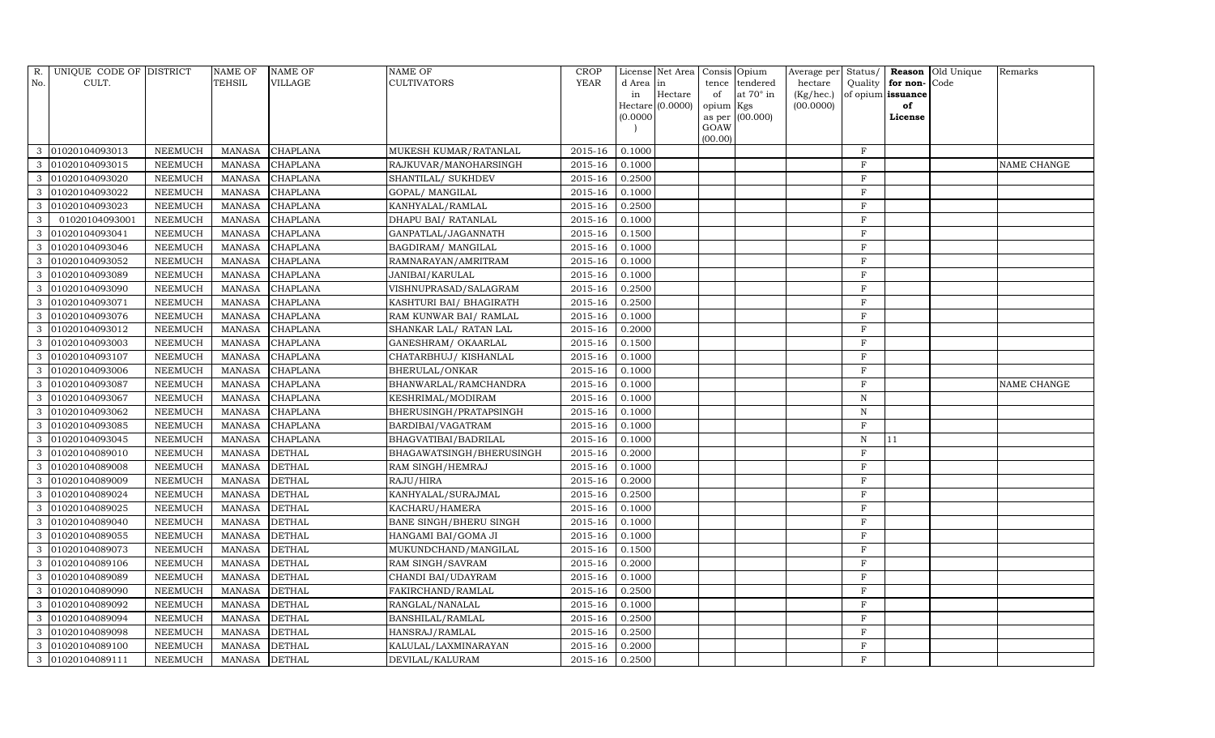| R. No. | UNIQUE CODE OF CULT. | DISTRICT | NAME OF TEHSIL | NAME OF VILLAGE | NAME OF CULTIVATORS | CROP YEAR | License d Area in Hectare (0.0000) | Net Area in Hectare (0.0000) | Consis tence of opium as per GOAW (00.00) | Opium tendered at 70° in Kgs (00.000) | Average per hectare (Kg/hec.) (00.0000) | Status/ Quality of opium | Reason for non-issuance of License | Old Unique Code | Remarks |
|---|---|---|---|---|---|---|---|---|---|---|---|---|---|---|---|
| 3 | 01020104093013 | NEEMUCH | MANASA | CHAPLANA | MUKESH KUMAR/RATANLAL | 2015-16 | 0.1000 | | | | | F | | | |
| 3 | 01020104093015 | NEEMUCH | MANASA | CHAPLANA | RAJKUVAR/MANOHARSINGH | 2015-16 | 0.1000 | | | | | F | | | NAME CHANGE |
| 3 | 01020104093020 | NEEMUCH | MANASA | CHAPLANA | SHANTILAL/ SUKHDEV | 2015-16 | 0.2500 | | | | | F | | | |
| 3 | 01020104093022 | NEEMUCH | MANASA | CHAPLANA | GOPAL/ MANGILAL | 2015-16 | 0.1000 | | | | | F | | | |
| 3 | 01020104093023 | NEEMUCH | MANASA | CHAPLANA | KANHYALAL/RAMLAL | 2015-16 | 0.2500 | | | | | F | | | |
| 3 | 01020104093001 | NEEMUCH | MANASA | CHAPLANA | DHAPU BAI/ RATANLAL | 2015-16 | 0.1000 | | | | | F | | | |
| 3 | 01020104093041 | NEEMUCH | MANASA | CHAPLANA | GANPATLAL/JAGANNATH | 2015-16 | 0.1500 | | | | | F | | | |
| 3 | 01020104093046 | NEEMUCH | MANASA | CHAPLANA | BAGDIRAM/ MANGILAL | 2015-16 | 0.1000 | | | | | F | | | |
| 3 | 01020104093052 | NEEMUCH | MANASA | CHAPLANA | RAMNARAYAN/AMRITRAM | 2015-16 | 0.1000 | | | | | F | | | |
| 3 | 01020104093089 | NEEMUCH | MANASA | CHAPLANA | JANIBAI/KARULAL | 2015-16 | 0.1000 | | | | | F | | | |
| 3 | 01020104093090 | NEEMUCH | MANASA | CHAPLANA | VISHNUPRASAD/SALAGRAM | 2015-16 | 0.2500 | | | | | F | | | |
| 3 | 01020104093071 | NEEMUCH | MANASA | CHAPLANA | KASHTURI BAI/ BHAGIRATH | 2015-16 | 0.2500 | | | | | F | | | |
| 3 | 01020104093076 | NEEMUCH | MANASA | CHAPLANA | RAM KUNWAR BAI/ RAMLAL | 2015-16 | 0.1000 | | | | | F | | | |
| 3 | 01020104093012 | NEEMUCH | MANASA | CHAPLANA | SHANKAR LAL/ RATAN LAL | 2015-16 | 0.2000 | | | | | F | | | |
| 3 | 01020104093003 | NEEMUCH | MANASA | CHAPLANA | GANESHRAM/ OKAARLAL | 2015-16 | 0.1500 | | | | | F | | | |
| 3 | 01020104093107 | NEEMUCH | MANASA | CHAPLANA | CHATARBHUJ/ KISHANLAL | 2015-16 | 0.1000 | | | | | F | | | |
| 3 | 01020104093006 | NEEMUCH | MANASA | CHAPLANA | BHERULAL/ONKAR | 2015-16 | 0.1000 | | | | | F | | | |
| 3 | 01020104093087 | NEEMUCH | MANASA | CHAPLANA | BHANWARLAL/RAMCHANDRA | 2015-16 | 0.1000 | | | | | F | | | NAME CHANGE |
| 3 | 01020104093067 | NEEMUCH | MANASA | CHAPLANA | KESHRIMAL/MODIRAM | 2015-16 | 0.1000 | | | | | N | | | |
| 3 | 01020104093062 | NEEMUCH | MANASA | CHAPLANA | BHERUSINGH/PRATAPSINGH | 2015-16 | 0.1000 | | | | | N | | | |
| 3 | 01020104093085 | NEEMUCH | MANASA | CHAPLANA | BARDIBAI/VAGATRAM | 2015-16 | 0.1000 | | | | | F | | | |
| 3 | 01020104093045 | NEEMUCH | MANASA | CHAPLANA | BHAGVATIBAI/BADRILAL | 2015-16 | 0.1000 | | | | | N | 11 | | |
| 3 | 01020104089010 | NEEMUCH | MANASA | DETHAL | BHAGAWATSINGH/BHERUSINGH | 2015-16 | 0.2000 | | | | | F | | | |
| 3 | 01020104089008 | NEEMUCH | MANASA | DETHAL | RAM SINGH/HEMRAJ | 2015-16 | 0.1000 | | | | | F | | | |
| 3 | 01020104089009 | NEEMUCH | MANASA | DETHAL | RAJU/HIRA | 2015-16 | 0.2000 | | | | | F | | | |
| 3 | 01020104089024 | NEEMUCH | MANASA | DETHAL | KANHYALAL/SURAJMAL | 2015-16 | 0.2500 | | | | | F | | | |
| 3 | 01020104089025 | NEEMUCH | MANASA | DETHAL | KACHARU/HAMERA | 2015-16 | 0.1000 | | | | | F | | | |
| 3 | 01020104089040 | NEEMUCH | MANASA | DETHAL | BANE SINGH/BHERU SINGH | 2015-16 | 0.1000 | | | | | F | | | |
| 3 | 01020104089055 | NEEMUCH | MANASA | DETHAL | HANGAMI BAI/GOMA JI | 2015-16 | 0.1000 | | | | | F | | | |
| 3 | 01020104089073 | NEEMUCH | MANASA | DETHAL | MUKUNDCHAND/MANGILAL | 2015-16 | 0.1500 | | | | | F | | | |
| 3 | 01020104089106 | NEEMUCH | MANASA | DETHAL | RAM SINGH/SAVRAM | 2015-16 | 0.2000 | | | | | F | | | |
| 3 | 01020104089089 | NEEMUCH | MANASA | DETHAL | CHANDI BAI/UDAYRAM | 2015-16 | 0.1000 | | | | | F | | | |
| 3 | 01020104089090 | NEEMUCH | MANASA | DETHAL | FAKIRCHAND/RAMLAL | 2015-16 | 0.2500 | | | | | F | | | |
| 3 | 01020104089092 | NEEMUCH | MANASA | DETHAL | RANGLAL/NANALAL | 2015-16 | 0.1000 | | | | | F | | | |
| 3 | 01020104089094 | NEEMUCH | MANASA | DETHAL | BANSHILAL/RAMLAL | 2015-16 | 0.2500 | | | | | F | | | |
| 3 | 01020104089098 | NEEMUCH | MANASA | DETHAL | HANSRAJ/RAMLAL | 2015-16 | 0.2500 | | | | | F | | | |
| 3 | 01020104089100 | NEEMUCH | MANASA | DETHAL | KALULAL/LAXMINARAYAN | 2015-16 | 0.2000 | | | | | F | | | |
| 3 | 01020104089111 | NEEMUCH | MANASA | DETHAL | DEVILAL/KALURAM | 2015-16 | 0.2500 | | | | | F | | | |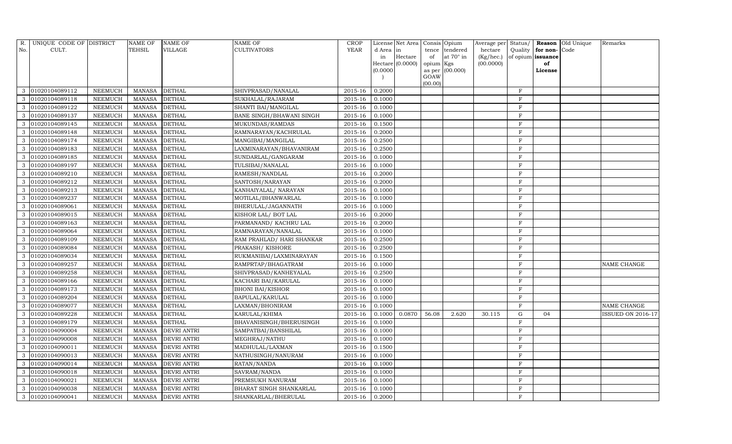| R. No. | UNIQUE CODE OF CULT. | DISTRICT | NAME OF TEHSIL | NAME OF VILLAGE | NAME OF CULTIVATORS | CROP YEAR | License d Area in Hectare (0.0000) | Net Area in Hectare (0.0000) | Consis tence of opium as per GOAW (00.00) | Opium tendered at 70° in Kgs (00.000) | Average per hectare (Kg/hec.) (00.0000) | Status/ Quality of opium | Reason for non-issuance of License | Old Unique Code | Remarks |
|---|---|---|---|---|---|---|---|---|---|---|---|---|---|---|---|
| 3 | 01020104089112 | NEEMUCH | MANASA | DETHAL | SHIVPRASAD/NANALAL | 2015-16 | 0.2000 | | | | | F | | | |
| 3 | 01020104089118 | NEEMUCH | MANASA | DETHAL | SUKHALAL/RAJARAM | 2015-16 | 0.1000 | | | | | F | | | |
| 3 | 01020104089122 | NEEMUCH | MANASA | DETHAL | SHANTI BAI/MANGILAL | 2015-16 | 0.1000 | | | | | F | | | |
| 3 | 01020104089137 | NEEMUCH | MANASA | DETHAL | BANE SINGH/BHAWANI SINGH | 2015-16 | 0.1000 | | | | | F | | | |
| 3 | 01020104089145 | NEEMUCH | MANASA | DETHAL | MUKUNDAS/RAMDAS | 2015-16 | 0.1500 | | | | | F | | | |
| 3 | 01020104089148 | NEEMUCH | MANASA | DETHAL | RAMNARAYAN/KACHRULAL | 2015-16 | 0.2000 | | | | | F | | | |
| 3 | 01020104089174 | NEEMUCH | MANASA | DETHAL | MANGIBAI/MANGILAL | 2015-16 | 0.2500 | | | | | F | | | |
| 3 | 01020104089183 | NEEMUCH | MANASA | DETHAL | LAXMINARAYAN/BHAVANIRAM | 2015-16 | 0.2500 | | | | | F | | | |
| 3 | 01020104089185 | NEEMUCH | MANASA | DETHAL | SUNDARLAL/GANGARAM | 2015-16 | 0.1000 | | | | | F | | | |
| 3 | 01020104089197 | NEEMUCH | MANASA | DETHAL | TULSIBAI/NANALAL | 2015-16 | 0.1000 | | | | | F | | | |
| 3 | 01020104089210 | NEEMUCH | MANASA | DETHAL | RAMESH/NANDLAL | 2015-16 | 0.2000 | | | | | F | | | |
| 3 | 01020104089212 | NEEMUCH | MANASA | DETHAL | SANTOSH/NARAYAN | 2015-16 | 0.2000 | | | | | F | | | |
| 3 | 01020104089213 | NEEMUCH | MANASA | DETHAL | KANHAIYALAL/ NARAYAN | 2015-16 | 0.1000 | | | | | F | | | |
| 3 | 01020104089237 | NEEMUCH | MANASA | DETHAL | MOTILAL/BHANWARLAL | 2015-16 | 0.1000 | | | | | F | | | |
| 3 | 01020104089061 | NEEMUCH | MANASA | DETHAL | BHERULAL/JAGANNATH | 2015-16 | 0.1000 | | | | | F | | | |
| 3 | 01020104089015 | NEEMUCH | MANASA | DETHAL | KISHOR LAL/ BOT LAL | 2015-16 | 0.2000 | | | | | F | | | |
| 3 | 01020104089163 | NEEMUCH | MANASA | DETHAL | PARMANAND/ KACHRU LAL | 2015-16 | 0.2000 | | | | | F | | | |
| 3 | 01020104089064 | NEEMUCH | MANASA | DETHAL | RAMNARAYAN/NANALAL | 2015-16 | 0.1000 | | | | | F | | | |
| 3 | 01020104089109 | NEEMUCH | MANASA | DETHAL | RAM PRAHLAD/ HARI SHANKAR | 2015-16 | 0.2500 | | | | | F | | | |
| 3 | 01020104089084 | NEEMUCH | MANASA | DETHAL | PRAKASH/ KISHORE | 2015-16 | 0.2500 | | | | | F | | | |
| 3 | 01020104089034 | NEEMUCH | MANASA | DETHAL | RUKMANIBAI/LAXMINARAYAN | 2015-16 | 0.1500 | | | | | F | | | |
| 3 | 01020104089257 | NEEMUCH | MANASA | DETHAL | RAMPRTAP/BHAGATRAM | 2015-16 | 0.1000 | | | | | F | | | NAME CHANGE |
| 3 | 01020104089258 | NEEMUCH | MANASA | DETHAL | SHIVPRASAD/KANHEYALAL | 2015-16 | 0.2500 | | | | | F | | | |
| 3 | 01020104089166 | NEEMUCH | MANASA | DETHAL | KACHARI BAI/KARULAL | 2015-16 | 0.1000 | | | | | F | | | |
| 3 | 01020104089173 | NEEMUCH | MANASA | DETHAL | BHONI BAI/KISHOR | 2015-16 | 0.1000 | | | | | F | | | |
| 3 | 01020104089204 | NEEMUCH | MANASA | DETHAL | BAPULAL/KARULAL | 2015-16 | 0.1000 | | | | | F | | | |
| 3 | 01020104089077 | NEEMUCH | MANASA | DETHAL | LAXMAN/BHONIRAM | 2015-16 | 0.1000 | | | | | F | | | NAME CHANGE |
| 3 | 01020104089228 | NEEMUCH | MANASA | DETHAL | KARULAL/KHIMA | 2015-16 | 0.1000 | 0.0870 | 56.08 | 2.620 | 30.115 | G | 04 | | ISSUED ON 2016-17 |
| 3 | 01020104089179 | NEEMUCH | MANASA | DETHAL | BHAVANISINGH/BHERUSINGH | 2015-16 | 0.1000 | | | | | F | | | |
| 3 | 01020104090004 | NEEMUCH | MANASA | DEVRI ANTRI | SAMPATBAI/BANSHILAL | 2015-16 | 0.1000 | | | | | F | | | |
| 3 | 01020104090008 | NEEMUCH | MANASA | DEVRI ANTRI | MEGHRAJ/NATHU | 2015-16 | 0.1000 | | | | | F | | | |
| 3 | 01020104090011 | NEEMUCH | MANASA | DEVRI ANTRI | MADHULAL/LAXMAN | 2015-16 | 0.1500 | | | | | F | | | |
| 3 | 01020104090013 | NEEMUCH | MANASA | DEVRI ANTRI | NATHUSINGH/NANURAM | 2015-16 | 0.1000 | | | | | F | | | |
| 3 | 01020104090014 | NEEMUCH | MANASA | DEVRI ANTRI | RATAN/NANDA | 2015-16 | 0.1000 | | | | | F | | | |
| 3 | 01020104090018 | NEEMUCH | MANASA | DEVRI ANTRI | SAVRAM/NANDA | 2015-16 | 0.1000 | | | | | F | | | |
| 3 | 01020104090021 | NEEMUCH | MANASA | DEVRI ANTRI | PREMSUKH NANURAM | 2015-16 | 0.1000 | | | | | F | | | |
| 3 | 01020104090038 | NEEMUCH | MANASA | DEVRI ANTRI | BHARAT SINGH SHANKARLAL | 2015-16 | 0.1000 | | | | | F | | | |
| 3 | 01020104090041 | NEEMUCH | MANASA | DEVRI ANTRI | SHANKARLAL/BHERULAL | 2015-16 | 0.2000 | | | | | F | | | |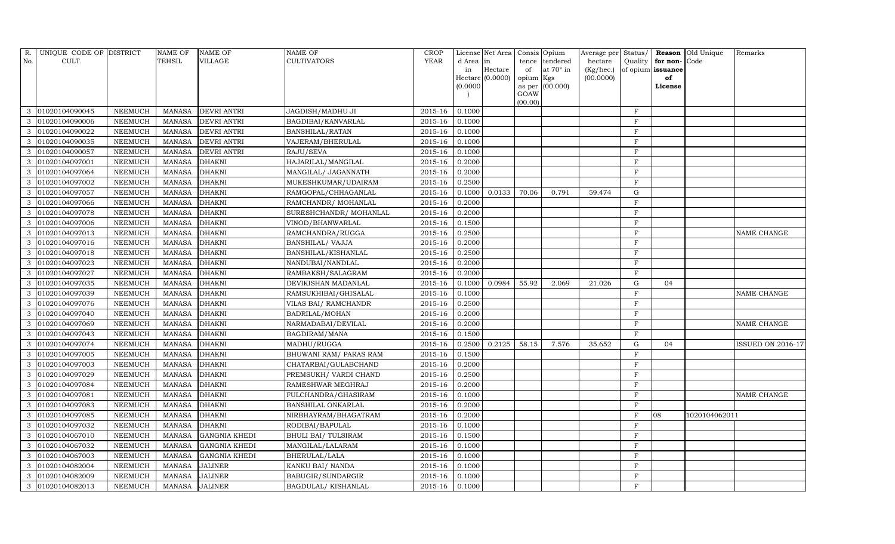| R. No. | UNIQUE CODE OF CULT. | DISTRICT | NAME OF TEHSIL | NAME OF VILLAGE | NAME OF CULTIVATORS | CROP YEAR | License d Area in Hectare (0.0000) | Net Area in Hectare (0.0000) | Consis tence of opium as per GOAW (00.00) | Opium tendered at 70° in Kgs (00.000) | Average per hectare (Kg/hec.) (00.0000) | Status/ Quality of opium | Reason for non-issuance of License | Old Unique Code | Remarks |
|---|---|---|---|---|---|---|---|---|---|---|---|---|---|---|---|
| 3 | 01020104090045 | NEEMUCH | MANASA | DEVRI ANTRI | JAGDISH/MADHU JI | 2015-16 | 0.1000 | | | | | F | | | |
| 3 | 01020104090006 | NEEMUCH | MANASA | DEVRI ANTRI | BAGDIBAI/KANVARLAL | 2015-16 | 0.1000 | | | | | F | | | |
| 3 | 01020104090022 | NEEMUCH | MANASA | DEVRI ANTRI | BANSHILAL/RATAN | 2015-16 | 0.1000 | | | | | F | | | |
| 3 | 01020104090035 | NEEMUCH | MANASA | DEVRI ANTRI | VAJERAM/BHERULAL | 2015-16 | 0.1000 | | | | | F | | | |
| 3 | 01020104090057 | NEEMUCH | MANASA | DEVRI ANTRI | RAJU/SEVA | 2015-16 | 0.1000 | | | | | F | | | |
| 3 | 01020104097001 | NEEMUCH | MANASA | DHAKNI | HAJARILAL/MANGILAL | 2015-16 | 0.2000 | | | | | F | | | |
| 3 | 01020104097064 | NEEMUCH | MANASA | DHAKNI | MANGILAL/ JAGANNATH | 2015-16 | 0.2000 | | | | | F | | | |
| 3 | 01020104097002 | NEEMUCH | MANASA | DHAKNI | MUKESHKUMAR/UDAIRAM | 2015-16 | 0.2500 | | | | | F | | | |
| 3 | 01020104097057 | NEEMUCH | MANASA | DHAKNI | RAMGOPAL/CHHAGANLAL | 2015-16 | 0.1000 | 0.0133 | 70.06 | 0.791 | 59.474 | G | | | |
| 3 | 01020104097066 | NEEMUCH | MANASA | DHAKNI | RAMCHANDR/ MOHANLAL | 2015-16 | 0.2000 | | | | | F | | | |
| 3 | 01020104097078 | NEEMUCH | MANASA | DHAKNI | SURESHCHANDR/ MOHANLAL | 2015-16 | 0.2000 | | | | | F | | | |
| 3 | 01020104097006 | NEEMUCH | MANASA | DHAKNI | VINOD/BHANWARLAL | 2015-16 | 0.1500 | | | | | F | | | |
| 3 | 01020104097013 | NEEMUCH | MANASA | DHAKNI | RAMCHANDRA/RUGGA | 2015-16 | 0.2500 | | | | | F | | | NAME CHANGE |
| 3 | 01020104097016 | NEEMUCH | MANASA | DHAKNI | BANSHILAL/ VAJJA | 2015-16 | 0.2000 | | | | | F | | | |
| 3 | 01020104097018 | NEEMUCH | MANASA | DHAKNI | BANSHILAL/KISHANLAL | 2015-16 | 0.2500 | | | | | F | | | |
| 3 | 01020104097023 | NEEMUCH | MANASA | DHAKNI | NANDUBAI/NANDLAL | 2015-16 | 0.2000 | | | | | F | | | |
| 3 | 01020104097027 | NEEMUCH | MANASA | DHAKNI | RAMBAKSH/SALAGRAM | 2015-16 | 0.2000 | | | | | F | | | |
| 3 | 01020104097035 | NEEMUCH | MANASA | DHAKNI | DEVIKISHAN MADANLAL | 2015-16 | 0.1000 | 0.0984 | 55.92 | 2.069 | 21.026 | G | 04 | | |
| 3 | 01020104097039 | NEEMUCH | MANASA | DHAKNI | RAMSUKHIBAI/GHISALAL | 2015-16 | 0.1000 | | | | | F | | | NAME CHANGE |
| 3 | 01020104097076 | NEEMUCH | MANASA | DHAKNI | VILAS BAI/ RAMCHANDR | 2015-16 | 0.2500 | | | | | F | | | |
| 3 | 01020104097040 | NEEMUCH | MANASA | DHAKNI | BADRILAL/MOHAN | 2015-16 | 0.2000 | | | | | F | | | |
| 3 | 01020104097069 | NEEMUCH | MANASA | DHAKNI | NARMADABAI/DEVILAL | 2015-16 | 0.2000 | | | | | F | | | NAME CHANGE |
| 3 | 01020104097043 | NEEMUCH | MANASA | DHAKNI | BAGDIRAM/MANA | 2015-16 | 0.1500 | | | | | F | | | |
| 3 | 01020104097074 | NEEMUCH | MANASA | DHAKNI | MADHU/RUGGA | 2015-16 | 0.2500 | 0.2125 | 58.15 | 7.576 | 35.652 | G | 04 | | ISSUED ON 2016-17 |
| 3 | 01020104097005 | NEEMUCH | MANASA | DHAKNI | BHUWANI RAM/ PARAS RAM | 2015-16 | 0.1500 | | | | | F | | | |
| 3 | 01020104097003 | NEEMUCH | MANASA | DHAKNI | CHATARBAI/GULABCHAND | 2015-16 | 0.2000 | | | | | F | | | |
| 3 | 01020104097029 | NEEMUCH | MANASA | DHAKNI | PREMSUKH/ VARDI CHAND | 2015-16 | 0.2500 | | | | | F | | | |
| 3 | 01020104097084 | NEEMUCH | MANASA | DHAKNI | RAMESHWAR MEGHRAJ | 2015-16 | 0.2000 | | | | | F | | | |
| 3 | 01020104097081 | NEEMUCH | MANASA | DHAKNI | FULCHANDRA/GHASIRAM | 2015-16 | 0.1000 | | | | | F | | | NAME CHANGE |
| 3 | 01020104097083 | NEEMUCH | MANASA | DHAKNI | BANSHILAL ONKARLAL | 2015-16 | 0.2000 | | | | | F | | | |
| 3 | 01020104097085 | NEEMUCH | MANASA | DHAKNI | NIRBHAYRAM/BHAGATRAM | 2015-16 | 0.2000 | | | | | F | 08 | 1020104062011 | |
| 3 | 01020104097032 | NEEMUCH | MANASA | DHAKNI | RODIBAI/BAPULAL | 2015-16 | 0.1000 | | | | | F | | | |
| 3 | 01020104067010 | NEEMUCH | MANASA | GANGNIA KHEDI | BHULI BAI/ TULSIRAM | 2015-16 | 0.1500 | | | | | F | | | |
| 3 | 01020104067032 | NEEMUCH | MANASA | GANGNIA KHEDI | MANGILAL/LALARAM | 2015-16 | 0.1000 | | | | | F | | | |
| 3 | 01020104067003 | NEEMUCH | MANASA | GANGNIA KHEDI | BHERULAL/LALA | 2015-16 | 0.1000 | | | | | F | | | |
| 3 | 01020104082004 | NEEMUCH | MANASA | JALINER | KANKU BAI/ NANDA | 2015-16 | 0.1000 | | | | | F | | | |
| 3 | 01020104082009 | NEEMUCH | MANASA | JALINER | BABUGIR/SUNDARGIR | 2015-16 | 0.1000 | | | | | F | | | |
| 3 | 01020104082013 | NEEMUCH | MANASA | JALINER | BAGDULAL/ KISHANLAL | 2015-16 | 0.1000 | | | | | F | | | |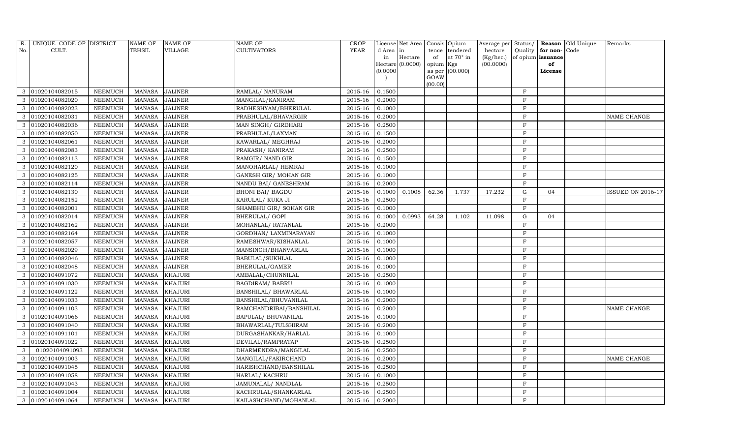| R. No. | UNIQUE CODE OF CULT. | DISTRICT | NAME OF TEHSIL | NAME OF VILLAGE | NAME OF CULTIVATORS | CROP YEAR | License d Area in Hectare (0.0000) | Net Area in Hectare (0.0000) | Consis tence of opium as per GOAW (00.00) | Opium tendered at 70° in Kgs (00.000) | Average per hectare (Kg/hec.) (00.0000) | Status/ Quality of opium | Reason for non-issuance of License | Old Unique Code | Remarks |
|---|---|---|---|---|---|---|---|---|---|---|---|---|---|---|---|
| 3 | 01020104082015 | NEEMUCH | MANASA | JALINER | RAMLAL/ NANURAM | 2015-16 | 0.1500 | | | | | F | | | |
| 3 | 01020104082020 | NEEMUCH | MANASA | JALINER | MANGILAL/KANIRAM | 2015-16 | 0.2000 | | | | | F | | | |
| 3 | 01020104082023 | NEEMUCH | MANASA | JALINER | RADHESHYAM/BHERULAL | 2015-16 | 0.1000 | | | | | F | | | |
| 3 | 01020104082031 | NEEMUCH | MANASA | JALINER | PRABHULAL/BHAVARGIR | 2015-16 | 0.2000 | | | | | F | | | NAME CHANGE |
| 3 | 01020104082036 | NEEMUCH | MANASA | JALINER | MAN SINGH/ GIRDHARI | 2015-16 | 0.2500 | | | | | F | | | |
| 3 | 01020104082050 | NEEMUCH | MANASA | JALINER | PRABHULAL/LAXMAN | 2015-16 | 0.1500 | | | | | F | | | |
| 3 | 01020104082061 | NEEMUCH | MANASA | JALINER | KAWARLAL/ MEGHRAJ | 2015-16 | 0.2000 | | | | | F | | | |
| 3 | 01020104082083 | NEEMUCH | MANASA | JALINER | PRAKASH/ KANIRAM | 2015-16 | 0.2500 | | | | | F | | | |
| 3 | 01020104082113 | NEEMUCH | MANASA | JALINER | RAMGIR/ NAND GIR | 2015-16 | 0.1500 | | | | | F | | | |
| 3 | 01020104082120 | NEEMUCH | MANASA | JALINER | MANOHARLAL/ HEMRAJ | 2015-16 | 0.1000 | | | | | F | | | |
| 3 | 01020104082125 | NEEMUCH | MANASA | JALINER | GANESH GIR/ MOHAN GIR | 2015-16 | 0.1000 | | | | | F | | | |
| 3 | 01020104082114 | NEEMUCH | MANASA | JALINER | NANDU BAI/ GANESHRAM | 2015-16 | 0.2000 | | | | | F | | | |
| 3 | 01020104082130 | NEEMUCH | MANASA | JALINER | BHONI BAI/ BAGDU | 2015-16 | 0.1000 | 0.1008 | 62.36 | 1.737 | 17.232 | G | 04 | | ISSUED ON 2016-17 |
| 3 | 01020104082152 | NEEMUCH | MANASA | JALINER | KARULAL/ KUKA JI | 2015-16 | 0.2500 | | | | | F | | | |
| 3 | 01020104082001 | NEEMUCH | MANASA | JALINER | SHAMBHU GIR/ SOHAN GIR | 2015-16 | 0.1000 | | | | | F | | | |
| 3 | 01020104082014 | NEEMUCH | MANASA | JALINER | BHERULAL/ GOPI | 2015-16 | 0.1000 | 0.0993 | 64.28 | 1.102 | 11.098 | G | 04 | | |
| 3 | 01020104082162 | NEEMUCH | MANASA | JALINER | MOHANLAL/ RATANLAL | 2015-16 | 0.2000 | | | | | F | | | |
| 3 | 01020104082164 | NEEMUCH | MANASA | JALINER | GORDHAN/ LAXMINARAYAN | 2015-16 | 0.1000 | | | | | F | | | |
| 3 | 01020104082057 | NEEMUCH | MANASA | JALINER | RAMESHWAR/KISHANLAL | 2015-16 | 0.1000 | | | | | F | | | |
| 3 | 01020104082029 | NEEMUCH | MANASA | JALINER | MANSINGH/BHANVARLAL | 2015-16 | 0.1000 | | | | | F | | | |
| 3 | 01020104082046 | NEEMUCH | MANASA | JALINER | BABULAL/SUKHLAL | 2015-16 | 0.1000 | | | | | F | | | |
| 3 | 01020104082048 | NEEMUCH | MANASA | JALINER | BHERULAL/GAMER | 2015-16 | 0.1000 | | | | | F | | | |
| 3 | 01020104091072 | NEEMUCH | MANASA | KHAJURI | AMBALAL/CHUNNILAL | 2015-16 | 0.2500 | | | | | F | | | |
| 3 | 01020104091030 | NEEMUCH | MANASA | KHAJURI | BAGDIRAM/ BABRU | 2015-16 | 0.1000 | | | | | F | | | |
| 3 | 01020104091122 | NEEMUCH | MANASA | KHAJURI | BANSHILAL/ BHAWARLAL | 2015-16 | 0.1000 | | | | | F | | | |
| 3 | 01020104091033 | NEEMUCH | MANASA | KHAJURI | BANSHILAL/BHUVANILAL | 2015-16 | 0.2000 | | | | | F | | | |
| 3 | 01020104091103 | NEEMUCH | MANASA | KHAJURI | RAMCHANDRIBAI/BANSHILAL | 2015-16 | 0.2000 | | | | | F | | | NAME CHANGE |
| 3 | 01020104091066 | NEEMUCH | MANASA | KHAJURI | BAPULAL/ BHUVANILAL | 2015-16 | 0.1000 | | | | | F | | | |
| 3 | 01020104091040 | NEEMUCH | MANASA | KHAJURI | BHAWARLAL/TULSHIRAM | 2015-16 | 0.2000 | | | | | F | | | |
| 3 | 01020104091101 | NEEMUCH | MANASA | KHAJURI | DURGASHANKAR/HARLAL | 2015-16 | 0.1000 | | | | | F | | | |
| 3 | 01020104091022 | NEEMUCH | MANASA | KHAJURI | DEVILAL/RAMPRATAP | 2015-16 | 0.2500 | | | | | F | | | |
| 3 | 01020104091093 | NEEMUCH | MANASA | KHAJURI | DHARMENDRA/MANGILAL | 2015-16 | 0.2500 | | | | | F | | | |
| 3 | 01020104091003 | NEEMUCH | MANASA | KHAJURI | MANGILAL/FAKIRCHAND | 2015-16 | 0.2000 | | | | | F | | | NAME CHANGE |
| 3 | 01020104091045 | NEEMUCH | MANASA | KHAJURI | HARISHCHAND/BANSHILAL | 2015-16 | 0.2500 | | | | | F | | | |
| 3 | 01020104091058 | NEEMUCH | MANASA | KHAJURI | HARLAL/ KACHRU | 2015-16 | 0.1000 | | | | | F | | | |
| 3 | 01020104091043 | NEEMUCH | MANASA | KHAJURI | JAMUNALAL/ NANDLAL | 2015-16 | 0.2500 | | | | | F | | | |
| 3 | 01020104091004 | NEEMUCH | MANASA | KHAJURI | KACHRULAL/SHANKARLAL | 2015-16 | 0.2500 | | | | | F | | | |
| 3 | 01020104091064 | NEEMUCH | MANASA | KHAJURI | KAILASHCHAND/MOHANLAL | 2015-16 | 0.2000 | | | | | F | | | |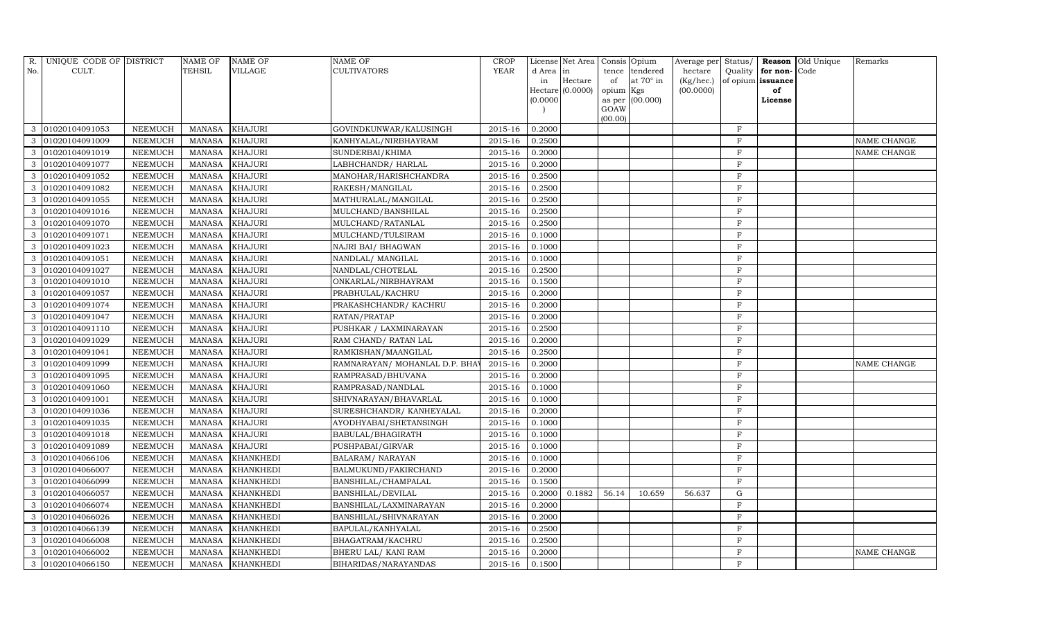| R. No. | UNIQUE CODE OF CULT. | DISTRICT | NAME OF TEHSIL | NAME OF VILLAGE | NAME OF CULTIVATORS | CROP YEAR | License d Area in Hectare (0.0000) | Net Area in Hectare (0.0000) | Consis tence of opium as per GOAW (00.00) | Opium tendered at 70° in Kgs (00.000) | Average per hectare (Kg/hec.) (00.0000) | Status/ Quality of opium | Reason for non-issuance of License | Old Unique Code | Remarks |
|---|---|---|---|---|---|---|---|---|---|---|---|---|---|---|---|
| 3 | 01020104091053 | NEEMUCH | MANASA | KHAJURI | GOVINDKUNWAR/KALUSINGH | 2015-16 | 0.2000 | | | | | F | | | |
| 3 | 01020104091009 | NEEMUCH | MANASA | KHAJURI | KANHYALAL/NIRBHAYRAM | 2015-16 | 0.2500 | | | | | F | | | NAME CHANGE |
| 3 | 01020104091019 | NEEMUCH | MANASA | KHAJURI | SUNDERBAI/KHIMA | 2015-16 | 0.2000 | | | | | F | | | NAME CHANGE |
| 3 | 01020104091077 | NEEMUCH | MANASA | KHAJURI | LABHCHANDR/ HARLAL | 2015-16 | 0.2000 | | | | | F | | | |
| 3 | 01020104091052 | NEEMUCH | MANASA | KHAJURI | MANOHAR/HARISHCHANDRA | 2015-16 | 0.2500 | | | | | F | | | |
| 3 | 01020104091082 | NEEMUCH | MANASA | KHAJURI | RAKESH/MANGILAL | 2015-16 | 0.2500 | | | | | F | | | |
| 3 | 01020104091055 | NEEMUCH | MANASA | KHAJURI | MATHURALAL/MANGILAL | 2015-16 | 0.2500 | | | | | F | | | |
| 3 | 01020104091016 | NEEMUCH | MANASA | KHAJURI | MULCHAND/BANSHILAL | 2015-16 | 0.2500 | | | | | F | | | |
| 3 | 01020104091070 | NEEMUCH | MANASA | KHAJURI | MULCHAND/RATANLAL | 2015-16 | 0.2500 | | | | | F | | | |
| 3 | 01020104091071 | NEEMUCH | MANASA | KHAJURI | MULCHAND/TULSIRAM | 2015-16 | 0.1000 | | | | | F | | | |
| 3 | 01020104091023 | NEEMUCH | MANASA | KHAJURI | NAJRI BAI/ BHAGWAN | 2015-16 | 0.1000 | | | | | F | | | |
| 3 | 01020104091051 | NEEMUCH | MANASA | KHAJURI | NANDLAL/ MANGILAL | 2015-16 | 0.1000 | | | | | F | | | |
| 3 | 01020104091027 | NEEMUCH | MANASA | KHAJURI | NANDLAL/CHOTELAL | 2015-16 | 0.2500 | | | | | F | | | |
| 3 | 01020104091010 | NEEMUCH | MANASA | KHAJURI | ONKARLAL/NIRBHAYRAM | 2015-16 | 0.1500 | | | | | F | | | |
| 3 | 01020104091057 | NEEMUCH | MANASA | KHAJURI | PRABHULAL/KACHRU | 2015-16 | 0.2000 | | | | | F | | | |
| 3 | 01020104091074 | NEEMUCH | MANASA | KHAJURI | PRAKASHCHANDR/ KACHRU | 2015-16 | 0.2000 | | | | | F | | | |
| 3 | 01020104091047 | NEEMUCH | MANASA | KHAJURI | RATAN/PRATAP | 2015-16 | 0.2000 | | | | | F | | | |
| 3 | 01020104091110 | NEEMUCH | MANASA | KHAJURI | PUSHKAR / LAXMINARAYAN | 2015-16 | 0.2500 | | | | | F | | | |
| 3 | 01020104091029 | NEEMUCH | MANASA | KHAJURI | RAM CHAND/ RATAN LAL | 2015-16 | 0.2000 | | | | | F | | | |
| 3 | 01020104091041 | NEEMUCH | MANASA | KHAJURI | RAMKISHAN/MAANGILAL | 2015-16 | 0.2500 | | | | | F | | | |
| 3 | 01020104091099 | NEEMUCH | MANASA | KHAJURI | RAMNARAYAN/ MOHANLAL D.P. BHAV | 2015-16 | 0.2000 | | | | | F | | | NAME CHANGE |
| 3 | 01020104091095 | NEEMUCH | MANASA | KHAJURI | RAMPRASAD/BHUVANA | 2015-16 | 0.2000 | | | | | F | | | |
| 3 | 01020104091060 | NEEMUCH | MANASA | KHAJURI | RAMPRASAD/NANDLAL | 2015-16 | 0.1000 | | | | | F | | | |
| 3 | 01020104091001 | NEEMUCH | MANASA | KHAJURI | SHIVNARAYAN/BHAVARLAL | 2015-16 | 0.1000 | | | | | F | | | |
| 3 | 01020104091036 | NEEMUCH | MANASA | KHAJURI | SURESHCHANDR/ KANHEYALAL | 2015-16 | 0.2000 | | | | | F | | | |
| 3 | 01020104091035 | NEEMUCH | MANASA | KHAJURI | AYODHYABAI/SHETANSINGH | 2015-16 | 0.1000 | | | | | F | | | |
| 3 | 01020104091018 | NEEMUCH | MANASA | KHAJURI | BABULAL/BHAGIRATH | 2015-16 | 0.1000 | | | | | F | | | |
| 3 | 01020104091089 | NEEMUCH | MANASA | KHAJURI | PUSHPABAI/GIRVAR | 2015-16 | 0.1000 | | | | | F | | | |
| 3 | 01020104066106 | NEEMUCH | MANASA | KHANKHEDI | BALARAM/ NARAYAN | 2015-16 | 0.1000 | | | | | F | | | |
| 3 | 01020104066007 | NEEMUCH | MANASA | KHANKHEDI | BALMUKUND/FAKIRCHAND | 2015-16 | 0.2000 | | | | | F | | | |
| 3 | 01020104066099 | NEEMUCH | MANASA | KHANKHEDI | BANSHILAL/CHAMPALAL | 2015-16 | 0.1500 | | | | | F | | | |
| 3 | 01020104066057 | NEEMUCH | MANASA | KHANKHEDI | BANSHILAL/DEVILAL | 2015-16 | 0.2000 | 0.1882 | 56.14 | 10.659 | 56.637 | G | | | |
| 3 | 01020104066074 | NEEMUCH | MANASA | KHANKHEDI | BANSHILAL/LAXMINARAYAN | 2015-16 | 0.2000 | | | | | F | | | |
| 3 | 01020104066026 | NEEMUCH | MANASA | KHANKHEDI | BANSHILAL/SHIVNARAYAN | 2015-16 | 0.2000 | | | | | F | | | |
| 3 | 01020104066139 | NEEMUCH | MANASA | KHANKHEDI | BAPULAL/KANHYALAL | 2015-16 | 0.2500 | | | | | F | | | |
| 3 | 01020104066008 | NEEMUCH | MANASA | KHANKHEDI | BHAGATRAM/KACHRU | 2015-16 | 0.2500 | | | | | F | | | |
| 3 | 01020104066002 | NEEMUCH | MANASA | KHANKHEDI | BHERU LAL/ KANI RAM | 2015-16 | 0.2000 | | | | | F | | | NAME CHANGE |
| 3 | 01020104066150 | NEEMUCH | MANASA | KHANKHEDI | BIHARIDAS/NARAYANDAS | 2015-16 | 0.1500 | | | | | F | | | |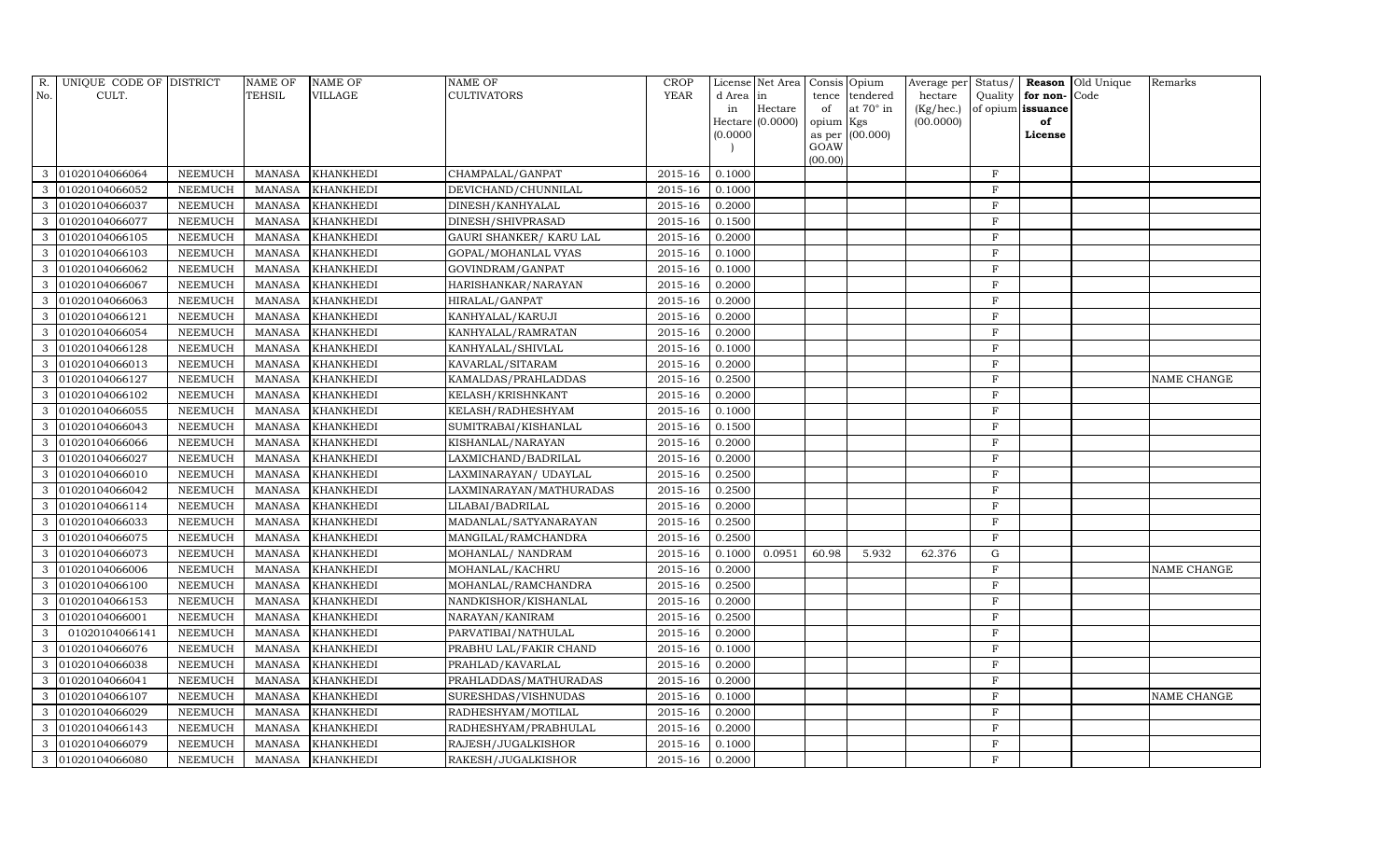| R. No. | UNIQUE CODE OF CULT. | DISTRICT | NAME OF TEHSIL | NAME OF VILLAGE | NAME OF CULTIVATORS | CROP YEAR | License d Area in Hectare (0.0000) | Net Area in Hectare (0.0000) | Consis tence of opium as per GOAW (00.00) | Opium tendered at 70° in Kgs (00.000) | Average per hectare (Kg/hec.) (00.0000) | Status/ Quality of opium | Reason for non-issuance of License | Old Unique Code | Remarks |
|---|---|---|---|---|---|---|---|---|---|---|---|---|---|---|---|
| 3 | 01020104066064 | NEEMUCH | MANASA | KHANKHEDI | CHAMPALAL/GANPAT | 2015-16 | 0.1000 | | | | | F | | | |
| 3 | 01020104066052 | NEEMUCH | MANASA | KHANKHEDI | DEVICHAND/CHUNNILAL | 2015-16 | 0.1000 | | | | | F | | | |
| 3 | 01020104066037 | NEEMUCH | MANASA | KHANKHEDI | DINESH/KANHYALAL | 2015-16 | 0.2000 | | | | | F | | | |
| 3 | 01020104066077 | NEEMUCH | MANASA | KHANKHEDI | DINESH/SHIVPRASAD | 2015-16 | 0.1500 | | | | | F | | | |
| 3 | 01020104066105 | NEEMUCH | MANASA | KHANKHEDI | GAURI SHANKER/ KARU LAL | 2015-16 | 0.2000 | | | | | F | | | |
| 3 | 01020104066103 | NEEMUCH | MANASA | KHANKHEDI | GOPAL/MOHANLAL VYAS | 2015-16 | 0.1000 | | | | | F | | | |
| 3 | 01020104066062 | NEEMUCH | MANASA | KHANKHEDI | GOVINDRAM/GANPAT | 2015-16 | 0.1000 | | | | | F | | | |
| 3 | 01020104066067 | NEEMUCH | MANASA | KHANKHEDI | HARISHANKAR/NARAYAN | 2015-16 | 0.2000 | | | | | F | | | |
| 3 | 01020104066063 | NEEMUCH | MANASA | KHANKHEDI | HIRALAL/GANPAT | 2015-16 | 0.2000 | | | | | F | | | |
| 3 | 01020104066121 | NEEMUCH | MANASA | KHANKHEDI | KANHYALAL/KARUJI | 2015-16 | 0.2000 | | | | | F | | | |
| 3 | 01020104066054 | NEEMUCH | MANASA | KHANKHEDI | KANHYALAL/RAMRATAN | 2015-16 | 0.2000 | | | | | F | | | |
| 3 | 01020104066128 | NEEMUCH | MANASA | KHANKHEDI | KANHYALAL/SHIVLAL | 2015-16 | 0.1000 | | | | | F | | | |
| 3 | 01020104066013 | NEEMUCH | MANASA | KHANKHEDI | KAVARLAL/SITARAM | 2015-16 | 0.2000 | | | | | F | | | |
| 3 | 01020104066127 | NEEMUCH | MANASA | KHANKHEDI | KAMALDAS/PRAHLADDAS | 2015-16 | 0.2500 | | | | | F | | | NAME CHANGE |
| 3 | 01020104066102 | NEEMUCH | MANASA | KHANKHEDI | KELASH/KRISHNKANT | 2015-16 | 0.2000 | | | | | F | | | |
| 3 | 01020104066055 | NEEMUCH | MANASA | KHANKHEDI | KELASH/RADHESHYAM | 2015-16 | 0.1000 | | | | | F | | | |
| 3 | 01020104066043 | NEEMUCH | MANASA | KHANKHEDI | SUMITRABAI/KISHANLAL | 2015-16 | 0.1500 | | | | | F | | | |
| 3 | 01020104066066 | NEEMUCH | MANASA | KHANKHEDI | KISHANLAL/NARAYAN | 2015-16 | 0.2000 | | | | | F | | | |
| 3 | 01020104066027 | NEEMUCH | MANASA | KHANKHEDI | LAXMICHAND/BADRILAL | 2015-16 | 0.2000 | | | | | F | | | |
| 3 | 01020104066010 | NEEMUCH | MANASA | KHANKHEDI | LAXMINARAYAN/ UDAYLAL | 2015-16 | 0.2500 | | | | | F | | | |
| 3 | 01020104066042 | NEEMUCH | MANASA | KHANKHEDI | LAXMINARAYAN/MATHURADAS | 2015-16 | 0.2500 | | | | | F | | | |
| 3 | 01020104066114 | NEEMUCH | MANASA | KHANKHEDI | LILABAI/BADRILAL | 2015-16 | 0.2000 | | | | | F | | | |
| 3 | 01020104066033 | NEEMUCH | MANASA | KHANKHEDI | MADANLAL/SATYANARAYAN | 2015-16 | 0.2500 | | | | | F | | | |
| 3 | 01020104066075 | NEEMUCH | MANASA | KHANKHEDI | MANGILAL/RAMCHANDRA | 2015-16 | 0.2500 | | | | | F | | | |
| 3 | 01020104066073 | NEEMUCH | MANASA | KHANKHEDI | MOHANLAL/ NANDRAM | 2015-16 | 0.1000 | 0.0951 | 60.98 | 5.932 | 62.376 | G | | | |
| 3 | 01020104066006 | NEEMUCH | MANASA | KHANKHEDI | MOHANLAL/KACHRU | 2015-16 | 0.2000 | | | | | F | | | NAME CHANGE |
| 3 | 01020104066100 | NEEMUCH | MANASA | KHANKHEDI | MOHANLAL/RAMCHANDRA | 2015-16 | 0.2500 | | | | | F | | | |
| 3 | 01020104066153 | NEEMUCH | MANASA | KHANKHEDI | NANDKISHOR/KISHANLAL | 2015-16 | 0.2000 | | | | | F | | | |
| 3 | 01020104066001 | NEEMUCH | MANASA | KHANKHEDI | NARAYAN/KANIRAM | 2015-16 | 0.2500 | | | | | F | | | |
| 3 | 01020104066141 | NEEMUCH | MANASA | KHANKHEDI | PARVATIBAI/NATHULAL | 2015-16 | 0.2000 | | | | | F | | | |
| 3 | 01020104066076 | NEEMUCH | MANASA | KHANKHEDI | PRABHU LAL/FAKIR CHAND | 2015-16 | 0.1000 | | | | | F | | | |
| 3 | 01020104066038 | NEEMUCH | MANASA | KHANKHEDI | PRAHLAD/KAVARLAL | 2015-16 | 0.2000 | | | | | F | | | |
| 3 | 01020104066041 | NEEMUCH | MANASA | KHANKHEDI | PRAHLADDAS/MATHURADAS | 2015-16 | 0.2000 | | | | | F | | | |
| 3 | 01020104066107 | NEEMUCH | MANASA | KHANKHEDI | SURESHDAS/VISHNUDAS | 2015-16 | 0.1000 | | | | | F | | | NAME CHANGE |
| 3 | 01020104066029 | NEEMUCH | MANASA | KHANKHEDI | RADHESHYAM/MOTILAL | 2015-16 | 0.2000 | | | | | F | | | |
| 3 | 01020104066143 | NEEMUCH | MANASA | KHANKHEDI | RADHESHYAM/PRABHULAL | 2015-16 | 0.2000 | | | | | F | | | |
| 3 | 01020104066079 | NEEMUCH | MANASA | KHANKHEDI | RAJESH/JUGALKISHOR | 2015-16 | 0.1000 | | | | | F | | | |
| 3 | 01020104066080 | NEEMUCH | MANASA | KHANKHEDI | RAKESH/JUGALKISHOR | 2015-16 | 0.2000 | | | | | F | | | |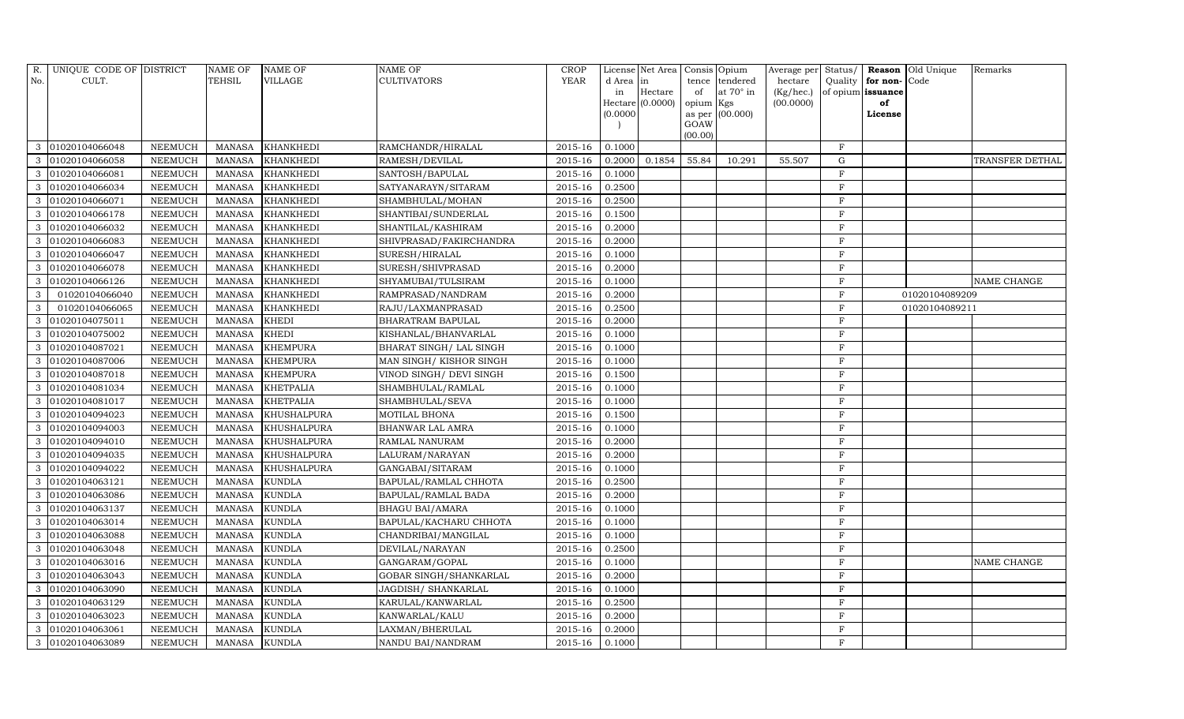| R. No. | UNIQUE CODE OF CULT. | DISTRICT | NAME OF TEHSIL | NAME OF VILLAGE | NAME OF CULTIVATORS | CROP YEAR | License d Area in Hectare (0.0000) | Net Area in Hectare (0.0000) | Consis tence of opium as per GOAW (00.00) | Opium tendered at 70° in Kgs (00.000) | Average per hectare (Kg/hec.) (00.0000) | Status/ Quality of opium | Reason for non-issuance of License | Old Unique Code | Remarks |
|---|---|---|---|---|---|---|---|---|---|---|---|---|---|---|---|
| 3 | 01020104066048 | NEEMUCH | MANASA | KHANKHEDI | RAMCHANDR/HIRALAL | 2015-16 | 0.1000 | | | | | F | | | |
| 3 | 01020104066058 | NEEMUCH | MANASA | KHANKHEDI | RAMESH/DEVILAL | 2015-16 | 0.2000 | 0.1854 | 55.84 | 10.291 | 55.507 | G | | | TRANSFER DETHAL |
| 3 | 01020104066081 | NEEMUCH | MANASA | KHANKHEDI | SANTOSH/BAPULAL | 2015-16 | 0.1000 | | | | | F | | | |
| 3 | 01020104066034 | NEEMUCH | MANASA | KHANKHEDI | SATYANARAYN/SITARAM | 2015-16 | 0.2500 | | | | | F | | | |
| 3 | 01020104066071 | NEEMUCH | MANASA | KHANKHEDI | SHAMBHULAL/MOHAN | 2015-16 | 0.2500 | | | | | F | | | |
| 3 | 01020104066178 | NEEMUCH | MANASA | KHANKHEDI | SHANTIBAI/SUNDERLAL | 2015-16 | 0.1500 | | | | | F | | | |
| 3 | 01020104066032 | NEEMUCH | MANASA | KHANKHEDI | SHANTILAL/KASHIRAM | 2015-16 | 0.2000 | | | | | F | | | |
| 3 | 01020104066083 | NEEMUCH | MANASA | KHANKHEDI | SHIVPRASAD/FAKIRCHANDRA | 2015-16 | 0.2000 | | | | | F | | | |
| 3 | 01020104066047 | NEEMUCH | MANASA | KHANKHEDI | SURESH/HIRALAL | 2015-16 | 0.1000 | | | | | F | | | |
| 3 | 01020104066078 | NEEMUCH | MANASA | KHANKHEDI | SURESH/SHIVPRASAD | 2015-16 | 0.2000 | | | | | F | | | |
| 3 | 01020104066126 | NEEMUCH | MANASA | KHANKHEDI | SHYAMUBAI/TULSIRAM | 2015-16 | 0.1000 | | | | | F | | | NAME CHANGE |
| 3 | 01020104066040 | NEEMUCH | MANASA | KHANKHEDI | RAMPRASAD/NANDRAM | 2015-16 | 0.2000 | | | | | F | | 01020104089209 | |
| 3 | 01020104066065 | NEEMUCH | MANASA | KHANKHEDI | RAJU/LAXMANPRASAD | 2015-16 | 0.2500 | | | | | F | | 01020104089211 | |
| 3 | 01020104075011 | NEEMUCH | MANASA | KHEDI | BHARATRAM BAPULAL | 2015-16 | 0.2000 | | | | | F | | | |
| 3 | 01020104075002 | NEEMUCH | MANASA | KHEDI | KISHANLAL/BHANVARLAL | 2015-16 | 0.1000 | | | | | F | | | |
| 3 | 01020104087021 | NEEMUCH | MANASA | KHEMPURA | BHARAT SINGH/ LAL SINGH | 2015-16 | 0.1000 | | | | | F | | | |
| 3 | 01020104087006 | NEEMUCH | MANASA | KHEMPURA | MAN SINGH/ KISHOR SINGH | 2015-16 | 0.1000 | | | | | F | | | |
| 3 | 01020104087018 | NEEMUCH | MANASA | KHEMPURA | VINOD SINGH/ DEVI SINGH | 2015-16 | 0.1500 | | | | | F | | | |
| 3 | 01020104081034 | NEEMUCH | MANASA | KHETPALIA | SHAMBHULAL/RAMLAL | 2015-16 | 0.1000 | | | | | F | | | |
| 3 | 01020104081017 | NEEMUCH | MANASA | KHETPALIA | SHAMBHULAL/SEVA | 2015-16 | 0.1000 | | | | | F | | | |
| 3 | 01020104094023 | NEEMUCH | MANASA | KHUSHALPURA | MOTILAL BHONA | 2015-16 | 0.1500 | | | | | F | | | |
| 3 | 01020104094003 | NEEMUCH | MANASA | KHUSHALPURA | BHANWAR LAL AMRA | 2015-16 | 0.1000 | | | | | F | | | |
| 3 | 01020104094010 | NEEMUCH | MANASA | KHUSHALPURA | RAMLAL NANURAM | 2015-16 | 0.2000 | | | | | F | | | |
| 3 | 01020104094035 | NEEMUCH | MANASA | KHUSHALPURA | LALURAM/NARAYAN | 2015-16 | 0.2000 | | | | | F | | | |
| 3 | 01020104094022 | NEEMUCH | MANASA | KHUSHALPURA | GANGABAI/SITARAM | 2015-16 | 0.1000 | | | | | F | | | |
| 3 | 01020104063121 | NEEMUCH | MANASA | KUNDLA | BAPULAL/RAMLAL CHHOTA | 2015-16 | 0.2500 | | | | | F | | | |
| 3 | 01020104063086 | NEEMUCH | MANASA | KUNDLA | BAPULAL/RAMLAL BADA | 2015-16 | 0.2000 | | | | | F | | | |
| 3 | 01020104063137 | NEEMUCH | MANASA | KUNDLA | BHAGU BAI/AMARA | 2015-16 | 0.1000 | | | | | F | | | |
| 3 | 01020104063014 | NEEMUCH | MANASA | KUNDLA | BAPULAL/KACHARU CHHOTA | 2015-16 | 0.1000 | | | | | F | | | |
| 3 | 01020104063088 | NEEMUCH | MANASA | KUNDLA | CHANDRIBAI/MANGILAL | 2015-16 | 0.1000 | | | | | F | | | |
| 3 | 01020104063048 | NEEMUCH | MANASA | KUNDLA | DEVILAL/NARAYAN | 2015-16 | 0.2500 | | | | | F | | | |
| 3 | 01020104063016 | NEEMUCH | MANASA | KUNDLA | GANGARAM/GOPAL | 2015-16 | 0.1000 | | | | | F | | | NAME CHANGE |
| 3 | 01020104063043 | NEEMUCH | MANASA | KUNDLA | GOBAR SINGH/SHANKARLAL | 2015-16 | 0.2000 | | | | | F | | | |
| 3 | 01020104063090 | NEEMUCH | MANASA | KUNDLA | JAGDISH/ SHANKARLAL | 2015-16 | 0.1000 | | | | | F | | | |
| 3 | 01020104063129 | NEEMUCH | MANASA | KUNDLA | KARULAL/KANWARLAL | 2015-16 | 0.2500 | | | | | F | | | |
| 3 | 01020104063023 | NEEMUCH | MANASA | KUNDLA | KANWARLAL/KALU | 2015-16 | 0.2000 | | | | | F | | | |
| 3 | 01020104063061 | NEEMUCH | MANASA | KUNDLA | LAXMAN/BHERULAL | 2015-16 | 0.2000 | | | | | F | | | |
| 3 | 01020104063089 | NEEMUCH | MANASA | KUNDLA | NANDU BAI/NANDRAM | 2015-16 | 0.1000 | | | | | F | | | |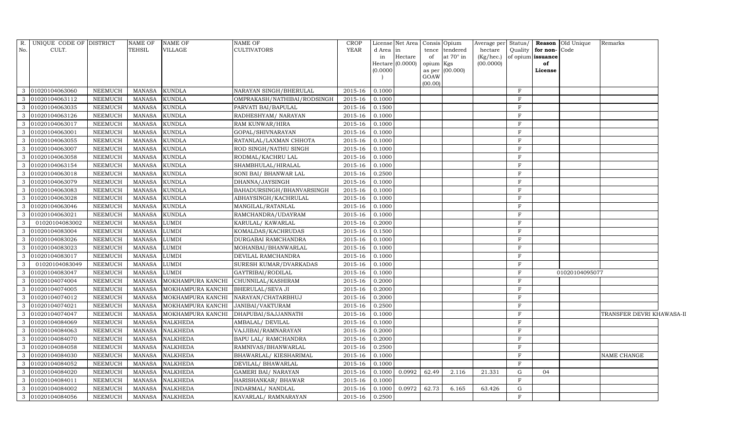| R. No. | UNIQUE CODE OF CULT. | DISTRICT | NAME OF TEHSIL | NAME OF VILLAGE | NAME OF CULTIVATORS | CROP YEAR | License d Area in Hectare (0.0000) | Net Area in Hectare (0.0000) | Consis tence of opium as per GOAW (00.00) | Opium tendered at 70° in Kgs (00.000) | Average per hectare (Kg/hec.) (00.0000) | Status/ Quality of opium | Reason for non-issuance of License | Old Unique Code | Remarks |
|---|---|---|---|---|---|---|---|---|---|---|---|---|---|---|---|
| 3 | 01020104063060 | NEEMUCH | MANASA | KUNDLA | NARAYAN SINGH/BHERULAL | 2015-16 | 0.1000 | | | | | F | | | |
| 3 | 01020104063112 | NEEMUCH | MANASA | KUNDLA | OMPRAKASH/NATHIBAI/RODSINGH | 2015-16 | 0.1000 | | | | | F | | | |
| 3 | 01020104063035 | NEEMUCH | MANASA | KUNDLA | PARVATI BAI/BAPULAL | 2015-16 | 0.1500 | | | | | F | | | |
| 3 | 01020104063126 | NEEMUCH | MANASA | KUNDLA | RADHESHYAM/ NARAYAN | 2015-16 | 0.1000 | | | | | F | | | |
| 3 | 01020104063017 | NEEMUCH | MANASA | KUNDLA | RAM KUNWAR/HIRA | 2015-16 | 0.1000 | | | | | F | | | |
| 3 | 01020104063001 | NEEMUCH | MANASA | KUNDLA | GOPAL/SHIVNARAYAN | 2015-16 | 0.1000 | | | | | F | | | |
| 3 | 01020104063055 | NEEMUCH | MANASA | KUNDLA | RATANLAL/LAXMAN CHHOTA | 2015-16 | 0.1000 | | | | | F | | | |
| 3 | 01020104063007 | NEEMUCH | MANASA | KUNDLA | ROD SINGH/NATHU SINGH | 2015-16 | 0.1000 | | | | | F | | | |
| 3 | 01020104063058 | NEEMUCH | MANASA | KUNDLA | RODMAL/KACHRU LAL | 2015-16 | 0.1000 | | | | | F | | | |
| 3 | 01020104063154 | NEEMUCH | MANASA | KUNDLA | SHAMBHULAL/HIRALAL | 2015-16 | 0.1000 | | | | | F | | | |
| 3 | 01020104063018 | NEEMUCH | MANASA | KUNDLA | SONI BAI/ BHANWAR LAL | 2015-16 | 0.2500 | | | | | F | | | |
| 3 | 01020104063079 | NEEMUCH | MANASA | KUNDLA | DHANNA/JAYSINGH | 2015-16 | 0.1000 | | | | | F | | | |
| 3 | 01020104063083 | NEEMUCH | MANASA | KUNDLA | BAHADURSINGH/BHANVARSINGH | 2015-16 | 0.1000 | | | | | F | | | |
| 3 | 01020104063028 | NEEMUCH | MANASA | KUNDLA | ABHAYSINGH/KACHRULAL | 2015-16 | 0.1000 | | | | | F | | | |
| 3 | 01020104063046 | NEEMUCH | MANASA | KUNDLA | MANGILAL/RATANLAL | 2015-16 | 0.1000 | | | | | F | | | |
| 3 | 01020104063021 | NEEMUCH | MANASA | KUNDLA | RAMCHANDRA/UDAYRAM | 2015-16 | 0.1000 | | | | | F | | | |
| 3 | 01020104083002 | NEEMUCH | MANASA | LUMDI | KARULAL/ KAWARLAL | 2015-16 | 0.2000 | | | | | F | | | |
| 3 | 01020104083004 | NEEMUCH | MANASA | LUMDI | KOMALDAS/KACHRUDAS | 2015-16 | 0.1500 | | | | | F | | | |
| 3 | 01020104083026 | NEEMUCH | MANASA | LUMDI | DURGABAI RAMCHANDRA | 2015-16 | 0.1000 | | | | | F | | | |
| 3 | 01020104083023 | NEEMUCH | MANASA | LUMDI | MOHANBAI/BHANWARLAL | 2015-16 | 0.1000 | | | | | F | | | |
| 3 | 01020104083017 | NEEMUCH | MANASA | LUMDI | DEVILAL RAMCHANDRA | 2015-16 | 0.1000 | | | | | F | | | |
| 3 | 01020104083049 | NEEMUCH | MANASA | LUMDI | SURESH KUMAR/DVARKADAS | 2015-16 | 0.1000 | | | | | F | | | |
| 3 | 01020104083047 | NEEMUCH | MANASA | LUMDI | GAYTRIBAI/RODILAL | 2015-16 | 0.1000 | | | | | F | | 01020104095077 | |
| 3 | 01020104074004 | NEEMUCH | MANASA | MOKHAMPURA KANCHI | CHUNNILAL/KASHIRAM | 2015-16 | 0.2000 | | | | | F | | | |
| 3 | 01020104074005 | NEEMUCH | MANASA | MOKHAMPURA KANCHI | BHERULAL/SEVA JI | 2015-16 | 0.2000 | | | | | F | | | |
| 3 | 01020104074012 | NEEMUCH | MANASA | MOKHAMPURA KANCHI | NARAYAN/CHATARBHUJ | 2015-16 | 0.2000 | | | | | F | | | |
| 3 | 01020104074021 | NEEMUCH | MANASA | MOKHAMPURA KANCHI | JANIBAI/VAKTURAM | 2015-16 | 0.2500 | | | | | F | | | |
| 3 | 01020104074047 | NEEMUCH | MANASA | MOKHAMPURA KANCHI | DHAPUBAI/SAJJANNATH | 2015-16 | 0.1000 | | | | | F | | | TRANSFER DEVRI KHAWASA-II |
| 3 | 01020104084069 | NEEMUCH | MANASA | NALKHEDA | AMBALAL/ DEVILAL | 2015-16 | 0.1000 | | | | | F | | | |
| 3 | 01020104084063 | NEEMUCH | MANASA | NALKHEDA | VAJJIBAI/RAMNARAYAN | 2015-16 | 0.2000 | | | | | F | | | |
| 3 | 01020104084070 | NEEMUCH | MANASA | NALKHEDA | BAPU LAL/ RAMCHANDRA | 2015-16 | 0.2000 | | | | | F | | | |
| 3 | 01020104084058 | NEEMUCH | MANASA | NALKHEDA | RAMNIVAS/BHANWARLAL | 2015-16 | 0.2500 | | | | | F | | | |
| 3 | 01020104084030 | NEEMUCH | MANASA | NALKHEDA | BHAWARLAL/ KIESHARIMAL | 2015-16 | 0.1000 | | | | | F | | | NAME CHANGE |
| 3 | 01020104084052 | NEEMUCH | MANASA | NALKHEDA | DEVILAL/ BHAWARLAL | 2015-16 | 0.1000 | | | | | F | | | |
| 3 | 01020104084020 | NEEMUCH | MANASA | NALKHEDA | GAMERI BAI/ NARAYAN | 2015-16 | 0.1000 | 0.0992 | 62.49 | 2.116 | 21.331 | G | 04 | | |
| 3 | 01020104084011 | NEEMUCH | MANASA | NALKHEDA | HARISHANKAR/ BHAWAR | 2015-16 | 0.1000 | | | | | F | | | |
| 3 | 01020104084002 | NEEMUCH | MANASA | NALKHEDA | INDARMAL/ NANDLAL | 2015-16 | 0.1000 | 0.0972 | 62.73 | 6.165 | 63.426 | G | | | |
| 3 | 01020104084056 | NEEMUCH | MANASA | NALKHEDA | KAVARLAL/ RAMNARAYAN | 2015-16 | 0.2500 | | | | | F | | | |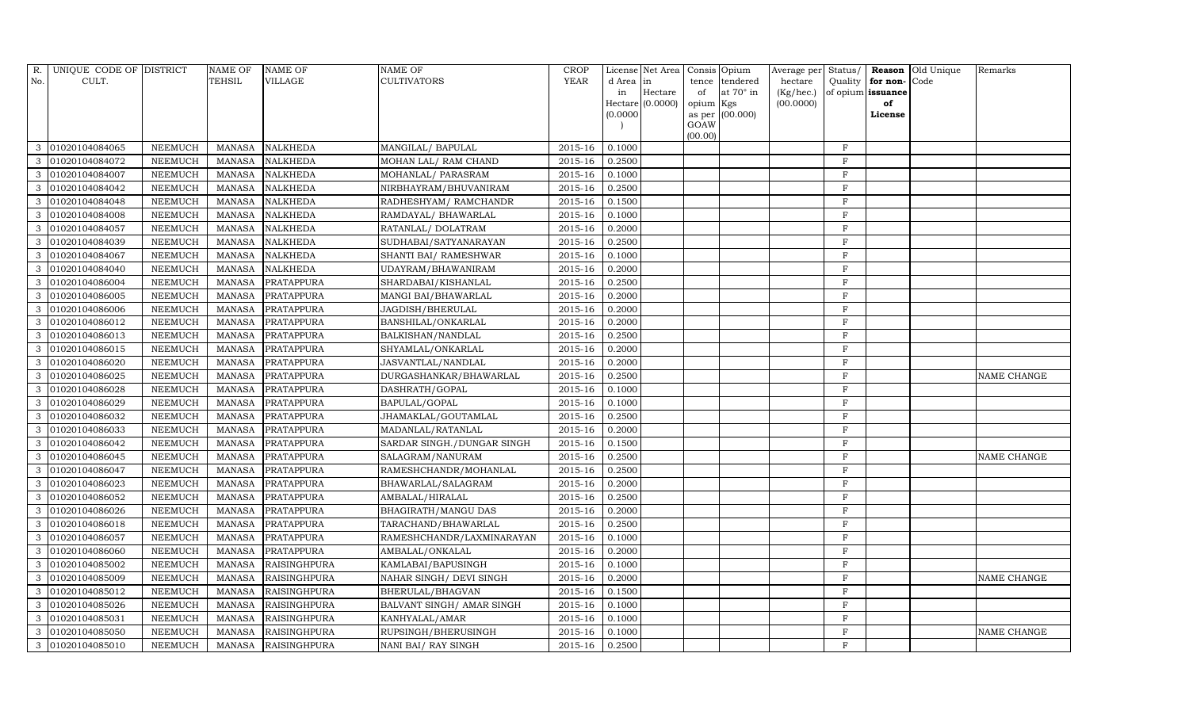| R. No. | UNIQUE CODE OF CULT. | DISTRICT | NAME OF TEHSIL | NAME OF VILLAGE | NAME OF CULTIVATORS | CROP YEAR | License d Area in Hectare (0.0000) | Net Area in Hectare (0.0000) | Consis tence of opium as per GOAW (00.00) | Opium tendered at 70° in Kgs (00.000) | Average per hectare (Kg/hec.) (00.0000) | Status/ Quality of opium | Reason for non-issuance of License | Old Unique Code | Remarks |
|---|---|---|---|---|---|---|---|---|---|---|---|---|---|---|---|
| 3 | 01020104084065 | NEEMUCH | MANASA | NALKHEDA | MANGILAL/ BAPULAL | 2015-16 | 0.1000 | | | | | F | | | |
| 3 | 01020104084072 | NEEMUCH | MANASA | NALKHEDA | MOHAN LAL/ RAM CHAND | 2015-16 | 0.2500 | | | | | F | | | |
| 3 | 01020104084007 | NEEMUCH | MANASA | NALKHEDA | MOHANLAL/ PARASRAM | 2015-16 | 0.1000 | | | | | F | | | |
| 3 | 01020104084042 | NEEMUCH | MANASA | NALKHEDA | NIRBHAYRAM/BHUVANIRAM | 2015-16 | 0.2500 | | | | | F | | | |
| 3 | 01020104084048 | NEEMUCH | MANASA | NALKHEDA | RADHESHYAM/ RAMCHANDR | 2015-16 | 0.1500 | | | | | F | | | |
| 3 | 01020104084008 | NEEMUCH | MANASA | NALKHEDA | RAMDAYAL/ BHAWARLAL | 2015-16 | 0.1000 | | | | | F | | | |
| 3 | 01020104084057 | NEEMUCH | MANASA | NALKHEDA | RATANLAL/ DOLATRAM | 2015-16 | 0.2000 | | | | | F | | | |
| 3 | 01020104084039 | NEEMUCH | MANASA | NALKHEDA | SUDHABAI/SATYANARAYAN | 2015-16 | 0.2500 | | | | | F | | | |
| 3 | 01020104084067 | NEEMUCH | MANASA | NALKHEDA | SHANTI BAI/ RAMESHWAR | 2015-16 | 0.1000 | | | | | F | | | |
| 3 | 01020104084040 | NEEMUCH | MANASA | NALKHEDA | UDAYRAM/BHAWANIRAM | 2015-16 | 0.2000 | | | | | F | | | |
| 3 | 01020104086004 | NEEMUCH | MANASA | PRATAPPURA | SHARDABAI/KISHANLAL | 2015-16 | 0.2500 | | | | | F | | | |
| 3 | 01020104086005 | NEEMUCH | MANASA | PRATAPPURA | MANGI BAI/BHAWARLAL | 2015-16 | 0.2000 | | | | | F | | | |
| 3 | 01020104086006 | NEEMUCH | MANASA | PRATAPPURA | JAGDISH/BHERULAL | 2015-16 | 0.2000 | | | | | F | | | |
| 3 | 01020104086012 | NEEMUCH | MANASA | PRATAPPURA | BANSHILAL/ONKARLAL | 2015-16 | 0.2000 | | | | | F | | | |
| 3 | 01020104086013 | NEEMUCH | MANASA | PRATAPPURA | BALKISHAN/NANDLAL | 2015-16 | 0.2500 | | | | | F | | | |
| 3 | 01020104086015 | NEEMUCH | MANASA | PRATAPPURA | SHYAMLAL/ONKARLAL | 2015-16 | 0.2000 | | | | | F | | | |
| 3 | 01020104086020 | NEEMUCH | MANASA | PRATAPPURA | JASVANTLAL/NANDLAL | 2015-16 | 0.2000 | | | | | F | | | |
| 3 | 01020104086025 | NEEMUCH | MANASA | PRATAPPURA | DURGASHANKAR/BHAWARLAL | 2015-16 | 0.2500 | | | | | F | | | NAME CHANGE |
| 3 | 01020104086028 | NEEMUCH | MANASA | PRATAPPURA | DASHRATH/GOPAL | 2015-16 | 0.1000 | | | | | F | | | |
| 3 | 01020104086029 | NEEMUCH | MANASA | PRATAPPURA | BAPULAL/GOPAL | 2015-16 | 0.1000 | | | | | F | | | |
| 3 | 01020104086032 | NEEMUCH | MANASA | PRATAPPURA | JHAMAKLAL/GOUTAMLAL | 2015-16 | 0.2500 | | | | | F | | | |
| 3 | 01020104086033 | NEEMUCH | MANASA | PRATAPPURA | MADANLAL/RATANLAL | 2015-16 | 0.2000 | | | | | F | | | |
| 3 | 01020104086042 | NEEMUCH | MANASA | PRATAPPURA | SARDAR SINGH./DUNGAR SINGH | 2015-16 | 0.1500 | | | | | F | | | |
| 3 | 01020104086045 | NEEMUCH | MANASA | PRATAPPURA | SALAGRAM/NANURAM | 2015-16 | 0.2500 | | | | | F | | | NAME CHANGE |
| 3 | 01020104086047 | NEEMUCH | MANASA | PRATAPPURA | RAMESHCHANDR/MOHANLAL | 2015-16 | 0.2500 | | | | | F | | | |
| 3 | 01020104086023 | NEEMUCH | MANASA | PRATAPPURA | BHAWARLAL/SALAGRAM | 2015-16 | 0.2000 | | | | | F | | | |
| 3 | 01020104086052 | NEEMUCH | MANASA | PRATAPPURA | AMBALAL/HIRALAL | 2015-16 | 0.2500 | | | | | F | | | |
| 3 | 01020104086026 | NEEMUCH | MANASA | PRATAPPURA | BHAGIRATH/MANGU DAS | 2015-16 | 0.2000 | | | | | F | | | |
| 3 | 01020104086018 | NEEMUCH | MANASA | PRATAPPURA | TARACHAND/BHAWARLAL | 2015-16 | 0.2500 | | | | | F | | | |
| 3 | 01020104086057 | NEEMUCH | MANASA | PRATAPPURA | RAMESHCHANDR/LAXMINARAYAN | 2015-16 | 0.1000 | | | | | F | | | |
| 3 | 01020104086060 | NEEMUCH | MANASA | PRATAPPURA | AMBALAL/ONKALAL | 2015-16 | 0.2000 | | | | | F | | | |
| 3 | 01020104085002 | NEEMUCH | MANASA | RAISINGHPURA | KAMLABAI/BAPUSINGH | 2015-16 | 0.1000 | | | | | F | | | |
| 3 | 01020104085009 | NEEMUCH | MANASA | RAISINGHPURA | NAHAR SINGH/ DEVI SINGH | 2015-16 | 0.2000 | | | | | F | | | NAME CHANGE |
| 3 | 01020104085012 | NEEMUCH | MANASA | RAISINGHPURA | BHERULAL/BHAGVAN | 2015-16 | 0.1500 | | | | | F | | | |
| 3 | 01020104085026 | NEEMUCH | MANASA | RAISINGHPURA | BALVANT SINGH/ AMAR SINGH | 2015-16 | 0.1000 | | | | | F | | | |
| 3 | 01020104085031 | NEEMUCH | MANASA | RAISINGHPURA | KANHYALAL/AMAR | 2015-16 | 0.1000 | | | | | F | | | |
| 3 | 01020104085050 | NEEMUCH | MANASA | RAISINGHPURA | RUPSINGH/BHERUSINGH | 2015-16 | 0.1000 | | | | | F | | | NAME CHANGE |
| 3 | 01020104085010 | NEEMUCH | MANASA | RAISINGHPURA | NANI BAI/ RAY SINGH | 2015-16 | 0.2500 | | | | | F | | | |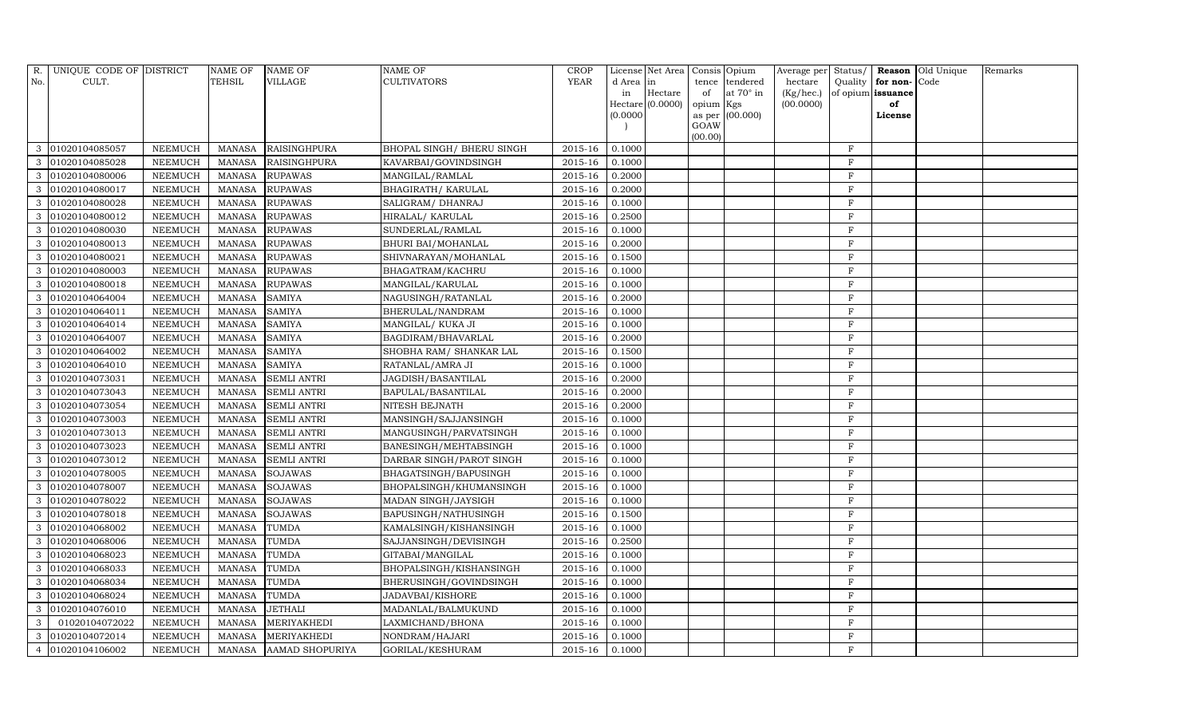| R. No. | UNIQUE CODE OF CULT. | DISTRICT | NAME OF TEHSIL | NAME OF VILLAGE | NAME OF CULTIVATORS | CROP YEAR | License d Area in Hectare (0.0000) | Net Area in Hectare (0.0000) | Consis tence of opium as per GOAW (00.00) | Opium tendered at 70° in Kgs (00.000) | Average per hectare (Kg/hec.) (00.0000) | Status/ Quality of opium | Reason for non- issuance of License | Old Unique Code | Remarks |
|---|---|---|---|---|---|---|---|---|---|---|---|---|---|---|---|
| 3 | 01020104085057 | NEEMUCH | MANASA | RAISINGHPURA | BHOPAL SINGH/ BHERU SINGH | 2015-16 | 0.1000 | | | | | F | | | |
| 3 | 01020104085028 | NEEMUCH | MANASA | RAISINGHPURA | KAVARBAI/GOVINDSINGH | 2015-16 | 0.1000 | | | | | F | | | |
| 3 | 01020104080006 | NEEMUCH | MANASA | RUPAWAS | MANGILAL/RAMLAL | 2015-16 | 0.2000 | | | | | F | | | |
| 3 | 01020104080017 | NEEMUCH | MANASA | RUPAWAS | BHAGIRATH/ KARULAL | 2015-16 | 0.2000 | | | | | F | | | |
| 3 | 01020104080028 | NEEMUCH | MANASA | RUPAWAS | SALIGRAM/ DHANRAJ | 2015-16 | 0.1000 | | | | | F | | | |
| 3 | 01020104080012 | NEEMUCH | MANASA | RUPAWAS | HIRALAL/ KARULAL | 2015-16 | 0.2500 | | | | | F | | | |
| 3 | 01020104080030 | NEEMUCH | MANASA | RUPAWAS | SUNDERLAL/RAMLAL | 2015-16 | 0.1000 | | | | | F | | | |
| 3 | 01020104080013 | NEEMUCH | MANASA | RUPAWAS | BHURI BAI/MOHANLAL | 2015-16 | 0.2000 | | | | | F | | | |
| 3 | 01020104080021 | NEEMUCH | MANASA | RUPAWAS | SHIVNARAYAN/MOHANLAL | 2015-16 | 0.1500 | | | | | F | | | |
| 3 | 01020104080003 | NEEMUCH | MANASA | RUPAWAS | BHAGATRAM/KACHRU | 2015-16 | 0.1000 | | | | | F | | | |
| 3 | 01020104080018 | NEEMUCH | MANASA | RUPAWAS | MANGILAL/KARULAL | 2015-16 | 0.1000 | | | | | F | | | |
| 3 | 01020104064004 | NEEMUCH | MANASA | SAMIYA | NAGUSINGH/RATANLAL | 2015-16 | 0.2000 | | | | | F | | | |
| 3 | 01020104064011 | NEEMUCH | MANASA | SAMIYA | BHERULAL/NANDRAM | 2015-16 | 0.1000 | | | | | F | | | |
| 3 | 01020104064014 | NEEMUCH | MANASA | SAMIYA | MANGILAL/ KUKA JI | 2015-16 | 0.1000 | | | | | F | | | |
| 3 | 01020104064007 | NEEMUCH | MANASA | SAMIYA | BAGDIRAM/BHAVARLAL | 2015-16 | 0.2000 | | | | | F | | | |
| 3 | 01020104064002 | NEEMUCH | MANASA | SAMIYA | SHOBHA RAM/ SHANKAR LAL | 2015-16 | 0.1500 | | | | | F | | | |
| 3 | 01020104064010 | NEEMUCH | MANASA | SAMIYA | RATANLAL/AMRA JI | 2015-16 | 0.1000 | | | | | F | | | |
| 3 | 01020104073031 | NEEMUCH | MANASA | SEMLI ANTRI | JAGDISH/BASANTILAL | 2015-16 | 0.2000 | | | | | F | | | |
| 3 | 01020104073043 | NEEMUCH | MANASA | SEMLI ANTRI | BAPULAL/BASANTILAL | 2015-16 | 0.2000 | | | | | F | | | |
| 3 | 01020104073054 | NEEMUCH | MANASA | SEMLI ANTRI | NITESH BEJNATH | 2015-16 | 0.2000 | | | | | F | | | |
| 3 | 01020104073003 | NEEMUCH | MANASA | SEMLI ANTRI | MANSINGH/SAJJANSINGH | 2015-16 | 0.1000 | | | | | F | | | |
| 3 | 01020104073013 | NEEMUCH | MANASA | SEMLI ANTRI | MANGUSINGH/PARVATSINGH | 2015-16 | 0.1000 | | | | | F | | | |
| 3 | 01020104073023 | NEEMUCH | MANASA | SEMLI ANTRI | BANESINGH/MEHTABSINGH | 2015-16 | 0.1000 | | | | | F | | | |
| 3 | 01020104073012 | NEEMUCH | MANASA | SEMLI ANTRI | DARBAR SINGH/PAROT SINGH | 2015-16 | 0.1000 | | | | | F | | | |
| 3 | 01020104078005 | NEEMUCH | MANASA | SOJAWAS | BHAGATSINGH/BAPUSINGH | 2015-16 | 0.1000 | | | | | F | | | |
| 3 | 01020104078007 | NEEMUCH | MANASA | SOJAWAS | BHOPALSINGH/KHUMANSINGH | 2015-16 | 0.1000 | | | | | F | | | |
| 3 | 01020104078022 | NEEMUCH | MANASA | SOJAWAS | MADAN SINGH/JAYSIGH | 2015-16 | 0.1000 | | | | | F | | | |
| 3 | 01020104078018 | NEEMUCH | MANASA | SOJAWAS | BAPUSINGH/NATHUSINGH | 2015-16 | 0.1500 | | | | | F | | | |
| 3 | 01020104068002 | NEEMUCH | MANASA | TUMDA | KAMALSINGH/KISHANSINGH | 2015-16 | 0.1000 | | | | | F | | | |
| 3 | 01020104068006 | NEEMUCH | MANASA | TUMDA | SAJJANSINGH/DEVISINGH | 2015-16 | 0.2500 | | | | | F | | | |
| 3 | 01020104068023 | NEEMUCH | MANASA | TUMDA | GITABAI/MANGILAL | 2015-16 | 0.1000 | | | | | F | | | |
| 3 | 01020104068033 | NEEMUCH | MANASA | TUMDA | BHOPALSINGH/KISHANSINGH | 2015-16 | 0.1000 | | | | | F | | | |
| 3 | 01020104068034 | NEEMUCH | MANASA | TUMDA | BHERUSINGH/GOVINDSINGH | 2015-16 | 0.1000 | | | | | F | | | |
| 3 | 01020104068024 | NEEMUCH | MANASA | TUMDA | JADAVBAI/KISHORE | 2015-16 | 0.1000 | | | | | F | | | |
| 3 | 01020104076010 | NEEMUCH | MANASA | JETHALI | MADANLAL/BALMUKUND | 2015-16 | 0.1000 | | | | | F | | | |
| 3 | 01020104072022 | NEEMUCH | MANASA | MERIYAKHEDI | LAXMICHAND/BHONA | 2015-16 | 0.1000 | | | | | F | | | |
| 3 | 01020104072014 | NEEMUCH | MANASA | MERIYAKHEDI | NONDRAM/HAJARI | 2015-16 | 0.1000 | | | | | F | | | |
| 4 | 01020104106002 | NEEMUCH | MANASA | AAMAD SHOPURIYA | GORILAL/KESHURAM | 2015-16 | 0.1000 | | | | | F | | | |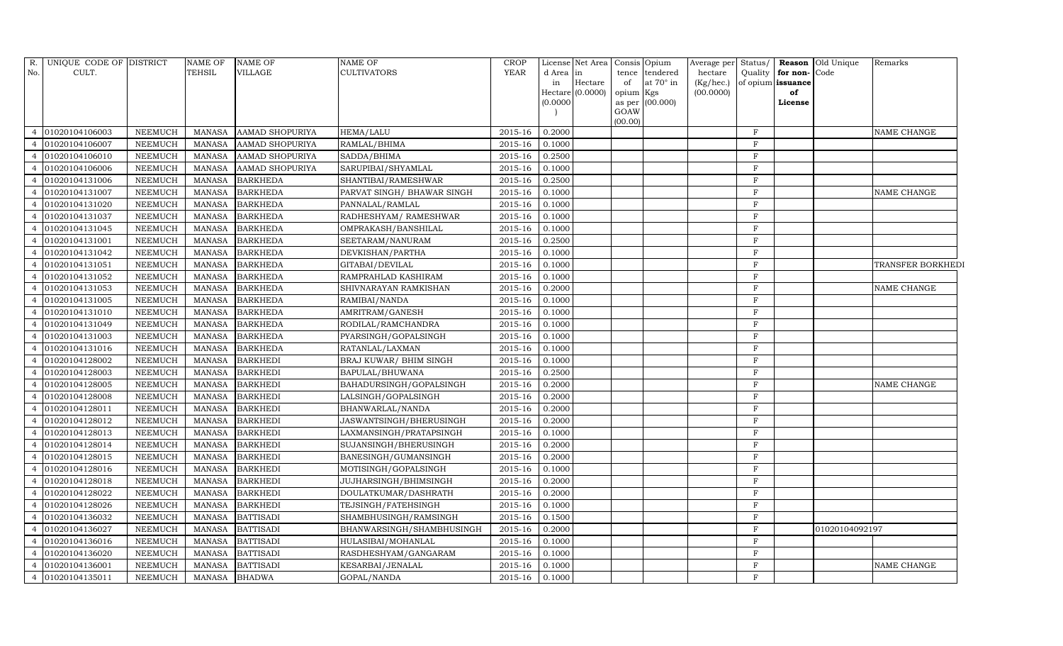| R. No. | UNIQUE CODE OF CULT. | DISTRICT | NAME OF TEHSIL | NAME OF VILLAGE | NAME OF CULTIVATORS | CROP YEAR | License d Area in Hectare (0.0000) | Net Area in Hectare (0.0000) | Consis tence of opium as per GOAW (00.00) | Opium tendered at 70° in Kgs (00.000) | Average per hectare (Kg/hec.) (00.0000) | Status/ Quality of opium | Reason for non-issuance of License | Old Unique Code | Remarks |
|---|---|---|---|---|---|---|---|---|---|---|---|---|---|---|---|
| 4 | 01020104106003 | NEEMUCH | MANASA | AAMAD SHOPURIYA | HEMA/LALU | 2015-16 | 0.2000 | | | | | F | | | NAME CHANGE |
| 4 | 01020104106007 | NEEMUCH | MANASA | AAMAD SHOPURIYA | RAMLAL/BHIMA | 2015-16 | 0.1000 | | | | | F | | | |
| 4 | 01020104106010 | NEEMUCH | MANASA | AAMAD SHOPURIYA | SADDA/BHIMA | 2015-16 | 0.2500 | | | | | F | | | |
| 4 | 01020104106006 | NEEMUCH | MANASA | AAMAD SHOPURIYA | SARUPIBAI/SHYAMLAL | 2015-16 | 0.1000 | | | | | F | | | |
| 4 | 01020104131006 | NEEMUCH | MANASA | BARKHEDA | SHANTIBAI/RAMESHWAR | 2015-16 | 0.2500 | | | | | F | | | |
| 4 | 01020104131007 | NEEMUCH | MANASA | BARKHEDA | PARVAT SINGH/ BHAWAR SINGH | 2015-16 | 0.1000 | | | | | F | | | NAME CHANGE |
| 4 | 01020104131020 | NEEMUCH | MANASA | BARKHEDA | PANNALAL/RAMLAL | 2015-16 | 0.1000 | | | | | F | | | |
| 4 | 01020104131037 | NEEMUCH | MANASA | BARKHEDA | RADHESHYAM/ RAMESHWAR | 2015-16 | 0.1000 | | | | | F | | | |
| 4 | 01020104131045 | NEEMUCH | MANASA | BARKHEDA | OMPRAKASH/BANSHILAL | 2015-16 | 0.1000 | | | | | F | | | |
| 4 | 01020104131001 | NEEMUCH | MANASA | BARKHEDA | SEETARAM/NANURAM | 2015-16 | 0.2500 | | | | | F | | | |
| 4 | 01020104131042 | NEEMUCH | MANASA | BARKHEDA | DEVKISHAN/PARTHA | 2015-16 | 0.1000 | | | | | F | | | |
| 4 | 01020104131051 | NEEMUCH | MANASA | BARKHEDA | GITABAI/DEVILAL | 2015-16 | 0.1000 | | | | | F | | | TRANSFER BORKHEDI |
| 4 | 01020104131052 | NEEMUCH | MANASA | BARKHEDA | RAMPRAHLAD KASHIRAM | 2015-16 | 0.1000 | | | | | F | | | |
| 4 | 01020104131053 | NEEMUCH | MANASA | BARKHEDA | SHIVNARAYAN RAMKISHAN | 2015-16 | 0.2000 | | | | | F | | | NAME CHANGE |
| 4 | 01020104131005 | NEEMUCH | MANASA | BARKHEDA | RAMIBAI/NANDA | 2015-16 | 0.1000 | | | | | F | | | |
| 4 | 01020104131010 | NEEMUCH | MANASA | BARKHEDA | AMRITRAM/GANESH | 2015-16 | 0.1000 | | | | | F | | | |
| 4 | 01020104131049 | NEEMUCH | MANASA | BARKHEDA | RODILAL/RAMCHANDRA | 2015-16 | 0.1000 | | | | | F | | | |
| 4 | 01020104131003 | NEEMUCH | MANASA | BARKHEDA | PYARSINGH/GOPALSINGH | 2015-16 | 0.1000 | | | | | F | | | |
| 4 | 01020104131016 | NEEMUCH | MANASA | BARKHEDA | RATANLAL/LAXMAN | 2015-16 | 0.1000 | | | | | F | | | |
| 4 | 01020104128002 | NEEMUCH | MANASA | BARKHEDI | BRAJ KUWAR/ BHIM SINGH | 2015-16 | 0.1000 | | | | | F | | | |
| 4 | 01020104128003 | NEEMUCH | MANASA | BARKHEDI | BAPULAL/BHUWANA | 2015-16 | 0.2500 | | | | | F | | | |
| 4 | 01020104128005 | NEEMUCH | MANASA | BARKHEDI | BAHADURSINGH/GOPALSINGH | 2015-16 | 0.2000 | | | | | F | | | NAME CHANGE |
| 4 | 01020104128008 | NEEMUCH | MANASA | BARKHEDI | LALSINGH/GOPALSINGH | 2015-16 | 0.2000 | | | | | F | | | |
| 4 | 01020104128011 | NEEMUCH | MANASA | BARKHEDI | BHANWARLAL/NANDA | 2015-16 | 0.2000 | | | | | F | | | |
| 4 | 01020104128012 | NEEMUCH | MANASA | BARKHEDI | JASWANTSINGH/BHERUSINGH | 2015-16 | 0.2000 | | | | | F | | | |
| 4 | 01020104128013 | NEEMUCH | MANASA | BARKHEDI | LAXMANSINGH/PRATAPSINGH | 2015-16 | 0.1000 | | | | | F | | | |
| 4 | 01020104128014 | NEEMUCH | MANASA | BARKHEDI | SUJANSINGH/BHERUSINGH | 2015-16 | 0.2000 | | | | | F | | | |
| 4 | 01020104128015 | NEEMUCH | MANASA | BARKHEDI | BANESINGH/GUMANSINGH | 2015-16 | 0.2000 | | | | | F | | | |
| 4 | 01020104128016 | NEEMUCH | MANASA | BARKHEDI | MOTISINGH/GOPALSINGH | 2015-16 | 0.1000 | | | | | F | | | |
| 4 | 01020104128018 | NEEMUCH | MANASA | BARKHEDI | JUJHARSINGH/BHIMSINGH | 2015-16 | 0.2000 | | | | | F | | | |
| 4 | 01020104128022 | NEEMUCH | MANASA | BARKHEDI | DOULATKUMAR/DASHRATH | 2015-16 | 0.2000 | | | | | F | | | |
| 4 | 01020104128026 | NEEMUCH | MANASA | BARKHEDI | TEJSINGH/FATEHSINGH | 2015-16 | 0.1000 | | | | | F | | | |
| 4 | 01020104136032 | NEEMUCH | MANASA | BATTISADI | SHAMBHUSINGH/RAMSINGH | 2015-16 | 0.1500 | | | | | F | | | |
| 4 | 01020104136027 | NEEMUCH | MANASA | BATTISADI | BHANWARSINGH/SHAMBHUSINGH | 2015-16 | 0.2000 | | | | | F | | 01020104092197 | |
| 4 | 01020104136016 | NEEMUCH | MANASA | BATTISADI | HULASIBAI/MOHANLAL | 2015-16 | 0.1000 | | | | | F | | | |
| 4 | 01020104136020 | NEEMUCH | MANASA | BATTISADI | RASDHESHYAM/GANGARAM | 2015-16 | 0.1000 | | | | | F | | | |
| 4 | 01020104136001 | NEEMUCH | MANASA | BATTISADI | KESARBAI/JENALAL | 2015-16 | 0.1000 | | | | | F | | | NAME CHANGE |
| 4 | 01020104135011 | NEEMUCH | MANASA | BHADWA | GOPAL/NANDA | 2015-16 | 0.1000 | | | | | F | | | |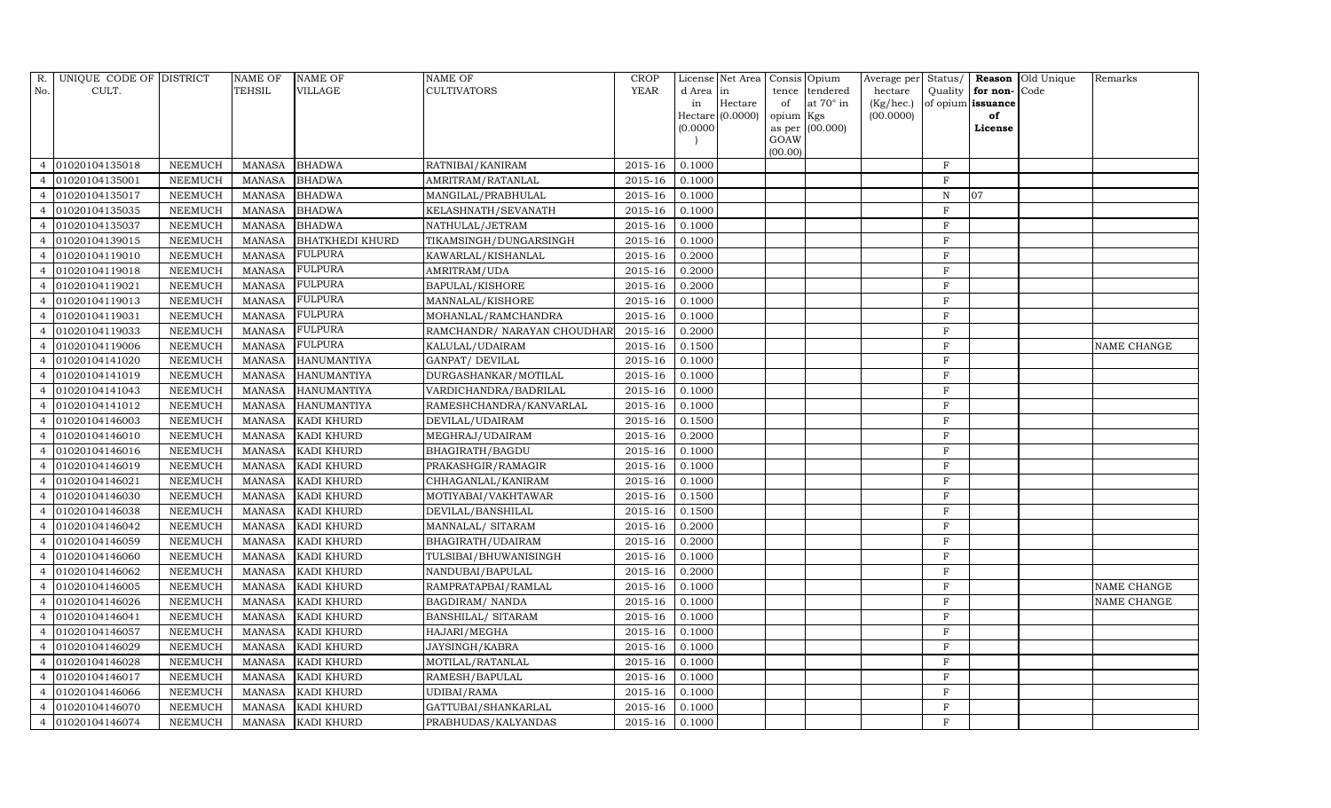| R. No. | UNIQUE CODE OF CULT. | DISTRICT | NAME OF TEHSIL | NAME OF VILLAGE | NAME OF CULTIVATORS | CROP YEAR | License d Area in Hectare (0.0000) | Net Area in Hectare (0.0000) | Consis tence of opium as per GOAW (00.00) | Opium tendered at 70° in Kgs (00.000) | Average per hectare (Kg/hec.) (00.0000) | Status/ Quality of opium | Reason for non-issuance of License | Old Unique Code | Remarks |
|---|---|---|---|---|---|---|---|---|---|---|---|---|---|---|---|
| 4 | 01020104135018 | NEEMUCH | MANASA | BHADWA | RATNIBAI/KANIRAM | 2015-16 | 0.1000 | | | | | F | | | |
| 4 | 01020104135001 | NEEMUCH | MANASA | BHADWA | AMRITRAM/RATANLAL | 2015-16 | 0.1000 | | | | | F | | | |
| 4 | 01020104135017 | NEEMUCH | MANASA | BHADWA | MANGILAL/PRABHULAL | 2015-16 | 0.1000 | | | | | N | 07 | | |
| 4 | 01020104135035 | NEEMUCH | MANASA | BHADWA | KELASHNATH/SEVANATH | 2015-16 | 0.1000 | | | | | F | | | |
| 4 | 01020104135037 | NEEMUCH | MANASA | BHADWA | NATHULAL/JETRAM | 2015-16 | 0.1000 | | | | | F | | | |
| 4 | 01020104139015 | NEEMUCH | MANASA | BHATKHEDI KHURD | TIKAMSINGH/DUNGARSINGH | 2015-16 | 0.1000 | | | | | F | | | |
| 4 | 01020104119010 | NEEMUCH | MANASA | FULPURA | KAWARLAL/KISHANLAL | 2015-16 | 0.2000 | | | | | F | | | |
| 4 | 01020104119018 | NEEMUCH | MANASA | FULPURA | AMRITRAM/UDA | 2015-16 | 0.2000 | | | | | F | | | |
| 4 | 01020104119021 | NEEMUCH | MANASA | FULPURA | BAPULAL/KISHORE | 2015-16 | 0.2000 | | | | | F | | | |
| 4 | 01020104119013 | NEEMUCH | MANASA | FULPURA | MANNALAL/KISHORE | 2015-16 | 0.1000 | | | | | F | | | |
| 4 | 01020104119031 | NEEMUCH | MANASA | FULPURA | MOHANLAL/RAMCHANDRA | 2015-16 | 0.1000 | | | | | F | | | |
| 4 | 01020104119033 | NEEMUCH | MANASA | FULPURA | RAMCHANDR/ NARAYAN CHOUDHAR | 2015-16 | 0.2000 | | | | | F | | | |
| 4 | 01020104119006 | NEEMUCH | MANASA | FULPURA | KALULAL/UDAIRAM | 2015-16 | 0.1500 | | | | | F | | | NAME CHANGE |
| 4 | 01020104141020 | NEEMUCH | MANASA | HANUMANTIYA | GANPAT/ DEVILAL | 2015-16 | 0.1000 | | | | | F | | | |
| 4 | 01020104141019 | NEEMUCH | MANASA | HANUMANTIYA | DURGASHANKAR/MOTILAL | 2015-16 | 0.1000 | | | | | F | | | |
| 4 | 01020104141043 | NEEMUCH | MANASA | HANUMANTIYA | VARDICHANDRA/BADRILAL | 2015-16 | 0.1000 | | | | | F | | | |
| 4 | 01020104141012 | NEEMUCH | MANASA | HANUMANTIYA | RAMESHCHANDRA/KANVARLAL | 2015-16 | 0.1000 | | | | | F | | | |
| 4 | 01020104146003 | NEEMUCH | MANASA | KADI KHURD | DEVILAL/UDAIRAM | 2015-16 | 0.1500 | | | | | F | | | |
| 4 | 01020104146010 | NEEMUCH | MANASA | KADI KHURD | MEGHRAJ/UDAIRAM | 2015-16 | 0.2000 | | | | | F | | | |
| 4 | 01020104146016 | NEEMUCH | MANASA | KADI KHURD | BHAGIRATH/BAGDU | 2015-16 | 0.1000 | | | | | F | | | |
| 4 | 01020104146019 | NEEMUCH | MANASA | KADI KHURD | PRAKASHGIR/RAMAGIR | 2015-16 | 0.1000 | | | | | F | | | |
| 4 | 01020104146021 | NEEMUCH | MANASA | KADI KHURD | CHHAGANLAL/KANIRAM | 2015-16 | 0.1000 | | | | | F | | | |
| 4 | 01020104146030 | NEEMUCH | MANASA | KADI KHURD | MOTIYABAI/VAKHTAWAR | 2015-16 | 0.1500 | | | | | F | | | |
| 4 | 01020104146038 | NEEMUCH | MANASA | KADI KHURD | DEVILAL/BANSHILAL | 2015-16 | 0.1500 | | | | | F | | | |
| 4 | 01020104146042 | NEEMUCH | MANASA | KADI KHURD | MANNALAL/ SITARAM | 2015-16 | 0.2000 | | | | | F | | | |
| 4 | 01020104146059 | NEEMUCH | MANASA | KADI KHURD | BHAGIRATH/UDAIRAM | 2015-16 | 0.2000 | | | | | F | | | |
| 4 | 01020104146060 | NEEMUCH | MANASA | KADI KHURD | TULSIBAI/BHUWANISINGH | 2015-16 | 0.1000 | | | | | F | | | |
| 4 | 01020104146062 | NEEMUCH | MANASA | KADI KHURD | NANDUBAI/BAPULAL | 2015-16 | 0.2000 | | | | | F | | | |
| 4 | 01020104146005 | NEEMUCH | MANASA | KADI KHURD | RAMPRATAPBAI/RAMLAL | 2015-16 | 0.1000 | | | | | F | | | NAME CHANGE |
| 4 | 01020104146026 | NEEMUCH | MANASA | KADI KHURD | BAGDIRAM/ NANDA | 2015-16 | 0.1000 | | | | | F | | | NAME CHANGE |
| 4 | 01020104146041 | NEEMUCH | MANASA | KADI KHURD | BANSHILAL/ SITARAM | 2015-16 | 0.1000 | | | | | F | | | |
| 4 | 01020104146057 | NEEMUCH | MANASA | KADI KHURD | HAJARI/MEGHA | 2015-16 | 0.1000 | | | | | F | | | |
| 4 | 01020104146029 | NEEMUCH | MANASA | KADI KHURD | JAYSINGH/KABRA | 2015-16 | 0.1000 | | | | | F | | | |
| 4 | 01020104146028 | NEEMUCH | MANASA | KADI KHURD | MOTILAL/RATANLAL | 2015-16 | 0.1000 | | | | | F | | | |
| 4 | 01020104146017 | NEEMUCH | MANASA | KADI KHURD | RAMESH/BAPULAL | 2015-16 | 0.1000 | | | | | F | | | |
| 4 | 01020104146066 | NEEMUCH | MANASA | KADI KHURD | UDIBAI/RAMA | 2015-16 | 0.1000 | | | | | F | | | |
| 4 | 01020104146070 | NEEMUCH | MANASA | KADI KHURD | GATTUBAI/SHANKARLAL | 2015-16 | 0.1000 | | | | | F | | | |
| 4 | 01020104146074 | NEEMUCH | MANASA | KADI KHURD | PRABHUDAS/KALYANDAS | 2015-16 | 0.1000 | | | | | F | | | |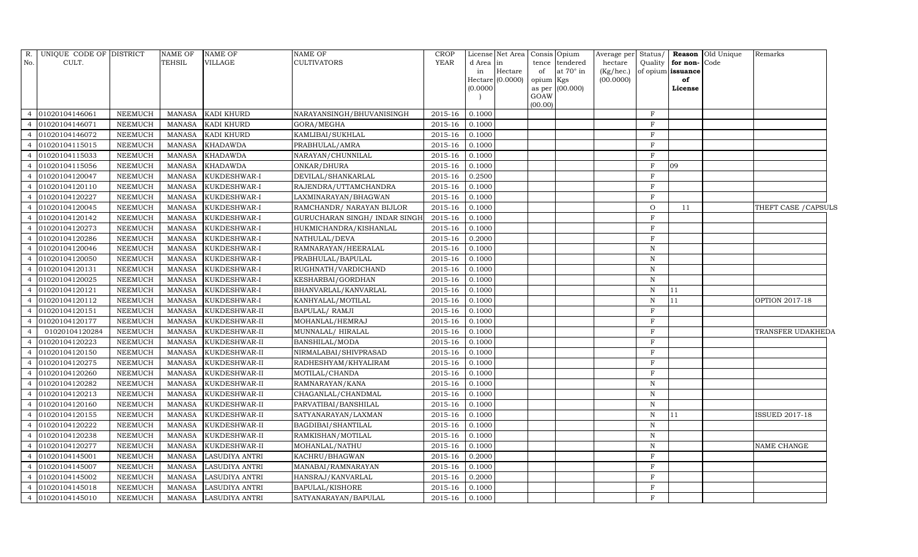| R. No. | UNIQUE CODE OF CULT. | DISTRICT | NAME OF TEHSIL | NAME OF VILLAGE | NAME OF CULTIVATORS | CROP YEAR | License d Area in Hectare (0.0000) | Net Area in Hectare (0.0000) | Consis tence of opium as per GOAW (00.00) | Opium tendered at 70° in Kgs (00.000) | Average per hectare (Kg/hec.) (00.0000) | Status/ Quality of opium | Reason for non-issuance of License | Old Unique Code | Remarks |
|---|---|---|---|---|---|---|---|---|---|---|---|---|---|---|---|
| 4 | 01020104146061 | NEEMUCH | MANASA | KADI KHURD | NARAYANSINGH/BHUVANISINGH | 2015-16 | 0.1000 | | | | | F | | | |
| 4 | 01020104146071 | NEEMUCH | MANASA | KADI KHURD | GORA/MEGHA | 2015-16 | 0.1000 | | | | | F | | | |
| 4 | 01020104146072 | NEEMUCH | MANASA | KADI KHURD | KAMLIBAI/SUKHLAL | 2015-16 | 0.1000 | | | | | F | | | |
| 4 | 01020104115015 | NEEMUCH | MANASA | KHADAWDA | PRABHULAL/AMRA | 2015-16 | 0.1000 | | | | | F | | | |
| 4 | 01020104115033 | NEEMUCH | MANASA | KHADAWDA | NARAYAN/CHUNNILAL | 2015-16 | 0.1000 | | | | | F | | | |
| 4 | 01020104115056 | NEEMUCH | MANASA | KHADAWDA | ONKAR/DHURA | 2015-16 | 0.1000 | | | | | F | 09 | | |
| 4 | 01020104120047 | NEEMUCH | MANASA | KUKDESHWAR-I | DEVILAL/SHANKARLAL | 2015-16 | 0.2500 | | | | | F | | | |
| 4 | 01020104120110 | NEEMUCH | MANASA | KUKDESHWAR-I | RAJENDRA/UTTAMCHANDRA | 2015-16 | 0.1000 | | | | | F | | | |
| 4 | 01020104120227 | NEEMUCH | MANASA | KUKDESHWAR-I | LAXMINARAYAN/BHAGWAN | 2015-16 | 0.1000 | | | | | F | | | |
| 4 | 01020104120045 | NEEMUCH | MANASA | KUKDESHWAR-I | RAMCHANDR/ NARAYAN BIJLOR | 2015-16 | 0.1000 | | | | | O | 11 | | THEFT CASE /CAPSULS |
| 4 | 01020104120142 | NEEMUCH | MANASA | KUKDESHWAR-I | GURUCHARAN SINGH/ INDAR SINGH | 2015-16 | 0.1000 | | | | | F | | | |
| 4 | 01020104120273 | NEEMUCH | MANASA | KUKDESHWAR-I | HUKMICHANDRA/KISHANLAL | 2015-16 | 0.1000 | | | | | F | | | |
| 4 | 01020104120286 | NEEMUCH | MANASA | KUKDESHWAR-I | NATHULAL/DEVA | 2015-16 | 0.2000 | | | | | F | | | |
| 4 | 01020104120046 | NEEMUCH | MANASA | KUKDESHWAR-I | RAMNARAYAN/HEERALAL | 2015-16 | 0.1000 | | | | | N | | | |
| 4 | 01020104120050 | NEEMUCH | MANASA | KUKDESHWAR-I | PRABHULAL/BAPULAL | 2015-16 | 0.1000 | | | | | N | | | |
| 4 | 01020104120131 | NEEMUCH | MANASA | KUKDESHWAR-I | RUGHNATH/VARDICHAND | 2015-16 | 0.1000 | | | | | N | | | |
| 4 | 01020104120025 | NEEMUCH | MANASA | KUKDESHWAR-I | KESHARBAI/GORDHAN | 2015-16 | 0.1000 | | | | | N | | | |
| 4 | 01020104120121 | NEEMUCH | MANASA | KUKDESHWAR-I | BHANVARLAL/KANVARLAL | 2015-16 | 0.1000 | | | | | N | 11 | | |
| 4 | 01020104120112 | NEEMUCH | MANASA | KUKDESHWAR-I | KANHYALAL/MOTILAL | 2015-16 | 0.1000 | | | | | N | 11 | | OPTION 2017-18 |
| 4 | 01020104120151 | NEEMUCH | MANASA | KUKDESHWAR-II | BAPULAL/ RAMJI | 2015-16 | 0.1000 | | | | | F | | | |
| 4 | 01020104120177 | NEEMUCH | MANASA | KUKDESHWAR-II | MOHANLAL/HEMRAJ | 2015-16 | 0.1000 | | | | | F | | | |
| 4 | 01020104120284 | NEEMUCH | MANASA | KUKDESHWAR-II | MUNNALAL/ HIRALAL | 2015-16 | 0.1000 | | | | | F | | | TRANSFER UDAKHEDA |
| 4 | 01020104120223 | NEEMUCH | MANASA | KUKDESHWAR-II | BANSHILAL/MODA | 2015-16 | 0.1000 | | | | | F | | | |
| 4 | 01020104120150 | NEEMUCH | MANASA | KUKDESHWAR-II | NIRMALABAI/SHIVPRASAD | 2015-16 | 0.1000 | | | | | F | | | |
| 4 | 01020104120275 | NEEMUCH | MANASA | KUKDESHWAR-II | RADHESHYAM/KHYALIRAM | 2015-16 | 0.1000 | | | | | F | | | |
| 4 | 01020104120260 | NEEMUCH | MANASA | KUKDESHWAR-II | MOTILAL/CHANDA | 2015-16 | 0.1000 | | | | | F | | | |
| 4 | 01020104120282 | NEEMUCH | MANASA | KUKDESHWAR-II | RAMNARAYAN/KANA | 2015-16 | 0.1000 | | | | | N | | | |
| 4 | 01020104120213 | NEEMUCH | MANASA | KUKDESHWAR-II | CHAGANLAL/CHANDMAL | 2015-16 | 0.1000 | | | | | N | | | |
| 4 | 01020104120160 | NEEMUCH | MANASA | KUKDESHWAR-II | PARVATIBAI/BANSHILAL | 2015-16 | 0.1000 | | | | | N | | | |
| 4 | 01020104120155 | NEEMUCH | MANASA | KUKDESHWAR-II | SATYANARAYAN/LAXMAN | 2015-16 | 0.1000 | | | | | N | 11 | | ISSUED 2017-18 |
| 4 | 01020104120222 | NEEMUCH | MANASA | KUKDESHWAR-II | BAGDIBAI/SHANTILAL | 2015-16 | 0.1000 | | | | | N | | | |
| 4 | 01020104120238 | NEEMUCH | MANASA | KUKDESHWAR-II | RAMKISHAN/MOTILAL | 2015-16 | 0.1000 | | | | | N | | | |
| 4 | 01020104120277 | NEEMUCH | MANASA | KUKDESHWAR-II | MOHANLAL/NATHU | 2015-16 | 0.1000 | | | | | N | | | NAME CHANGE |
| 4 | 01020104145001 | NEEMUCH | MANASA | LASUDIYA ANTRI | KACHRU/BHAGWAN | 2015-16 | 0.2000 | | | | | F | | | |
| 4 | 01020104145007 | NEEMUCH | MANASA | LASUDIYA ANTRI | MANABAI/RAMNARAYAN | 2015-16 | 0.1000 | | | | | F | | | |
| 4 | 01020104145002 | NEEMUCH | MANASA | LASUDIYA ANTRI | HANSRAJ/KANVARLAL | 2015-16 | 0.2000 | | | | | F | | | |
| 4 | 01020104145018 | NEEMUCH | MANASA | LASUDIYA ANTRI | BAPULAL/KISHORE | 2015-16 | 0.1000 | | | | | F | | | |
| 4 | 01020104145010 | NEEMUCH | MANASA | LASUDIYA ANTRI | SATYANARAYAN/BAPULAL | 2015-16 | 0.1000 | | | | | F | | | |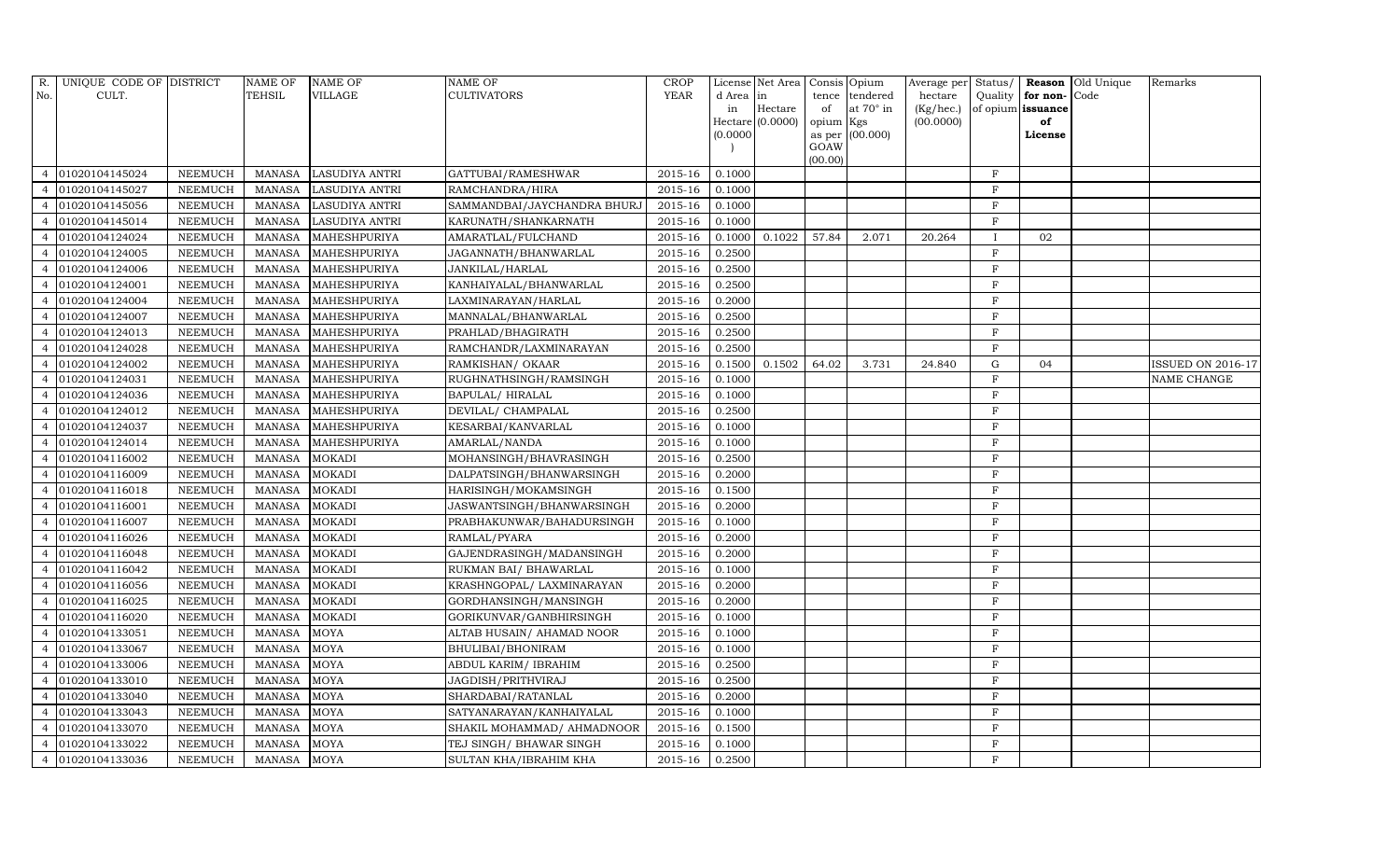| R. No. | UNIQUE CODE OF CULT. | DISTRICT | NAME OF TEHSIL | NAME OF VILLAGE | NAME OF CULTIVATORS | CROP YEAR | License d Area in Hectare (0.0000) | Net Area in Hectare (0.0000) | Consis tence of opium as per GOAW (00.00) | Opium tendered at 70° in Kgs (00.000) | Average per hectare (Kg/hec.) (00.0000) | Status/ Quality of opium | Reason for non-issuance of License | Old Unique Code | Remarks |
|---|---|---|---|---|---|---|---|---|---|---|---|---|---|---|---|
| 4 | 01020104145024 | NEEMUCH | MANASA | LASUDIYA ANTRI | GATTUBAI/RAMESHWAR | 2015-16 | 0.1000 | | | | | F | | | |
| 4 | 01020104145027 | NEEMUCH | MANASA | LASUDIYA ANTRI | RAMCHANDRA/HIRA | 2015-16 | 0.1000 | | | | | F | | | |
| 4 | 01020104145056 | NEEMUCH | MANASA | LASUDIYA ANTRI | SAMMANDBAI/JAYCHANDRA BHURJ | 2015-16 | 0.1000 | | | | | F | | | |
| 4 | 01020104145014 | NEEMUCH | MANASA | LASUDIYA ANTRI | KARUNATH/SHANKARNATH | 2015-16 | 0.1000 | | | | | F | | | |
| 4 | 01020104124024 | NEEMUCH | MANASA | MAHESHPURIYA | AMARATLAL/FULCHAND | 2015-16 | 0.1000 | 0.1022 | 57.84 | 2.071 | 20.264 | I | 02 | | |
| 4 | 01020104124005 | NEEMUCH | MANASA | MAHESHPURIYA | JAGANNATH/BHANWARLAL | 2015-16 | 0.2500 | | | | | F | | | |
| 4 | 01020104124006 | NEEMUCH | MANASA | MAHESHPURIYA | JANKILAL/HARLAL | 2015-16 | 0.2500 | | | | | F | | | |
| 4 | 01020104124001 | NEEMUCH | MANASA | MAHESHPURIYA | KANHAIYALAL/BHANWARLAL | 2015-16 | 0.2500 | | | | | F | | | |
| 4 | 01020104124004 | NEEMUCH | MANASA | MAHESHPURIYA | LAXMINARAYAN/HARLAL | 2015-16 | 0.2000 | | | | | F | | | |
| 4 | 01020104124007 | NEEMUCH | MANASA | MAHESHPURIYA | MANNALAL/BHANWARLAL | 2015-16 | 0.2500 | | | | | F | | | |
| 4 | 01020104124013 | NEEMUCH | MANASA | MAHESHPURIYA | PRAHLAD/BHAGIRATH | 2015-16 | 0.2500 | | | | | F | | | |
| 4 | 01020104124028 | NEEMUCH | MANASA | MAHESHPURIYA | RAMCHANDR/LAXMINARAYAN | 2015-16 | 0.2500 | | | | | F | | | |
| 4 | 01020104124002 | NEEMUCH | MANASA | MAHESHPURIYA | RAMKISHAN/ OKAAR | 2015-16 | 0.1500 | 0.1502 | 64.02 | 3.731 | 24.840 | G | 04 | | ISSUED ON 2016-17 |
| 4 | 01020104124031 | NEEMUCH | MANASA | MAHESHPURIYA | RUGHNATHSINGH/RAMSINGH | 2015-16 | 0.1000 | | | | | F | | | NAME CHANGE |
| 4 | 01020104124036 | NEEMUCH | MANASA | MAHESHPURIYA | BAPULAL/ HIRALAL | 2015-16 | 0.1000 | | | | | F | | | |
| 4 | 01020104124012 | NEEMUCH | MANASA | MAHESHPURIYA | DEVILAL/ CHAMPALAL | 2015-16 | 0.2500 | | | | | F | | | |
| 4 | 01020104124037 | NEEMUCH | MANASA | MAHESHPURIYA | KESARBAI/KANVARLAL | 2015-16 | 0.1000 | | | | | F | | | |
| 4 | 01020104124014 | NEEMUCH | MANASA | MAHESHPURIYA | AMARLAL/NANDA | 2015-16 | 0.1000 | | | | | F | | | |
| 4 | 01020104116002 | NEEMUCH | MANASA | MOKADI | MOHANSINGH/BHAVRASINGH | 2015-16 | 0.2500 | | | | | F | | | |
| 4 | 01020104116009 | NEEMUCH | MANASA | MOKADI | DALPATSINGH/BHANWARSINGH | 2015-16 | 0.2000 | | | | | F | | | |
| 4 | 01020104116018 | NEEMUCH | MANASA | MOKADI | HARISINGH/MOKAMSINGH | 2015-16 | 0.1500 | | | | | F | | | |
| 4 | 01020104116001 | NEEMUCH | MANASA | MOKADI | JASWANTSINGH/BHANWARSINGH | 2015-16 | 0.2000 | | | | | F | | | |
| 4 | 01020104116007 | NEEMUCH | MANASA | MOKADI | PRABHAKUNWAR/BAHADURSINGH | 2015-16 | 0.1000 | | | | | F | | | |
| 4 | 01020104116026 | NEEMUCH | MANASA | MOKADI | RAMLAL/PYARA | 2015-16 | 0.2000 | | | | | F | | | |
| 4 | 01020104116048 | NEEMUCH | MANASA | MOKADI | GAJENDRASINGH/MADANSINGH | 2015-16 | 0.2000 | | | | | F | | | |
| 4 | 01020104116042 | NEEMUCH | MANASA | MOKADI | RUKMAN BAI/ BHAWARLAL | 2015-16 | 0.1000 | | | | | F | | | |
| 4 | 01020104116056 | NEEMUCH | MANASA | MOKADI | KRASHNGOPAL/ LAXMINARAYAN | 2015-16 | 0.2000 | | | | | F | | | |
| 4 | 01020104116025 | NEEMUCH | MANASA | MOKADI | GORDHANSINGH/MANSINGH | 2015-16 | 0.2000 | | | | | F | | | |
| 4 | 01020104116020 | NEEMUCH | MANASA | MOKADI | GORIKUNVAR/GANBHIRSINGH | 2015-16 | 0.1000 | | | | | F | | | |
| 4 | 01020104133051 | NEEMUCH | MANASA | MOYA | ALTAB HUSAIN/ AHAMAD NOOR | 2015-16 | 0.1000 | | | | | F | | | |
| 4 | 01020104133067 | NEEMUCH | MANASA | MOYA | BHULIBAI/BHONIRAM | 2015-16 | 0.1000 | | | | | F | | | |
| 4 | 01020104133006 | NEEMUCH | MANASA | MOYA | ABDUL KARIM/ IBRAHIM | 2015-16 | 0.2500 | | | | | F | | | |
| 4 | 01020104133010 | NEEMUCH | MANASA | MOYA | JAGDISH/PRITHVIRAJ | 2015-16 | 0.2500 | | | | | F | | | |
| 4 | 01020104133040 | NEEMUCH | MANASA | MOYA | SHARDABAI/RATANLAL | 2015-16 | 0.2000 | | | | | F | | | |
| 4 | 01020104133043 | NEEMUCH | MANASA | MOYA | SATYANARAYAN/KANHAIYALAL | 2015-16 | 0.1000 | | | | | F | | | |
| 4 | 01020104133070 | NEEMUCH | MANASA | MOYA | SHAKIL MOHAMMAD/ AHMADNOOR | 2015-16 | 0.1500 | | | | | F | | | |
| 4 | 01020104133022 | NEEMUCH | MANASA | MOYA | TEJ SINGH/ BHAWAR SINGH | 2015-16 | 0.1000 | | | | | F | | | |
| 4 | 01020104133036 | NEEMUCH | MANASA | MOYA | SULTAN KHA/IBRAHIM KHA | 2015-16 | 0.2500 | | | | | F | | | |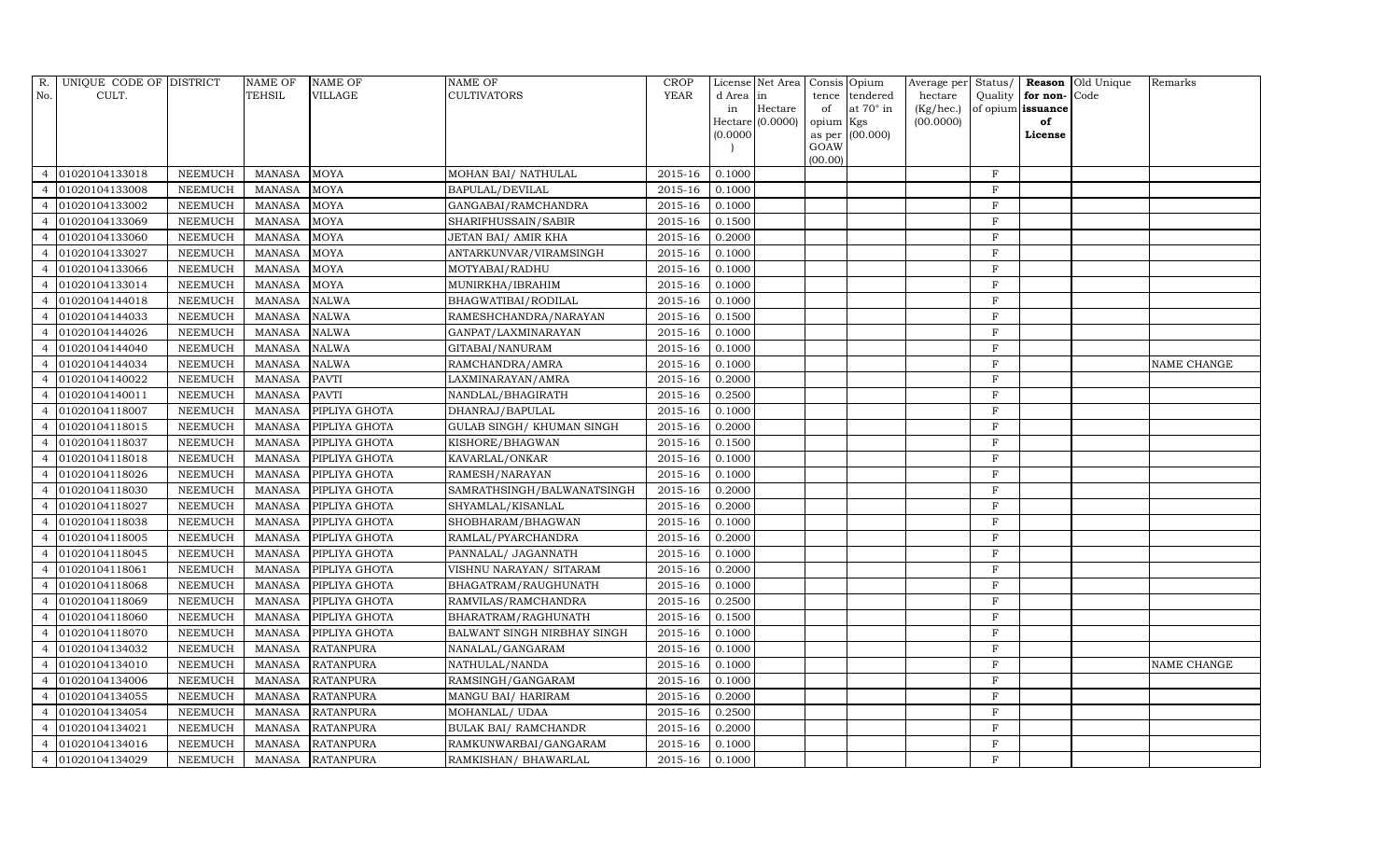| R. No. | UNIQUE CODE OF CULT. | DISTRICT | NAME OF TEHSIL | NAME OF VILLAGE | NAME OF CULTIVATORS | CROP YEAR | License d Area in Hectare (0.0000) | Net Area in Hectare (0.0000) | Consis tence of opium as per GOAW (00.00) | Opium tendered at 70° in Kgs (00.000) | Average per hectare (Kg/hec.) (00.0000) | Status/ Quality of opium | Reason for non-issuance of License | Old Unique Code | Remarks |
|---|---|---|---|---|---|---|---|---|---|---|---|---|---|---|---|
| 4 | 01020104133018 | NEEMUCH | MANASA | MOYA | MOHAN BAI/ NATHULAL | 2015-16 | 0.1000 | | | | | F | | | |
| 4 | 01020104133008 | NEEMUCH | MANASA | MOYA | BAPULAL/DEVILAL | 2015-16 | 0.1000 | | | | | F | | | |
| 4 | 01020104133002 | NEEMUCH | MANASA | MOYA | GANGABAI/RAMCHANDRA | 2015-16 | 0.1000 | | | | | F | | | |
| 4 | 01020104133069 | NEEMUCH | MANASA | MOYA | SHARIFHUSSAIN/SABIR | 2015-16 | 0.1500 | | | | | F | | | |
| 4 | 01020104133060 | NEEMUCH | MANASA | MOYA | JETAN BAI/ AMIR KHA | 2015-16 | 0.2000 | | | | | F | | | |
| 4 | 01020104133027 | NEEMUCH | MANASA | MOYA | ANTARKUNVAR/VIRAMSINGH | 2015-16 | 0.1000 | | | | | F | | | |
| 4 | 01020104133066 | NEEMUCH | MANASA | MOYA | MOTYABAI/RADHU | 2015-16 | 0.1000 | | | | | F | | | |
| 4 | 01020104133014 | NEEMUCH | MANASA | MOYA | MUNIRKHA/IBRAHIM | 2015-16 | 0.1000 | | | | | F | | | |
| 4 | 01020104144018 | NEEMUCH | MANASA | NALWA | BHAGWATIBAI/RODILAL | 2015-16 | 0.1000 | | | | | F | | | |
| 4 | 01020104144033 | NEEMUCH | MANASA | NALWA | RAMESHCHANDRA/NARAYAN | 2015-16 | 0.1500 | | | | | F | | | |
| 4 | 01020104144026 | NEEMUCH | MANASA | NALWA | GANPAT/LAXMINARAYAN | 2015-16 | 0.1000 | | | | | F | | | |
| 4 | 01020104144040 | NEEMUCH | MANASA | NALWA | GITABAI/NANURAM | 2015-16 | 0.1000 | | | | | F | | | |
| 4 | 01020104144034 | NEEMUCH | MANASA | NALWA | RAMCHANDRA/AMRA | 2015-16 | 0.1000 | | | | | F | | | NAME CHANGE |
| 4 | 01020104140022 | NEEMUCH | MANASA | PAVTI | LAXMINARAYAN/AMRA | 2015-16 | 0.2000 | | | | | F | | | |
| 4 | 01020104140011 | NEEMUCH | MANASA | PAVTI | NANDLAL/BHAGIRATH | 2015-16 | 0.2500 | | | | | F | | | |
| 4 | 01020104118007 | NEEMUCH | MANASA | PIPLIYA GHOTA | DHANRAJ/BAPULAL | 2015-16 | 0.1000 | | | | | F | | | |
| 4 | 01020104118015 | NEEMUCH | MANASA | PIPLIYA GHOTA | GULAB SINGH/ KHUMAN SINGH | 2015-16 | 0.2000 | | | | | F | | | |
| 4 | 01020104118037 | NEEMUCH | MANASA | PIPLIYA GHOTA | KISHORE/BHAGWAN | 2015-16 | 0.1500 | | | | | F | | | |
| 4 | 01020104118018 | NEEMUCH | MANASA | PIPLIYA GHOTA | KAVARLAL/ONKAR | 2015-16 | 0.1000 | | | | | F | | | |
| 4 | 01020104118026 | NEEMUCH | MANASA | PIPLIYA GHOTA | RAMESH/NARAYAN | 2015-16 | 0.1000 | | | | | F | | | |
| 4 | 01020104118030 | NEEMUCH | MANASA | PIPLIYA GHOTA | SAMRATHSINGH/BALWANATSINGH | 2015-16 | 0.2000 | | | | | F | | | |
| 4 | 01020104118027 | NEEMUCH | MANASA | PIPLIYA GHOTA | SHYAMLAL/KISANLAL | 2015-16 | 0.2000 | | | | | F | | | |
| 4 | 01020104118038 | NEEMUCH | MANASA | PIPLIYA GHOTA | SHOBHARAM/BHAGWAN | 2015-16 | 0.1000 | | | | | F | | | |
| 4 | 01020104118005 | NEEMUCH | MANASA | PIPLIYA GHOTA | RAMLAL/PYARCHANDRA | 2015-16 | 0.2000 | | | | | F | | | |
| 4 | 01020104118045 | NEEMUCH | MANASA | PIPLIYA GHOTA | PANNALAL/ JAGANNATH | 2015-16 | 0.1000 | | | | | F | | | |
| 4 | 01020104118061 | NEEMUCH | MANASA | PIPLIYA GHOTA | VISHNU NARAYAN/ SITARAM | 2015-16 | 0.2000 | | | | | F | | | |
| 4 | 01020104118068 | NEEMUCH | MANASA | PIPLIYA GHOTA | BHAGATRAM/RAUGHUNATH | 2015-16 | 0.1000 | | | | | F | | | |
| 4 | 01020104118069 | NEEMUCH | MANASA | PIPLIYA GHOTA | RAMVILAS/RAMCHANDRA | 2015-16 | 0.2500 | | | | | F | | | |
| 4 | 01020104118060 | NEEMUCH | MANASA | PIPLIYA GHOTA | BHARATRAM/RAGHUNATH | 2015-16 | 0.1500 | | | | | F | | | |
| 4 | 01020104118070 | NEEMUCH | MANASA | PIPLIYA GHOTA | BALWANT SINGH NIRBHAY SINGH | 2015-16 | 0.1000 | | | | | F | | | |
| 4 | 01020104134032 | NEEMUCH | MANASA | RATANPURA | NANALAL/GANGARAM | 2015-16 | 0.1000 | | | | | F | | | |
| 4 | 01020104134010 | NEEMUCH | MANASA | RATANPURA | NATHULAL/NANDA | 2015-16 | 0.1000 | | | | | F | | | NAME CHANGE |
| 4 | 01020104134006 | NEEMUCH | MANASA | RATANPURA | RAMSINGH/GANGARAM | 2015-16 | 0.1000 | | | | | F | | | |
| 4 | 01020104134055 | NEEMUCH | MANASA | RATANPURA | MANGU BAI/ HARIRAM | 2015-16 | 0.2000 | | | | | F | | | |
| 4 | 01020104134054 | NEEMUCH | MANASA | RATANPURA | MOHANLAL/ UDAA | 2015-16 | 0.2500 | | | | | F | | | |
| 4 | 01020104134021 | NEEMUCH | MANASA | RATANPURA | BULAK BAI/ RAMCHANDR | 2015-16 | 0.2000 | | | | | F | | | |
| 4 | 01020104134016 | NEEMUCH | MANASA | RATANPURA | RAMKUNWARBAI/GANGARAM | 2015-16 | 0.1000 | | | | | F | | | |
| 4 | 01020104134029 | NEEMUCH | MANASA | RATANPURA | RAMKISHAN/ BHAWARLAL | 2015-16 | 0.1000 | | | | | F | | | |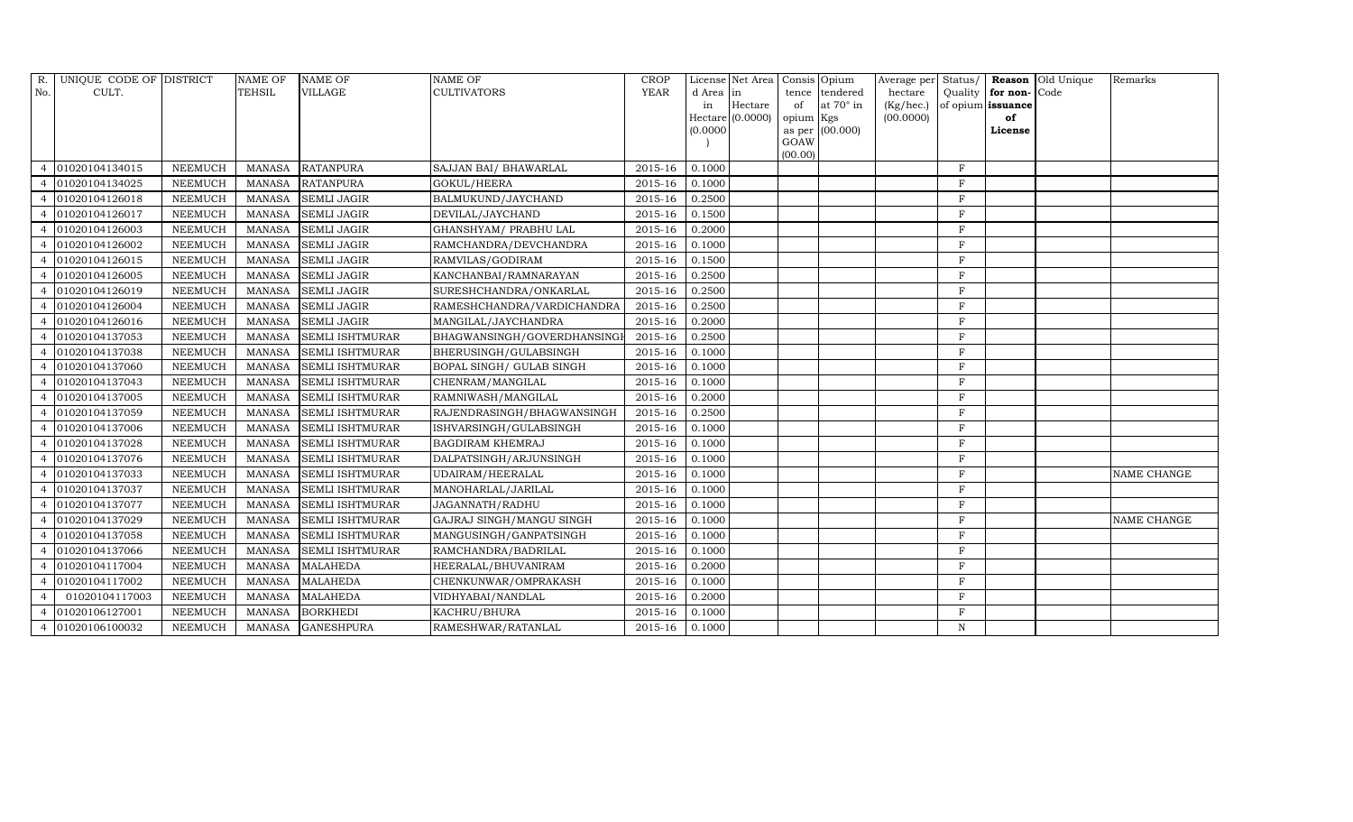| R. No. | UNIQUE CODE OF CULT. | DISTRICT | NAME OF TEHSIL | NAME OF VILLAGE | NAME OF CULTIVATORS | CROP YEAR | License d Area in Hectare (0.0000) | Net Area in Hectare (0.0000) | Consis tence of opium as per GOAW (00.00) | Opium tendered at 70° in Kgs (00.000) | Average per hectare (Kg/hec.) (00.0000) | Status/ Quality of opium | Reason for non-issuance of License | Old Unique Code | Remarks |
|---|---|---|---|---|---|---|---|---|---|---|---|---|---|---|---|
| 4 | 01020104134015 | NEEMUCH | MANASA | RATANPURA | SAJJAN BAI/ BHAWARLAL | 2015-16 | 0.1000 | | | | | F | | | |
| 4 | 01020104134025 | NEEMUCH | MANASA | RATANPURA | GOKUL/HEERA | 2015-16 | 0.1000 | | | | | F | | | |
| 4 | 01020104126018 | NEEMUCH | MANASA | SEMLI JAGIR | BALMUKUND/JAYCHAND | 2015-16 | 0.2500 | | | | | F | | | |
| 4 | 01020104126017 | NEEMUCH | MANASA | SEMLI JAGIR | DEVILAL/JAYCHAND | 2015-16 | 0.1500 | | | | | F | | | |
| 4 | 01020104126003 | NEEMUCH | MANASA | SEMLI JAGIR | GHANSHYAM/ PRABHU LAL | 2015-16 | 0.2000 | | | | | F | | | |
| 4 | 01020104126002 | NEEMUCH | MANASA | SEMLI JAGIR | RAMCHANDRA/DEVCHANDRA | 2015-16 | 0.1000 | | | | | F | | | |
| 4 | 01020104126015 | NEEMUCH | MANASA | SEMLI JAGIR | RAMVILAS/GODIRAM | 2015-16 | 0.1500 | | | | | F | | | |
| 4 | 01020104126005 | NEEMUCH | MANASA | SEMLI JAGIR | KANCHANBAI/RAMNARAYAN | 2015-16 | 0.2500 | | | | | F | | | |
| 4 | 01020104126019 | NEEMUCH | MANASA | SEMLI JAGIR | SURESHCHANDRA/ONKARLAL | 2015-16 | 0.2500 | | | | | F | | | |
| 4 | 01020104126004 | NEEMUCH | MANASA | SEMLI JAGIR | RAMESHCHANDRA/VARDICHANDRA | 2015-16 | 0.2500 | | | | | F | | | |
| 4 | 01020104126016 | NEEMUCH | MANASA | SEMLI JAGIR | MANGILAL/JAYCHANDRA | 2015-16 | 0.2000 | | | | | F | | | |
| 4 | 01020104137053 | NEEMUCH | MANASA | SEMLI ISHTMURAR | BHAGWANSINGH/GOVERDHANSINGH | 2015-16 | 0.2500 | | | | | F | | | |
| 4 | 01020104137038 | NEEMUCH | MANASA | SEMLI ISHTMURAR | BHERUSINGH/GULABSINGH | 2015-16 | 0.1000 | | | | | F | | | |
| 4 | 01020104137060 | NEEMUCH | MANASA | SEMLI ISHTMURAR | BOPAL SINGH/ GULAB SINGH | 2015-16 | 0.1000 | | | | | F | | | |
| 4 | 01020104137043 | NEEMUCH | MANASA | SEMLI ISHTMURAR | CHENRAM/MANGILAL | 2015-16 | 0.1000 | | | | | F | | | |
| 4 | 01020104137005 | NEEMUCH | MANASA | SEMLI ISHTMURAR | RAMNIWASH/MANGILAL | 2015-16 | 0.2000 | | | | | F | | | |
| 4 | 01020104137059 | NEEMUCH | MANASA | SEMLI ISHTMURAR | RAJENDRASINGH/BHAGWANSINGH | 2015-16 | 0.2500 | | | | | F | | | |
| 4 | 01020104137006 | NEEMUCH | MANASA | SEMLI ISHTMURAR | ISHVARSINGH/GULABSINGH | 2015-16 | 0.1000 | | | | | F | | | |
| 4 | 01020104137028 | NEEMUCH | MANASA | SEMLI ISHTMURAR | BAGDIRAM KHEMRAJ | 2015-16 | 0.1000 | | | | | F | | | |
| 4 | 01020104137076 | NEEMUCH | MANASA | SEMLI ISHTMURAR | DALPATSINGH/ARJUNSINGH | 2015-16 | 0.1000 | | | | | F | | | |
| 4 | 01020104137033 | NEEMUCH | MANASA | SEMLI ISHTMURAR | UDAIRAM/HEERALAL | 2015-16 | 0.1000 | | | | | F | | | NAME CHANGE |
| 4 | 01020104137037 | NEEMUCH | MANASA | SEMLI ISHTMURAR | MANOHARLAL/JARILAL | 2015-16 | 0.1000 | | | | | F | | | |
| 4 | 01020104137077 | NEEMUCH | MANASA | SEMLI ISHTMURAR | JAGANNATH/RADHU | 2015-16 | 0.1000 | | | | | F | | | |
| 4 | 01020104137029 | NEEMUCH | MANASA | SEMLI ISHTMURAR | GAJRAJ SINGH/MANGU SINGH | 2015-16 | 0.1000 | | | | | F | | | NAME CHANGE |
| 4 | 01020104137058 | NEEMUCH | MANASA | SEMLI ISHTMURAR | MANGUSINGH/GANPATSINGH | 2015-16 | 0.1000 | | | | | F | | | |
| 4 | 01020104137066 | NEEMUCH | MANASA | SEMLI ISHTMURAR | RAMCHANDRA/BADRILAL | 2015-16 | 0.1000 | | | | | F | | | |
| 4 | 01020104117004 | NEEMUCH | MANASA | MALAHEDA | HEERALAL/BHUVANIRAM | 2015-16 | 0.2000 | | | | | F | | | |
| 4 | 01020104117002 | NEEMUCH | MANASA | MALAHEDA | CHENKUNWAR/OMPRAKASH | 2015-16 | 0.1000 | | | | | F | | | |
| 4 | 01020104117003 | NEEMUCH | MANASA | MALAHEDA | VIDHYABAI/NANDLAL | 2015-16 | 0.2000 | | | | | F | | | |
| 4 | 01020106127001 | NEEMUCH | MANASA | BORKHEDI | KACHRU/BHURA | 2015-16 | 0.1000 | | | | | F | | | |
| 4 | 01020106100032 | NEEMUCH | MANASA | GANESHPURA | RAMESHWAR/RATANLAL | 2015-16 | 0.1000 | | | | | N | | | |